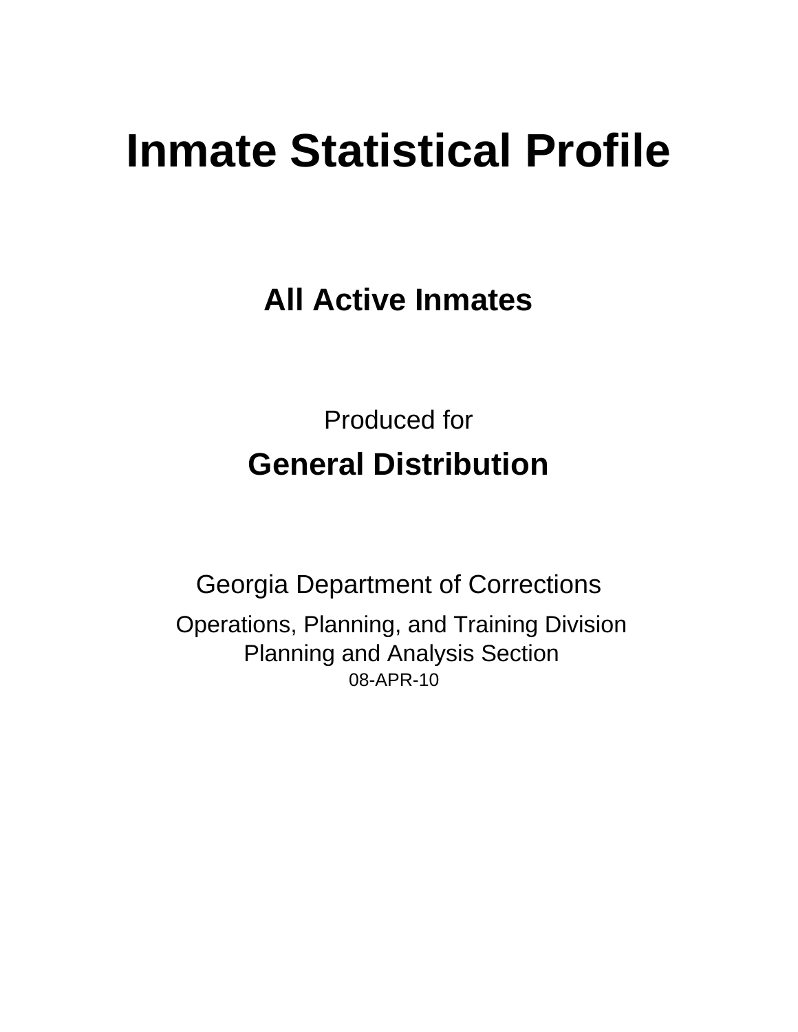# Inmate Statistical Profile

## All Active Inmates

Produced for

**General Distribution**

Georgia Department of Corrections

Operations, Planning, and Training Division
Planning and Analysis Section
08-APR-10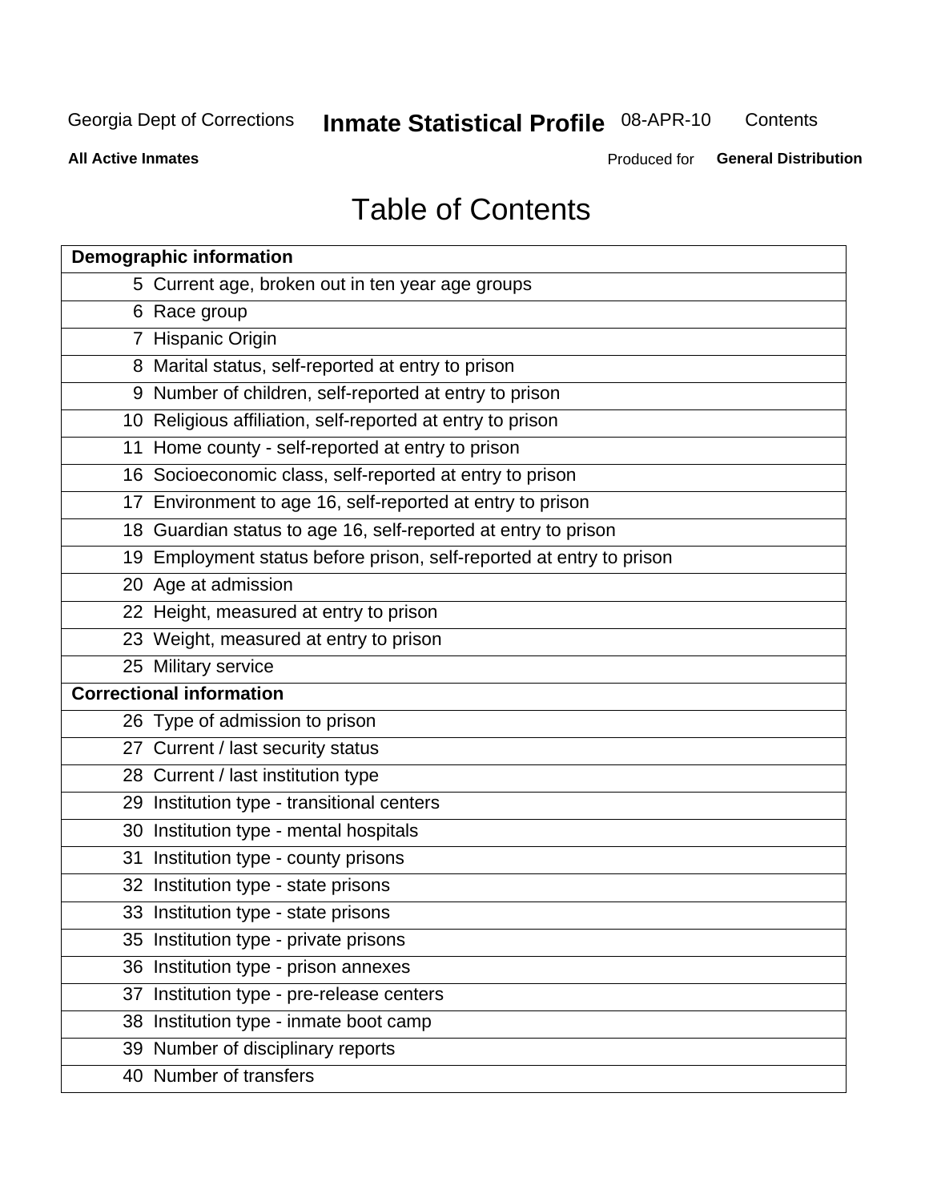# Table of Contents

| Demographic information | |
|---|---|
| 5 | Current age, broken out in ten year age groups |
| 6 | Race group |
| 7 | Hispanic Origin |
| 8 | Marital status, self-reported at entry to prison |
| 9 | Number of children, self-reported at entry to prison |
| 10 | Religious affiliation, self-reported at entry to prison |
| 11 | Home county - self-reported at entry to prison |
| 16 | Socioeconomic class, self-reported at entry to prison |
| 17 | Environment to age 16, self-reported at entry to prison |
| 18 | Guardian status to age 16, self-reported at entry to prison |
| 19 | Employment status before prison, self-reported at entry to prison |
| 20 | Age at admission |
| 22 | Height, measured at entry to prison |
| 23 | Weight, measured at entry to prison |
| 25 | Military service |
| **Correctional information** | |
| 26 | Type of admission to prison |
| 27 | Current / last security status |
| 28 | Current / last institution type |
| 29 | Institution type - transitional centers |
| 30 | Institution type - mental hospitals |
| 31 | Institution type - county prisons |
| 32 | Institution type - state prisons |
| 33 | Institution type - state prisons |
| 35 | Institution type - private prisons |
| 36 | Institution type - prison annexes |
| 37 | Institution type - pre-release centers |
| 38 | Institution type - inmate boot camp |
| 39 | Number of disciplinary reports |
| 40 | Number of transfers |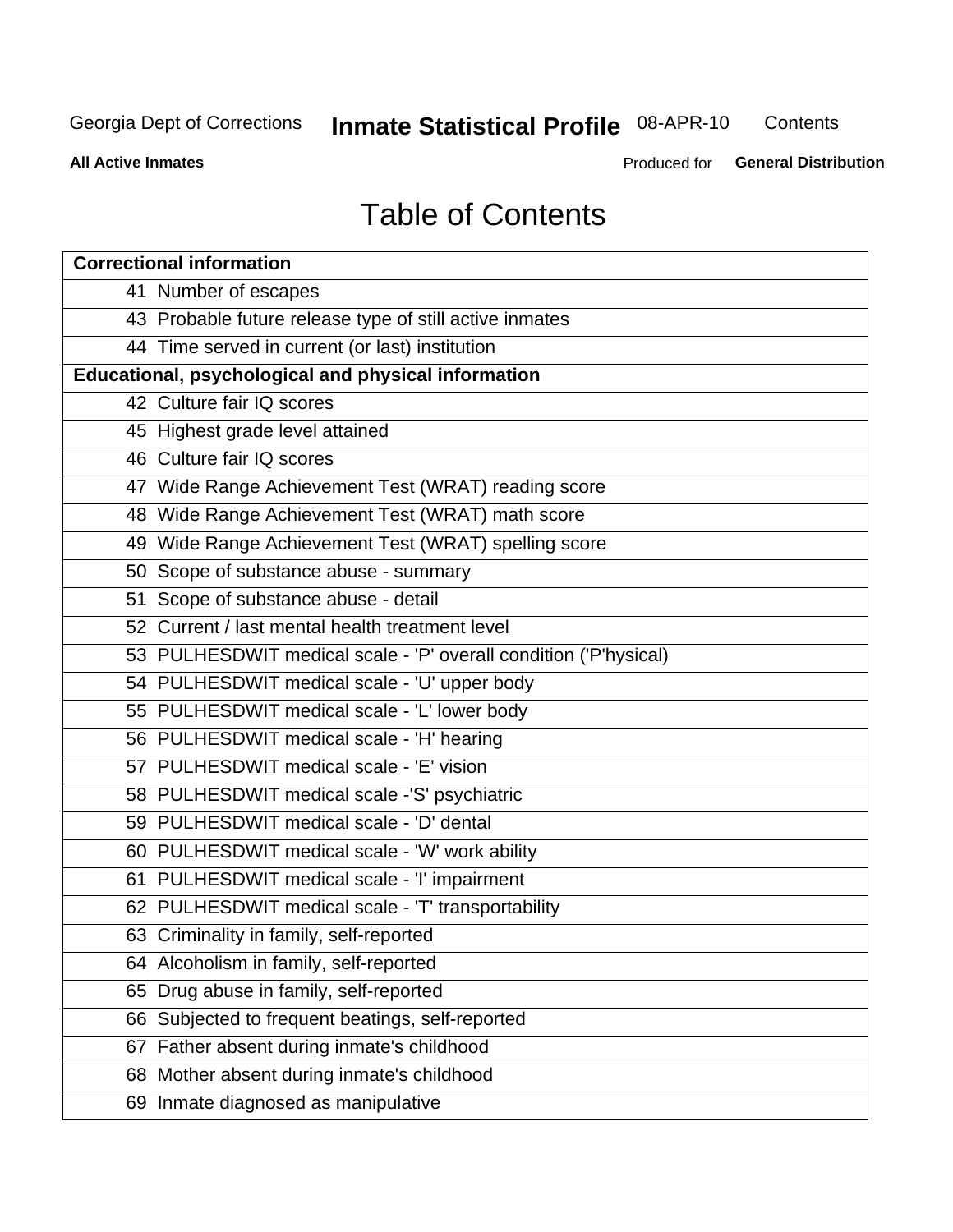# Table of Contents

| Correctional information | |
|---|---|
| 41 | Number of escapes |
| 43 | Probable future release type of still active inmates |
| 44 | Time served in current (or last) institution |
| **Educational, psychological and physical information** | |
| 42 | Culture fair IQ scores |
| 45 | Highest grade level attained |
| 46 | Culture fair IQ scores |
| 47 | Wide Range Achievement Test (WRAT) reading score |
| 48 | Wide Range Achievement Test (WRAT) math score |
| 49 | Wide Range Achievement Test (WRAT) spelling score |
| 50 | Scope of substance abuse - summary |
| 51 | Scope of substance abuse - detail |
| 52 | Current / last mental health treatment level |
| 53 | PULHESDWIT medical scale - 'P' overall condition ('P'hysical) |
| 54 | PULHESDWIT medical scale - 'U' upper body |
| 55 | PULHESDWIT medical scale - 'L' lower body |
| 56 | PULHESDWIT medical scale - 'H' hearing |
| 57 | PULHESDWIT medical scale - 'E' vision |
| 58 | PULHESDWIT medical scale -'S' psychiatric |
| 59 | PULHESDWIT medical scale - 'D' dental |
| 60 | PULHESDWIT medical scale - 'W' work ability |
| 61 | PULHESDWIT medical scale - 'I' impairment |
| 62 | PULHESDWIT medical scale - 'T' transportability |
| 63 | Criminality in family, self-reported |
| 64 | Alcoholism in family, self-reported |
| 65 | Drug abuse in family, self-reported |
| 66 | Subjected to frequent beatings, self-reported |
| 67 | Father absent during inmate's childhood |
| 68 | Mother absent during inmate's childhood |
| 69 | Inmate diagnosed as manipulative |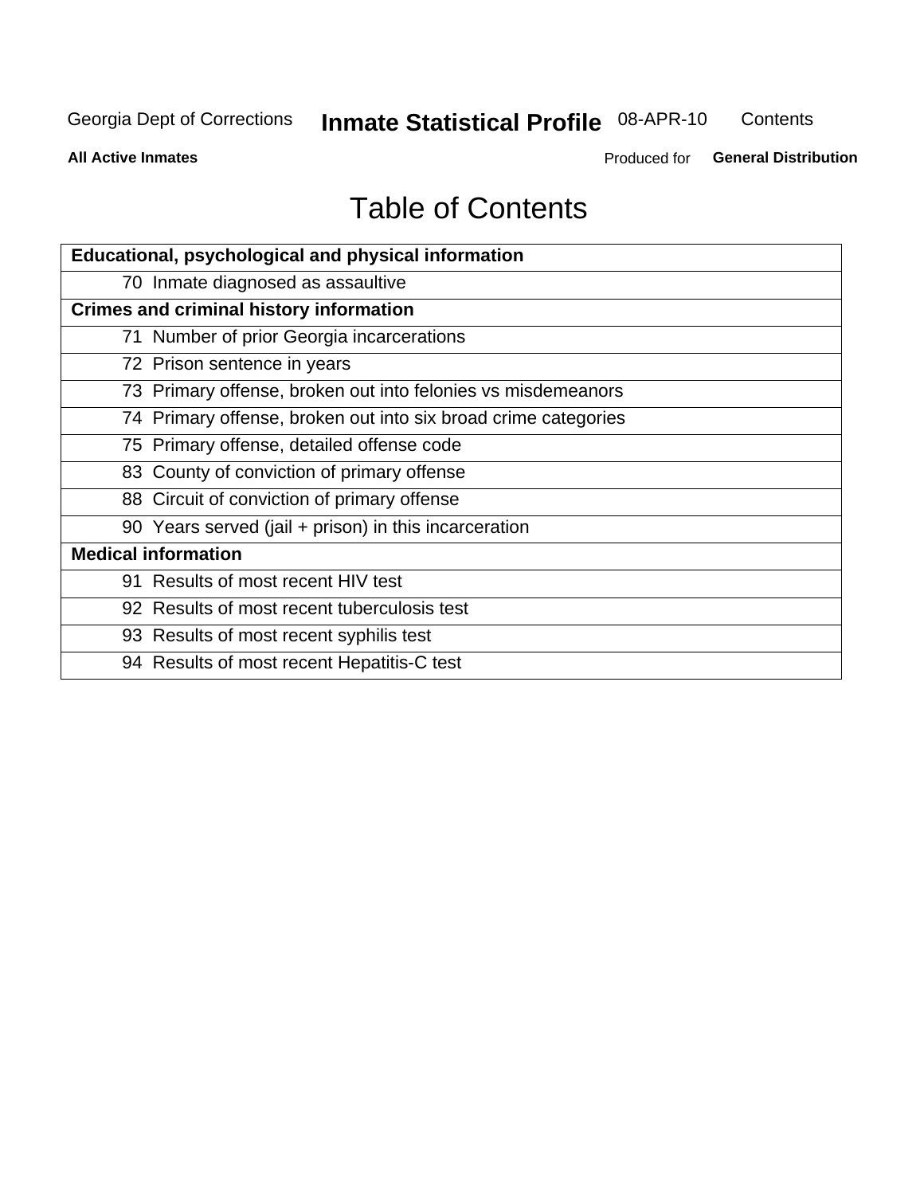# Table of Contents

| Educational, psychological and physical information |
|---|
| 70 Inmate diagnosed as assaultive |
| **Crimes and criminal history information** |
| 71 Number of prior Georgia incarcerations |
| 72 Prison sentence in years |
| 73 Primary offense, broken out into felonies vs misdemeanors |
| 74 Primary offense, broken out into six broad crime categories |
| 75 Primary offense, detailed offense code |
| 83 County of conviction of primary offense |
| 88 Circuit of conviction of primary offense |
| 90 Years served (jail + prison) in this incarceration |
| **Medical information** |
| 91 Results of most recent HIV test |
| 92 Results of most recent tuberculosis test |
| 93 Results of most recent syphilis test |
| 94 Results of most recent Hepatitis-C test |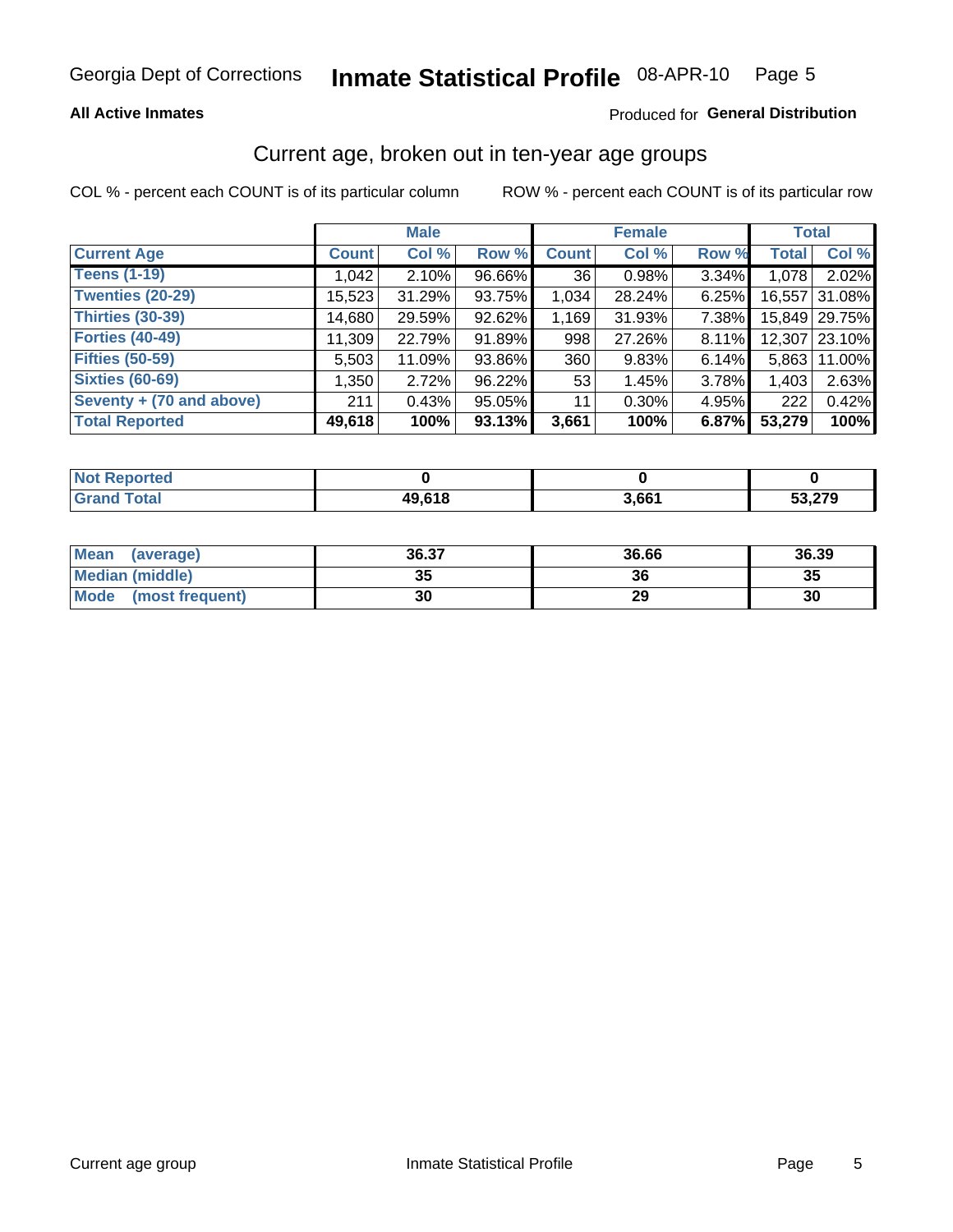**All Active Inmates**

Produced for **General Distribution**

## Current age, broken out in ten-year age groups

COL % - percent each COUNT is of its particular column

ROW % - percent each COUNT is of its particular row

| | Male | | | Female | | | Total | |
|---|---|---|---|---|---|---|---|---|
| **Current Age** | **Count** | **Col %** | **Row %** | **Count** | **Col %** | **Row %** | **Total** | **Col %** |
| **Teens (1-19)** | 1,042 | 2.10% | 96.66% | 36 | 0.98% | 3.34% | 1,078 | 2.02% |
| **Twenties (20-29)** | 15,523 | 31.29% | 93.75% | 1,034 | 28.24% | 6.25% | 16,557 | 31.08% |
| **Thirties (30-39)** | 14,680 | 29.59% | 92.62% | 1,169 | 31.93% | 7.38% | 15,849 | 29.75% |
| **Forties (40-49)** | 11,309 | 22.79% | 91.89% | 998 | 27.26% | 8.11% | 12,307 | 23.10% |
| **Fifties (50-59)** | 5,503 | 11.09% | 93.86% | 360 | 9.83% | 6.14% | 5,863 | 11.00% |
| **Sixties (60-69)** | 1,350 | 2.72% | 96.22% | 53 | 1.45% | 3.78% | 1,403 | 2.63% |
| **Seventy + (70 and above)** | 211 | 0.43% | 95.05% | 11 | 0.30% | 4.95% | 222 | 0.42% |
| **Total Reported** | **49,618** | **100%** | **93.13%** | **3,661** | **100%** | **6.87%** | **53,279** | **100%** |

| | Male | Female | Total |
|---|---|---|---|
| **Not Reported** | **0** | **0** | **0** |
| **Grand Total** | **49,618** | **3,661** | **53,279** |

| | Male | Female | Total |
|---|---|---|---|
| **Mean (average)** | **36.37** | **36.66** | **36.39** |
| **Median (middle)** | **35** | **36** | **35** |
| **Mode (most frequent)** | **30** | **29** | **30** |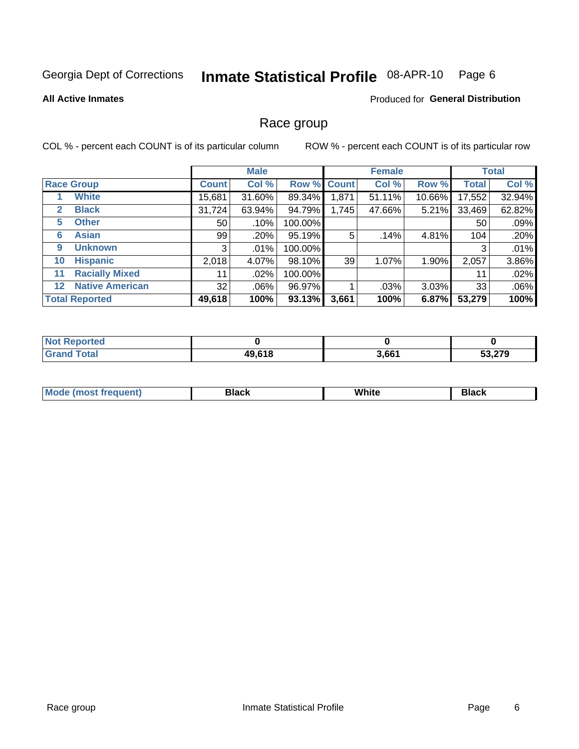Georgia Dept of Corrections **Inmate Statistical Profile** 08-APR-10

**All Active Inmates**

Produced for **General Distribution**

## Race group

COL % - percent each COUNT is of its particular column

ROW % - percent each COUNT is of its particular row

| | | Male | | | Female | | | Total | |
|---|---|---|---|---|---|---|---|---|---|
| **Race Group** | | **Count** | **Col %** | **Row %** | **Count** | **Col %** | **Row %** | **Total** | **Col %** |
| 1 | **White** | 15,681 | 31.60% | 89.34% | 1,871 | 51.11% | 10.66% | 17,552 | 32.94% |
| 2 | **Black** | 31,724 | 63.94% | 94.79% | 1,745 | 47.66% | 5.21% | 33,469 | 62.82% |
| 5 | **Other** | 50 | .10% | 100.00% | | | | 50 | .09% |
| 6 | **Asian** | 99 | .20% | 95.19% | 5 | .14% | 4.81% | 104 | .20% |
| 9 | **Unknown** | 3 | .01% | 100.00% | | | | 3 | .01% |
| 10 | **Hispanic** | 2,018 | 4.07% | 98.10% | 39 | 1.07% | 1.90% | 2,057 | 3.86% |
| 11 | **Racially Mixed** | 11 | .02% | 100.00% | | | | 11 | .02% |
| 12 | **Native American** | 32 | .06% | 96.97% | 1 | .03% | 3.03% | 33 | .06% |
| **Total Reported** | | **49,618** | **100%** | **93.13%** | **3,661** | **100%** | **6.87%** | **53,279** | **100%** |

| | Male | Female | Total |
|---|---|---|---|
| **Not Reported** | **0** | **0** | **0** |
| **Grand Total** | **49,618** | **3,661** | **53,279** |

| | Male | Female | Total |
|---|---|---|---|
| **Mode (most frequent)** | **Black** | **White** | **Black** |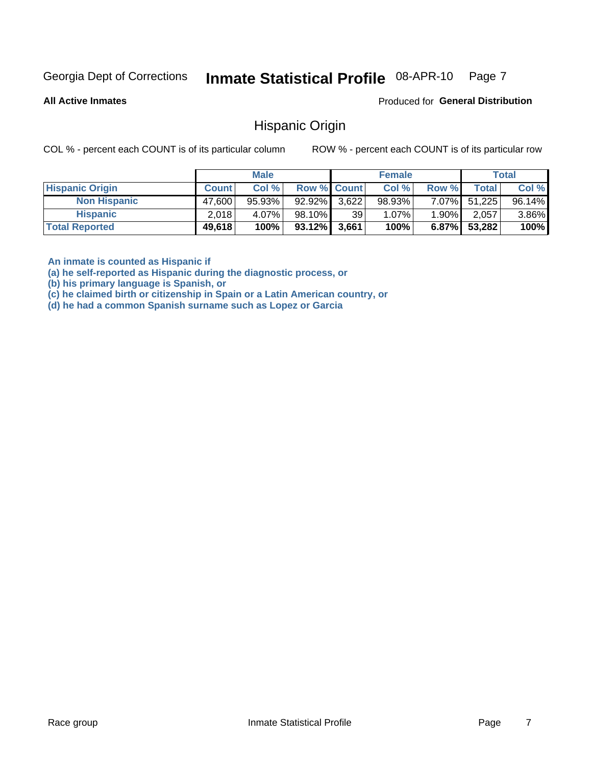Georgia Dept of Corrections **Inmate Statistical Profile** 08-APR-10

**All Active Inmates**

Produced for **General Distribution**

## Hispanic Origin

COL % - percent each COUNT is of its particular column

ROW % - percent each COUNT is of its particular row

| | Male | | | Female | | | Total | |
|---|---|---|---|---|---|---|---|---|
| **Hispanic Origin** | **Count** | **Col %** | **Row %** | **Count** | **Col %** | **Row %** | **Total** | **Col %** |
| **Non Hispanic** | 47,600 | 95.93% | 92.92% | 3,622 | 98.93% | 7.07% | 51,225 | 96.14% |
| **Hispanic** | 2,018 | 4.07% | 98.10% | 39 | 1.07% | 1.90% | 2,057 | 3.86% |
| **Total Reported** | **49,618** | **100%** | **93.12%** | **3,661** | **100%** | **6.87%** | **53,282** | **100%** |

**An inmate is counted as Hispanic if**
**(a) he self-reported as Hispanic during the diagnostic process, or**
**(b) his primary language is Spanish, or**
**(c) he claimed birth or citizenship in Spain or a Latin American country, or**
**(d) he had a common Spanish surname such as Lopez or Garcia**

Race group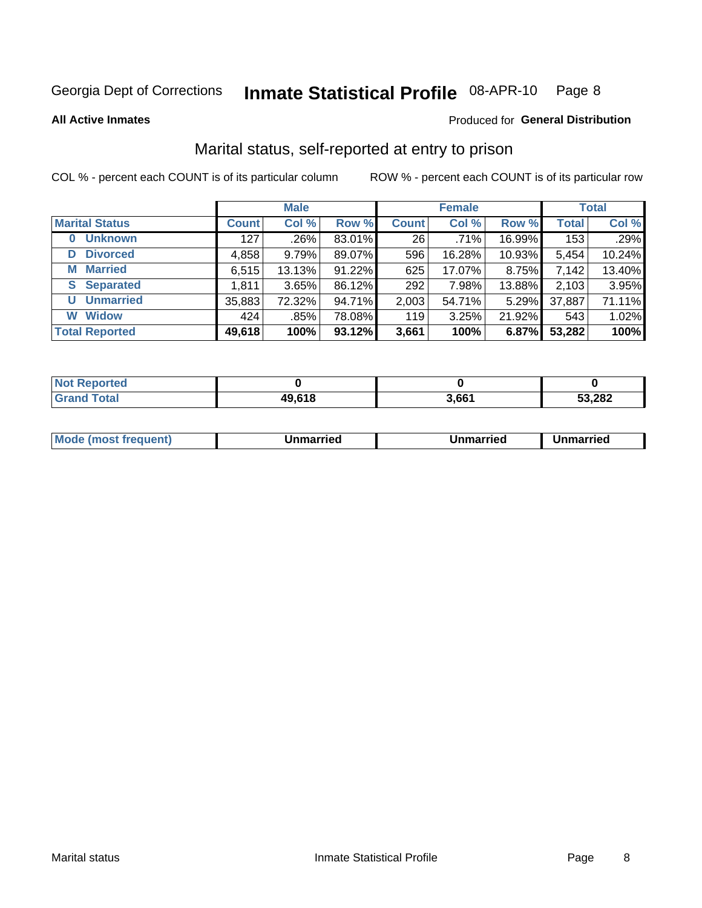Georgia Dept of Corrections **Inmate Statistical Profile** 08-APR-10

**All Active Inmates**

Produced for **General Distribution**

## Marital status, self-reported at entry to prison

COL % - percent each COUNT is of its particular column

ROW % - percent each COUNT is of its particular row

| | Male | | | Female | | | Total | |
|---|---|---|---|---|---|---|---|---|
| **Marital Status** | **Count** | **Col %** | **Row %** | **Count** | **Col %** | **Row %** | **Total** | **Col %** |
| **0 Unknown** | 127 | .26% | 83.01% | 26 | .71% | 16.99% | 153 | .29% |
| **D Divorced** | 4,858 | 9.79% | 89.07% | 596 | 16.28% | 10.93% | 5,454 | 10.24% |
| **M Married** | 6,515 | 13.13% | 91.22% | 625 | 17.07% | 8.75% | 7,142 | 13.40% |
| **S Separated** | 1,811 | 3.65% | 86.12% | 292 | 7.98% | 13.88% | 2,103 | 3.95% |
| **U Unmarried** | 35,883 | 72.32% | 94.71% | 2,003 | 54.71% | 5.29% | 37,887 | 71.11% |
| **W Widow** | 424 | .85% | 78.08% | 119 | 3.25% | 21.92% | 543 | 1.02% |
| **Total Reported** | **49,618** | **100%** | **93.12%** | **3,661** | **100%** | **6.87%** | **53,282** | **100%** |

| | Male | Female | Total |
|---|---|---|---|
| **Not Reported** | **0** | **0** | **0** |
| **Grand Total** | **49,618** | **3,661** | **53,282** |

| | Male | Female | Total |
|---|---|---|---|
| **Mode (most frequent)** | **Unmarried** | **Unmarried** | **Unmarried** |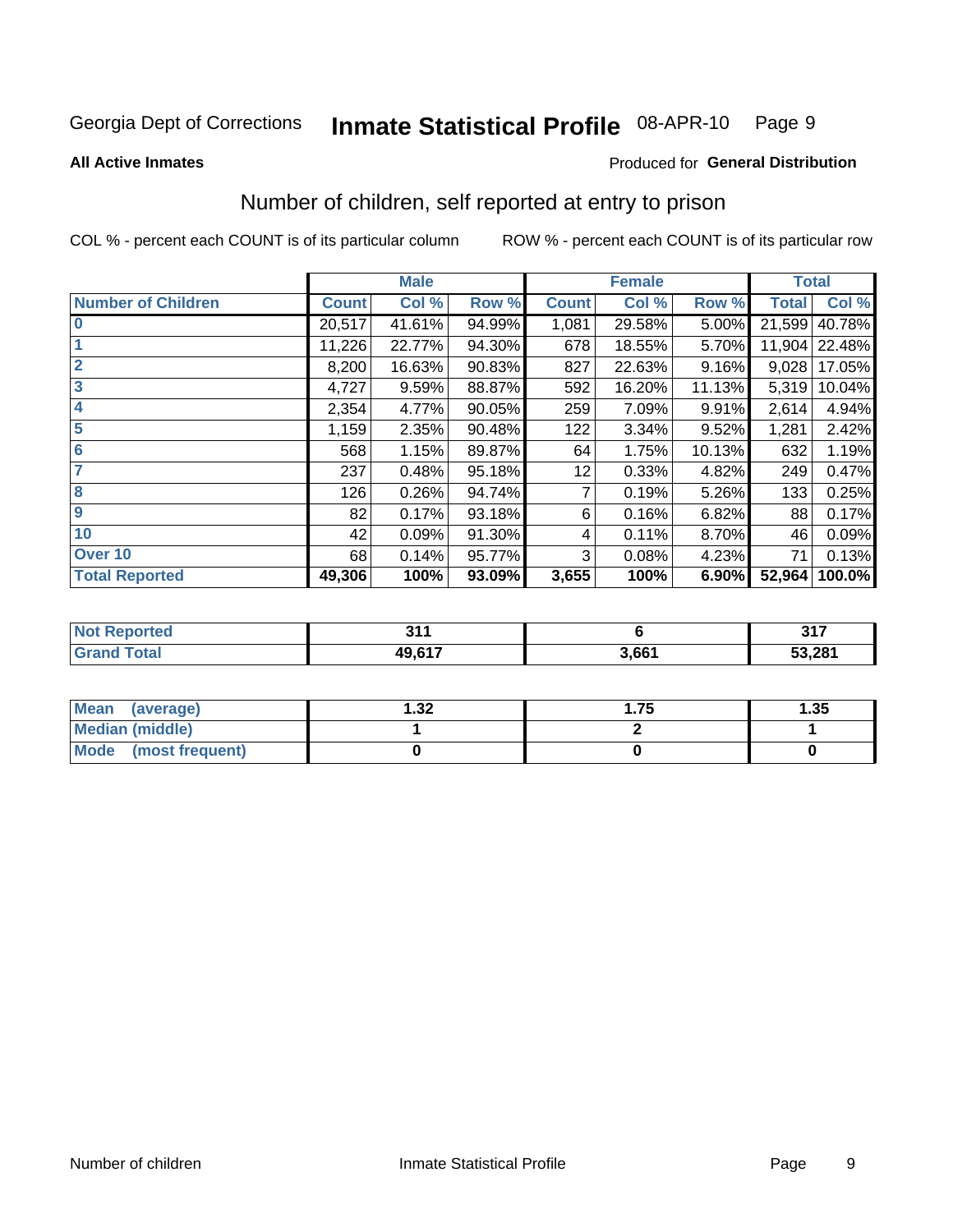Georgia Dept of Corrections **Inmate Statistical Profile** 08-APR-10

**All Active Inmates**

Produced for **General Distribution**

## Number of children, self reported at entry to prison

COL % - percent each COUNT is of its particular column    ROW % - percent each COUNT is of its particular row

| | Male | | | Female | | | Total | |
|---|---|---|---|---|---|---|---|---|
| **Number of Children** | **Count** | **Col %** | **Row %** | **Count** | **Col %** | **Row %** | **Total** | **Col %** |
| **0** | 20,517 | 41.61% | 94.99% | 1,081 | 29.58% | 5.00% | 21,599 | 40.78% |
| **1** | 11,226 | 22.77% | 94.30% | 678 | 18.55% | 5.70% | 11,904 | 22.48% |
| **2** | 8,200 | 16.63% | 90.83% | 827 | 22.63% | 9.16% | 9,028 | 17.05% |
| **3** | 4,727 | 9.59% | 88.87% | 592 | 16.20% | 11.13% | 5,319 | 10.04% |
| **4** | 2,354 | 4.77% | 90.05% | 259 | 7.09% | 9.91% | 2,614 | 4.94% |
| **5** | 1,159 | 2.35% | 90.48% | 122 | 3.34% | 9.52% | 1,281 | 2.42% |
| **6** | 568 | 1.15% | 89.87% | 64 | 1.75% | 10.13% | 632 | 1.19% |
| **7** | 237 | 0.48% | 95.18% | 12 | 0.33% | 4.82% | 249 | 0.47% |
| **8** | 126 | 0.26% | 94.74% | 7 | 0.19% | 5.26% | 133 | 0.25% |
| **9** | 82 | 0.17% | 93.18% | 6 | 0.16% | 6.82% | 88 | 0.17% |
| **10** | 42 | 0.09% | 91.30% | 4 | 0.11% | 8.70% | 46 | 0.09% |
| **Over 10** | 68 | 0.14% | 95.77% | 3 | 0.08% | 4.23% | 71 | 0.13% |
| **Total Reported** | **49,306** | **100%** | **93.09%** | **3,655** | **100%** | **6.90%** | **52,964** | **100.0%** |

| | Male | Female | Total |
|---|---|---|---|
| **Not Reported** | **311** | **6** | **317** |
| **Grand Total** | **49,617** | **3,661** | **53,281** |

| | Male | Female | Total |
|---|---|---|---|
| **Mean (average)** | **1.32** | **1.75** | **1.35** |
| **Median (middle)** | **1** | **2** | **1** |
| **Mode (most frequent)** | **0** | **0** | **0** |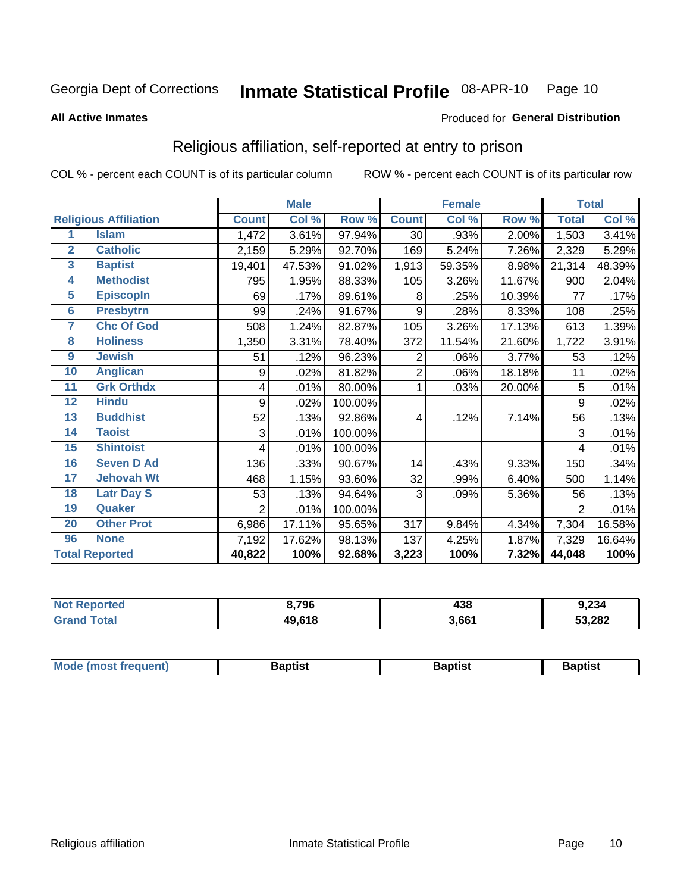Georgia Dept of Corrections **Inmate Statistical Profile** 08-APR-10

**All Active Inmates**

Produced for **General Distribution**

## Religious affiliation, self-reported at entry to prison

COL % - percent each COUNT is of its particular column ROW % - percent each COUNT is of its particular row

| | | Male | | | Female | | | Total | |
|---|---|---|---|---|---|---|---|---|---|
| **Religious Affiliation** | | **Count** | **Col %** | **Row %** | **Count** | **Col %** | **Row %** | **Total** | **Col %** |
| 1 | Islam | 1,472 | 3.61% | 97.94% | 30 | .93% | 2.00% | 1,503 | 3.41% |
| 2 | Catholic | 2,159 | 5.29% | 92.70% | 169 | 5.24% | 7.26% | 2,329 | 5.29% |
| 3 | Baptist | 19,401 | 47.53% | 91.02% | 1,913 | 59.35% | 8.98% | 21,314 | 48.39% |
| 4 | Methodist | 795 | 1.95% | 88.33% | 105 | 3.26% | 11.67% | 900 | 2.04% |
| 5 | Episcopln | 69 | .17% | 89.61% | 8 | .25% | 10.39% | 77 | .17% |
| 6 | Presbytrn | 99 | .24% | 91.67% | 9 | .28% | 8.33% | 108 | .25% |
| 7 | Chc Of God | 508 | 1.24% | 82.87% | 105 | 3.26% | 17.13% | 613 | 1.39% |
| 8 | Holiness | 1,350 | 3.31% | 78.40% | 372 | 11.54% | 21.60% | 1,722 | 3.91% |
| 9 | Jewish | 51 | .12% | 96.23% | 2 | .06% | 3.77% | 53 | .12% |
| 10 | Anglican | 9 | .02% | 81.82% | 2 | .06% | 18.18% | 11 | .02% |
| 11 | Grk Orthdx | 4 | .01% | 80.00% | 1 | .03% | 20.00% | 5 | .01% |
| 12 | Hindu | 9 | .02% | 100.00% | | | | 9 | .02% |
| 13 | Buddhist | 52 | .13% | 92.86% | 4 | .12% | 7.14% | 56 | .13% |
| 14 | Taoist | 3 | .01% | 100.00% | | | | 3 | .01% |
| 15 | Shintoist | 4 | .01% | 100.00% | | | | 4 | .01% |
| 16 | Seven D Ad | 136 | .33% | 90.67% | 14 | .43% | 9.33% | 150 | .34% |
| 17 | Jehovah Wt | 468 | 1.15% | 93.60% | 32 | .99% | 6.40% | 500 | 1.14% |
| 18 | Latr Day S | 53 | .13% | 94.64% | 3 | .09% | 5.36% | 56 | .13% |
| 19 | Quaker | 2 | .01% | 100.00% | | | | 2 | .01% |
| 20 | Other Prot | 6,986 | 17.11% | 95.65% | 317 | 9.84% | 4.34% | 7,304 | 16.58% |
| 96 | None | 7,192 | 17.62% | 98.13% | 137 | 4.25% | 1.87% | 7,329 | 16.64% |
| **Total Reported** | | **40,822** | **100%** | **92.68%** | **3,223** | **100%** | **7.32%** | **44,048** | **100%** |

| | Male | Female | Total |
|---|---|---|---|
| Not Reported | 8,796 | 438 | 9,234 |
| Grand Total | 49,618 | 3,661 | 53,282 |

| | Male | Female | Total |
|---|---|---|---|
| Mode (most frequent) | Baptist | Baptist | Baptist |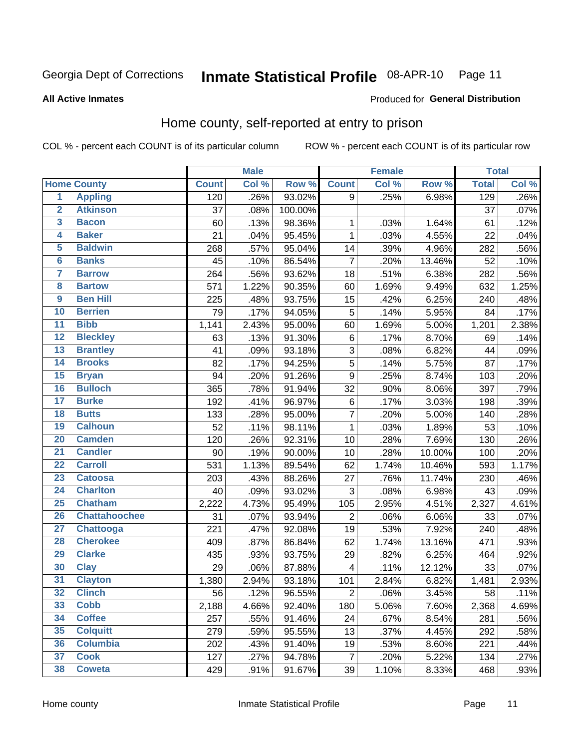Georgia Dept of Corrections **Inmate Statistical Profile** 08-APR-10

**All Active Inmates**

Produced for **General Distribution**

## Home county, self-reported at entry to prison

COL % - percent each COUNT is of its particular column ROW % - percent each COUNT is of its particular row

| | | Male | | | Female | | | Total | |
|---|---|---|---|---|---|---|---|---|---|
| Home County | | Count | Col % | Row % | Count | Col % | Row % | Total | Col % |
| 1 | Appling | 120 | .26% | 93.02% | 9 | .25% | 6.98% | 129 | .26% |
| 2 | Atkinson | 37 | .08% | 100.00% | | | | 37 | .07% |
| 3 | Bacon | 60 | .13% | 98.36% | 1 | .03% | 1.64% | 61 | .12% |
| 4 | Baker | 21 | .04% | 95.45% | 1 | .03% | 4.55% | 22 | .04% |
| 5 | Baldwin | 268 | .57% | 95.04% | 14 | .39% | 4.96% | 282 | .56% |
| 6 | Banks | 45 | .10% | 86.54% | 7 | .20% | 13.46% | 52 | .10% |
| 7 | Barrow | 264 | .56% | 93.62% | 18 | .51% | 6.38% | 282 | .56% |
| 8 | Bartow | 571 | 1.22% | 90.35% | 60 | 1.69% | 9.49% | 632 | 1.25% |
| 9 | Ben Hill | 225 | .48% | 93.75% | 15 | .42% | 6.25% | 240 | .48% |
| 10 | Berrien | 79 | .17% | 94.05% | 5 | .14% | 5.95% | 84 | .17% |
| 11 | Bibb | 1,141 | 2.43% | 95.00% | 60 | 1.69% | 5.00% | 1,201 | 2.38% |
| 12 | Bleckley | 63 | .13% | 91.30% | 6 | .17% | 8.70% | 69 | .14% |
| 13 | Brantley | 41 | .09% | 93.18% | 3 | .08% | 6.82% | 44 | .09% |
| 14 | Brooks | 82 | .17% | 94.25% | 5 | .14% | 5.75% | 87 | .17% |
| 15 | Bryan | 94 | .20% | 91.26% | 9 | .25% | 8.74% | 103 | .20% |
| 16 | Bulloch | 365 | .78% | 91.94% | 32 | .90% | 8.06% | 397 | .79% |
| 17 | Burke | 192 | .41% | 96.97% | 6 | .17% | 3.03% | 198 | .39% |
| 18 | Butts | 133 | .28% | 95.00% | 7 | .20% | 5.00% | 140 | .28% |
| 19 | Calhoun | 52 | .11% | 98.11% | 1 | .03% | 1.89% | 53 | .10% |
| 20 | Camden | 120 | .26% | 92.31% | 10 | .28% | 7.69% | 130 | .26% |
| 21 | Candler | 90 | .19% | 90.00% | 10 | .28% | 10.00% | 100 | .20% |
| 22 | Carroll | 531 | 1.13% | 89.54% | 62 | 1.74% | 10.46% | 593 | 1.17% |
| 23 | Catoosa | 203 | .43% | 88.26% | 27 | .76% | 11.74% | 230 | .46% |
| 24 | Charlton | 40 | .09% | 93.02% | 3 | .08% | 6.98% | 43 | .09% |
| 25 | Chatham | 2,222 | 4.73% | 95.49% | 105 | 2.95% | 4.51% | 2,327 | 4.61% |
| 26 | Chattahoochee | 31 | .07% | 93.94% | 2 | .06% | 6.06% | 33 | .07% |
| 27 | Chattooga | 221 | .47% | 92.08% | 19 | .53% | 7.92% | 240 | .48% |
| 28 | Cherokee | 409 | .87% | 86.84% | 62 | 1.74% | 13.16% | 471 | .93% |
| 29 | Clarke | 435 | .93% | 93.75% | 29 | .82% | 6.25% | 464 | .92% |
| 30 | Clay | 29 | .06% | 87.88% | 4 | .11% | 12.12% | 33 | .07% |
| 31 | Clayton | 1,380 | 2.94% | 93.18% | 101 | 2.84% | 6.82% | 1,481 | 2.93% |
| 32 | Clinch | 56 | .12% | 96.55% | 2 | .06% | 3.45% | 58 | .11% |
| 33 | Cobb | 2,188 | 4.66% | 92.40% | 180 | 5.06% | 7.60% | 2,368 | 4.69% |
| 34 | Coffee | 257 | .55% | 91.46% | 24 | .67% | 8.54% | 281 | .56% |
| 35 | Colquitt | 279 | .59% | 95.55% | 13 | .37% | 4.45% | 292 | .58% |
| 36 | Columbia | 202 | .43% | 91.40% | 19 | .53% | 8.60% | 221 | .44% |
| 37 | Cook | 127 | .27% | 94.78% | 7 | .20% | 5.22% | 134 | .27% |
| 38 | Coweta | 429 | .91% | 91.67% | 39 | 1.10% | 8.33% | 468 | .93% |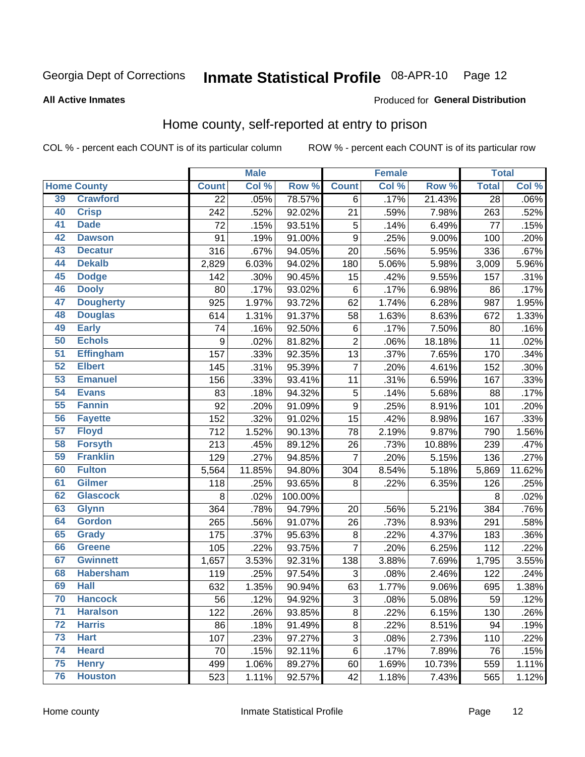Georgia Dept of Corrections **Inmate Statistical Profile** 08-APR-10

**All Active Inmates**

Produced for **General Distribution**

## Home county, self-reported at entry to prison

COL % - percent each COUNT is of its particular column ROW % - percent each COUNT is of its particular row

| Home County | | Male | | | Female | | | Total | |
|---|---|---|---|---|---|---|---|---|---|
| | | Count | Col % | Row % | Count | Col % | Row % | Total | Col % |
| 39 | Crawford | 22 | .05% | 78.57% | 6 | .17% | 21.43% | 28 | .06% |
| 40 | Crisp | 242 | .52% | 92.02% | 21 | .59% | 7.98% | 263 | .52% |
| 41 | Dade | 72 | .15% | 93.51% | 5 | .14% | 6.49% | 77 | .15% |
| 42 | Dawson | 91 | .19% | 91.00% | 9 | .25% | 9.00% | 100 | .20% |
| 43 | Decatur | 316 | .67% | 94.05% | 20 | .56% | 5.95% | 336 | .67% |
| 44 | Dekalb | 2,829 | 6.03% | 94.02% | 180 | 5.06% | 5.98% | 3,009 | 5.96% |
| 45 | Dodge | 142 | .30% | 90.45% | 15 | .42% | 9.55% | 157 | .31% |
| 46 | Dooly | 80 | .17% | 93.02% | 6 | .17% | 6.98% | 86 | .17% |
| 47 | Dougherty | 925 | 1.97% | 93.72% | 62 | 1.74% | 6.28% | 987 | 1.95% |
| 48 | Douglas | 614 | 1.31% | 91.37% | 58 | 1.63% | 8.63% | 672 | 1.33% |
| 49 | Early | 74 | .16% | 92.50% | 6 | .17% | 7.50% | 80 | .16% |
| 50 | Echols | 9 | .02% | 81.82% | 2 | .06% | 18.18% | 11 | .02% |
| 51 | Effingham | 157 | .33% | 92.35% | 13 | .37% | 7.65% | 170 | .34% |
| 52 | Elbert | 145 | .31% | 95.39% | 7 | .20% | 4.61% | 152 | .30% |
| 53 | Emanuel | 156 | .33% | 93.41% | 11 | .31% | 6.59% | 167 | .33% |
| 54 | Evans | 83 | .18% | 94.32% | 5 | .14% | 5.68% | 88 | .17% |
| 55 | Fannin | 92 | .20% | 91.09% | 9 | .25% | 8.91% | 101 | .20% |
| 56 | Fayette | 152 | .32% | 91.02% | 15 | .42% | 8.98% | 167 | .33% |
| 57 | Floyd | 712 | 1.52% | 90.13% | 78 | 2.19% | 9.87% | 790 | 1.56% |
| 58 | Forsyth | 213 | .45% | 89.12% | 26 | .73% | 10.88% | 239 | .47% |
| 59 | Franklin | 129 | .27% | 94.85% | 7 | .20% | 5.15% | 136 | .27% |
| 60 | Fulton | 5,564 | 11.85% | 94.80% | 304 | 8.54% | 5.18% | 5,869 | 11.62% |
| 61 | Gilmer | 118 | .25% | 93.65% | 8 | .22% | 6.35% | 126 | .25% |
| 62 | Glascock | 8 | .02% | 100.00% | | | | 8 | .02% |
| 63 | Glynn | 364 | .78% | 94.79% | 20 | .56% | 5.21% | 384 | .76% |
| 64 | Gordon | 265 | .56% | 91.07% | 26 | .73% | 8.93% | 291 | .58% |
| 65 | Grady | 175 | .37% | 95.63% | 8 | .22% | 4.37% | 183 | .36% |
| 66 | Greene | 105 | .22% | 93.75% | 7 | .20% | 6.25% | 112 | .22% |
| 67 | Gwinnett | 1,657 | 3.53% | 92.31% | 138 | 3.88% | 7.69% | 1,795 | 3.55% |
| 68 | Habersham | 119 | .25% | 97.54% | 3 | .08% | 2.46% | 122 | .24% |
| 69 | Hall | 632 | 1.35% | 90.94% | 63 | 1.77% | 9.06% | 695 | 1.38% |
| 70 | Hancock | 56 | .12% | 94.92% | 3 | .08% | 5.08% | 59 | .12% |
| 71 | Haralson | 122 | .26% | 93.85% | 8 | .22% | 6.15% | 130 | .26% |
| 72 | Harris | 86 | .18% | 91.49% | 8 | .22% | 8.51% | 94 | .19% |
| 73 | Hart | 107 | .23% | 97.27% | 3 | .08% | 2.73% | 110 | .22% |
| 74 | Heard | 70 | .15% | 92.11% | 6 | .17% | 7.89% | 76 | .15% |
| 75 | Henry | 499 | 1.06% | 89.27% | 60 | 1.69% | 10.73% | 559 | 1.11% |
| 76 | Houston | 523 | 1.11% | 92.57% | 42 | 1.18% | 7.43% | 565 | 1.12% |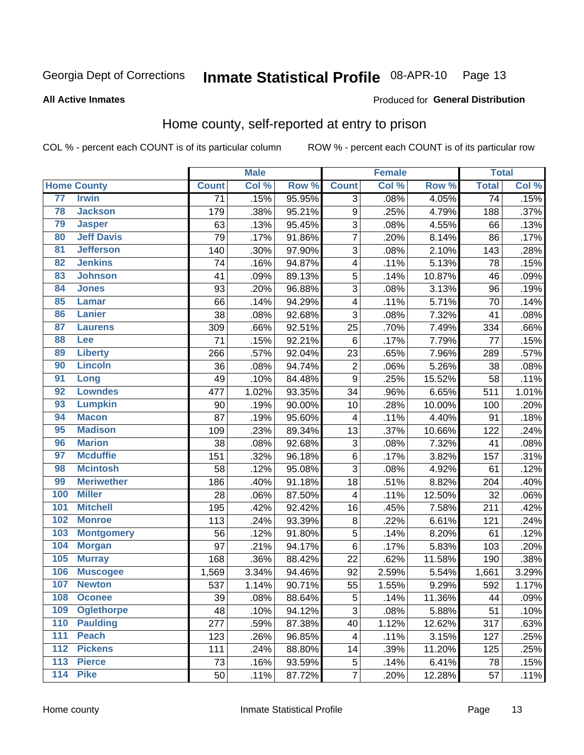Georgia Dept of Corrections **Inmate Statistical Profile** 08-APR-10 Page 13

**All Active Inmates**

Produced for **General Distribution**

## Home county, self-reported at entry to prison

COL % - percent each COUNT is of its particular column ROW % - percent each COUNT is of its particular row

| Home County | | Male | | | Female | | | Total | |
|---|---|---|---|---|---|---|---|---|---|
| | | Count | Col % | Row % | Count | Col % | Row % | Total | Col % |
| 77 | Irwin | 71 | .15% | 95.95% | 3 | .08% | 4.05% | 74 | .15% |
| 78 | Jackson | 179 | .38% | 95.21% | 9 | .25% | 4.79% | 188 | .37% |
| 79 | Jasper | 63 | .13% | 95.45% | 3 | .08% | 4.55% | 66 | .13% |
| 80 | Jeff Davis | 79 | .17% | 91.86% | 7 | .20% | 8.14% | 86 | .17% |
| 81 | Jefferson | 140 | .30% | 97.90% | 3 | .08% | 2.10% | 143 | .28% |
| 82 | Jenkins | 74 | .16% | 94.87% | 4 | .11% | 5.13% | 78 | .15% |
| 83 | Johnson | 41 | .09% | 89.13% | 5 | .14% | 10.87% | 46 | .09% |
| 84 | Jones | 93 | .20% | 96.88% | 3 | .08% | 3.13% | 96 | .19% |
| 85 | Lamar | 66 | .14% | 94.29% | 4 | .11% | 5.71% | 70 | .14% |
| 86 | Lanier | 38 | .08% | 92.68% | 3 | .08% | 7.32% | 41 | .08% |
| 87 | Laurens | 309 | .66% | 92.51% | 25 | .70% | 7.49% | 334 | .66% |
| 88 | Lee | 71 | .15% | 92.21% | 6 | .17% | 7.79% | 77 | .15% |
| 89 | Liberty | 266 | .57% | 92.04% | 23 | .65% | 7.96% | 289 | .57% |
| 90 | Lincoln | 36 | .08% | 94.74% | 2 | .06% | 5.26% | 38 | .08% |
| 91 | Long | 49 | .10% | 84.48% | 9 | .25% | 15.52% | 58 | .11% |
| 92 | Lowndes | 477 | 1.02% | 93.35% | 34 | .96% | 6.65% | 511 | 1.01% |
| 93 | Lumpkin | 90 | .19% | 90.00% | 10 | .28% | 10.00% | 100 | .20% |
| 94 | Macon | 87 | .19% | 95.60% | 4 | .11% | 4.40% | 91 | .18% |
| 95 | Madison | 109 | .23% | 89.34% | 13 | .37% | 10.66% | 122 | .24% |
| 96 | Marion | 38 | .08% | 92.68% | 3 | .08% | 7.32% | 41 | .08% |
| 97 | Mcduffie | 151 | .32% | 96.18% | 6 | .17% | 3.82% | 157 | .31% |
| 98 | Mcintosh | 58 | .12% | 95.08% | 3 | .08% | 4.92% | 61 | .12% |
| 99 | Meriwether | 186 | .40% | 91.18% | 18 | .51% | 8.82% | 204 | .40% |
| 100 | Miller | 28 | .06% | 87.50% | 4 | .11% | 12.50% | 32 | .06% |
| 101 | Mitchell | 195 | .42% | 92.42% | 16 | .45% | 7.58% | 211 | .42% |
| 102 | Monroe | 113 | .24% | 93.39% | 8 | .22% | 6.61% | 121 | .24% |
| 103 | Montgomery | 56 | .12% | 91.80% | 5 | .14% | 8.20% | 61 | .12% |
| 104 | Morgan | 97 | .21% | 94.17% | 6 | .17% | 5.83% | 103 | .20% |
| 105 | Murray | 168 | .36% | 88.42% | 22 | .62% | 11.58% | 190 | .38% |
| 106 | Muscogee | 1,569 | 3.34% | 94.46% | 92 | 2.59% | 5.54% | 1,661 | 3.29% |
| 107 | Newton | 537 | 1.14% | 90.71% | 55 | 1.55% | 9.29% | 592 | 1.17% |
| 108 | Oconee | 39 | .08% | 88.64% | 5 | .14% | 11.36% | 44 | .09% |
| 109 | Oglethorpe | 48 | .10% | 94.12% | 3 | .08% | 5.88% | 51 | .10% |
| 110 | Paulding | 277 | .59% | 87.38% | 40 | 1.12% | 12.62% | 317 | .63% |
| 111 | Peach | 123 | .26% | 96.85% | 4 | .11% | 3.15% | 127 | .25% |
| 112 | Pickens | 111 | .24% | 88.80% | 14 | .39% | 11.20% | 125 | .25% |
| 113 | Pierce | 73 | .16% | 93.59% | 5 | .14% | 6.41% | 78 | .15% |
| 114 | Pike | 50 | .11% | 87.72% | 7 | .20% | 12.28% | 57 | .11% |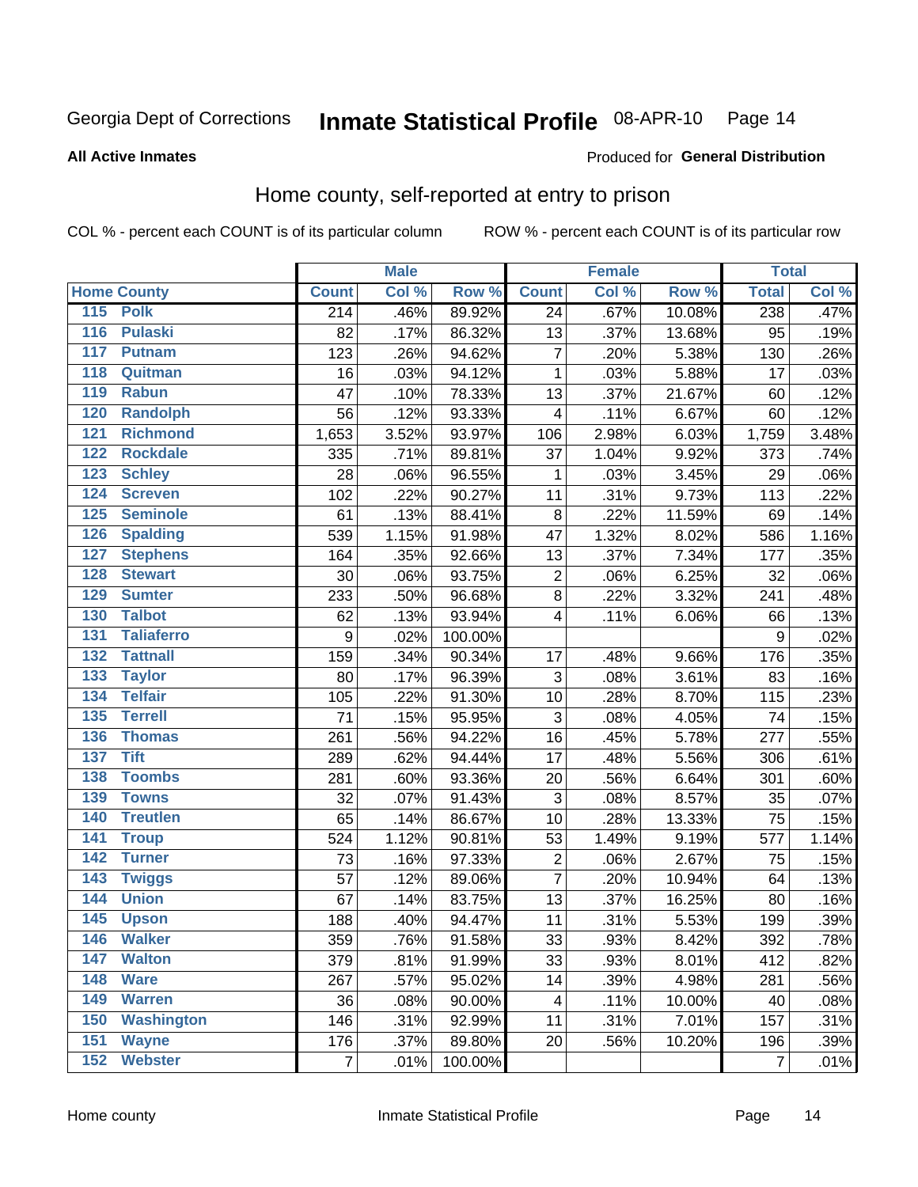Georgia Dept of Corrections **Inmate Statistical Profile** 08-APR-10

**All Active Inmates**

Produced for **General Distribution**

## Home county, self-reported at entry to prison

COL % - percent each COUNT is of its particular column ROW % - percent each COUNT is of its particular row

| Home County | | Male | | | Female | | | Total | |
|---|---|---|---|---|---|---|---|---|---|
| | | Count | Col % | Row % | Count | Col % | Row % | Total | Col % |
| 115 | Polk | 214 | .46% | 89.92% | 24 | .67% | 10.08% | 238 | .47% |
| 116 | Pulaski | 82 | .17% | 86.32% | 13 | .37% | 13.68% | 95 | .19% |
| 117 | Putnam | 123 | .26% | 94.62% | 7 | .20% | 5.38% | 130 | .26% |
| 118 | Quitman | 16 | .03% | 94.12% | 1 | .03% | 5.88% | 17 | .03% |
| 119 | Rabun | 47 | .10% | 78.33% | 13 | .37% | 21.67% | 60 | .12% |
| 120 | Randolph | 56 | .12% | 93.33% | 4 | .11% | 6.67% | 60 | .12% |
| 121 | Richmond | 1,653 | 3.52% | 93.97% | 106 | 2.98% | 6.03% | 1,759 | 3.48% |
| 122 | Rockdale | 335 | .71% | 89.81% | 37 | 1.04% | 9.92% | 373 | .74% |
| 123 | Schley | 28 | .06% | 96.55% | 1 | .03% | 3.45% | 29 | .06% |
| 124 | Screven | 102 | .22% | 90.27% | 11 | .31% | 9.73% | 113 | .22% |
| 125 | Seminole | 61 | .13% | 88.41% | 8 | .22% | 11.59% | 69 | .14% |
| 126 | Spalding | 539 | 1.15% | 91.98% | 47 | 1.32% | 8.02% | 586 | 1.16% |
| 127 | Stephens | 164 | .35% | 92.66% | 13 | .37% | 7.34% | 177 | .35% |
| 128 | Stewart | 30 | .06% | 93.75% | 2 | .06% | 6.25% | 32 | .06% |
| 129 | Sumter | 233 | .50% | 96.68% | 8 | .22% | 3.32% | 241 | .48% |
| 130 | Talbot | 62 | .13% | 93.94% | 4 | .11% | 6.06% | 66 | .13% |
| 131 | Taliaferro | 9 | .02% | 100.00% | | | | 9 | .02% |
| 132 | Tattnall | 159 | .34% | 90.34% | 17 | .48% | 9.66% | 176 | .35% |
| 133 | Taylor | 80 | .17% | 96.39% | 3 | .08% | 3.61% | 83 | .16% |
| 134 | Telfair | 105 | .22% | 91.30% | 10 | .28% | 8.70% | 115 | .23% |
| 135 | Terrell | 71 | .15% | 95.95% | 3 | .08% | 4.05% | 74 | .15% |
| 136 | Thomas | 261 | .56% | 94.22% | 16 | .45% | 5.78% | 277 | .55% |
| 137 | Tift | 289 | .62% | 94.44% | 17 | .48% | 5.56% | 306 | .61% |
| 138 | Toombs | 281 | .60% | 93.36% | 20 | .56% | 6.64% | 301 | .60% |
| 139 | Towns | 32 | .07% | 91.43% | 3 | .08% | 8.57% | 35 | .07% |
| 140 | Treutlen | 65 | .14% | 86.67% | 10 | .28% | 13.33% | 75 | .15% |
| 141 | Troup | 524 | 1.12% | 90.81% | 53 | 1.49% | 9.19% | 577 | 1.14% |
| 142 | Turner | 73 | .16% | 97.33% | 2 | .06% | 2.67% | 75 | .15% |
| 143 | Twiggs | 57 | .12% | 89.06% | 7 | .20% | 10.94% | 64 | .13% |
| 144 | Union | 67 | .14% | 83.75% | 13 | .37% | 16.25% | 80 | .16% |
| 145 | Upson | 188 | .40% | 94.47% | 11 | .31% | 5.53% | 199 | .39% |
| 146 | Walker | 359 | .76% | 91.58% | 33 | .93% | 8.42% | 392 | .78% |
| 147 | Walton | 379 | .81% | 91.99% | 33 | .93% | 8.01% | 412 | .82% |
| 148 | Ware | 267 | .57% | 95.02% | 14 | .39% | 4.98% | 281 | .56% |
| 149 | Warren | 36 | .08% | 90.00% | 4 | .11% | 10.00% | 40 | .08% |
| 150 | Washington | 146 | .31% | 92.99% | 11 | .31% | 7.01% | 157 | .31% |
| 151 | Wayne | 176 | .37% | 89.80% | 20 | .56% | 10.20% | 196 | .39% |
| 152 | Webster | 7 | .01% | 100.00% | | | | 7 | .01% |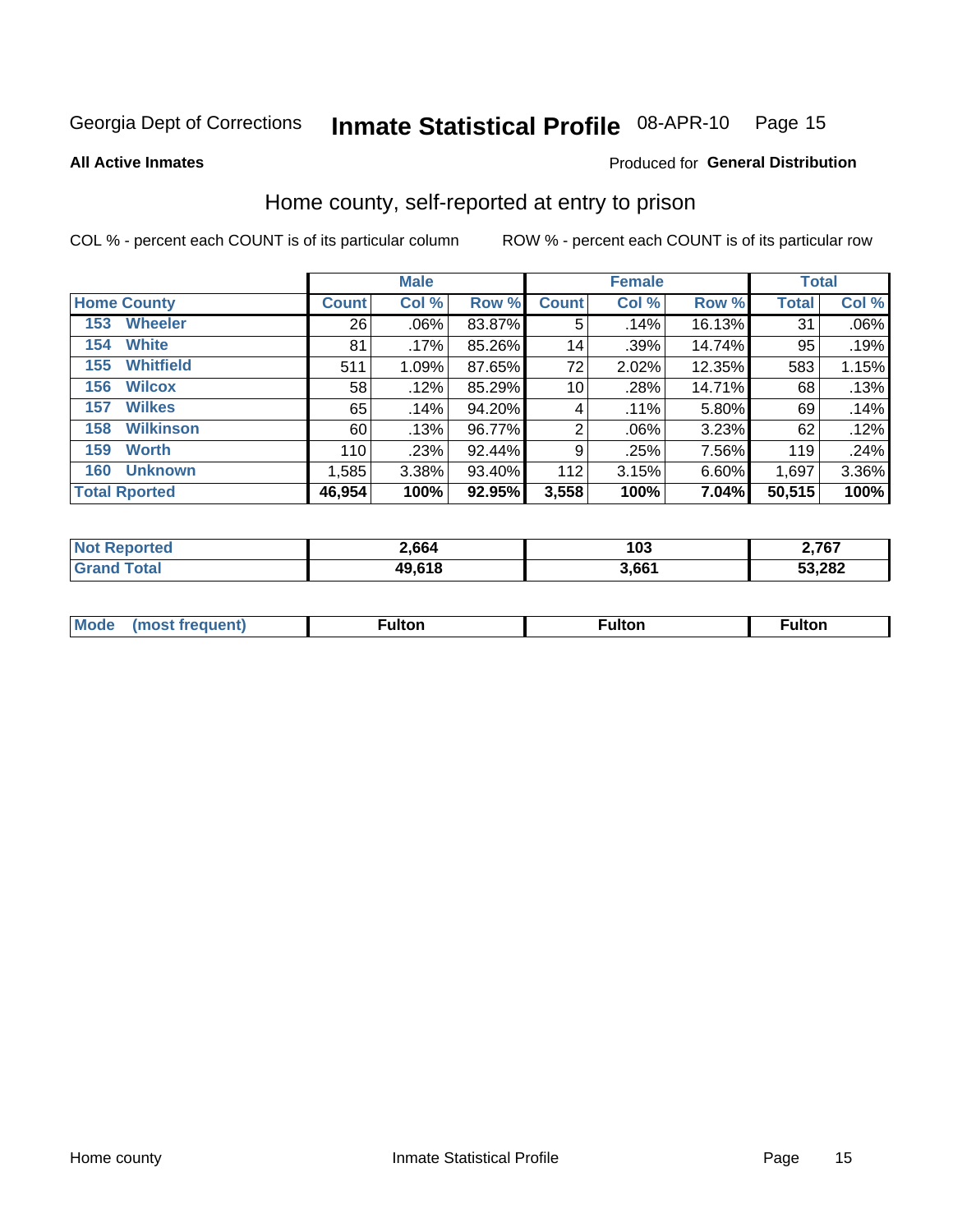Georgia Dept of Corrections **Inmate Statistical Profile** 08-APR-10

**All Active Inmates**

Produced for **General Distribution**

## Home county, self-reported at entry to prison

COL % - percent each COUNT is of its particular column ROW % - percent each COUNT is of its particular row

| Home County | Male | | | Female | | | Total | |
|---|---|---|---|---|---|---|---|---|
| | Count | Col % | Row % | Count | Col % | Row % | Total | Col % |
| 153 Wheeler | 26 | .06% | 83.87% | 5 | .14% | 16.13% | 31 | .06% |
| 154 White | 81 | .17% | 85.26% | 14 | .39% | 14.74% | 95 | .19% |
| 155 Whitfield | 511 | 1.09% | 87.65% | 72 | 2.02% | 12.35% | 583 | 1.15% |
| 156 Wilcox | 58 | .12% | 85.29% | 10 | .28% | 14.71% | 68 | .13% |
| 157 Wilkes | 65 | .14% | 94.20% | 4 | .11% | 5.80% | 69 | .14% |
| 158 Wilkinson | 60 | .13% | 96.77% | 2 | .06% | 3.23% | 62 | .12% |
| 159 Worth | 110 | .23% | 92.44% | 9 | .25% | 7.56% | 119 | .24% |
| 160 Unknown | 1,585 | 3.38% | 93.40% | 112 | 3.15% | 6.60% | 1,697 | 3.36% |
| **Total Rported** | **46,954** | **100%** | **92.95%** | **3,558** | **100%** | **7.04%** | **50,515** | **100%** |

| | Male | Female | Total |
|---|---|---|---|
| Not Reported | 2,664 | 103 | 2,767 |
| Grand Total | 49,618 | 3,661 | 53,282 |

| | Male | Female | Total |
|---|---|---|---|
| Mode (most frequent) | Fulton | Fulton | Fulton |

Home county Inmate Statistical Profile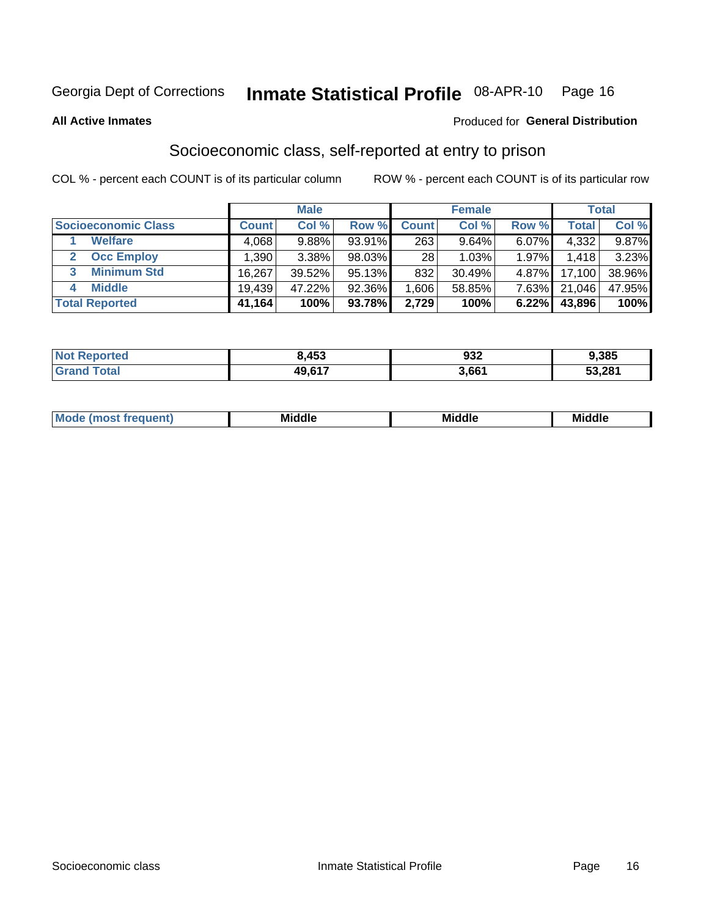Georgia Dept of Corrections **Inmate Statistical Profile** 08-APR-10

**All Active Inmates**

Produced for **General Distribution**

## Socioeconomic class, self-reported at entry to prison

COL % - percent each COUNT is of its particular column    ROW % - percent each COUNT is of its particular row

| | Male | | | Female | | | Total | |
|---|---|---|---|---|---|---|---|---|
| **Socioeconomic Class** | **Count** | **Col %** | **Row %** | **Count** | **Col %** | **Row %** | **Total** | **Col %** |
| **1 Welfare** | 4,068 | 9.88% | 93.91% | 263 | 9.64% | 6.07% | 4,332 | 9.87% |
| **2 Occ Employ** | 1,390 | 3.38% | 98.03% | 28 | 1.03% | 1.97% | 1,418 | 3.23% |
| **3 Minimum Std** | 16,267 | 39.52% | 95.13% | 832 | 30.49% | 4.87% | 17,100 | 38.96% |
| **4 Middle** | 19,439 | 47.22% | 92.36% | 1,606 | 58.85% | 7.63% | 21,046 | 47.95% |
| **Total Reported** | **41,164** | **100%** | **93.78%** | **2,729** | **100%** | **6.22%** | **43,896** | **100%** |

| | Male | Female | Total |
|---|---|---|---|
| **Not Reported** | **8,453** | **932** | **9,385** |
| **Grand Total** | **49,617** | **3,661** | **53,281** |

| | Male | Female | Total |
|---|---|---|---|
| **Mode (most frequent)** | **Middle** | **Middle** | **Middle** |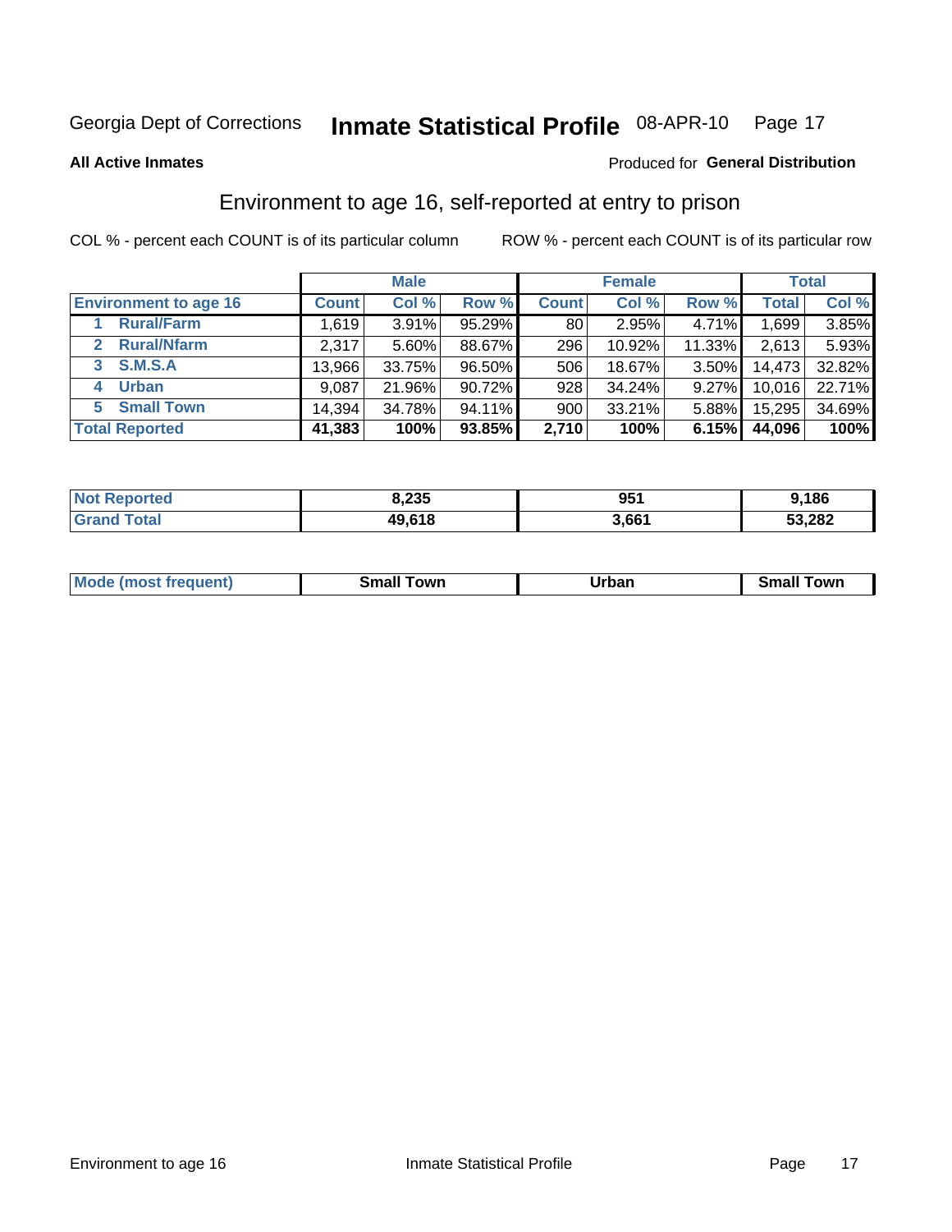Georgia Dept of Corrections **Inmate Statistical Profile** 08-APR-10

**All Active Inmates**

Produced for **General Distribution**

## Environment to age 16, self-reported at entry to prison

COL % - percent each COUNT is of its particular column ROW % - percent each COUNT is of its particular row

| | Male | | | Female | | | Total | |
|---|---|---|---|---|---|---|---|---|
| **Environment to age 16** | **Count** | **Col %** | **Row %** | **Count** | **Col %** | **Row %** | **Total** | **Col %** |
| 1 **Rural/Farm** | 1,619 | 3.91% | 95.29% | 80 | 2.95% | 4.71% | 1,699 | 3.85% |
| 2 **Rural/Nfarm** | 2,317 | 5.60% | 88.67% | 296 | 10.92% | 11.33% | 2,613 | 5.93% |
| 3 **S.M.S.A** | 13,966 | 33.75% | 96.50% | 506 | 18.67% | 3.50% | 14,473 | 32.82% |
| 4 **Urban** | 9,087 | 21.96% | 90.72% | 928 | 34.24% | 9.27% | 10,016 | 22.71% |
| 5 **Small Town** | 14,394 | 34.78% | 94.11% | 900 | 33.21% | 5.88% | 15,295 | 34.69% |
| **Total Reported** | **41,383** | **100%** | **93.85%** | **2,710** | **100%** | **6.15%** | **44,096** | **100%** |

| | Male | Female | Total |
|---|---|---|---|
| **Not Reported** | **8,235** | **951** | **9,186** |
| **Grand Total** | **49,618** | **3,661** | **53,282** |

| | Male | Female | Total |
|---|---|---|---|
| **Mode (most frequent)** | **Small Town** | **Urban** | **Small Town** |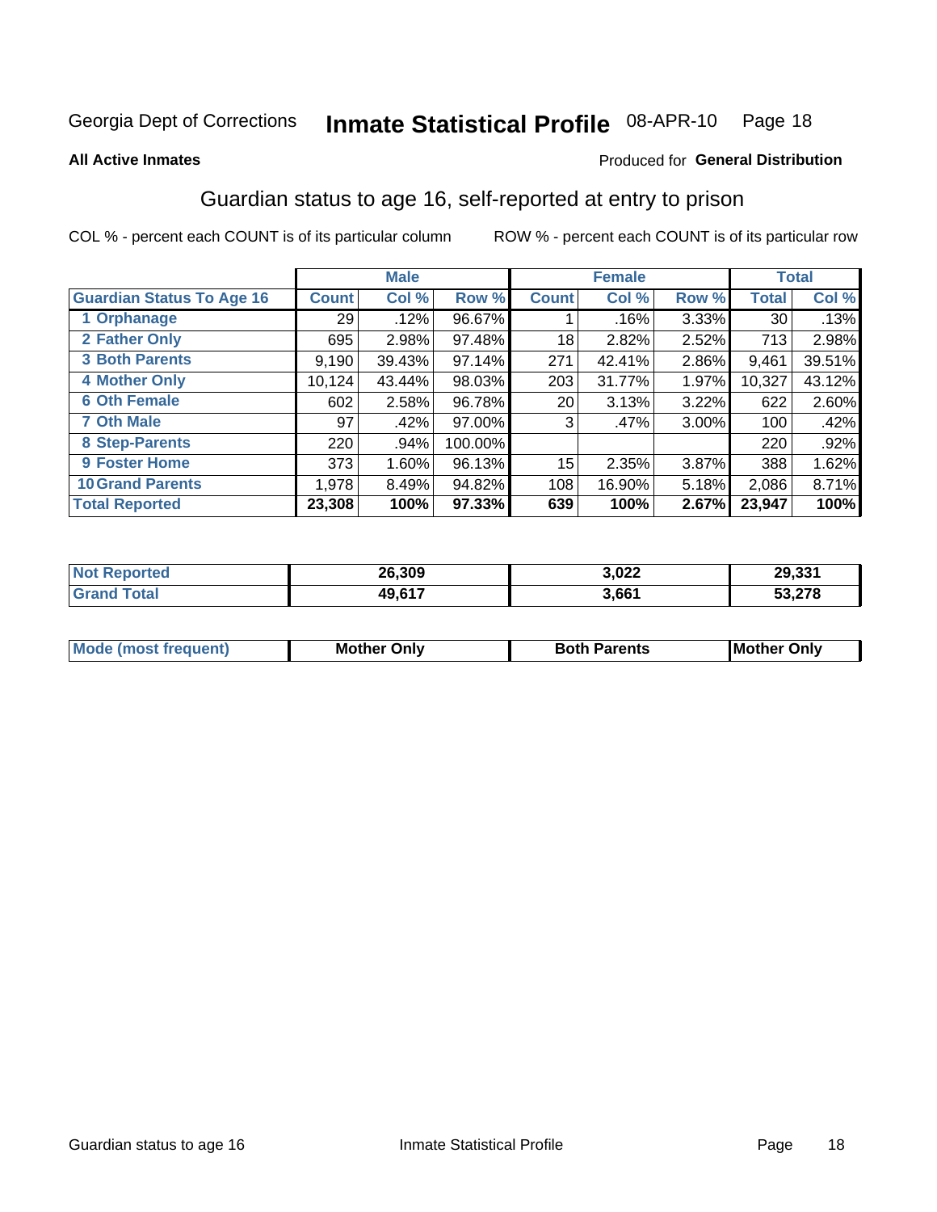Georgia Dept of Corrections **Inmate Statistical Profile** 08-APR-10

**All Active Inmates**

Produced for **General Distribution**

## Guardian status to age 16, self-reported at entry to prison

COL % - percent each COUNT is of its particular column

ROW % - percent each COUNT is of its particular row

| | Male | | | Female | | | Total | |
|---|---|---|---|---|---|---|---|---|
| **Guardian Status To Age 16** | **Count** | **Col %** | **Row %** | **Count** | **Col %** | **Row %** | **Total** | **Col %** |
| 1 Orphanage | 29 | .12% | 96.67% | 1 | .16% | 3.33% | 30 | .13% |
| 2 Father Only | 695 | 2.98% | 97.48% | 18 | 2.82% | 2.52% | 713 | 2.98% |
| 3 Both Parents | 9,190 | 39.43% | 97.14% | 271 | 42.41% | 2.86% | 9,461 | 39.51% |
| 4 Mother Only | 10,124 | 43.44% | 98.03% | 203 | 31.77% | 1.97% | 10,327 | 43.12% |
| 6 Oth Female | 602 | 2.58% | 96.78% | 20 | 3.13% | 3.22% | 622 | 2.60% |
| 7 Oth Male | 97 | .42% | 97.00% | 3 | .47% | 3.00% | 100 | .42% |
| 8 Step-Parents | 220 | .94% | 100.00% | | | | 220 | .92% |
| 9 Foster Home | 373 | 1.60% | 96.13% | 15 | 2.35% | 3.87% | 388 | 1.62% |
| 10 Grand Parents | 1,978 | 8.49% | 94.82% | 108 | 16.90% | 5.18% | 2,086 | 8.71% |
| **Total Reported** | **23,308** | **100%** | **97.33%** | **639** | **100%** | **2.67%** | **23,947** | **100%** |

| | Male | Female | Total |
|---|---|---|---|
| Not Reported | 26,309 | 3,022 | 29,331 |
| Grand Total | 49,617 | 3,661 | 53,278 |

| | Male | Female | Total |
|---|---|---|---|
| Mode (most frequent) | Mother Only | Both Parents | Mother Only |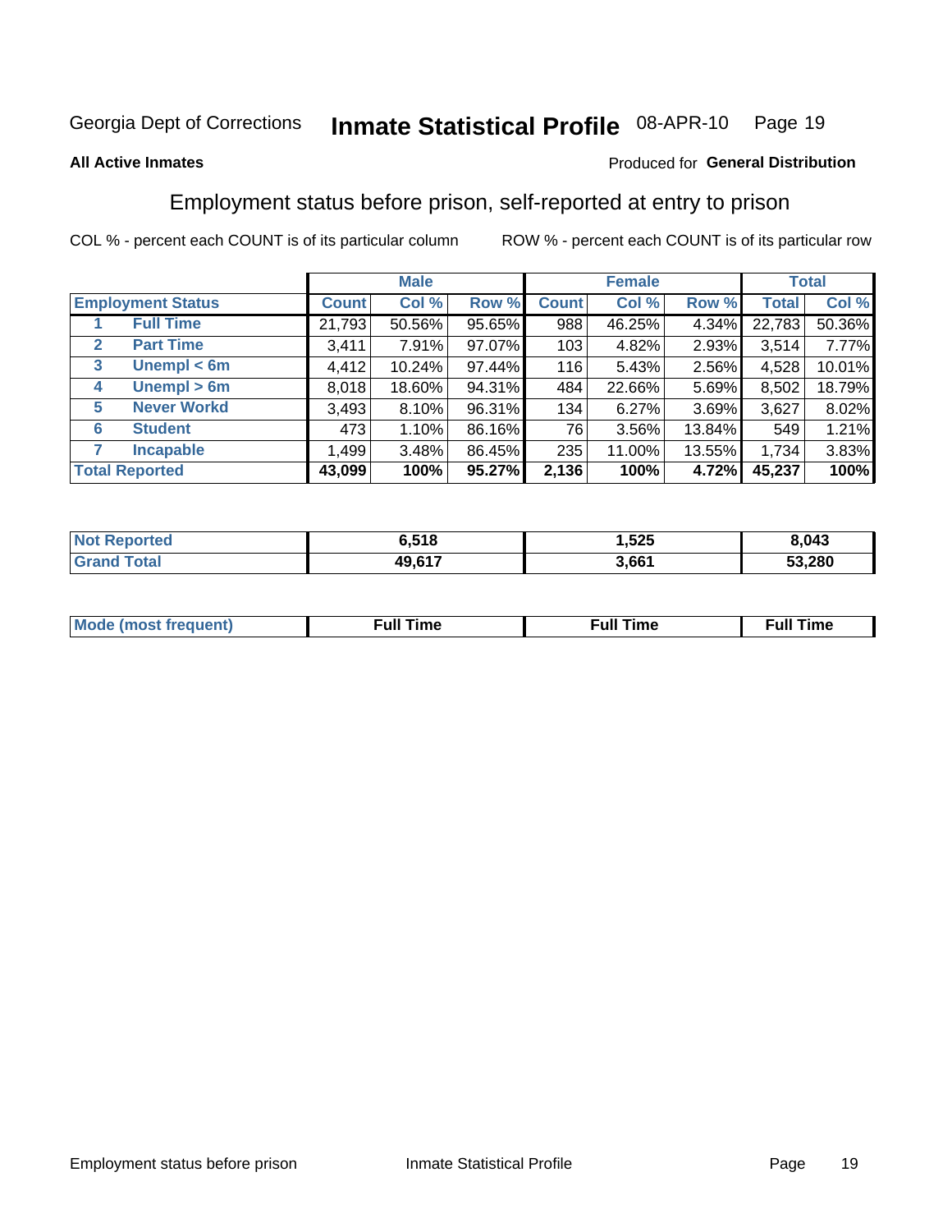Georgia Dept of Corrections **Inmate Statistical Profile** 08-APR-10

**All Active Inmates**

Produced for **General Distribution**

## Employment status before prison, self-reported at entry to prison

COL % - percent each COUNT is of its particular column     ROW % - percent each COUNT is of its particular row

| | | Male | | | Female | | | Total | |
|---|---|---|---|---|---|---|---|---|---|
| **Employment Status** | | **Count** | **Col %** | **Row %** | **Count** | **Col %** | **Row %** | **Total** | **Col %** |
| 1 | **Full Time** | 21,793 | 50.56% | 95.65% | 988 | 46.25% | 4.34% | 22,783 | 50.36% |
| 2 | **Part Time** | 3,411 | 7.91% | 97.07% | 103 | 4.82% | 2.93% | 3,514 | 7.77% |
| 3 | **Unempl < 6m** | 4,412 | 10.24% | 97.44% | 116 | 5.43% | 2.56% | 4,528 | 10.01% |
| 4 | **Unempl > 6m** | 8,018 | 18.60% | 94.31% | 484 | 22.66% | 5.69% | 8,502 | 18.79% |
| 5 | **Never Workd** | 3,493 | 8.10% | 96.31% | 134 | 6.27% | 3.69% | 3,627 | 8.02% |
| 6 | **Student** | 473 | 1.10% | 86.16% | 76 | 3.56% | 13.84% | 549 | 1.21% |
| 7 | **Incapable** | 1,499 | 3.48% | 86.45% | 235 | 11.00% | 13.55% | 1,734 | 3.83% |
| **Total Reported** | | **43,099** | **100%** | **95.27%** | **2,136** | **100%** | **4.72%** | **45,237** | **100%** |

| | Male | Female | Total |
|---|---|---|---|
| **Not Reported** | **6,518** | **1,525** | **8,043** |
| **Grand Total** | **49,617** | **3,661** | **53,280** |

| | Male | Female | Total |
|---|---|---|---|
| **Mode (most frequent)** | **Full Time** | **Full Time** | **Full Time** |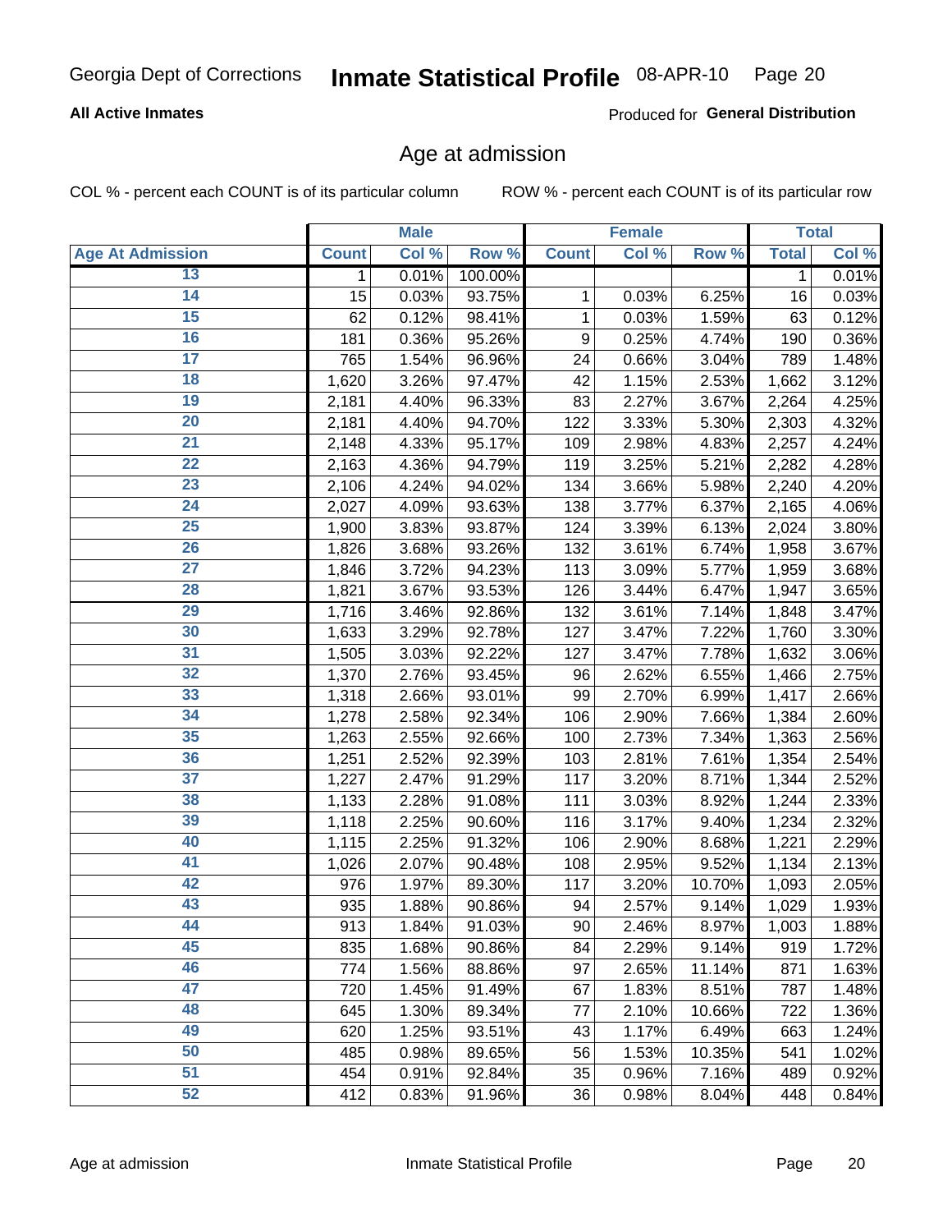Georgia Dept of Corrections **Inmate Statistical Profile** 08-APR-10

**All Active Inmates**

Produced for **General Distribution**

## Age at admission

COL % - percent each COUNT is of its particular column

ROW % - percent each COUNT is of its particular row

| Age At Admission | Male | | | Female | | | Total | |
|---|---|---|---|---|---|---|---|---|
| | Count | Col % | Row % | Count | Col % | Row % | Total | Col % |
| 13 | 1 | 0.01% | 100.00% | | | | 1 | 0.01% |
| 14 | 15 | 0.03% | 93.75% | 1 | 0.03% | 6.25% | 16 | 0.03% |
| 15 | 62 | 0.12% | 98.41% | 1 | 0.03% | 1.59% | 63 | 0.12% |
| 16 | 181 | 0.36% | 95.26% | 9 | 0.25% | 4.74% | 190 | 0.36% |
| 17 | 765 | 1.54% | 96.96% | 24 | 0.66% | 3.04% | 789 | 1.48% |
| 18 | 1,620 | 3.26% | 97.47% | 42 | 1.15% | 2.53% | 1,662 | 3.12% |
| 19 | 2,181 | 4.40% | 96.33% | 83 | 2.27% | 3.67% | 2,264 | 4.25% |
| 20 | 2,181 | 4.40% | 94.70% | 122 | 3.33% | 5.30% | 2,303 | 4.32% |
| 21 | 2,148 | 4.33% | 95.17% | 109 | 2.98% | 4.83% | 2,257 | 4.24% |
| 22 | 2,163 | 4.36% | 94.79% | 119 | 3.25% | 5.21% | 2,282 | 4.28% |
| 23 | 2,106 | 4.24% | 94.02% | 134 | 3.66% | 5.98% | 2,240 | 4.20% |
| 24 | 2,027 | 4.09% | 93.63% | 138 | 3.77% | 6.37% | 2,165 | 4.06% |
| 25 | 1,900 | 3.83% | 93.87% | 124 | 3.39% | 6.13% | 2,024 | 3.80% |
| 26 | 1,826 | 3.68% | 93.26% | 132 | 3.61% | 6.74% | 1,958 | 3.67% |
| 27 | 1,846 | 3.72% | 94.23% | 113 | 3.09% | 5.77% | 1,959 | 3.68% |
| 28 | 1,821 | 3.67% | 93.53% | 126 | 3.44% | 6.47% | 1,947 | 3.65% |
| 29 | 1,716 | 3.46% | 92.86% | 132 | 3.61% | 7.14% | 1,848 | 3.47% |
| 30 | 1,633 | 3.29% | 92.78% | 127 | 3.47% | 7.22% | 1,760 | 3.30% |
| 31 | 1,505 | 3.03% | 92.22% | 127 | 3.47% | 7.78% | 1,632 | 3.06% |
| 32 | 1,370 | 2.76% | 93.45% | 96 | 2.62% | 6.55% | 1,466 | 2.75% |
| 33 | 1,318 | 2.66% | 93.01% | 99 | 2.70% | 6.99% | 1,417 | 2.66% |
| 34 | 1,278 | 2.58% | 92.34% | 106 | 2.90% | 7.66% | 1,384 | 2.60% |
| 35 | 1,263 | 2.55% | 92.66% | 100 | 2.73% | 7.34% | 1,363 | 2.56% |
| 36 | 1,251 | 2.52% | 92.39% | 103 | 2.81% | 7.61% | 1,354 | 2.54% |
| 37 | 1,227 | 2.47% | 91.29% | 117 | 3.20% | 8.71% | 1,344 | 2.52% |
| 38 | 1,133 | 2.28% | 91.08% | 111 | 3.03% | 8.92% | 1,244 | 2.33% |
| 39 | 1,118 | 2.25% | 90.60% | 116 | 3.17% | 9.40% | 1,234 | 2.32% |
| 40 | 1,115 | 2.25% | 91.32% | 106 | 2.90% | 8.68% | 1,221 | 2.29% |
| 41 | 1,026 | 2.07% | 90.48% | 108 | 2.95% | 9.52% | 1,134 | 2.13% |
| 42 | 976 | 1.97% | 89.30% | 117 | 3.20% | 10.70% | 1,093 | 2.05% |
| 43 | 935 | 1.88% | 90.86% | 94 | 2.57% | 9.14% | 1,029 | 1.93% |
| 44 | 913 | 1.84% | 91.03% | 90 | 2.46% | 8.97% | 1,003 | 1.88% |
| 45 | 835 | 1.68% | 90.86% | 84 | 2.29% | 9.14% | 919 | 1.72% |
| 46 | 774 | 1.56% | 88.86% | 97 | 2.65% | 11.14% | 871 | 1.63% |
| 47 | 720 | 1.45% | 91.49% | 67 | 1.83% | 8.51% | 787 | 1.48% |
| 48 | 645 | 1.30% | 89.34% | 77 | 2.10% | 10.66% | 722 | 1.36% |
| 49 | 620 | 1.25% | 93.51% | 43 | 1.17% | 6.49% | 663 | 1.24% |
| 50 | 485 | 0.98% | 89.65% | 56 | 1.53% | 10.35% | 541 | 1.02% |
| 51 | 454 | 0.91% | 92.84% | 35 | 0.96% | 7.16% | 489 | 0.92% |
| 52 | 412 | 0.83% | 91.96% | 36 | 0.98% | 8.04% | 448 | 0.84% |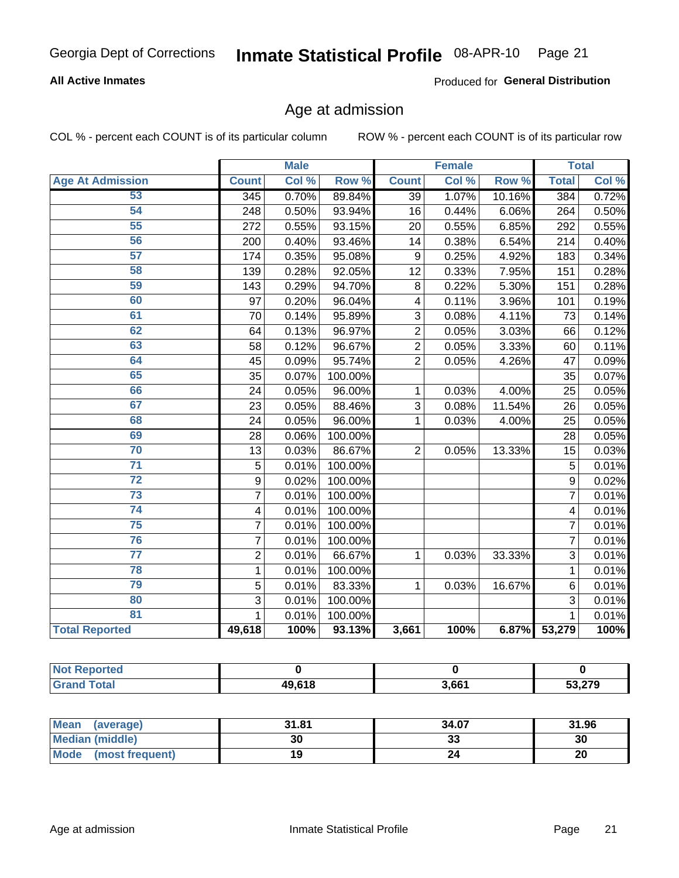Georgia Dept of Corrections **Inmate Statistical Profile** 08-APR-10

**All Active Inmates** Produced for **General Distribution**

## Age at admission

COL % - percent each COUNT is of its particular column ROW % - percent each COUNT is of its particular row

| | Male | | | Female | | | Total | |
|---|---|---|---|---|---|---|---|---|
| **Age At Admission** | **Count** | **Col %** | **Row %** | **Count** | **Col %** | **Row %** | **Total** | **Col %** |
| 53 | 345 | 0.70% | 89.84% | 39 | 1.07% | 10.16% | 384 | 0.72% |
| 54 | 248 | 0.50% | 93.94% | 16 | 0.44% | 6.06% | 264 | 0.50% |
| 55 | 272 | 0.55% | 93.15% | 20 | 0.55% | 6.85% | 292 | 0.55% |
| 56 | 200 | 0.40% | 93.46% | 14 | 0.38% | 6.54% | 214 | 0.40% |
| 57 | 174 | 0.35% | 95.08% | 9 | 0.25% | 4.92% | 183 | 0.34% |
| 58 | 139 | 0.28% | 92.05% | 12 | 0.33% | 7.95% | 151 | 0.28% |
| 59 | 143 | 0.29% | 94.70% | 8 | 0.22% | 5.30% | 151 | 0.28% |
| 60 | 97 | 0.20% | 96.04% | 4 | 0.11% | 3.96% | 101 | 0.19% |
| 61 | 70 | 0.14% | 95.89% | 3 | 0.08% | 4.11% | 73 | 0.14% |
| 62 | 64 | 0.13% | 96.97% | 2 | 0.05% | 3.03% | 66 | 0.12% |
| 63 | 58 | 0.12% | 96.67% | 2 | 0.05% | 3.33% | 60 | 0.11% |
| 64 | 45 | 0.09% | 95.74% | 2 | 0.05% | 4.26% | 47 | 0.09% |
| 65 | 35 | 0.07% | 100.00% | | | | 35 | 0.07% |
| 66 | 24 | 0.05% | 96.00% | 1 | 0.03% | 4.00% | 25 | 0.05% |
| 67 | 23 | 0.05% | 88.46% | 3 | 0.08% | 11.54% | 26 | 0.05% |
| 68 | 24 | 0.05% | 96.00% | 1 | 0.03% | 4.00% | 25 | 0.05% |
| 69 | 28 | 0.06% | 100.00% | | | | 28 | 0.05% |
| 70 | 13 | 0.03% | 86.67% | 2 | 0.05% | 13.33% | 15 | 0.03% |
| 71 | 5 | 0.01% | 100.00% | | | | 5 | 0.01% |
| 72 | 9 | 0.02% | 100.00% | | | | 9 | 0.02% |
| 73 | 7 | 0.01% | 100.00% | | | | 7 | 0.01% |
| 74 | 4 | 0.01% | 100.00% | | | | 4 | 0.01% |
| 75 | 7 | 0.01% | 100.00% | | | | 7 | 0.01% |
| 76 | 7 | 0.01% | 100.00% | | | | 7 | 0.01% |
| 77 | 2 | 0.01% | 66.67% | 1 | 0.03% | 33.33% | 3 | 0.01% |
| 78 | 1 | 0.01% | 100.00% | | | | 1 | 0.01% |
| 79 | 5 | 0.01% | 83.33% | 1 | 0.03% | 16.67% | 6 | 0.01% |
| 80 | 3 | 0.01% | 100.00% | | | | 3 | 0.01% |
| 81 | 1 | 0.01% | 100.00% | | | | 1 | 0.01% |
| **Total Reported** | **49,618** | **100%** | **93.13%** | **3,661** | **100%** | **6.87%** | **53,279** | **100%** |

| | Male | Female | Total |
|---|---|---|---|
| **Not Reported** | **0** | **0** | **0** |
| **Grand Total** | **49,618** | **3,661** | **53,279** |

| | Male | Female | Total |
|---|---|---|---|
| **Mean (average)** | **31.81** | **34.07** | **31.96** |
| **Median (middle)** | **30** | **33** | **30** |
| **Mode (most frequent)** | **19** | **24** | **20** |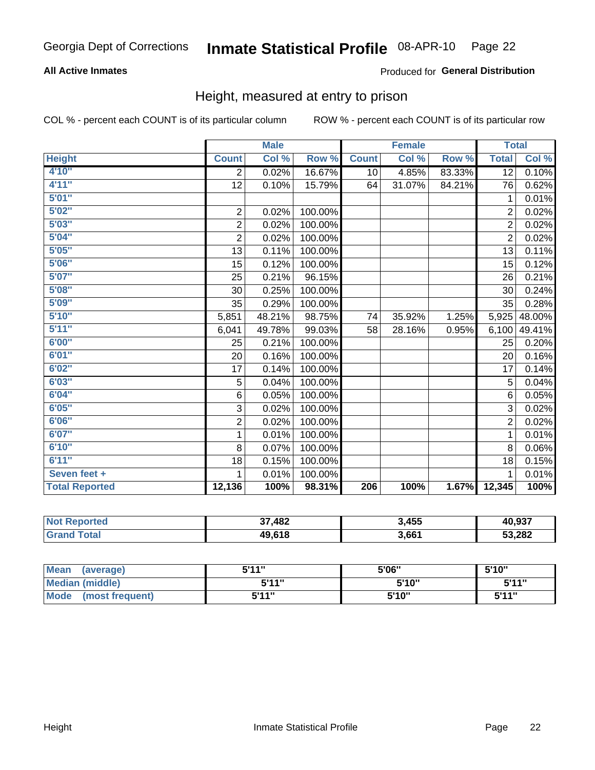Georgia Dept of Corrections **Inmate Statistical Profile** 08-APR-10

**All Active Inmates**

Produced for **General Distribution**

## Height, measured at entry to prison

COL % - percent each COUNT is of its particular column

ROW % - percent each COUNT is of its particular row

| | Male | | | Female | | | Total | |
|---|---|---|---|---|---|---|---|---|
| Height | Count | Col % | Row % | Count | Col % | Row % | Total | Col % |
| 4'10" | 2 | 0.02% | 16.67% | 10 | 4.85% | 83.33% | 12 | 0.10% |
| 4'11" | 12 | 0.10% | 15.79% | 64 | 31.07% | 84.21% | 76 | 0.62% |
| 5'01" | | | | | | | 1 | 0.01% |
| 5'02" | 2 | 0.02% | 100.00% | | | | 2 | 0.02% |
| 5'03" | 2 | 0.02% | 100.00% | | | | 2 | 0.02% |
| 5'04" | 2 | 0.02% | 100.00% | | | | 2 | 0.02% |
| 5'05" | 13 | 0.11% | 100.00% | | | | 13 | 0.11% |
| 5'06" | 15 | 0.12% | 100.00% | | | | 15 | 0.12% |
| 5'07" | 25 | 0.21% | 96.15% | | | | 26 | 0.21% |
| 5'08" | 30 | 0.25% | 100.00% | | | | 30 | 0.24% |
| 5'09" | 35 | 0.29% | 100.00% | | | | 35 | 0.28% |
| 5'10" | 5,851 | 48.21% | 98.75% | 74 | 35.92% | 1.25% | 5,925 | 48.00% |
| 5'11" | 6,041 | 49.78% | 99.03% | 58 | 28.16% | 0.95% | 6,100 | 49.41% |
| 6'00" | 25 | 0.21% | 100.00% | | | | 25 | 0.20% |
| 6'01" | 20 | 0.16% | 100.00% | | | | 20 | 0.16% |
| 6'02" | 17 | 0.14% | 100.00% | | | | 17 | 0.14% |
| 6'03" | 5 | 0.04% | 100.00% | | | | 5 | 0.04% |
| 6'04" | 6 | 0.05% | 100.00% | | | | 6 | 0.05% |
| 6'05" | 3 | 0.02% | 100.00% | | | | 3 | 0.02% |
| 6'06" | 2 | 0.02% | 100.00% | | | | 2 | 0.02% |
| 6'07" | 1 | 0.01% | 100.00% | | | | 1 | 0.01% |
| 6'10" | 8 | 0.07% | 100.00% | | | | 8 | 0.06% |
| 6'11" | 18 | 0.15% | 100.00% | | | | 18 | 0.15% |
| Seven feet + | 1 | 0.01% | 100.00% | | | | 1 | 0.01% |
| **Total Reported** | **12,136** | **100%** | **98.31%** | **206** | **100%** | **1.67%** | **12,345** | **100%** |

| | Male | Female | Total |
|---|---|---|---|
| Not Reported | 37,482 | 3,455 | 40,937 |
| Grand Total | 49,618 | 3,661 | 53,282 |

| | Male | Female | Total |
|---|---|---|---|
| Mean (average) | 5'11" | 5'06" | 5'10" |
| Median (middle) | 5'11" | 5'10" | 5'11" |
| Mode (most frequent) | 5'11" | 5'10" | 5'11" |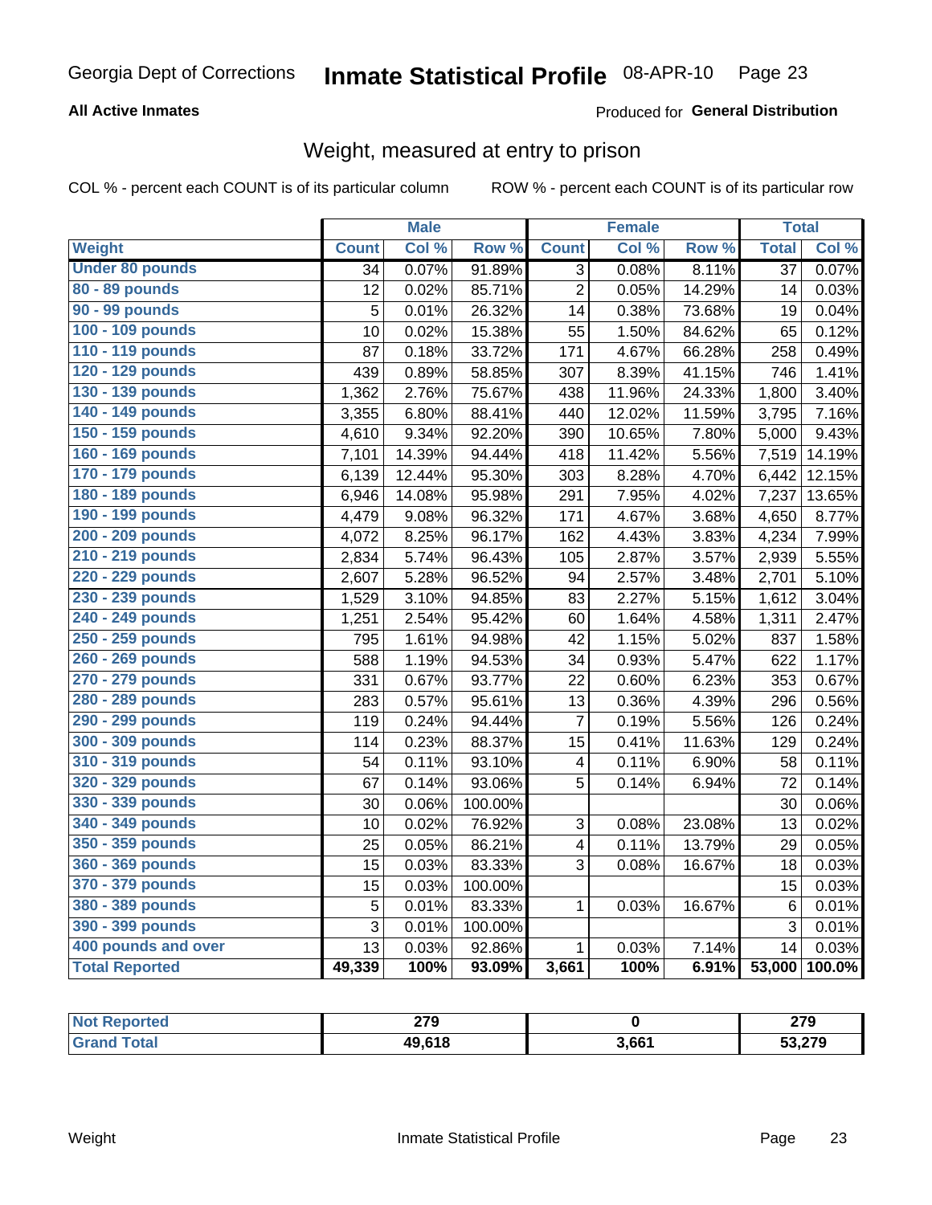Georgia Dept of Corrections **Inmate Statistical Profile** 08-APR-10 Page 23

**All Active Inmates**

Produced for **General Distribution**

## Weight, measured at entry to prison

COL % - percent each COUNT is of its particular column ROW % - percent each COUNT is of its particular row

| | Male | | | Female | | | Total | |
|---|---|---|---|---|---|---|---|---|
| **Weight** | **Count** | **Col %** | **Row %** | **Count** | **Col %** | **Row %** | **Total** | **Col %** |
| **Under 80 pounds** | 34 | 0.07% | 91.89% | 3 | 0.08% | 8.11% | 37 | 0.07% |
| **80 - 89 pounds** | 12 | 0.02% | 85.71% | 2 | 0.05% | 14.29% | 14 | 0.03% |
| **90 - 99 pounds** | 5 | 0.01% | 26.32% | 14 | 0.38% | 73.68% | 19 | 0.04% |
| **100 - 109 pounds** | 10 | 0.02% | 15.38% | 55 | 1.50% | 84.62% | 65 | 0.12% |
| **110 - 119 pounds** | 87 | 0.18% | 33.72% | 171 | 4.67% | 66.28% | 258 | 0.49% |
| **120 - 129 pounds** | 439 | 0.89% | 58.85% | 307 | 8.39% | 41.15% | 746 | 1.41% |
| **130 - 139 pounds** | 1,362 | 2.76% | 75.67% | 438 | 11.96% | 24.33% | 1,800 | 3.40% |
| **140 - 149 pounds** | 3,355 | 6.80% | 88.41% | 440 | 12.02% | 11.59% | 3,795 | 7.16% |
| **150 - 159 pounds** | 4,610 | 9.34% | 92.20% | 390 | 10.65% | 7.80% | 5,000 | 9.43% |
| **160 - 169 pounds** | 7,101 | 14.39% | 94.44% | 418 | 11.42% | 5.56% | 7,519 | 14.19% |
| **170 - 179 pounds** | 6,139 | 12.44% | 95.30% | 303 | 8.28% | 4.70% | 6,442 | 12.15% |
| **180 - 189 pounds** | 6,946 | 14.08% | 95.98% | 291 | 7.95% | 4.02% | 7,237 | 13.65% |
| **190 - 199 pounds** | 4,479 | 9.08% | 96.32% | 171 | 4.67% | 3.68% | 4,650 | 8.77% |
| **200 - 209 pounds** | 4,072 | 8.25% | 96.17% | 162 | 4.43% | 3.83% | 4,234 | 7.99% |
| **210 - 219 pounds** | 2,834 | 5.74% | 96.43% | 105 | 2.87% | 3.57% | 2,939 | 5.55% |
| **220 - 229 pounds** | 2,607 | 5.28% | 96.52% | 94 | 2.57% | 3.48% | 2,701 | 5.10% |
| **230 - 239 pounds** | 1,529 | 3.10% | 94.85% | 83 | 2.27% | 5.15% | 1,612 | 3.04% |
| **240 - 249 pounds** | 1,251 | 2.54% | 95.42% | 60 | 1.64% | 4.58% | 1,311 | 2.47% |
| **250 - 259 pounds** | 795 | 1.61% | 94.98% | 42 | 1.15% | 5.02% | 837 | 1.58% |
| **260 - 269 pounds** | 588 | 1.19% | 94.53% | 34 | 0.93% | 5.47% | 622 | 1.17% |
| **270 - 279 pounds** | 331 | 0.67% | 93.77% | 22 | 0.60% | 6.23% | 353 | 0.67% |
| **280 - 289 pounds** | 283 | 0.57% | 95.61% | 13 | 0.36% | 4.39% | 296 | 0.56% |
| **290 - 299 pounds** | 119 | 0.24% | 94.44% | 7 | 0.19% | 5.56% | 126 | 0.24% |
| **300 - 309 pounds** | 114 | 0.23% | 88.37% | 15 | 0.41% | 11.63% | 129 | 0.24% |
| **310 - 319 pounds** | 54 | 0.11% | 93.10% | 4 | 0.11% | 6.90% | 58 | 0.11% |
| **320 - 329 pounds** | 67 | 0.14% | 93.06% | 5 | 0.14% | 6.94% | 72 | 0.14% |
| **330 - 339 pounds** | 30 | 0.06% | 100.00% | | | | 30 | 0.06% |
| **340 - 349 pounds** | 10 | 0.02% | 76.92% | 3 | 0.08% | 23.08% | 13 | 0.02% |
| **350 - 359 pounds** | 25 | 0.05% | 86.21% | 4 | 0.11% | 13.79% | 29 | 0.05% |
| **360 - 369 pounds** | 15 | 0.03% | 83.33% | 3 | 0.08% | 16.67% | 18 | 0.03% |
| **370 - 379 pounds** | 15 | 0.03% | 100.00% | | | | 15 | 0.03% |
| **380 - 389 pounds** | 5 | 0.01% | 83.33% | 1 | 0.03% | 16.67% | 6 | 0.01% |
| **390 - 399 pounds** | 3 | 0.01% | 100.00% | | | | 3 | 0.01% |
| **400 pounds and over** | 13 | 0.03% | 92.86% | 1 | 0.03% | 7.14% | 14 | 0.03% |
| **Total Reported** | **49,339** | **100%** | **93.09%** | **3,661** | **100%** | **6.91%** | **53,000** | **100.0%** |

| | Male | Female | Total |
|---|---|---|---|
| **Not Reported** | **279** | **0** | **279** |
| **Grand Total** | **49,618** | **3,661** | **53,279** |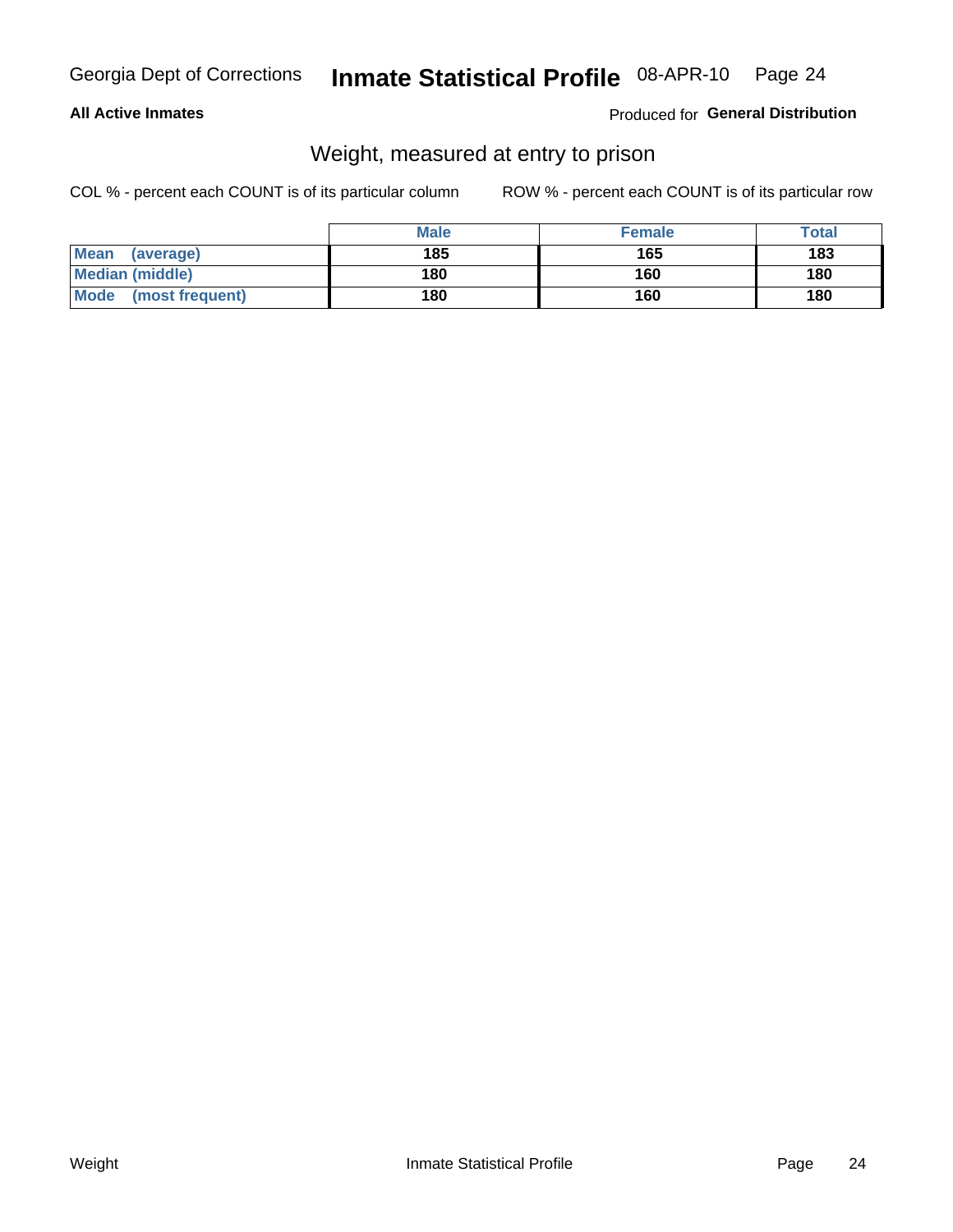## Weight, measured at entry to prison

**All Active Inmates** — Produced for **General Distribution**

COL % - percent each COUNT is of its particular column

ROW % - percent each COUNT is of its particular row

| | Male | Female | Total |
|---|---|---|---|
| **Mean (average)** | **185** | **165** | **183** |
| **Median (middle)** | **180** | **160** | **180** |
| **Mode (most frequent)** | **180** | **160** | **180** |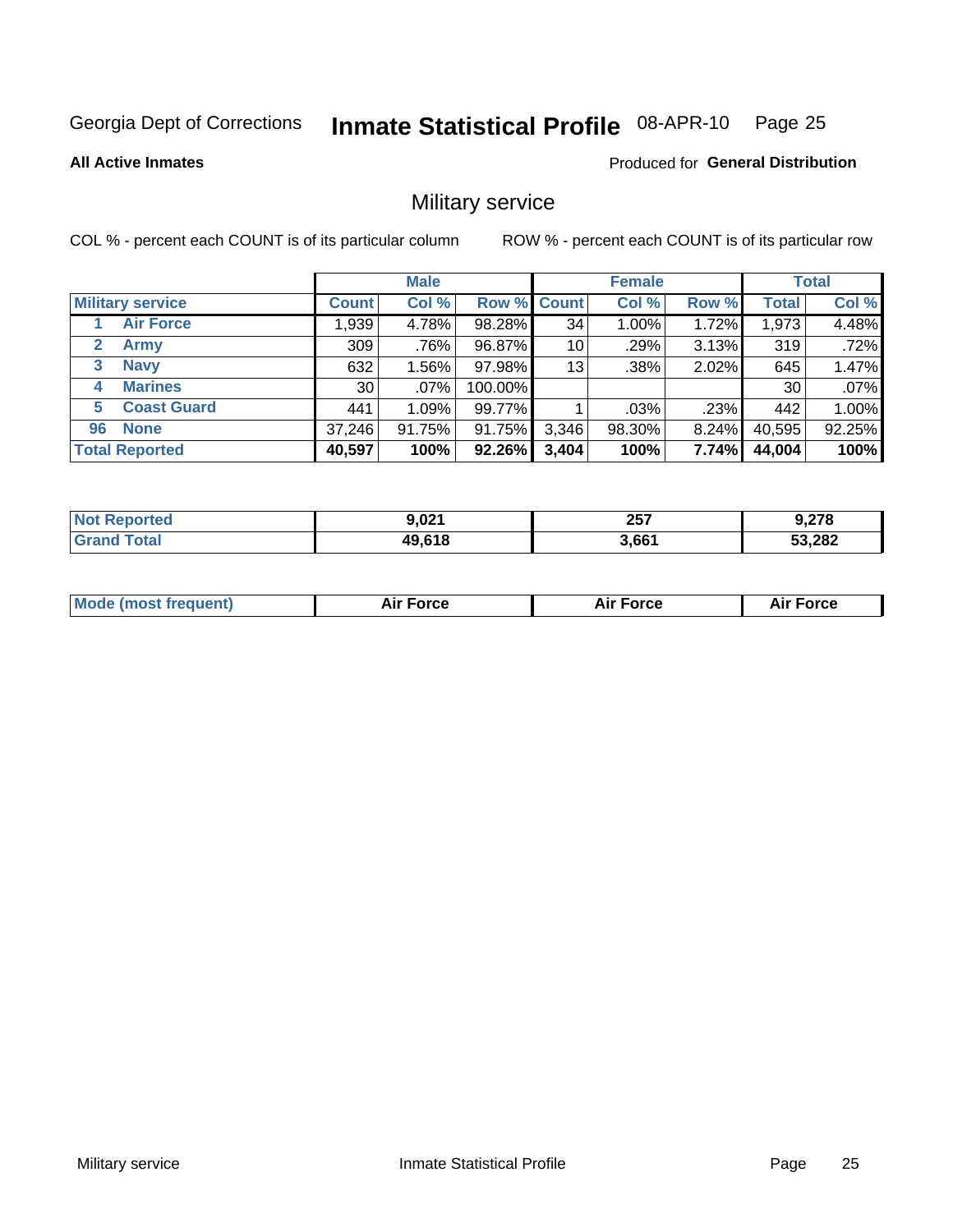Georgia Dept of Corrections **Inmate Statistical Profile** 08-APR-10

**All Active Inmates**

Produced for **General Distribution**

## Military service

COL % - percent each COUNT is of its particular column ROW % - percent each COUNT is of its particular row

| Military service | | Male | | | Female | | | Total | |
|---|---|---|---|---|---|---|---|---|---|
| | | Count | Col % | Row % | Count | Col % | Row % | Total | Col % |
| 1 | Air Force | 1,939 | 4.78% | 98.28% | 34 | 1.00% | 1.72% | 1,973 | 4.48% |
| 2 | Army | 309 | .76% | 96.87% | 10 | .29% | 3.13% | 319 | .72% |
| 3 | Navy | 632 | 1.56% | 97.98% | 13 | .38% | 2.02% | 645 | 1.47% |
| 4 | Marines | 30 | .07% | 100.00% | | | | 30 | .07% |
| 5 | Coast Guard | 441 | 1.09% | 99.77% | 1 | .03% | .23% | 442 | 1.00% |
| 96 | None | 37,246 | 91.75% | 91.75% | 3,346 | 98.30% | 8.24% | 40,595 | 92.25% |
| **Total Reported** | | **40,597** | **100%** | **92.26%** | **3,404** | **100%** | **7.74%** | **44,004** | **100%** |

| | Male | Female | Total |
|---|---|---|---|
| Not Reported | 9,021 | 257 | 9,278 |
| Grand Total | 49,618 | 3,661 | 53,282 |

| | Male | Female | Total |
|---|---|---|---|
| Mode (most frequent) | Air Force | Air Force | Air Force |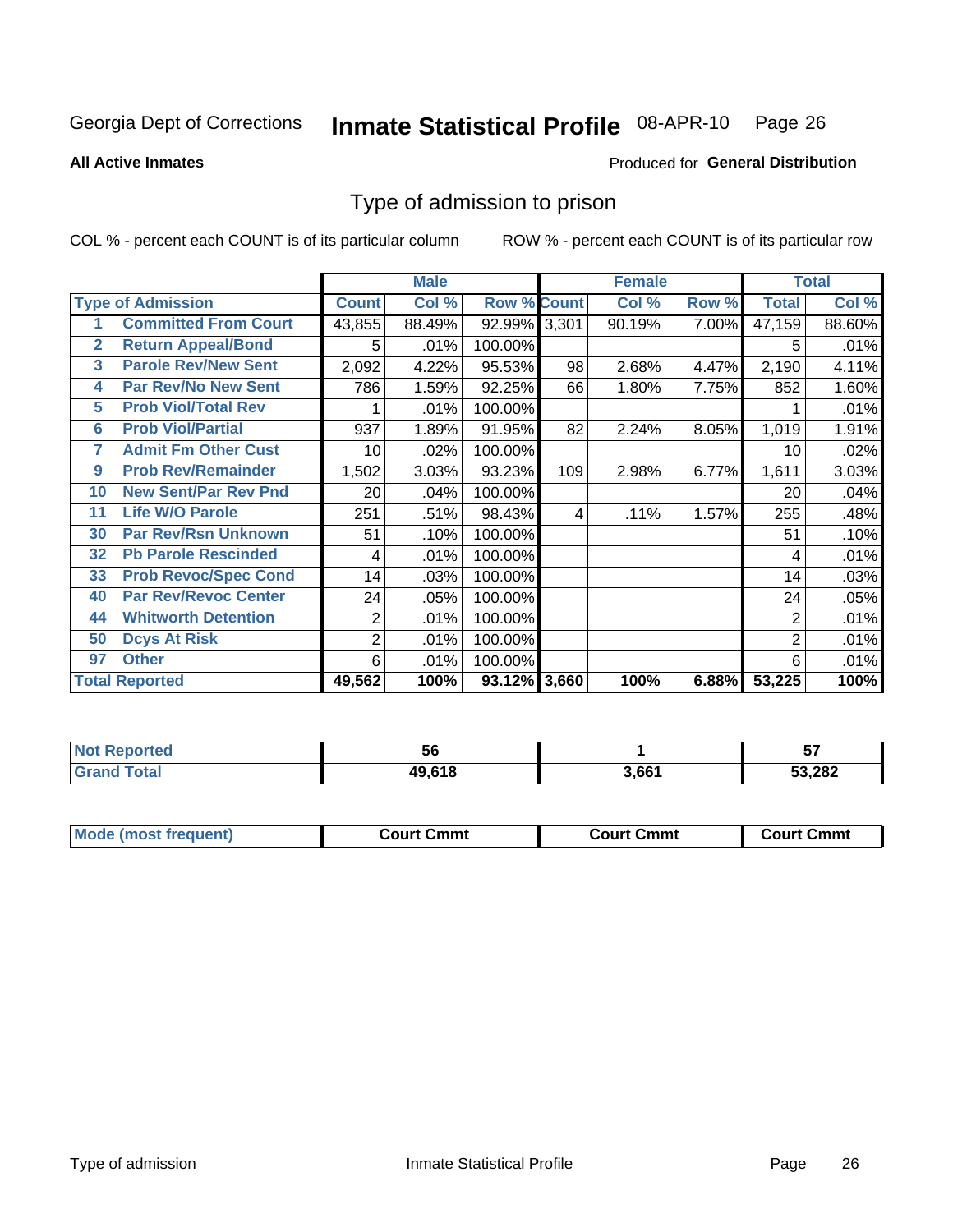Georgia Dept of Corrections **Inmate Statistical Profile** 08-APR-10

**All Active Inmates**

Produced for **General Distribution**

## Type of admission to prison

COL % - percent each COUNT is of its particular column

ROW % - percent each COUNT is of its particular row

| | | Male | | | Female | | | Total | |
|---|---|---|---|---|---|---|---|---|---|
| **Type of Admission** | | **Count** | **Col %** | **Row %** | **Count** | **Col %** | **Row %** | **Total** | **Col %** |
| 1 | **Committed From Court** | 43,855 | 88.49% | 92.99% | 3,301 | 90.19% | 7.00% | 47,159 | 88.60% |
| 2 | **Return Appeal/Bond** | 5 | .01% | 100.00% | | | | 5 | .01% |
| 3 | **Parole Rev/New Sent** | 2,092 | 4.22% | 95.53% | 98 | 2.68% | 4.47% | 2,190 | 4.11% |
| 4 | **Par Rev/No New Sent** | 786 | 1.59% | 92.25% | 66 | 1.80% | 7.75% | 852 | 1.60% |
| 5 | **Prob Viol/Total Rev** | 1 | .01% | 100.00% | | | | 1 | .01% |
| 6 | **Prob Viol/Partial** | 937 | 1.89% | 91.95% | 82 | 2.24% | 8.05% | 1,019 | 1.91% |
| 7 | **Admit Fm Other Cust** | 10 | .02% | 100.00% | | | | 10 | .02% |
| 9 | **Prob Rev/Remainder** | 1,502 | 3.03% | 93.23% | 109 | 2.98% | 6.77% | 1,611 | 3.03% |
| 10 | **New Sent/Par Rev Pnd** | 20 | .04% | 100.00% | | | | 20 | .04% |
| 11 | **Life W/O Parole** | 251 | .51% | 98.43% | 4 | .11% | 1.57% | 255 | .48% |
| 30 | **Par Rev/Rsn Unknown** | 51 | .10% | 100.00% | | | | 51 | .10% |
| 32 | **Pb Parole Rescinded** | 4 | .01% | 100.00% | | | | 4 | .01% |
| 33 | **Prob Revoc/Spec Cond** | 14 | .03% | 100.00% | | | | 14 | .03% |
| 40 | **Par Rev/Revoc Center** | 24 | .05% | 100.00% | | | | 24 | .05% |
| 44 | **Whitworth Detention** | 2 | .01% | 100.00% | | | | 2 | .01% |
| 50 | **Dcys At Risk** | 2 | .01% | 100.00% | | | | 2 | .01% |
| 97 | **Other** | 6 | .01% | 100.00% | | | | 6 | .01% |
| **Total Reported** | | **49,562** | **100%** | **93.12%** | **3,660** | **100%** | **6.88%** | **53,225** | **100%** |

| | Male | Female | Total |
|---|---|---|---|
| **Not Reported** | **56** | **1** | **57** |
| **Grand Total** | **49,618** | **3,661** | **53,282** |

| | Male | Female | Total |
|---|---|---|---|
| **Mode (most frequent)** | **Court Cmmt** | **Court Cmmt** | **Court Cmmt** |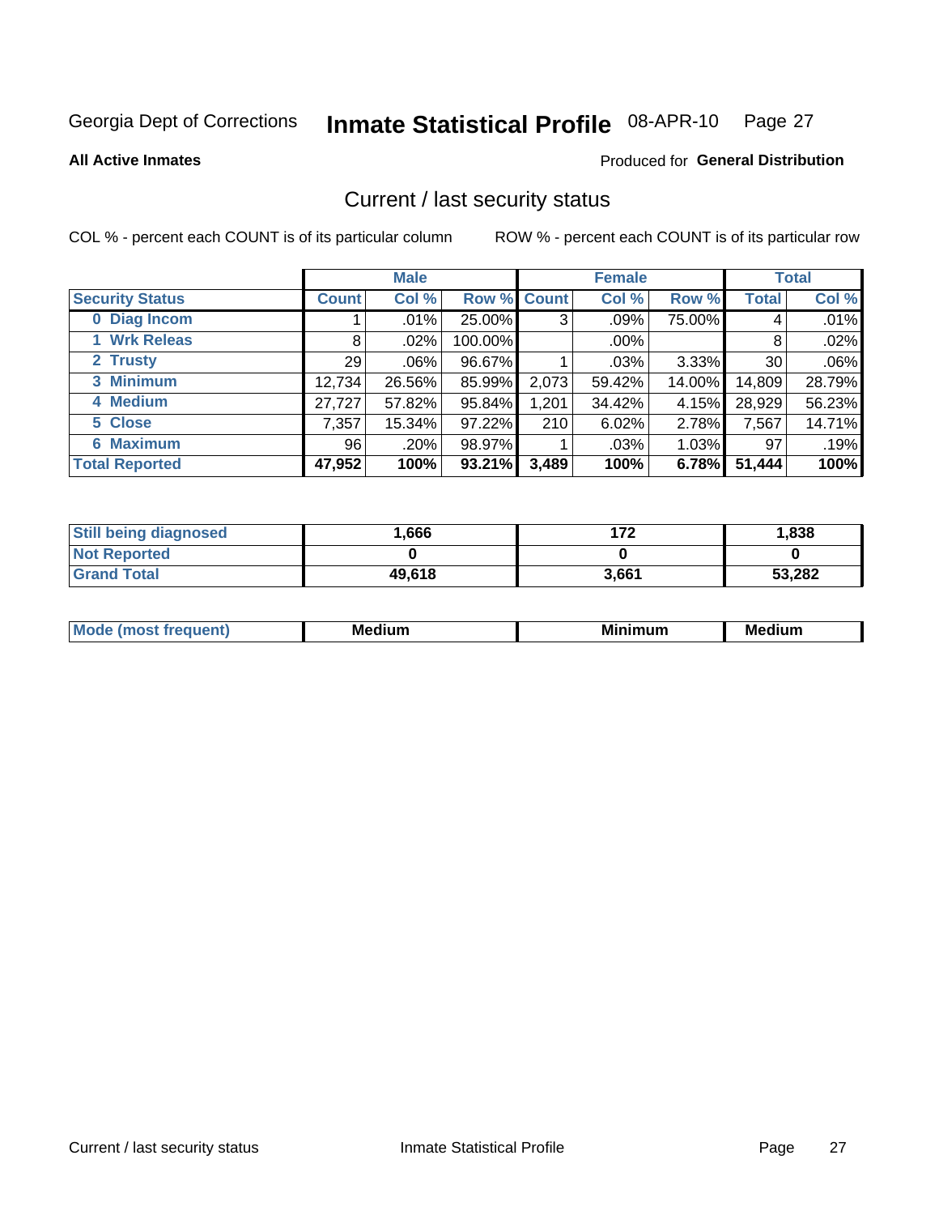Georgia Dept of Corrections **Inmate Statistical Profile** 08-APR-10

**All Active Inmates**

Produced for **General Distribution**

## Current / last security status

COL % - percent each COUNT is of its particular column

ROW % - percent each COUNT is of its particular row

| | Male | | | Female | | | Total | |
|---|---|---|---|---|---|---|---|---|
| **Security Status** | **Count** | **Col %** | **Row %** | **Count** | **Col %** | **Row %** | **Total** | **Col %** |
| **0 Diag Incom** | 1 | .01% | 25.00% | 3 | .09% | 75.00% | 4 | .01% |
| **1 Wrk Releas** | 8 | .02% | 100.00% | | .00% | | 8 | .02% |
| **2 Trusty** | 29 | .06% | 96.67% | 1 | .03% | 3.33% | 30 | .06% |
| **3 Minimum** | 12,734 | 26.56% | 85.99% | 2,073 | 59.42% | 14.00% | 14,809 | 28.79% |
| **4 Medium** | 27,727 | 57.82% | 95.84% | 1,201 | 34.42% | 4.15% | 28,929 | 56.23% |
| **5 Close** | 7,357 | 15.34% | 97.22% | 210 | 6.02% | 2.78% | 7,567 | 14.71% |
| **6 Maximum** | 96 | .20% | 98.97% | 1 | .03% | 1.03% | 97 | .19% |
| **Total Reported** | **47,952** | **100%** | **93.21%** | **3,489** | **100%** | **6.78%** | **51,444** | **100%** |

| | Male | Female | Total |
|---|---|---|---|
| **Still being diagnosed** | **1,666** | **172** | **1,838** |
| **Not Reported** | **0** | **0** | **0** |
| **Grand Total** | **49,618** | **3,661** | **53,282** |

| | Male | Female | Total |
|---|---|---|---|
| **Mode (most frequent)** | **Medium** | **Minimum** | **Medium** |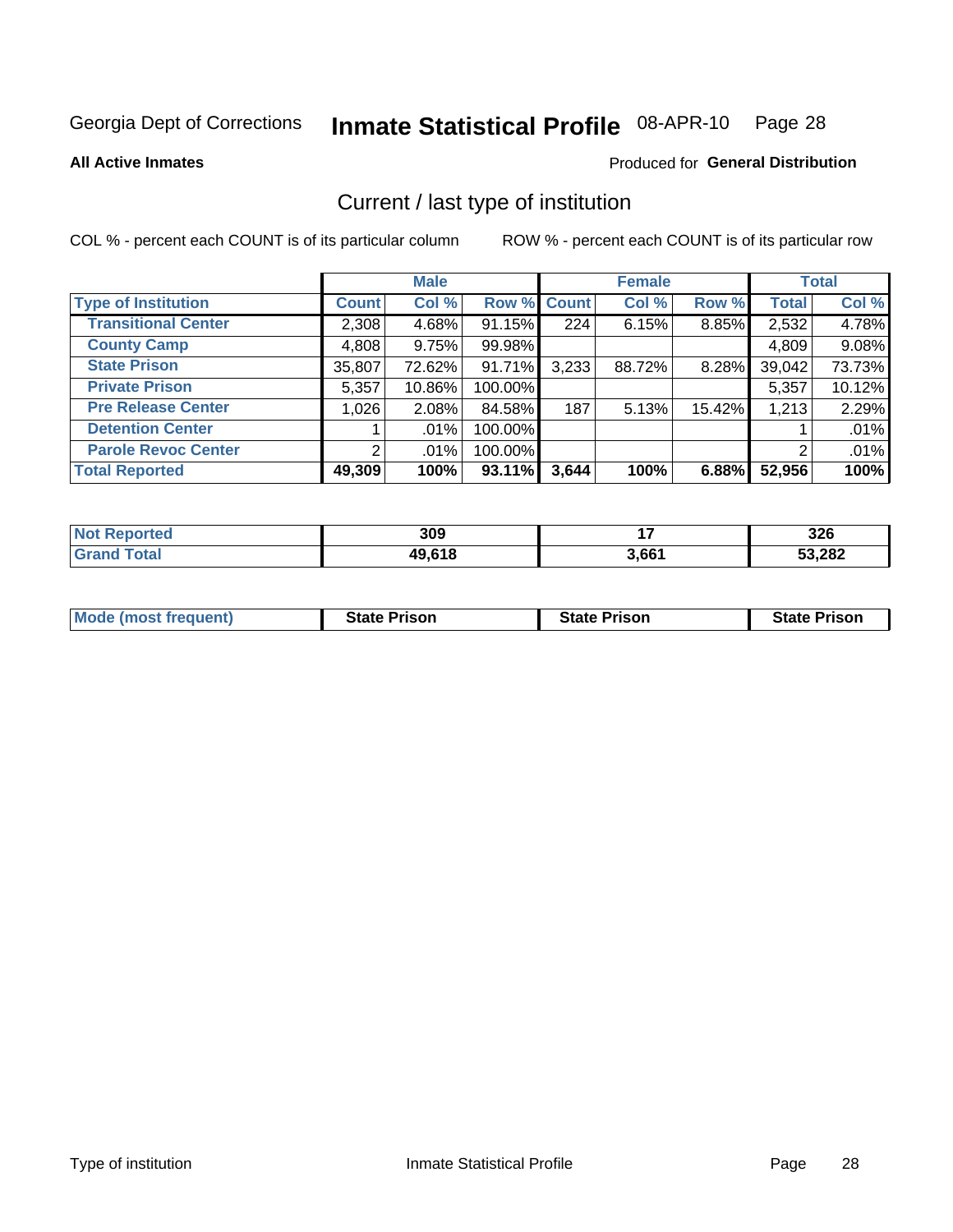Georgia Dept of Corrections **Inmate Statistical Profile** 08-APR-10

**All Active Inmates**

Produced for **General Distribution**

## Current / last type of institution

COL % - percent each COUNT is of its particular column    ROW % - percent each COUNT is of its particular row

| | Male | | | Female | | | Total | |
|---|---|---|---|---|---|---|---|---|
| **Type of Institution** | **Count** | **Col %** | **Row %** | **Count** | **Col %** | **Row %** | **Total** | **Col %** |
| **Transitional Center** | 2,308 | 4.68% | 91.15% | 224 | 6.15% | 8.85% | 2,532 | 4.78% |
| **County Camp** | 4,808 | 9.75% | 99.98% | | | | 4,809 | 9.08% |
| **State Prison** | 35,807 | 72.62% | 91.71% | 3,233 | 88.72% | 8.28% | 39,042 | 73.73% |
| **Private Prison** | 5,357 | 10.86% | 100.00% | | | | 5,357 | 10.12% |
| **Pre Release Center** | 1,026 | 2.08% | 84.58% | 187 | 5.13% | 15.42% | 1,213 | 2.29% |
| **Detention Center** | 1 | .01% | 100.00% | | | | 1 | .01% |
| **Parole Revoc Center** | 2 | .01% | 100.00% | | | | 2 | .01% |
| **Total Reported** | **49,309** | **100%** | **93.11%** | **3,644** | **100%** | **6.88%** | **52,956** | **100%** |

| | Male | Female | Total |
|---|---|---|---|
| **Not Reported** | **309** | **17** | **326** |
| **Grand Total** | **49,618** | **3,661** | **53,282** |

| | Male | Female | Total |
|---|---|---|---|
| **Mode (most frequent)** | **State Prison** | **State Prison** | **State Prison** |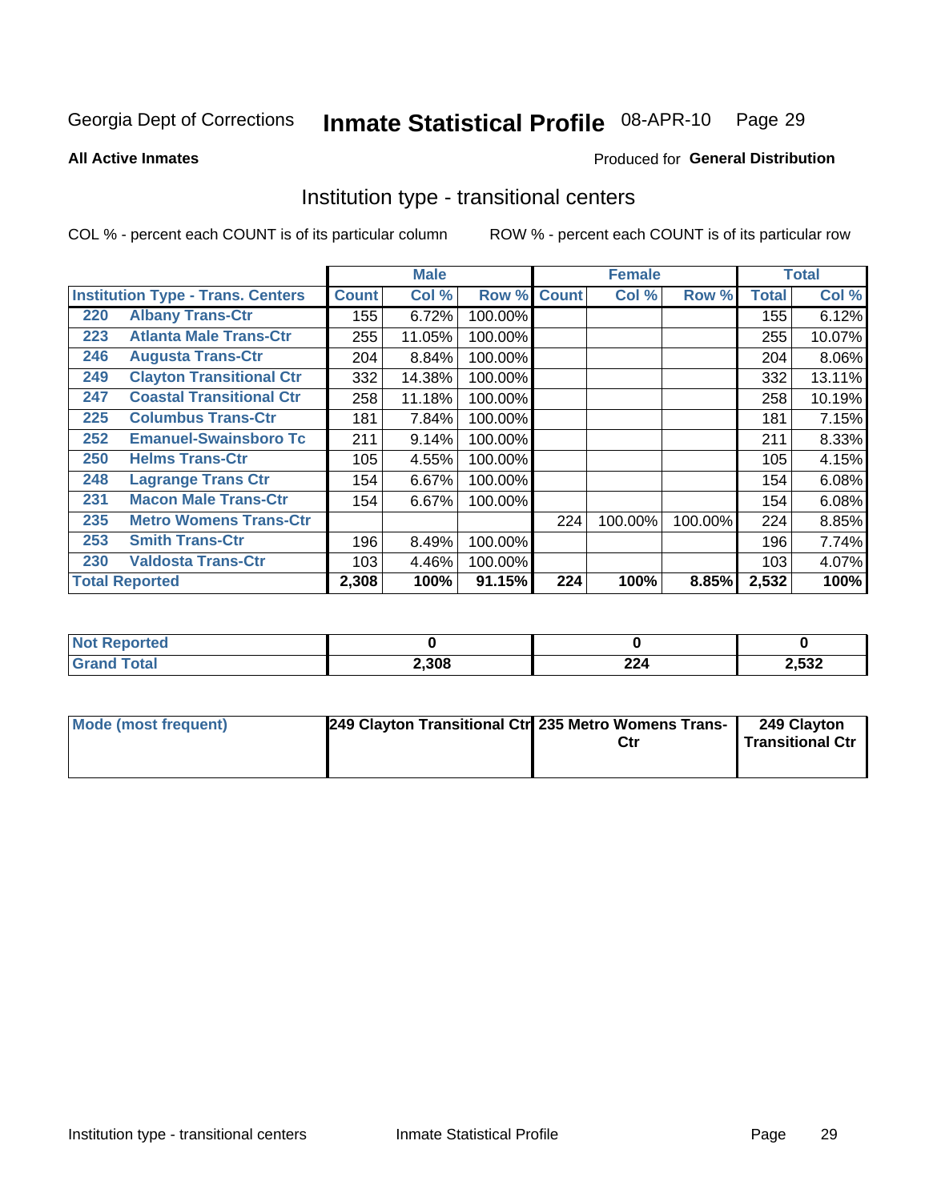Georgia Dept of Corrections **Inmate Statistical Profile** 08-APR-10 Page 29

**All Active Inmates**

Produced for **General Distribution**

## Institution type - transitional centers

COL % - percent each COUNT is of its particular column

ROW % - percent each COUNT is of its particular row

| Institution Type - Trans. Centers | | Male | | | Female | | | Total | |
|---|---|---|---|---|---|---|---|---|---|
| | | Count | Col % | Row % | Count | Col % | Row % | Total | Col % |
| 220 | Albany Trans-Ctr | 155 | 6.72% | 100.00% | | | | 155 | 6.12% |
| 223 | Atlanta Male Trans-Ctr | 255 | 11.05% | 100.00% | | | | 255 | 10.07% |
| 246 | Augusta Trans-Ctr | 204 | 8.84% | 100.00% | | | | 204 | 8.06% |
| 249 | Clayton Transitional Ctr | 332 | 14.38% | 100.00% | | | | 332 | 13.11% |
| 247 | Coastal Transitional Ctr | 258 | 11.18% | 100.00% | | | | 258 | 10.19% |
| 225 | Columbus Trans-Ctr | 181 | 7.84% | 100.00% | | | | 181 | 7.15% |
| 252 | Emanuel-Swainsboro Tc | 211 | 9.14% | 100.00% | | | | 211 | 8.33% |
| 250 | Helms Trans-Ctr | 105 | 4.55% | 100.00% | | | | 105 | 4.15% |
| 248 | Lagrange Trans Ctr | 154 | 6.67% | 100.00% | | | | 154 | 6.08% |
| 231 | Macon Male Trans-Ctr | 154 | 6.67% | 100.00% | | | | 154 | 6.08% |
| 235 | Metro Womens Trans-Ctr | | | | 224 | 100.00% | 100.00% | 224 | 8.85% |
| 253 | Smith Trans-Ctr | 196 | 8.49% | 100.00% | | | | 196 | 7.74% |
| 230 | Valdosta Trans-Ctr | 103 | 4.46% | 100.00% | | | | 103 | 4.07% |
| **Total Reported** | | **2,308** | **100%** | **91.15%** | **224** | **100%** | **8.85%** | **2,532** | **100%** |

| | Male | Female | Total |
|---|---|---|---|
| **Not Reported** | **0** | **0** | **0** |
| **Grand Total** | **2,308** | **224** | **2,532** |

| | Male | Female | Total |
|---|---|---|---|
| **Mode (most frequent)** | **249 Clayton Transitional Ctr** | **235 Metro Womens Trans-Ctr** | **249 Clayton Transitional Ctr** |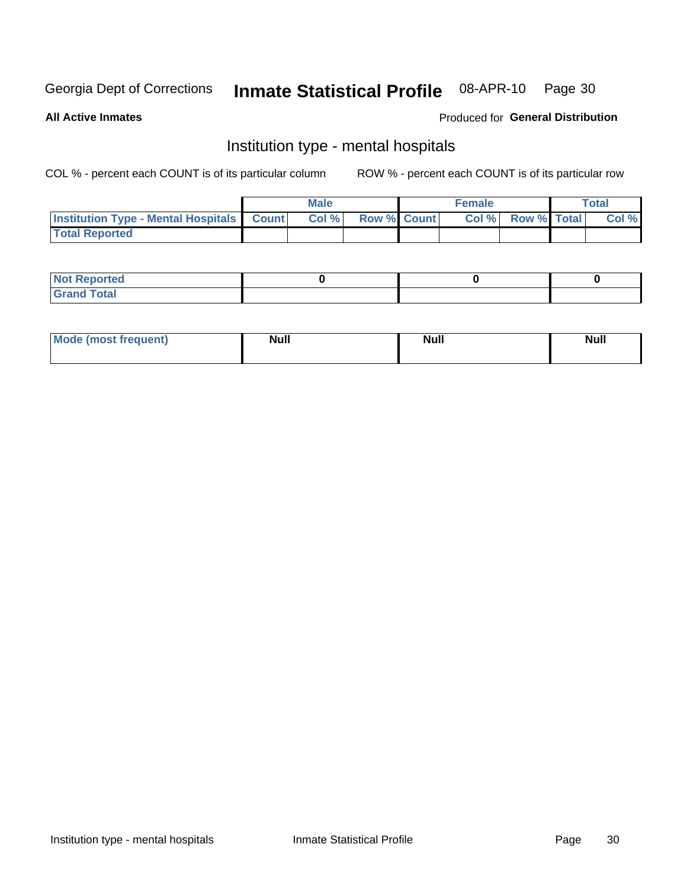Georgia Dept of Corrections **Inmate Statistical Profile** 08-APR-10

**All Active Inmates**

Produced for **General Distribution**

## Institution type - mental hospitals

COL % - percent each COUNT is of its particular column

ROW % - percent each COUNT is of its particular row

| | Male | | | Female | | | Total | |
|---|---|---|---|---|---|---|---|---|
| **Institution Type - Mental Hospitals** | **Count** | **Col %** | **Row %** | **Count** | **Col %** | **Row %** | **Total** | **Col %** |
| **Total Reported** | | | | | | | | |

| | Male | Female | Total |
|---|---|---|---|
| **Not Reported** | **0** | **0** | **0** |
| **Grand Total** | | | |

| | Male | Female | Total |
|---|---|---|---|
| **Mode (most frequent)** | **Null** | **Null** | **Null** |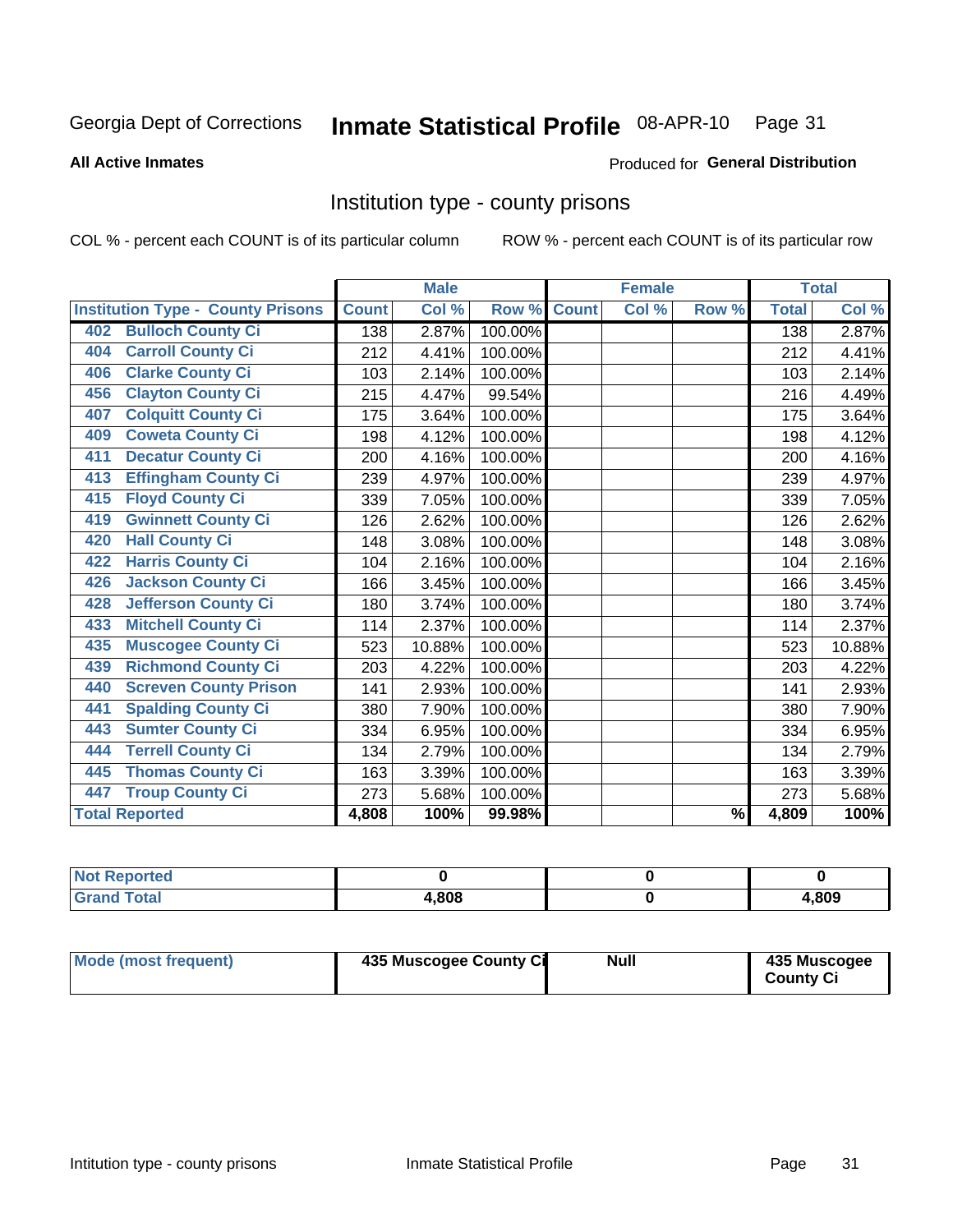Georgia Dept of Corrections **Inmate Statistical Profile** 08-APR-10

**All Active Inmates**

Produced for **General Distribution**

## Institution type - county prisons

COL % - percent each COUNT is of its particular column

ROW % - percent each COUNT is of its particular row

| Institution Type - County Prisons | Male | | | Female | | | Total | |
|---|---|---|---|---|---|---|---|---|
| | Count | Col % | Row % | Count | Col % | Row % | Total | Col % |
| 402 Bulloch County Ci | 138 | 2.87% | 100.00% | | | | 138 | 2.87% |
| 404 Carroll County Ci | 212 | 4.41% | 100.00% | | | | 212 | 4.41% |
| 406 Clarke County Ci | 103 | 2.14% | 100.00% | | | | 103 | 2.14% |
| 456 Clayton County Ci | 215 | 4.47% | 99.54% | | | | 216 | 4.49% |
| 407 Colquitt County Ci | 175 | 3.64% | 100.00% | | | | 175 | 3.64% |
| 409 Coweta County Ci | 198 | 4.12% | 100.00% | | | | 198 | 4.12% |
| 411 Decatur County Ci | 200 | 4.16% | 100.00% | | | | 200 | 4.16% |
| 413 Effingham County Ci | 239 | 4.97% | 100.00% | | | | 239 | 4.97% |
| 415 Floyd County Ci | 339 | 7.05% | 100.00% | | | | 339 | 7.05% |
| 419 Gwinnett County Ci | 126 | 2.62% | 100.00% | | | | 126 | 2.62% |
| 420 Hall County Ci | 148 | 3.08% | 100.00% | | | | 148 | 3.08% |
| 422 Harris County Ci | 104 | 2.16% | 100.00% | | | | 104 | 2.16% |
| 426 Jackson County Ci | 166 | 3.45% | 100.00% | | | | 166 | 3.45% |
| 428 Jefferson County Ci | 180 | 3.74% | 100.00% | | | | 180 | 3.74% |
| 433 Mitchell County Ci | 114 | 2.37% | 100.00% | | | | 114 | 2.37% |
| 435 Muscogee County Ci | 523 | 10.88% | 100.00% | | | | 523 | 10.88% |
| 439 Richmond County Ci | 203 | 4.22% | 100.00% | | | | 203 | 4.22% |
| 440 Screven County Prison | 141 | 2.93% | 100.00% | | | | 141 | 2.93% |
| 441 Spalding County Ci | 380 | 7.90% | 100.00% | | | | 380 | 7.90% |
| 443 Sumter County Ci | 334 | 6.95% | 100.00% | | | | 334 | 6.95% |
| 444 Terrell County Ci | 134 | 2.79% | 100.00% | | | | 134 | 2.79% |
| 445 Thomas County Ci | 163 | 3.39% | 100.00% | | | | 163 | 3.39% |
| 447 Troup County Ci | 273 | 5.68% | 100.00% | | | | 273 | 5.68% |
| **Total Reported** | **4,808** | **100%** | **99.98%** | | | **%** | **4,809** | **100%** |

| | Male | Female | Total |
|---|---|---|---|
| Not Reported | 0 | 0 | 0 |
| Grand Total | 4,808 | 0 | 4,809 |

| | Male | Female | Total |
|---|---|---|---|
| Mode (most frequent) | 435 Muscogee County Ci | Null | 435 Muscogee County Ci |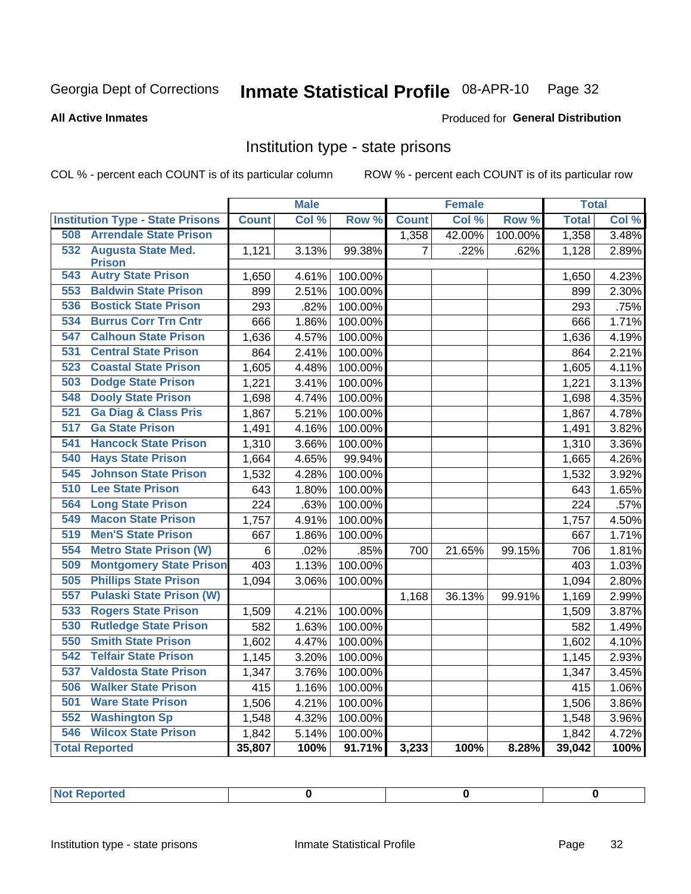Georgia Dept of Corrections **Inmate Statistical Profile** 08-APR-10 Page 32

**All Active Inmates**

Produced for **General Distribution**

# Institution type - state prisons

COL % - percent each COUNT is of its particular column ROW % - percent each COUNT is of its particular row

| Institution Type - State Prisons | Male | | | Female | | | Total | |
|---|---|---|---|---|---|---|---|---|
| | Count | Col % | Row % | Count | Col % | Row % | Total | Col % |
| 508 Arrendale State Prison | | | | 1,358 | 42.00% | 100.00% | 1,358 | 3.48% |
| 532 Augusta State Med. Prison | 1,121 | 3.13% | 99.38% | 7 | .22% | .62% | 1,128 | 2.89% |
| 543 Autry State Prison | 1,650 | 4.61% | 100.00% | | | | 1,650 | 4.23% |
| 553 Baldwin State Prison | 899 | 2.51% | 100.00% | | | | 899 | 2.30% |
| 536 Bostick State Prison | 293 | .82% | 100.00% | | | | 293 | .75% |
| 534 Burrus Corr Trn Cntr | 666 | 1.86% | 100.00% | | | | 666 | 1.71% |
| 547 Calhoun State Prison | 1,636 | 4.57% | 100.00% | | | | 1,636 | 4.19% |
| 531 Central State Prison | 864 | 2.41% | 100.00% | | | | 864 | 2.21% |
| 523 Coastal State Prison | 1,605 | 4.48% | 100.00% | | | | 1,605 | 4.11% |
| 503 Dodge State Prison | 1,221 | 3.41% | 100.00% | | | | 1,221 | 3.13% |
| 548 Dooly State Prison | 1,698 | 4.74% | 100.00% | | | | 1,698 | 4.35% |
| 521 Ga Diag & Class Pris | 1,867 | 5.21% | 100.00% | | | | 1,867 | 4.78% |
| 517 Ga State Prison | 1,491 | 4.16% | 100.00% | | | | 1,491 | 3.82% |
| 541 Hancock State Prison | 1,310 | 3.66% | 100.00% | | | | 1,310 | 3.36% |
| 540 Hays State Prison | 1,664 | 4.65% | 99.94% | | | | 1,665 | 4.26% |
| 545 Johnson State Prison | 1,532 | 4.28% | 100.00% | | | | 1,532 | 3.92% |
| 510 Lee State Prison | 643 | 1.80% | 100.00% | | | | 643 | 1.65% |
| 564 Long State Prison | 224 | .63% | 100.00% | | | | 224 | .57% |
| 549 Macon State Prison | 1,757 | 4.91% | 100.00% | | | | 1,757 | 4.50% |
| 519 Men'S State Prison | 667 | 1.86% | 100.00% | | | | 667 | 1.71% |
| 554 Metro State Prison (W) | 6 | .02% | .85% | 700 | 21.65% | 99.15% | 706 | 1.81% |
| 509 Montgomery State Prison | 403 | 1.13% | 100.00% | | | | 403 | 1.03% |
| 505 Phillips State Prison | 1,094 | 3.06% | 100.00% | | | | 1,094 | 2.80% |
| 557 Pulaski State Prison (W) | | | | 1,168 | 36.13% | 99.91% | 1,169 | 2.99% |
| 533 Rogers State Prison | 1,509 | 4.21% | 100.00% | | | | 1,509 | 3.87% |
| 530 Rutledge State Prison | 582 | 1.63% | 100.00% | | | | 582 | 1.49% |
| 550 Smith State Prison | 1,602 | 4.47% | 100.00% | | | | 1,602 | 4.10% |
| 542 Telfair State Prison | 1,145 | 3.20% | 100.00% | | | | 1,145 | 2.93% |
| 537 Valdosta State Prison | 1,347 | 3.76% | 100.00% | | | | 1,347 | 3.45% |
| 506 Walker State Prison | 415 | 1.16% | 100.00% | | | | 415 | 1.06% |
| 501 Ware State Prison | 1,506 | 4.21% | 100.00% | | | | 1,506 | 3.86% |
| 552 Washington Sp | 1,548 | 4.32% | 100.00% | | | | 1,548 | 3.96% |
| 546 Wilcox State Prison | 1,842 | 5.14% | 100.00% | | | | 1,842 | 4.72% |
| **Total Reported** | **35,807** | **100%** | **91.71%** | **3,233** | **100%** | **8.28%** | **39,042** | **100%** |

| Not Reported | 0 | 0 | 0 |
|---|---|---|---|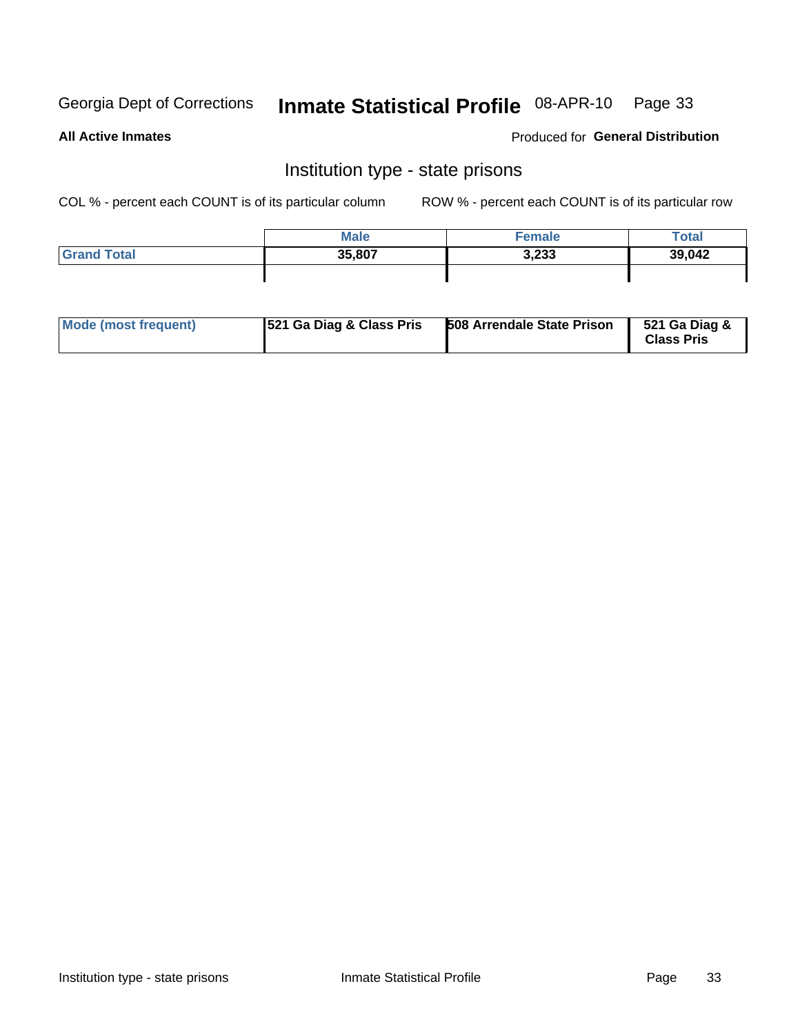## Institution type - state prisons

COL % - percent each COUNT is of its particular column

ROW % - percent each COUNT is of its particular row

| | Male | Female | Total |
|---|---|---|---|
| Grand Total | 35,807 | 3,233 | 39,042 |

| | | | |
|---|---|---|---|
| Mode (most frequent) | 521 Ga Diag & Class Pris | 508 Arrendale State Prison | 521 Ga Diag & Class Pris |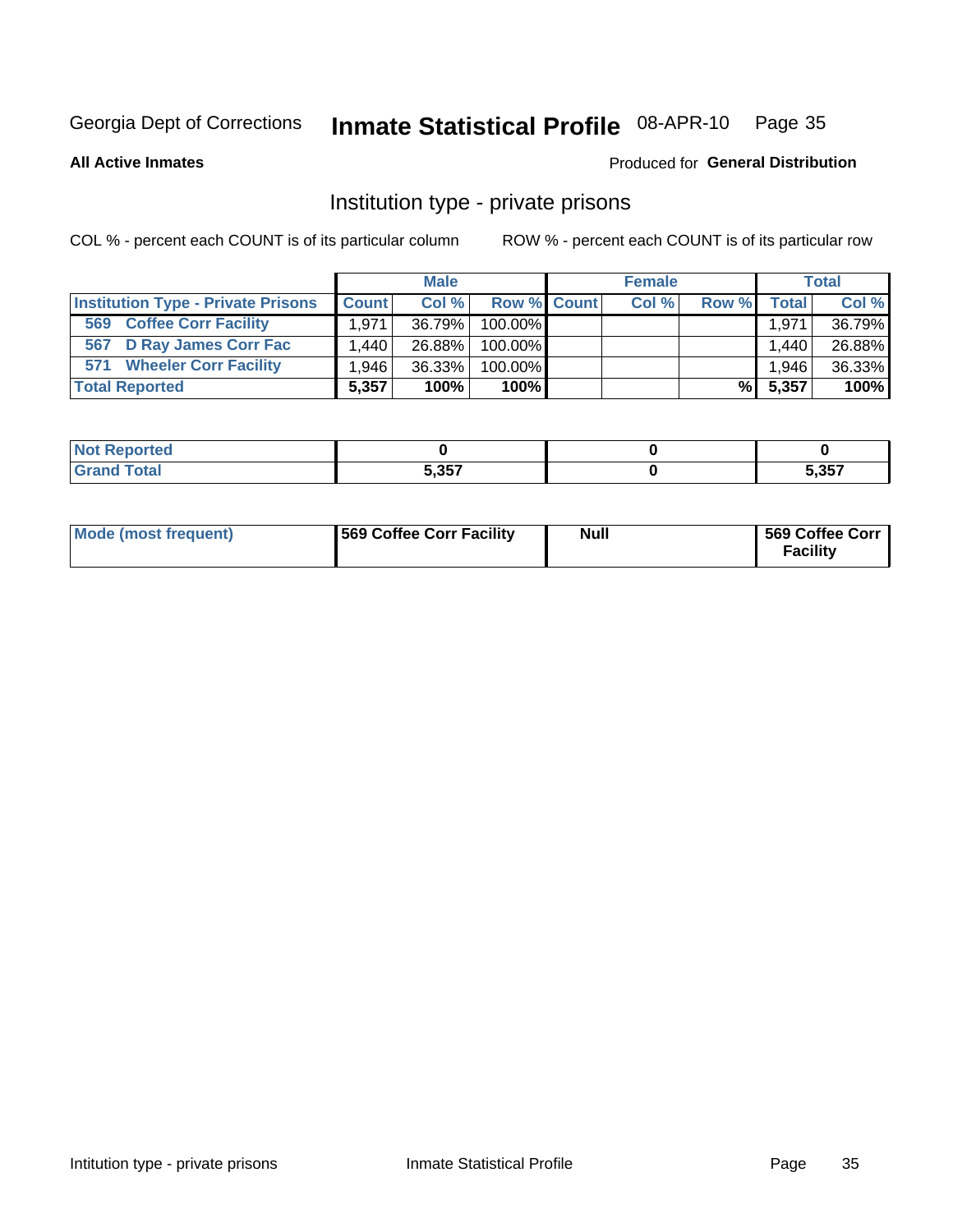Georgia Dept of Corrections **Inmate Statistical Profile** 08-APR-10

**All Active Inmates**

Produced for **General Distribution**

## Institution type - private prisons

COL % - percent each COUNT is of its particular column

ROW % - percent each COUNT is of its particular row

| | Male | | | Female | | | Total | |
|---|---|---|---|---|---|---|---|---|
| **Institution Type - Private Prisons** | **Count** | **Col %** | **Row %** | **Count** | **Col %** | **Row %** | **Total** | **Col %** |
| **569 Coffee Corr Facility** | 1,971 | 36.79% | 100.00% | | | | 1,971 | 36.79% |
| **567 D Ray James Corr Fac** | 1,440 | 26.88% | 100.00% | | | | 1,440 | 26.88% |
| **571 Wheeler Corr Facility** | 1,946 | 36.33% | 100.00% | | | | 1,946 | 36.33% |
| **Total Reported** | **5,357** | **100%** | **100%** | | | **%** | **5,357** | **100%** |

| | Male | Female | Total |
|---|---|---|---|
| **Not Reported** | **0** | **0** | **0** |
| **Grand Total** | **5,357** | **0** | **5,357** |

| | Male | Female | Total |
|---|---|---|---|
| **Mode (most frequent)** | **569 Coffee Corr Facility** | **Null** | **569 Coffee Corr Facility** |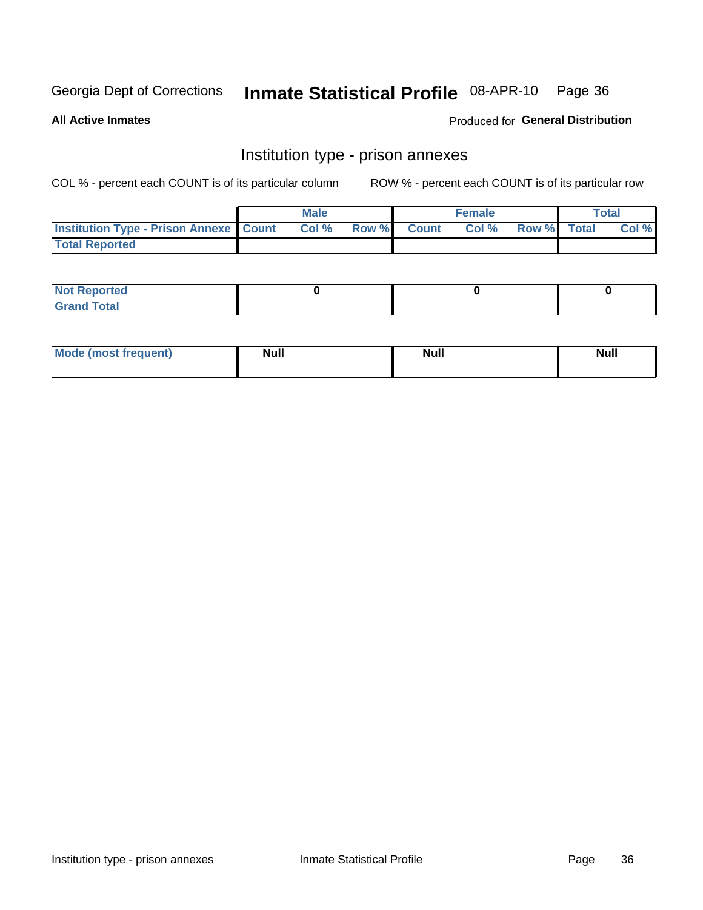Georgia Dept of Corrections **Inmate Statistical Profile** 08-APR-10

**All Active Inmates**

Produced for **General Distribution**

## Institution type - prison annexes

COL % - percent each COUNT is of its particular column ROW % - percent each COUNT is of its particular row

| | Male | | | Female | | | Total | |
|---|---|---|---|---|---|---|---|---|
| Institution Type - Prison Annexe | Count | Col % | Row % | Count | Col % | Row % | Total | Col % |
| Total Reported | | | | | | | | |

| | Male | Female | Total |
|---|---|---|---|
| Not Reported | 0 | 0 | 0 |
| Grand Total | | | |

| | Male | Female | Total |
|---|---|---|---|
| Mode (most frequent) | Null | Null | Null |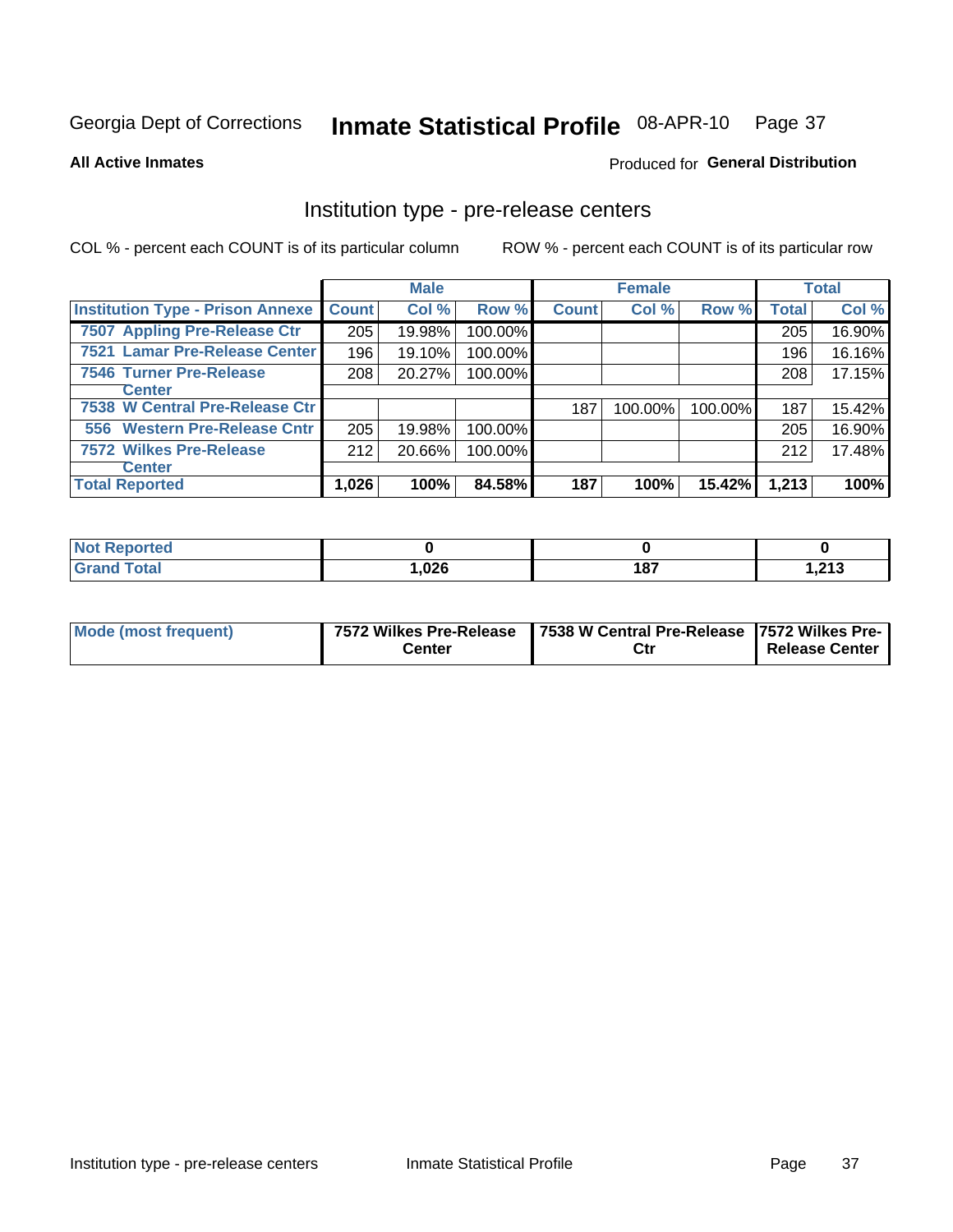Georgia Dept of Corrections **Inmate Statistical Profile** 08-APR-10

**All Active Inmates**

Produced for **General Distribution**

## Institution type - pre-release centers

COL % - percent each COUNT is of its particular column ROW % - percent each COUNT is of its particular row

| | Male | | | Female | | | Total | |
|---|---|---|---|---|---|---|---|---|
| **Institution Type - Prison Annexe** | **Count** | **Col %** | **Row %** | **Count** | **Col %** | **Row %** | **Total** | **Col %** |
| 7507 Appling Pre-Release Ctr | 205 | 19.98% | 100.00% | | | | 205 | 16.90% |
| 7521 Lamar Pre-Release Center | 196 | 19.10% | 100.00% | | | | 196 | 16.16% |
| 7546 Turner Pre-Release Center | 208 | 20.27% | 100.00% | | | | 208 | 17.15% |
| 7538 W Central Pre-Release Ctr | | | | 187 | 100.00% | 100.00% | 187 | 15.42% |
| 556 Western Pre-Release Cntr | 205 | 19.98% | 100.00% | | | | 205 | 16.90% |
| 7572 Wilkes Pre-Release Center | 212 | 20.66% | 100.00% | | | | 212 | 17.48% |
| **Total Reported** | **1,026** | **100%** | **84.58%** | **187** | **100%** | **15.42%** | **1,213** | **100%** |

| | Male | Female | Total |
|---|---|---|---|
| **Not Reported** | **0** | **0** | **0** |
| **Grand Total** | **1,026** | **187** | **1,213** |

| | Male | Female | Total |
|---|---|---|---|
| **Mode (most frequent)** | **7572 Wilkes Pre-Release Center** | **7538 W Central Pre-Release Ctr** | **7572 Wilkes Pre-Release Center** |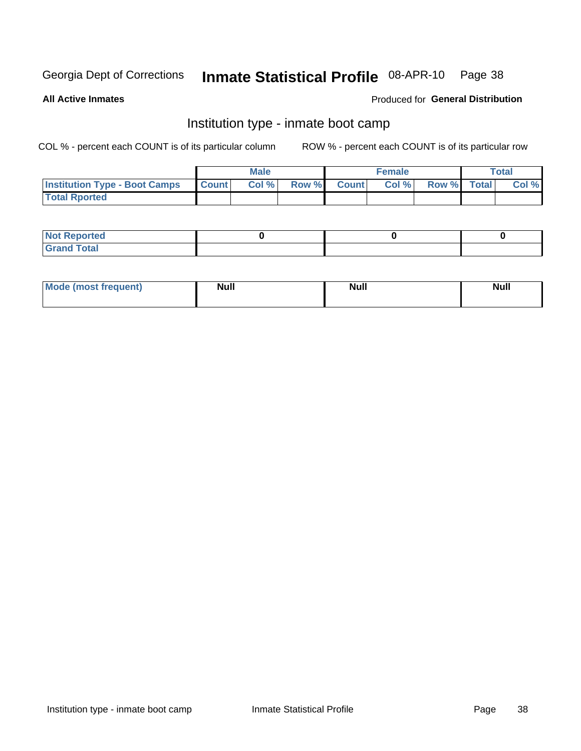Georgia Dept of Corrections **Inmate Statistical Profile** 08-APR-10

**All Active Inmates**

Produced for **General Distribution**

## Institution type - inmate boot camp

COL % - percent each COUNT is of its particular column ROW % - percent each COUNT is of its particular row

| | Male | | | Female | | | Total | |
|---|---|---|---|---|---|---|---|---|
| **Institution Type - Boot Camps** | **Count** | **Col %** | **Row %** | **Count** | **Col %** | **Row %** | **Total** | **Col %** |
| **Total Rported** | | | | | | | | |

| | Male | Female | Total |
|---|---|---|---|
| **Not Reported** | 0 | 0 | 0 |
| **Grand Total** | | | |

| | Male | Female | Total |
|---|---|---|---|
| **Mode (most frequent)** | Null | Null | Null |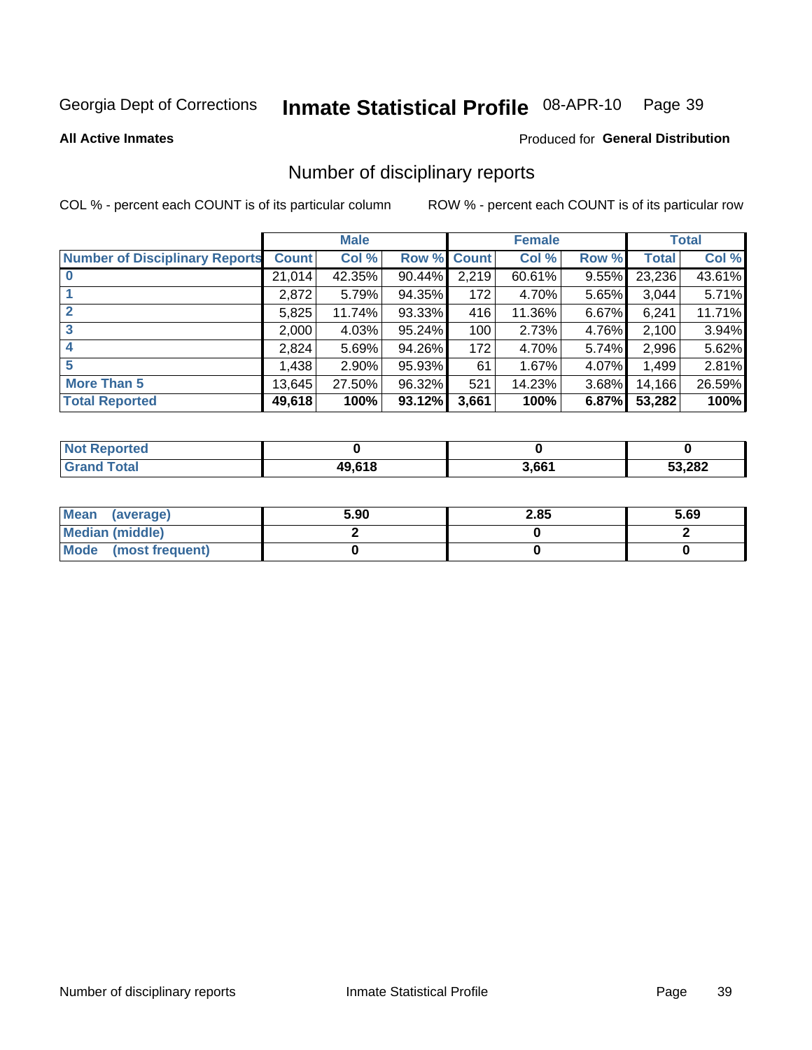Georgia Dept of Corrections **Inmate Statistical Profile** 08-APR-10

**All Active Inmates**

Produced for **General Distribution**

## Number of disciplinary reports

COL % - percent each COUNT is of its particular column ROW % - percent each COUNT is of its particular row

| | Male | | | Female | | | Total | |
|---|---|---|---|---|---|---|---|---|
| Number of Disciplinary Reports | Count | Col % | Row % | Count | Col % | Row % | Total | Col % |
| 0 | 21,014 | 42.35% | 90.44% | 2,219 | 60.61% | 9.55% | 23,236 | 43.61% |
| 1 | 2,872 | 5.79% | 94.35% | 172 | 4.70% | 5.65% | 3,044 | 5.71% |
| 2 | 5,825 | 11.74% | 93.33% | 416 | 11.36% | 6.67% | 6,241 | 11.71% |
| 3 | 2,000 | 4.03% | 95.24% | 100 | 2.73% | 4.76% | 2,100 | 3.94% |
| 4 | 2,824 | 5.69% | 94.26% | 172 | 4.70% | 5.74% | 2,996 | 5.62% |
| 5 | 1,438 | 2.90% | 95.93% | 61 | 1.67% | 4.07% | 1,499 | 2.81% |
| More Than 5 | 13,645 | 27.50% | 96.32% | 521 | 14.23% | 3.68% | 14,166 | 26.59% |
| **Total Reported** | **49,618** | **100%** | **93.12%** | **3,661** | **100%** | **6.87%** | **53,282** | **100%** |

| | Male | Female | Total |
|---|---|---|---|
| Not Reported | 0 | 0 | 0 |
| Grand Total | 49,618 | 3,661 | 53,282 |

| | Male | Female | Total |
|---|---|---|---|
| Mean (average) | 5.90 | 2.85 | 5.69 |
| Median (middle) | 2 | 0 | 2 |
| Mode (most frequent) | 0 | 0 | 0 |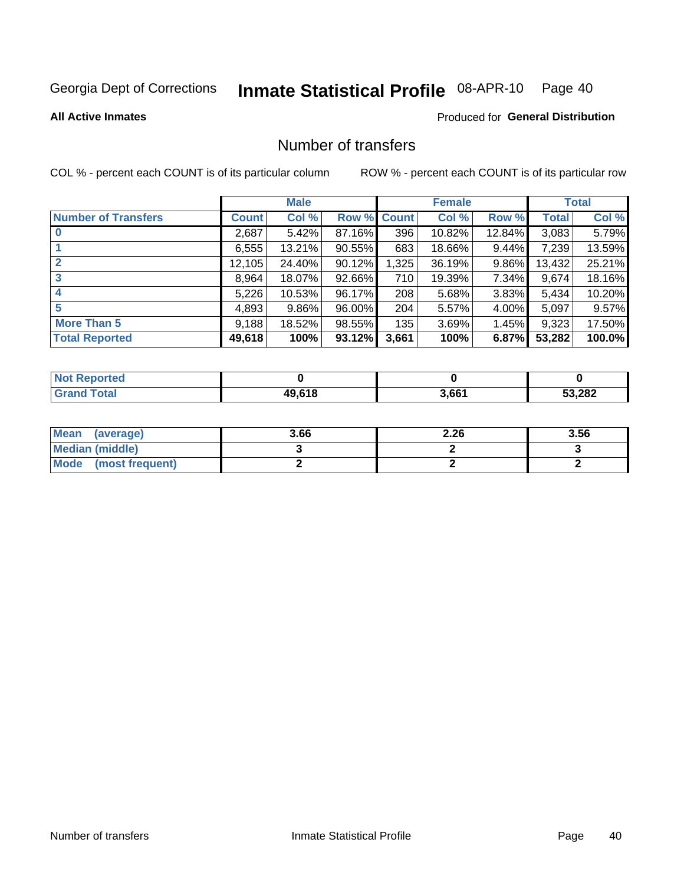Georgia Dept of Corrections **Inmate Statistical Profile** 08-APR-10

**All Active Inmates**

Produced for **General Distribution**

## Number of transfers

COL % - percent each COUNT is of its particular column

ROW % - percent each COUNT is of its particular row

| | Male | | | Female | | | Total | |
|---|---|---|---|---|---|---|---|---|
| **Number of Transfers** | **Count** | **Col %** | **Row %** | **Count** | **Col %** | **Row %** | **Total** | **Col %** |
| **0** | 2,687 | 5.42% | 87.16% | 396 | 10.82% | 12.84% | 3,083 | 5.79% |
| **1** | 6,555 | 13.21% | 90.55% | 683 | 18.66% | 9.44% | 7,239 | 13.59% |
| **2** | 12,105 | 24.40% | 90.12% | 1,325 | 36.19% | 9.86% | 13,432 | 25.21% |
| **3** | 8,964 | 18.07% | 92.66% | 710 | 19.39% | 7.34% | 9,674 | 18.16% |
| **4** | 5,226 | 10.53% | 96.17% | 208 | 5.68% | 3.83% | 5,434 | 10.20% |
| **5** | 4,893 | 9.86% | 96.00% | 204 | 5.57% | 4.00% | 5,097 | 9.57% |
| **More Than 5** | 9,188 | 18.52% | 98.55% | 135 | 3.69% | 1.45% | 9,323 | 17.50% |
| **Total Reported** | **49,618** | **100%** | **93.12%** | **3,661** | **100%** | **6.87%** | **53,282** | **100.0%** |

| | Male | Female | Total |
|---|---|---|---|
| **Not Reported** | **0** | **0** | **0** |
| **Grand Total** | **49,618** | **3,661** | **53,282** |

| | Male | Female | Total |
|---|---|---|---|
| **Mean (average)** | **3.66** | **2.26** | **3.56** |
| **Median (middle)** | **3** | **2** | **3** |
| **Mode (most frequent)** | **2** | **2** | **2** |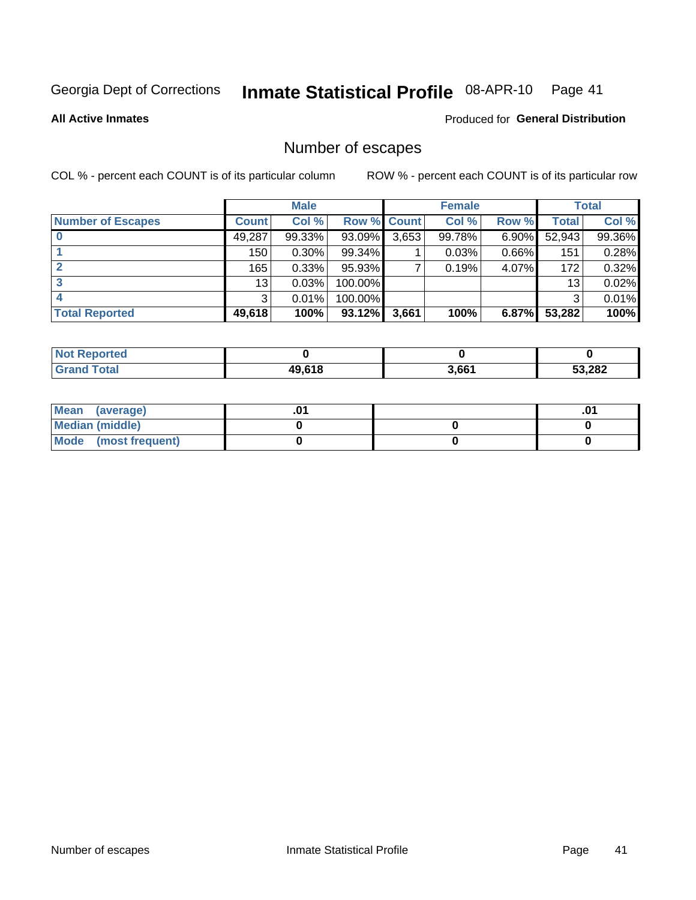Georgia Dept of Corrections **Inmate Statistical Profile** 08-APR-10

**All Active Inmates**

Produced for **General Distribution**

## Number of escapes

COL % - percent each COUNT is of its particular column     ROW % - percent each COUNT is of its particular row

| | Male | | | Female | | | Total | |
|---|---|---|---|---|---|---|---|---|
| **Number of Escapes** | **Count** | **Col %** | **Row %** | **Count** | **Col %** | **Row %** | **Total** | **Col %** |
| **0** | 49,287 | 99.33% | 93.09% | 3,653 | 99.78% | 6.90% | 52,943 | 99.36% |
| **1** | 150 | 0.30% | 99.34% | 1 | 0.03% | 0.66% | 151 | 0.28% |
| **2** | 165 | 0.33% | 95.93% | 7 | 0.19% | 4.07% | 172 | 0.32% |
| **3** | 13 | 0.03% | 100.00% | | | | 13 | 0.02% |
| **4** | 3 | 0.01% | 100.00% | | | | 3 | 0.01% |
| **Total Reported** | **49,618** | **100%** | **93.12%** | **3,661** | **100%** | **6.87%** | **53,282** | **100%** |

| | Male | Female | Total |
|---|---|---|---|
| **Not Reported** | **0** | **0** | **0** |
| **Grand Total** | **49,618** | **3,661** | **53,282** |

| | Male | Female | Total |
|---|---|---|---|
| **Mean (average)** | **.01** | | **.01** |
| **Median (middle)** | **0** | **0** | **0** |
| **Mode (most frequent)** | **0** | **0** | **0** |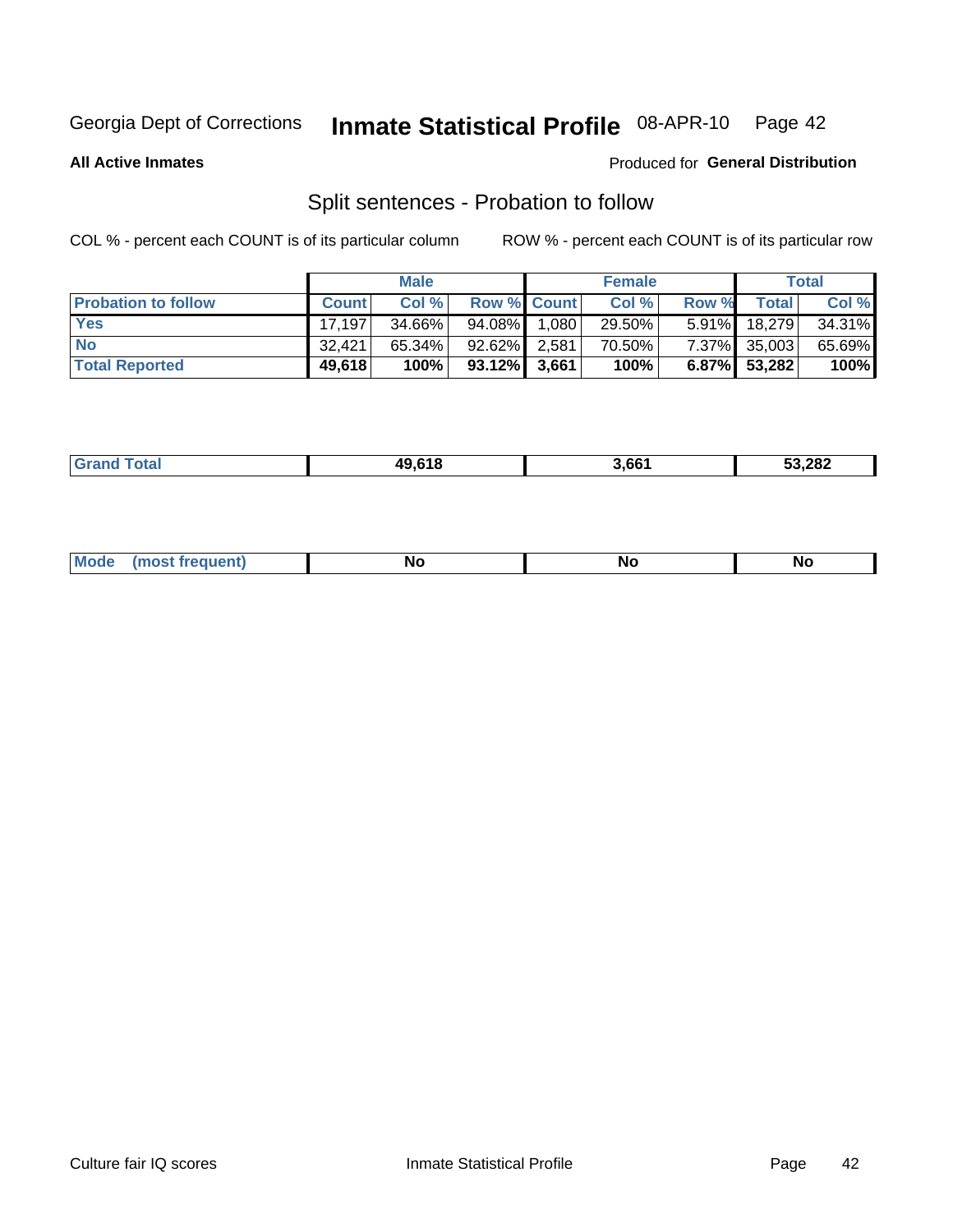Georgia Dept of Corrections **Inmate Statistical Profile** 08-APR-10

**All Active Inmates**

Produced for **General Distribution**

## Split sentences - Probation to follow

COL % - percent each COUNT is of its particular column

ROW % - percent each COUNT is of its particular row

| | Male | | | Female | | | Total | |
|---|---|---|---|---|---|---|---|---|
| **Probation to follow** | **Count** | **Col %** | **Row %** | **Count** | **Col %** | **Row %** | **Total** | **Col %** |
| **Yes** | 17,197 | 34.66% | 94.08% | 1,080 | 29.50% | 5.91% | 18,279 | 34.31% |
| **No** | 32,421 | 65.34% | 92.62% | 2,581 | 70.50% | 7.37% | 35,003 | 65.69% |
| **Total Reported** | **49,618** | **100%** | **93.12%** | **3,661** | **100%** | **6.87%** | **53,282** | **100%** |

| | | | |
|---|---|---|---|
| **Grand Total** | **49,618** | **3,661** | **53,282** |

| | | | |
|---|---|---|---|
| **Mode (most frequent)** | **No** | **No** | **No** |

Culture fair IQ scores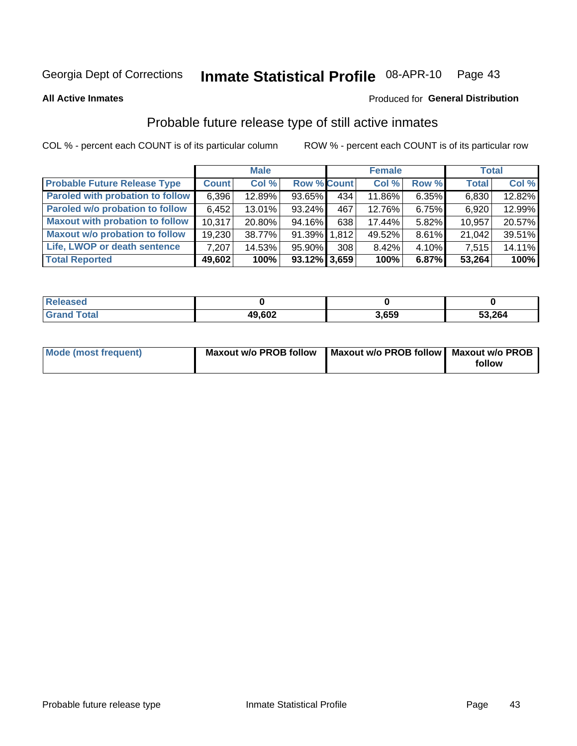Georgia Dept of Corrections **Inmate Statistical Profile** 08-APR-10 Page 43

**All Active Inmates**

Produced for **General Distribution**

## Probable future release type of still active inmates

COL % - percent each COUNT is of its particular column

ROW % - percent each COUNT is of its particular row

| | Male | | | Female | | | Total | |
|---|---|---|---|---|---|---|---|---|
| **Probable Future Release Type** | **Count** | **Col %** | **Row %** | **Count** | **Col %** | **Row %** | **Total** | **Col %** |
| **Paroled with probation to follow** | 6,396 | 12.89% | 93.65% | 434 | 11.86% | 6.35% | 6,830 | 12.82% |
| **Paroled w/o probation to follow** | 6,452 | 13.01% | 93.24% | 467 | 12.76% | 6.75% | 6,920 | 12.99% |
| **Maxout with probation to follow** | 10,317 | 20.80% | 94.16% | 638 | 17.44% | 5.82% | 10,957 | 20.57% |
| **Maxout w/o probation to follow** | 19,230 | 38.77% | 91.39% | 1,812 | 49.52% | 8.61% | 21,042 | 39.51% |
| **Life, LWOP or death sentence** | 7,207 | 14.53% | 95.90% | 308 | 8.42% | 4.10% | 7,515 | 14.11% |
| **Total Reported** | **49,602** | **100%** | **93.12%** | **3,659** | **100%** | **6.87%** | **53,264** | **100%** |

| | Male | Female | Total |
|---|---|---|---|
| **Released** | **0** | **0** | **0** |
| **Grand Total** | **49,602** | **3,659** | **53,264** |

| | Male | Female | Total |
|---|---|---|---|
| **Mode (most frequent)** | **Maxout w/o PROB follow** | **Maxout w/o PROB follow** | **Maxout w/o PROB follow** |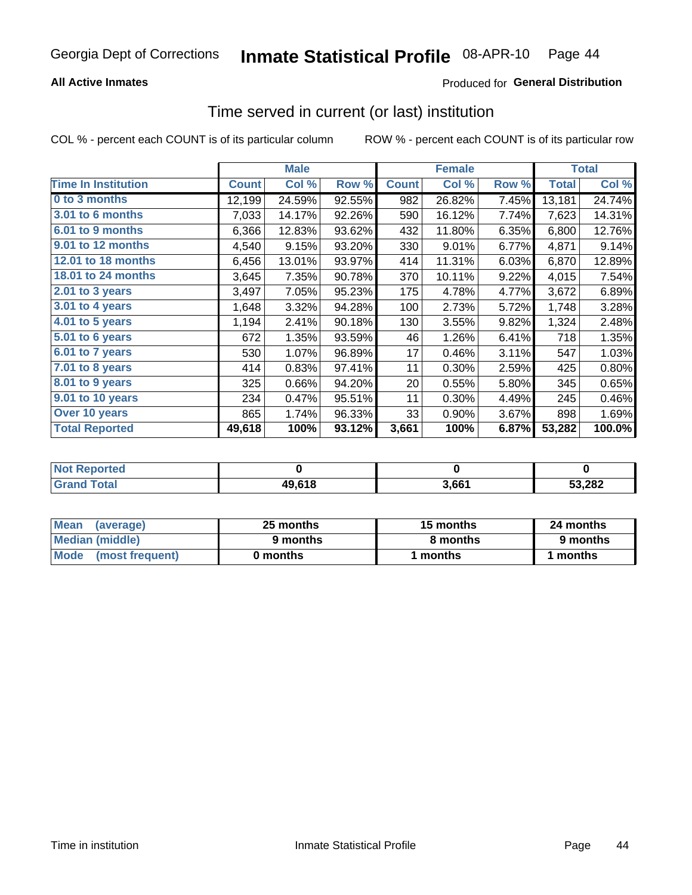Georgia Dept of Corrections **Inmate Statistical Profile** 08-APR-10

**All Active Inmates**

Produced for **General Distribution**

## Time served in current (or last) institution

COL % - percent each COUNT is of its particular column    ROW % - percent each COUNT is of its particular row

| | Male | | | Female | | | Total | |
|---|---|---|---|---|---|---|---|---|
| **Time In Institution** | **Count** | **Col %** | **Row %** | **Count** | **Col %** | **Row %** | **Total** | **Col %** |
| 0 to 3 months | 12,199 | 24.59% | 92.55% | 982 | 26.82% | 7.45% | 13,181 | 24.74% |
| 3.01 to 6 months | 7,033 | 14.17% | 92.26% | 590 | 16.12% | 7.74% | 7,623 | 14.31% |
| 6.01 to 9 months | 6,366 | 12.83% | 93.62% | 432 | 11.80% | 6.35% | 6,800 | 12.76% |
| 9.01 to 12 months | 4,540 | 9.15% | 93.20% | 330 | 9.01% | 6.77% | 4,871 | 9.14% |
| 12.01 to 18 months | 6,456 | 13.01% | 93.97% | 414 | 11.31% | 6.03% | 6,870 | 12.89% |
| 18.01 to 24 months | 3,645 | 7.35% | 90.78% | 370 | 10.11% | 9.22% | 4,015 | 7.54% |
| 2.01 to 3 years | 3,497 | 7.05% | 95.23% | 175 | 4.78% | 4.77% | 3,672 | 6.89% |
| 3.01 to 4 years | 1,648 | 3.32% | 94.28% | 100 | 2.73% | 5.72% | 1,748 | 3.28% |
| 4.01 to 5 years | 1,194 | 2.41% | 90.18% | 130 | 3.55% | 9.82% | 1,324 | 2.48% |
| 5.01 to 6 years | 672 | 1.35% | 93.59% | 46 | 1.26% | 6.41% | 718 | 1.35% |
| 6.01 to 7 years | 530 | 1.07% | 96.89% | 17 | 0.46% | 3.11% | 547 | 1.03% |
| 7.01 to 8 years | 414 | 0.83% | 97.41% | 11 | 0.30% | 2.59% | 425 | 0.80% |
| 8.01 to 9 years | 325 | 0.66% | 94.20% | 20 | 0.55% | 5.80% | 345 | 0.65% |
| 9.01 to 10 years | 234 | 0.47% | 95.51% | 11 | 0.30% | 4.49% | 245 | 0.46% |
| Over 10 years | 865 | 1.74% | 96.33% | 33 | 0.90% | 3.67% | 898 | 1.69% |
| **Total Reported** | **49,618** | **100%** | **93.12%** | **3,661** | **100%** | **6.87%** | **53,282** | **100.0%** |

| | Male | Female | Total |
|---|---|---|---|
| Not Reported | 0 | 0 | 0 |
| Grand Total | 49,618 | 3,661 | 53,282 |

| | Male | Female | Total |
|---|---|---|---|
| Mean (average) | 25 months | 15 months | 24 months |
| Median (middle) | 9 months | 8 months | 9 months |
| Mode (most frequent) | 0 months | 1 months | 1 months |

Time in institution    Inmate Statistical Profile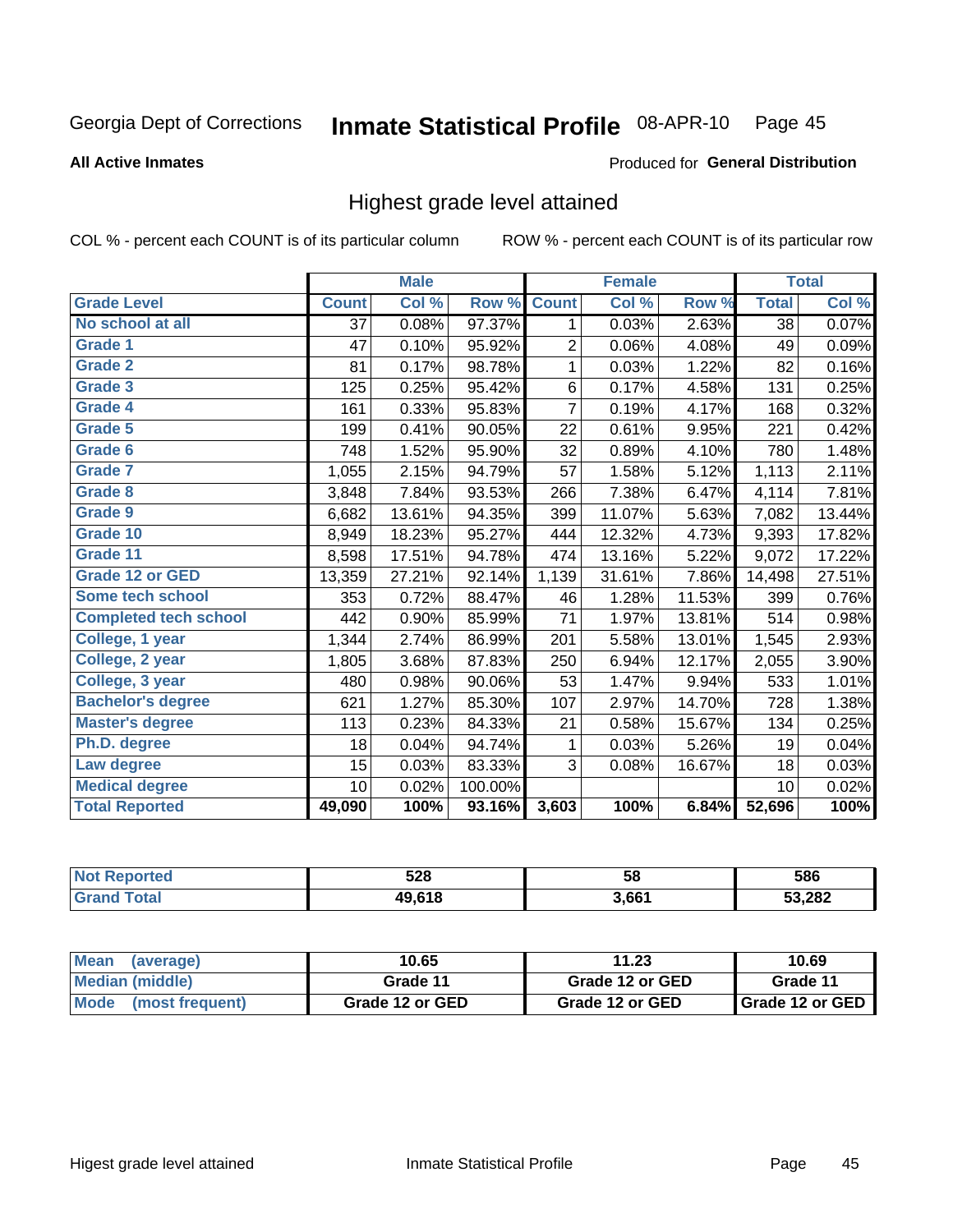Georgia Dept of Corrections **Inmate Statistical Profile** 08-APR-10

**All Active Inmates**

Produced for **General Distribution**

## Highest grade level attained

COL % - percent each COUNT is of its particular column ROW % - percent each COUNT is of its particular row

| Grade Level | Male | | | Female | | | Total | |
|---|---|---|---|---|---|---|---|---|
| | Count | Col % | Row % | Count | Col % | Row % | Total | Col % |
| No school at all | 37 | 0.08% | 97.37% | 1 | 0.03% | 2.63% | 38 | 0.07% |
| Grade 1 | 47 | 0.10% | 95.92% | 2 | 0.06% | 4.08% | 49 | 0.09% |
| Grade 2 | 81 | 0.17% | 98.78% | 1 | 0.03% | 1.22% | 82 | 0.16% |
| Grade 3 | 125 | 0.25% | 95.42% | 6 | 0.17% | 4.58% | 131 | 0.25% |
| Grade 4 | 161 | 0.33% | 95.83% | 7 | 0.19% | 4.17% | 168 | 0.32% |
| Grade 5 | 199 | 0.41% | 90.05% | 22 | 0.61% | 9.95% | 221 | 0.42% |
| Grade 6 | 748 | 1.52% | 95.90% | 32 | 0.89% | 4.10% | 780 | 1.48% |
| Grade 7 | 1,055 | 2.15% | 94.79% | 57 | 1.58% | 5.12% | 1,113 | 2.11% |
| Grade 8 | 3,848 | 7.84% | 93.53% | 266 | 7.38% | 6.47% | 4,114 | 7.81% |
| Grade 9 | 6,682 | 13.61% | 94.35% | 399 | 11.07% | 5.63% | 7,082 | 13.44% |
| Grade 10 | 8,949 | 18.23% | 95.27% | 444 | 12.32% | 4.73% | 9,393 | 17.82% |
| Grade 11 | 8,598 | 17.51% | 94.78% | 474 | 13.16% | 5.22% | 9,072 | 17.22% |
| Grade 12 or GED | 13,359 | 27.21% | 92.14% | 1,139 | 31.61% | 7.86% | 14,498 | 27.51% |
| Some tech school | 353 | 0.72% | 88.47% | 46 | 1.28% | 11.53% | 399 | 0.76% |
| Completed tech school | 442 | 0.90% | 85.99% | 71 | 1.97% | 13.81% | 514 | 0.98% |
| College, 1 year | 1,344 | 2.74% | 86.99% | 201 | 5.58% | 13.01% | 1,545 | 2.93% |
| College, 2 year | 1,805 | 3.68% | 87.83% | 250 | 6.94% | 12.17% | 2,055 | 3.90% |
| College, 3 year | 480 | 0.98% | 90.06% | 53 | 1.47% | 9.94% | 533 | 1.01% |
| Bachelor's degree | 621 | 1.27% | 85.30% | 107 | 2.97% | 14.70% | 728 | 1.38% |
| Master's degree | 113 | 0.23% | 84.33% | 21 | 0.58% | 15.67% | 134 | 0.25% |
| Ph.D. degree | 18 | 0.04% | 94.74% | 1 | 0.03% | 5.26% | 19 | 0.04% |
| Law degree | 15 | 0.03% | 83.33% | 3 | 0.08% | 16.67% | 18 | 0.03% |
| Medical degree | 10 | 0.02% | 100.00% | | | | 10 | 0.02% |
| **Total Reported** | **49,090** | **100%** | **93.16%** | **3,603** | **100%** | **6.84%** | **52,696** | **100%** |

| | Male | Female | Total |
|---|---|---|---|
| Not Reported | 528 | 58 | 586 |
| Grand Total | 49,618 | 3,661 | 53,282 |

| | Male | Female | Total |
|---|---|---|---|
| Mean (average) | 10.65 | 11.23 | 10.69 |
| Median (middle) | Grade 11 | Grade 12 or GED | Grade 11 |
| Mode (most frequent) | Grade 12 or GED | Grade 12 or GED | Grade 12 or GED |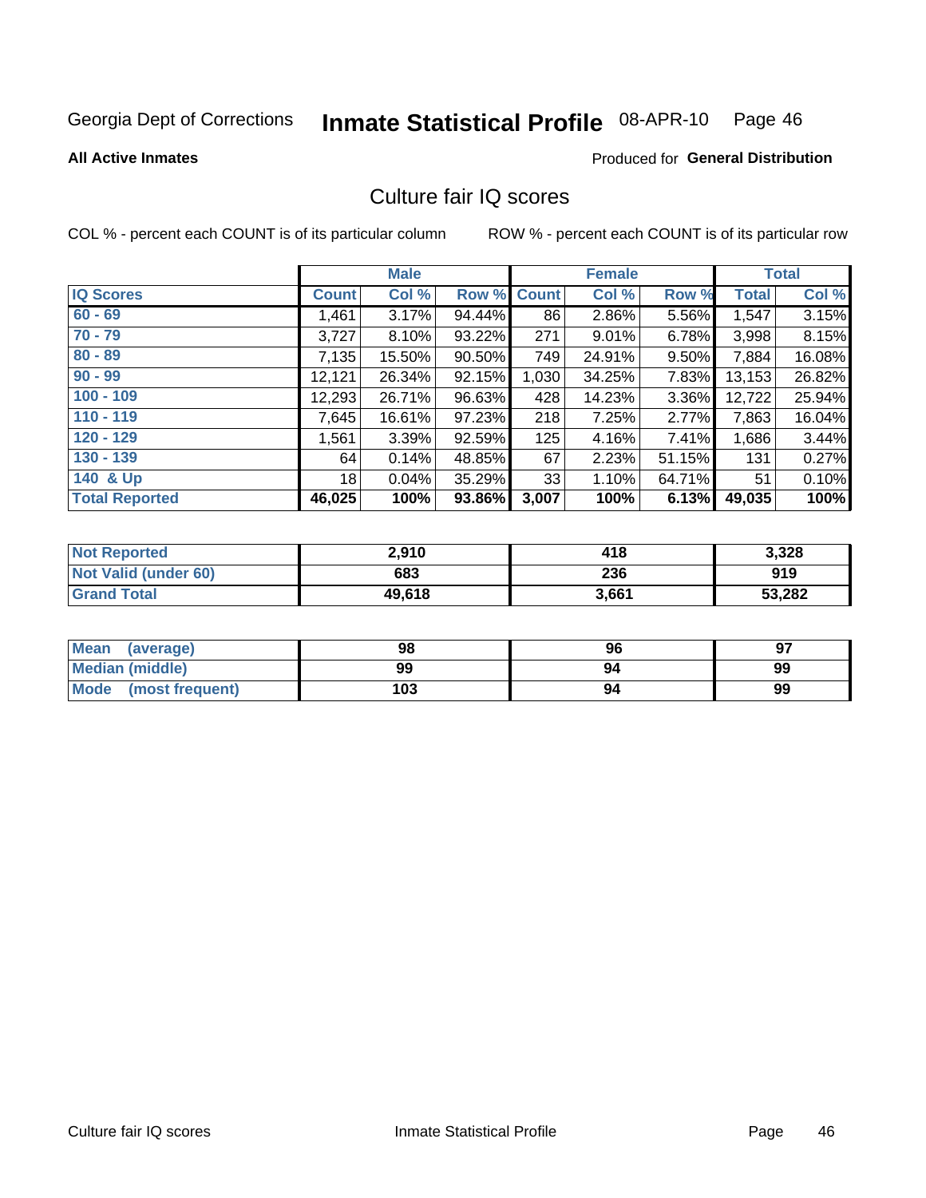Georgia Dept of Corrections **Inmate Statistical Profile** 08-APR-10 Page 46

**All Active Inmates**

Produced for **General Distribution**

## Culture fair IQ scores

COL % - percent each COUNT is of its particular column

ROW % - percent each COUNT is of its particular row

| | Male | | | Female | | | Total | |
|---|---|---|---|---|---|---|---|---|
| **IQ Scores** | **Count** | **Col %** | **Row %** | **Count** | **Col %** | **Row %** | **Total** | **Col %** |
| **60 - 69** | 1,461 | 3.17% | 94.44% | 86 | 2.86% | 5.56% | 1,547 | 3.15% |
| **70 - 79** | 3,727 | 8.10% | 93.22% | 271 | 9.01% | 6.78% | 3,998 | 8.15% |
| **80 - 89** | 7,135 | 15.50% | 90.50% | 749 | 24.91% | 9.50% | 7,884 | 16.08% |
| **90 - 99** | 12,121 | 26.34% | 92.15% | 1,030 | 34.25% | 7.83% | 13,153 | 26.82% |
| **100 - 109** | 12,293 | 26.71% | 96.63% | 428 | 14.23% | 3.36% | 12,722 | 25.94% |
| **110 - 119** | 7,645 | 16.61% | 97.23% | 218 | 7.25% | 2.77% | 7,863 | 16.04% |
| **120 - 129** | 1,561 | 3.39% | 92.59% | 125 | 4.16% | 7.41% | 1,686 | 3.44% |
| **130 - 139** | 64 | 0.14% | 48.85% | 67 | 2.23% | 51.15% | 131 | 0.27% |
| **140 & Up** | 18 | 0.04% | 35.29% | 33 | 1.10% | 64.71% | 51 | 0.10% |
| **Total Reported** | **46,025** | **100%** | **93.86%** | **3,007** | **100%** | **6.13%** | **49,035** | **100%** |

| | Male | Female | Total |
|---|---|---|---|
| **Not Reported** | **2,910** | **418** | **3,328** |
| **Not Valid (under 60)** | **683** | **236** | **919** |
| **Grand Total** | **49,618** | **3,661** | **53,282** |

| | Male | Female | Total |
|---|---|---|---|
| **Mean (average)** | **98** | **96** | **97** |
| **Median (middle)** | **99** | **94** | **99** |
| **Mode (most frequent)** | **103** | **94** | **99** |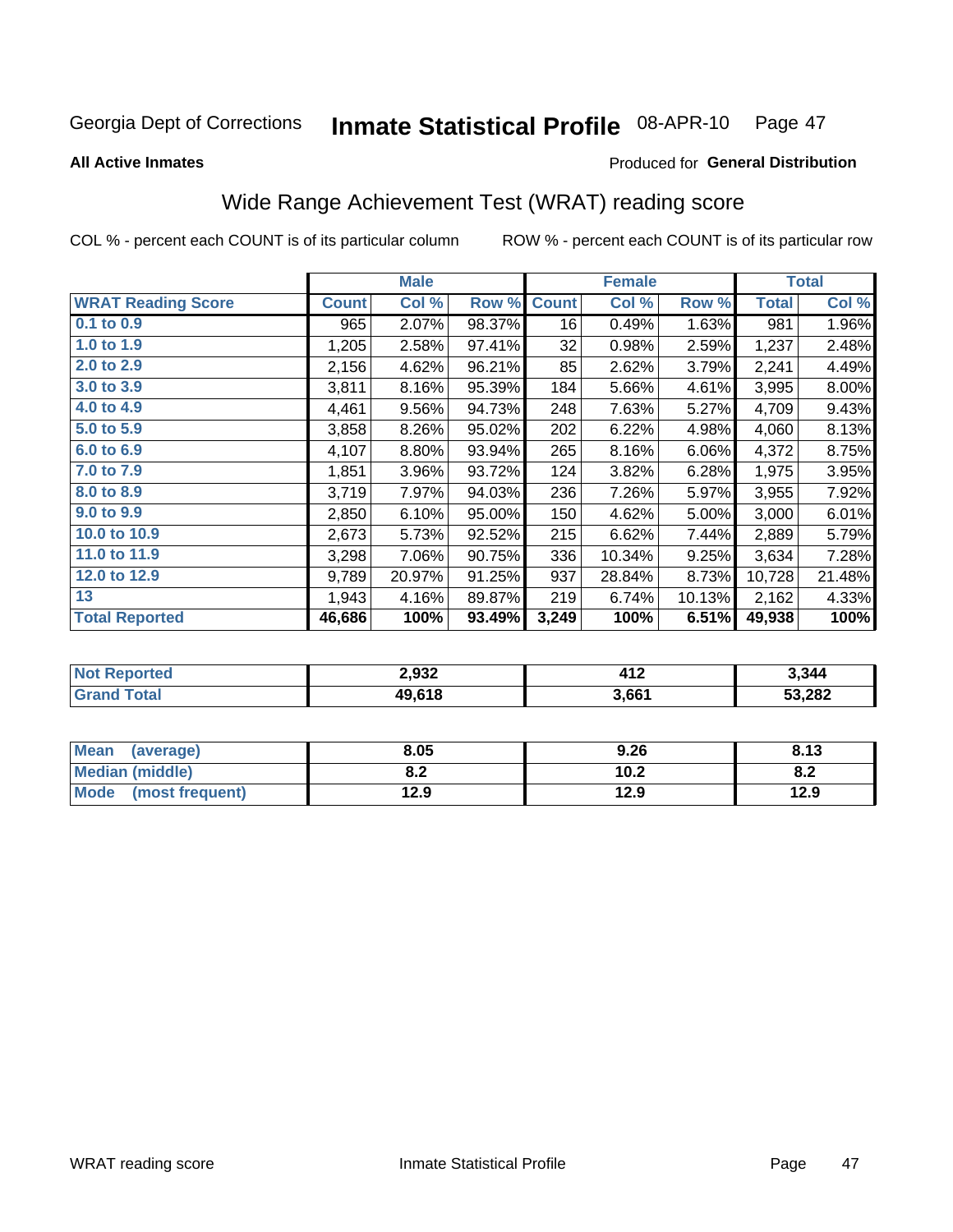Georgia Dept of Corrections **Inmate Statistical Profile** 08-APR-10

**All Active Inmates**

Produced for **General Distribution**

## Wide Range Achievement Test (WRAT) reading score

COL % - percent each COUNT is of its particular column ROW % - percent each COUNT is of its particular row

| | Male | | | Female | | | Total | |
|---|---|---|---|---|---|---|---|---|
| **WRAT Reading Score** | **Count** | **Col %** | **Row %** | **Count** | **Col %** | **Row %** | **Total** | **Col %** |
| 0.1 to 0.9 | 965 | 2.07% | 98.37% | 16 | 0.49% | 1.63% | 981 | 1.96% |
| 1.0 to 1.9 | 1,205 | 2.58% | 97.41% | 32 | 0.98% | 2.59% | 1,237 | 2.48% |
| 2.0 to 2.9 | 2,156 | 4.62% | 96.21% | 85 | 2.62% | 3.79% | 2,241 | 4.49% |
| 3.0 to 3.9 | 3,811 | 8.16% | 95.39% | 184 | 5.66% | 4.61% | 3,995 | 8.00% |
| 4.0 to 4.9 | 4,461 | 9.56% | 94.73% | 248 | 7.63% | 5.27% | 4,709 | 9.43% |
| 5.0 to 5.9 | 3,858 | 8.26% | 95.02% | 202 | 6.22% | 4.98% | 4,060 | 8.13% |
| 6.0 to 6.9 | 4,107 | 8.80% | 93.94% | 265 | 8.16% | 6.06% | 4,372 | 8.75% |
| 7.0 to 7.9 | 1,851 | 3.96% | 93.72% | 124 | 3.82% | 6.28% | 1,975 | 3.95% |
| 8.0 to 8.9 | 3,719 | 7.97% | 94.03% | 236 | 7.26% | 5.97% | 3,955 | 7.92% |
| 9.0 to 9.9 | 2,850 | 6.10% | 95.00% | 150 | 4.62% | 5.00% | 3,000 | 6.01% |
| 10.0 to 10.9 | 2,673 | 5.73% | 92.52% | 215 | 6.62% | 7.44% | 2,889 | 5.79% |
| 11.0 to 11.9 | 3,298 | 7.06% | 90.75% | 336 | 10.34% | 9.25% | 3,634 | 7.28% |
| 12.0 to 12.9 | 9,789 | 20.97% | 91.25% | 937 | 28.84% | 8.73% | 10,728 | 21.48% |
| 13 | 1,943 | 4.16% | 89.87% | 219 | 6.74% | 10.13% | 2,162 | 4.33% |
| **Total Reported** | **46,686** | **100%** | **93.49%** | **3,249** | **100%** | **6.51%** | **49,938** | **100%** |

| | Male | Female | Total |
|---|---|---|---|
| **Not Reported** | **2,932** | **412** | **3,344** |
| **Grand Total** | **49,618** | **3,661** | **53,282** |

| | Male | Female | Total |
|---|---|---|---|
| **Mean (average)** | **8.05** | **9.26** | **8.13** |
| **Median (middle)** | **8.2** | **10.2** | **8.2** |
| **Mode (most frequent)** | **12.9** | **12.9** | **12.9** |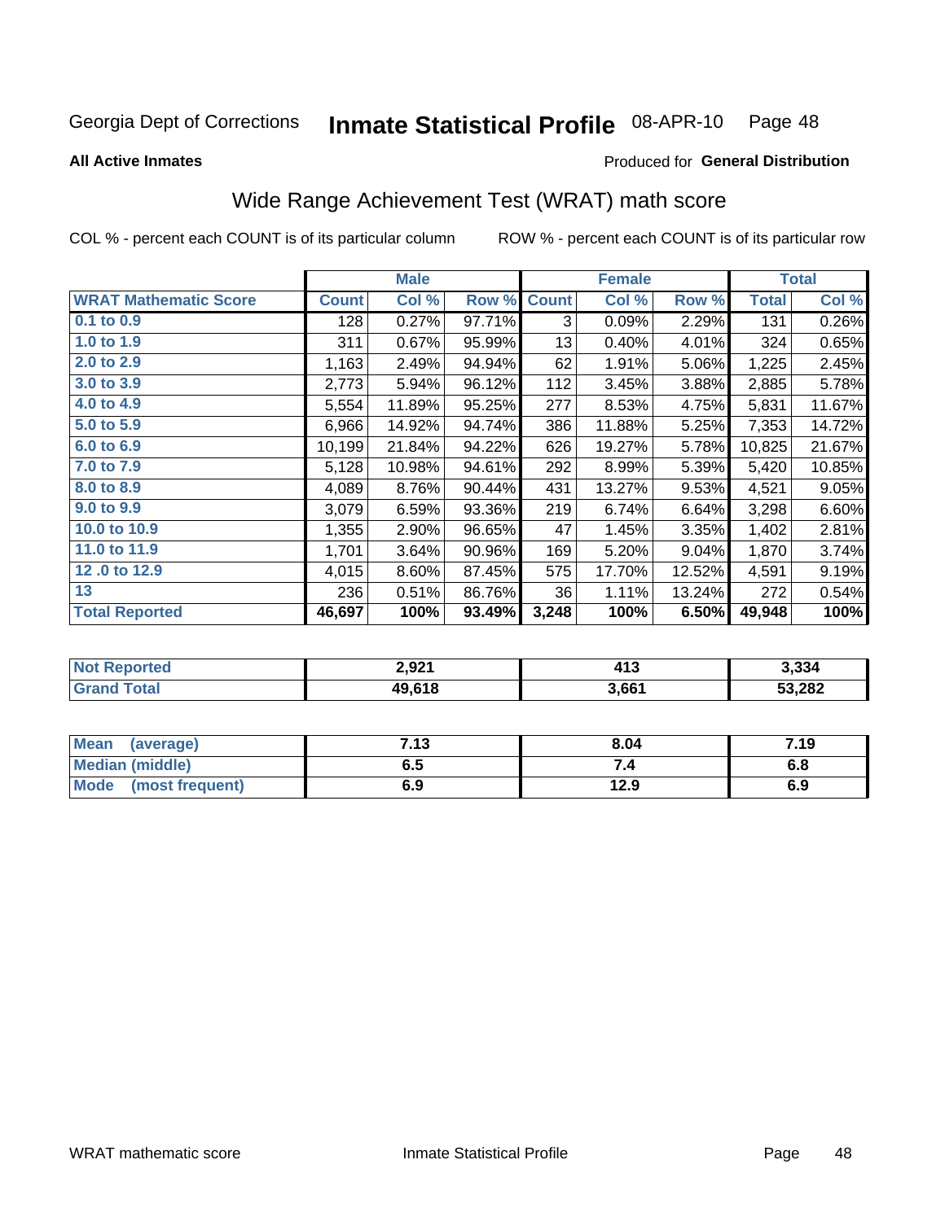Georgia Dept of Corrections **Inmate Statistical Profile** 08-APR-10

**All Active Inmates**

Produced for **General Distribution**

## Wide Range Achievement Test (WRAT) math score

COL % - percent each COUNT is of its particular column ROW % - percent each COUNT is of its particular row

| | Male | | | Female | | | Total | |
|---|---|---|---|---|---|---|---|---|
| **WRAT Mathematic Score** | **Count** | **Col %** | **Row %** | **Count** | **Col %** | **Row %** | **Total** | **Col %** |
| 0.1 to 0.9 | 128 | 0.27% | 97.71% | 3 | 0.09% | 2.29% | 131 | 0.26% |
| 1.0 to 1.9 | 311 | 0.67% | 95.99% | 13 | 0.40% | 4.01% | 324 | 0.65% |
| 2.0 to 2.9 | 1,163 | 2.49% | 94.94% | 62 | 1.91% | 5.06% | 1,225 | 2.45% |
| 3.0 to 3.9 | 2,773 | 5.94% | 96.12% | 112 | 3.45% | 3.88% | 2,885 | 5.78% |
| 4.0 to 4.9 | 5,554 | 11.89% | 95.25% | 277 | 8.53% | 4.75% | 5,831 | 11.67% |
| 5.0 to 5.9 | 6,966 | 14.92% | 94.74% | 386 | 11.88% | 5.25% | 7,353 | 14.72% |
| 6.0 to 6.9 | 10,199 | 21.84% | 94.22% | 626 | 19.27% | 5.78% | 10,825 | 21.67% |
| 7.0 to 7.9 | 5,128 | 10.98% | 94.61% | 292 | 8.99% | 5.39% | 5,420 | 10.85% |
| 8.0 to 8.9 | 4,089 | 8.76% | 90.44% | 431 | 13.27% | 9.53% | 4,521 | 9.05% |
| 9.0 to 9.9 | 3,079 | 6.59% | 93.36% | 219 | 6.74% | 6.64% | 3,298 | 6.60% |
| 10.0 to 10.9 | 1,355 | 2.90% | 96.65% | 47 | 1.45% | 3.35% | 1,402 | 2.81% |
| 11.0 to 11.9 | 1,701 | 3.64% | 90.96% | 169 | 5.20% | 9.04% | 1,870 | 3.74% |
| 12 .0 to 12.9 | 4,015 | 8.60% | 87.45% | 575 | 17.70% | 12.52% | 4,591 | 9.19% |
| 13 | 236 | 0.51% | 86.76% | 36 | 1.11% | 13.24% | 272 | 0.54% |
| **Total Reported** | **46,697** | **100%** | **93.49%** | **3,248** | **100%** | **6.50%** | **49,948** | **100%** |

| | Male | Female | Total |
|---|---|---|---|
| **Not Reported** | **2,921** | **413** | **3,334** |
| **Grand Total** | **49,618** | **3,661** | **53,282** |

| | Male | Female | Total |
|---|---|---|---|
| **Mean (average)** | **7.13** | **8.04** | **7.19** |
| **Median (middle)** | **6.5** | **7.4** | **6.8** |
| **Mode (most frequent)** | **6.9** | **12.9** | **6.9** |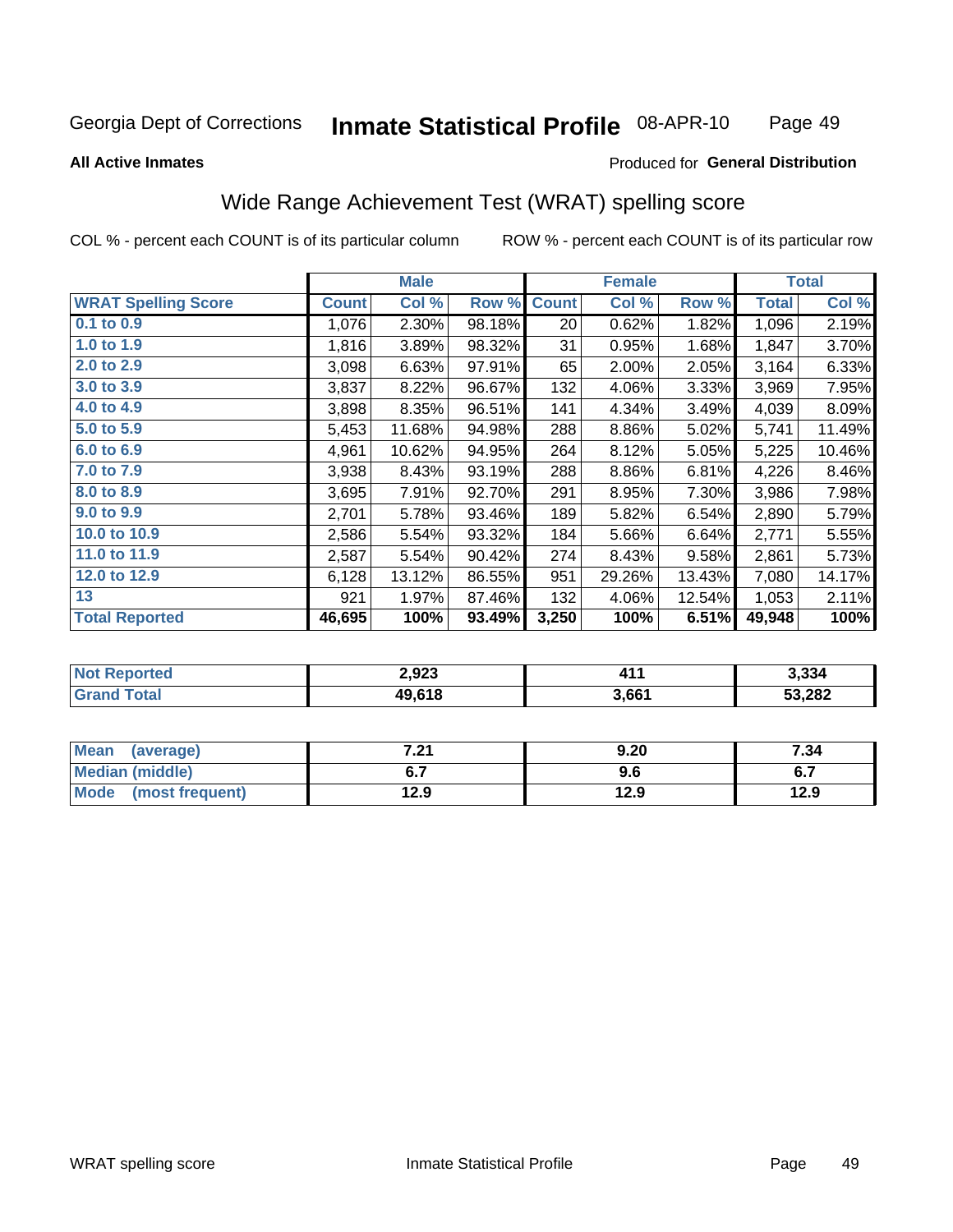Georgia Dept of Corrections **Inmate Statistical Profile** 08-APR-10

**All Active Inmates**

Produced for **General Distribution**

## Wide Range Achievement Test (WRAT) spelling score

COL % - percent each COUNT is of its particular column

ROW % - percent each COUNT is of its particular row

| | Male | | | Female | | | Total | |
|---|---|---|---|---|---|---|---|---|
| **WRAT Spelling Score** | **Count** | **Col %** | **Row %** | **Count** | **Col %** | **Row %** | **Total** | **Col %** |
| **0.1 to 0.9** | 1,076 | 2.30% | 98.18% | 20 | 0.62% | 1.82% | 1,096 | 2.19% |
| **1.0 to 1.9** | 1,816 | 3.89% | 98.32% | 31 | 0.95% | 1.68% | 1,847 | 3.70% |
| **2.0 to 2.9** | 3,098 | 6.63% | 97.91% | 65 | 2.00% | 2.05% | 3,164 | 6.33% |
| **3.0 to 3.9** | 3,837 | 8.22% | 96.67% | 132 | 4.06% | 3.33% | 3,969 | 7.95% |
| **4.0 to 4.9** | 3,898 | 8.35% | 96.51% | 141 | 4.34% | 3.49% | 4,039 | 8.09% |
| **5.0 to 5.9** | 5,453 | 11.68% | 94.98% | 288 | 8.86% | 5.02% | 5,741 | 11.49% |
| **6.0 to 6.9** | 4,961 | 10.62% | 94.95% | 264 | 8.12% | 5.05% | 5,225 | 10.46% |
| **7.0 to 7.9** | 3,938 | 8.43% | 93.19% | 288 | 8.86% | 6.81% | 4,226 | 8.46% |
| **8.0 to 8.9** | 3,695 | 7.91% | 92.70% | 291 | 8.95% | 7.30% | 3,986 | 7.98% |
| **9.0 to 9.9** | 2,701 | 5.78% | 93.46% | 189 | 5.82% | 6.54% | 2,890 | 5.79% |
| **10.0 to 10.9** | 2,586 | 5.54% | 93.32% | 184 | 5.66% | 6.64% | 2,771 | 5.55% |
| **11.0 to 11.9** | 2,587 | 5.54% | 90.42% | 274 | 8.43% | 9.58% | 2,861 | 5.73% |
| **12.0 to 12.9** | 6,128 | 13.12% | 86.55% | 951 | 29.26% | 13.43% | 7,080 | 14.17% |
| **13** | 921 | 1.97% | 87.46% | 132 | 4.06% | 12.54% | 1,053 | 2.11% |
| **Total Reported** | **46,695** | **100%** | **93.49%** | **3,250** | **100%** | **6.51%** | **49,948** | **100%** |

| | Male | Female | Total |
|---|---|---|---|
| **Not Reported** | **2,923** | **411** | **3,334** |
| **Grand Total** | **49,618** | **3,661** | **53,282** |

| | Male | Female | Total |
|---|---|---|---|
| **Mean (average)** | **7.21** | **9.20** | **7.34** |
| **Median (middle)** | **6.7** | **9.6** | **6.7** |
| **Mode (most frequent)** | **12.9** | **12.9** | **12.9** |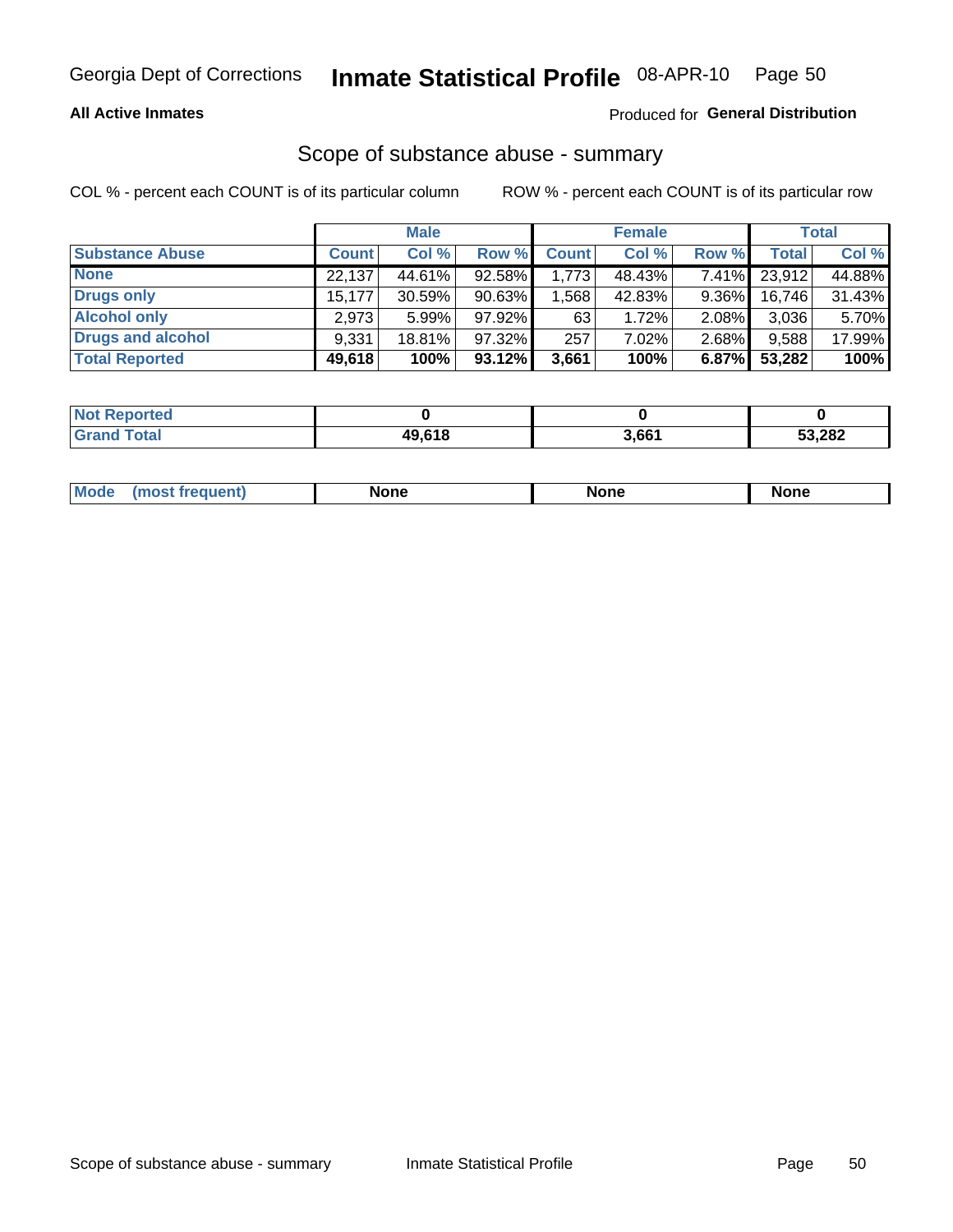# Inmate Statistical Profile

Georgia Dept of Corrections — 08-APR-10

**All Active Inmates**

Produced for **General Distribution**

## Scope of substance abuse - summary

COL % - percent each COUNT is of its particular column

ROW % - percent each COUNT is of its particular row

| | Male | | | Female | | | Total | |
|---|---|---|---|---|---|---|---|---|
| **Substance Abuse** | **Count** | **Col %** | **Row %** | **Count** | **Col %** | **Row %** | **Total** | **Col %** |
| **None** | 22,137 | 44.61% | 92.58% | 1,773 | 48.43% | 7.41% | 23,912 | 44.88% |
| **Drugs only** | 15,177 | 30.59% | 90.63% | 1,568 | 42.83% | 9.36% | 16,746 | 31.43% |
| **Alcohol only** | 2,973 | 5.99% | 97.92% | 63 | 1.72% | 2.08% | 3,036 | 5.70% |
| **Drugs and alcohol** | 9,331 | 18.81% | 97.32% | 257 | 7.02% | 2.68% | 9,588 | 17.99% |
| **Total Reported** | **49,618** | **100%** | **93.12%** | **3,661** | **100%** | **6.87%** | **53,282** | **100%** |

| | Male | Female | Total |
|---|---|---|---|
| **Not Reported** | **0** | **0** | **0** |
| **Grand Total** | **49,618** | **3,661** | **53,282** |

| | Male | Female | Total |
|---|---|---|---|
| **Mode (most frequent)** | **None** | **None** | **None** |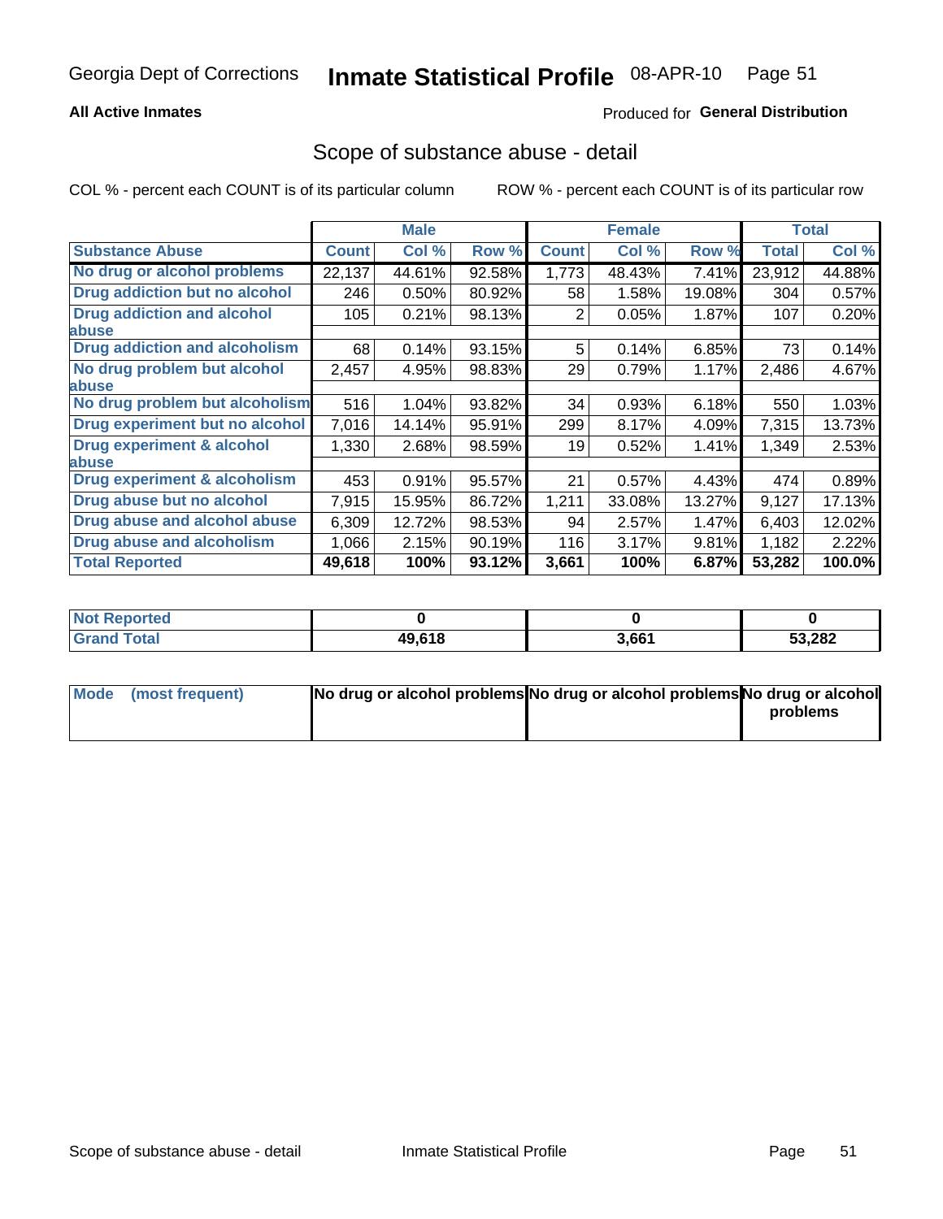Georgia Dept of Corrections **Inmate Statistical Profile** 08-APR-10

**All Active Inmates**

Produced for **General Distribution**

## Scope of substance abuse - detail

COL % - percent each COUNT is of its particular column

ROW % - percent each COUNT is of its particular row

| | Male | | | Female | | | Total | |
|---|---|---|---|---|---|---|---|---|
| **Substance Abuse** | **Count** | **Col %** | **Row %** | **Count** | **Col %** | **Row %** | **Total** | **Col %** |
| **No drug or alcohol problems** | 22,137 | 44.61% | 92.58% | 1,773 | 48.43% | 7.41% | 23,912 | 44.88% |
| **Drug addiction but no alcohol** | 246 | 0.50% | 80.92% | 58 | 1.58% | 19.08% | 304 | 0.57% |
| **Drug addiction and alcohol abuse** | 105 | 0.21% | 98.13% | 2 | 0.05% | 1.87% | 107 | 0.20% |
| **Drug addiction and alcoholism** | 68 | 0.14% | 93.15% | 5 | 0.14% | 6.85% | 73 | 0.14% |
| **No drug problem but alcohol abuse** | 2,457 | 4.95% | 98.83% | 29 | 0.79% | 1.17% | 2,486 | 4.67% |
| **No drug problem but alcoholism** | 516 | 1.04% | 93.82% | 34 | 0.93% | 6.18% | 550 | 1.03% |
| **Drug experiment but no alcohol** | 7,016 | 14.14% | 95.91% | 299 | 8.17% | 4.09% | 7,315 | 13.73% |
| **Drug experiment & alcohol abuse** | 1,330 | 2.68% | 98.59% | 19 | 0.52% | 1.41% | 1,349 | 2.53% |
| **Drug experiment & alcoholism** | 453 | 0.91% | 95.57% | 21 | 0.57% | 4.43% | 474 | 0.89% |
| **Drug abuse but no alcohol** | 7,915 | 15.95% | 86.72% | 1,211 | 33.08% | 13.27% | 9,127 | 17.13% |
| **Drug abuse and alcohol abuse** | 6,309 | 12.72% | 98.53% | 94 | 2.57% | 1.47% | 6,403 | 12.02% |
| **Drug abuse and alcoholism** | 1,066 | 2.15% | 90.19% | 116 | 3.17% | 9.81% | 1,182 | 2.22% |
| **Total Reported** | **49,618** | **100%** | **93.12%** | **3,661** | **100%** | **6.87%** | **53,282** | **100.0%** |

| | Male | Female | Total |
|---|---|---|---|
| **Not Reported** | **0** | **0** | **0** |
| **Grand Total** | **49,618** | **3,661** | **53,282** |

| | Male | Female | Total |
|---|---|---|---|
| **Mode (most frequent)** | **No drug or alcohol problems** | **No drug or alcohol problems** | **No drug or alcohol problems** |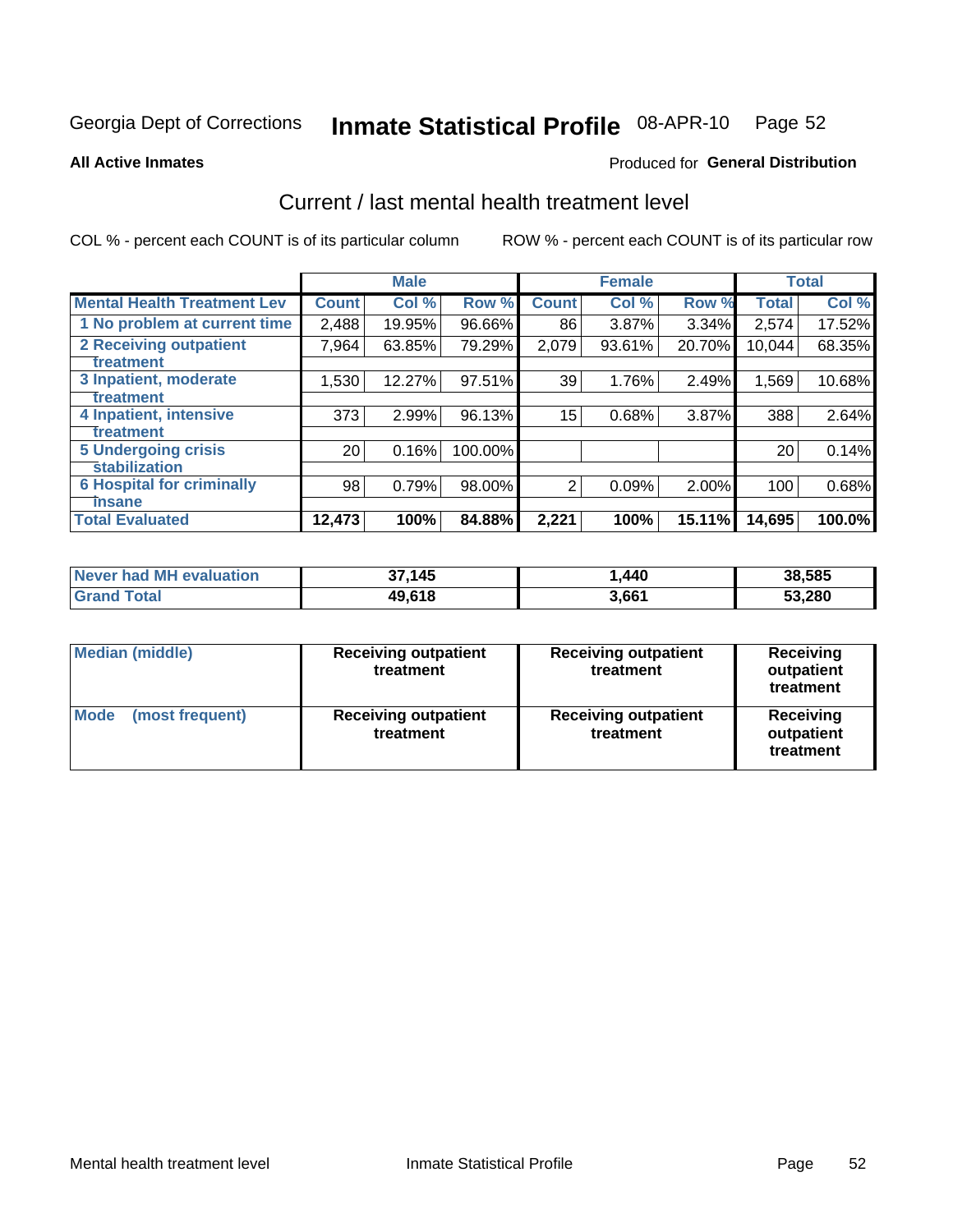Georgia Dept of Corrections **Inmate Statistical Profile** 08-APR-10

**All Active Inmates**

Produced for **General Distribution**

## Current / last mental health treatment level

COL % - percent each COUNT is of its particular column ROW % - percent each COUNT is of its particular row

| | Male | | | Female | | | Total | |
|---|---|---|---|---|---|---|---|---|
| **Mental Health Treatment Lev** | **Count** | **Col %** | **Row %** | **Count** | **Col %** | **Row %** | **Total** | **Col %** |
| 1 No problem at current time | 2,488 | 19.95% | 96.66% | 86 | 3.87% | 3.34% | 2,574 | 17.52% |
| 2 Receiving outpatient treatment | 7,964 | 63.85% | 79.29% | 2,079 | 93.61% | 20.70% | 10,044 | 68.35% |
| 3 Inpatient, moderate treatment | 1,530 | 12.27% | 97.51% | 39 | 1.76% | 2.49% | 1,569 | 10.68% |
| 4 Inpatient, intensive treatment | 373 | 2.99% | 96.13% | 15 | 0.68% | 3.87% | 388 | 2.64% |
| 5 Undergoing crisis stabilization | 20 | 0.16% | 100.00% | | | | 20 | 0.14% |
| 6 Hospital for criminally insane | 98 | 0.79% | 98.00% | 2 | 0.09% | 2.00% | 100 | 0.68% |
| **Total Evaluated** | **12,473** | **100%** | **84.88%** | **2,221** | **100%** | **15.11%** | **14,695** | **100.0%** |

| | Male | Female | Total |
|---|---|---|---|
| **Never had MH evaluation** | **37,145** | **1,440** | **38,585** |
| **Grand Total** | **49,618** | **3,661** | **53,280** |

| | Male | Female | Total |
|---|---|---|---|
| **Median (middle)** | **Receiving outpatient treatment** | **Receiving outpatient treatment** | **Receiving outpatient treatment** |
| **Mode (most frequent)** | **Receiving outpatient treatment** | **Receiving outpatient treatment** | **Receiving outpatient treatment** |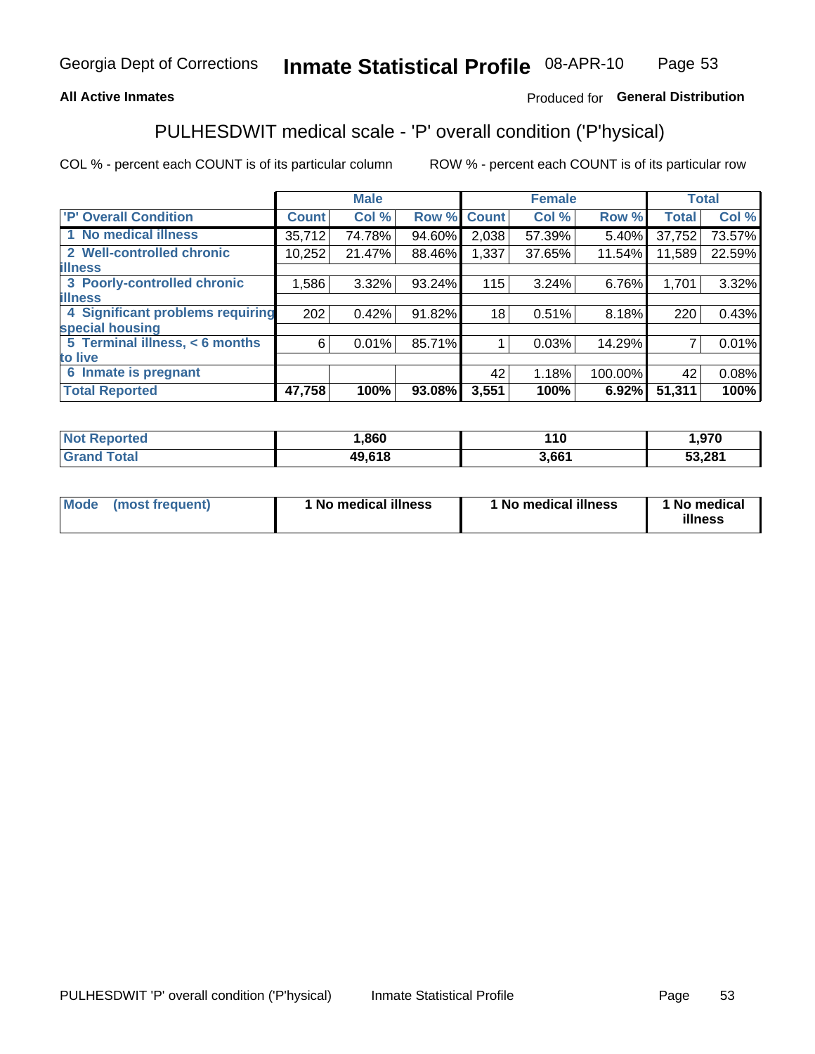**All Active Inmates**

Produced for **General Distribution**

## PULHESDWIT medical scale - 'P' overall condition ('P'hysical)

COL % - percent each COUNT is of its particular column

ROW % - percent each COUNT is of its particular row

| | Male | | | Female | | | Total | |
|---|---|---|---|---|---|---|---|---|
| 'P' Overall Condition | Count | Col % | Row % | Count | Col % | Row % | Total | Col % |
| 1 No medical illness | 35,712 | 74.78% | 94.60% | 2,038 | 57.39% | 5.40% | 37,752 | 73.57% |
| 2 Well-controlled chronic illness | 10,252 | 21.47% | 88.46% | 1,337 | 37.65% | 11.54% | 11,589 | 22.59% |
| 3 Poorly-controlled chronic illness | 1,586 | 3.32% | 93.24% | 115 | 3.24% | 6.76% | 1,701 | 3.32% |
| 4 Significant problems requiring special housing | 202 | 0.42% | 91.82% | 18 | 0.51% | 8.18% | 220 | 0.43% |
| 5 Terminal illness, < 6 months to live | 6 | 0.01% | 85.71% | 1 | 0.03% | 14.29% | 7 | 0.01% |
| 6 Inmate is pregnant | | | | 42 | 1.18% | 100.00% | 42 | 0.08% |
| **Total Reported** | **47,758** | **100%** | **93.08%** | **3,551** | **100%** | **6.92%** | **51,311** | **100%** |

| | Male | Female | Total |
|---|---|---|---|
| Not Reported | 1,860 | 110 | 1,970 |
| Grand Total | 49,618 | 3,661 | 53,281 |

| | Male | Female | Total |
|---|---|---|---|
| Mode (most frequent) | 1 No medical illness | 1 No medical illness | 1 No medical illness |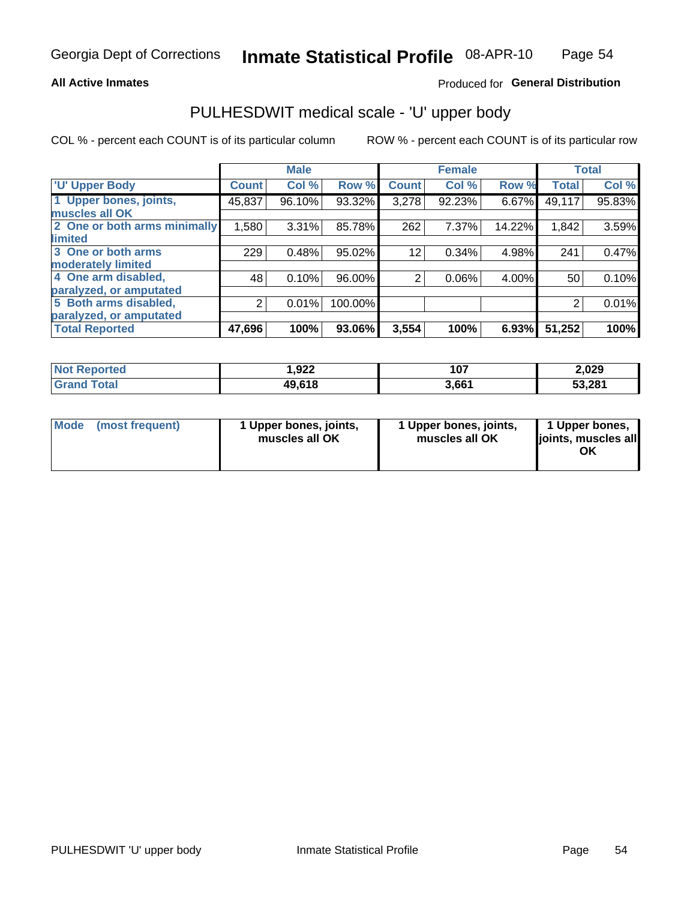# PULHESDWIT medical scale - 'U' upper body

**All Active Inmates** — Produced for **General Distribution**

COL % - percent each COUNT is of its particular column

ROW % - percent each COUNT is of its particular row

| 'U' Upper Body | Male | | | Female | | | Total | |
|---|---|---|---|---|---|---|---|---|
| | Count | Col % | Row % | Count | Col % | Row % | Total | Col % |
| 1 Upper bones, joints, muscles all OK | 45,837 | 96.10% | 93.32% | 3,278 | 92.23% | 6.67% | 49,117 | 95.83% |
| 2 One or both arms minimally limited | 1,580 | 3.31% | 85.78% | 262 | 7.37% | 14.22% | 1,842 | 3.59% |
| 3 One or both arms moderately limited | 229 | 0.48% | 95.02% | 12 | 0.34% | 4.98% | 241 | 0.47% |
| 4 One arm disabled, paralyzed, or amputated | 48 | 0.10% | 96.00% | 2 | 0.06% | 4.00% | 50 | 0.10% |
| 5 Both arms disabled, paralyzed, or amputated | 2 | 0.01% | 100.00% | | | | 2 | 0.01% |
| **Total Reported** | **47,696** | **100%** | **93.06%** | **3,554** | **100%** | **6.93%** | **51,252** | **100%** |

| | Male | Female | Total |
|---|---|---|---|
| Not Reported | 1,922 | 107 | 2,029 |
| Grand Total | 49,618 | 3,661 | 53,281 |

| | Male | Female | Total |
|---|---|---|---|
| Mode (most frequent) | 1 Upper bones, joints, muscles all OK | 1 Upper bones, joints, muscles all OK | 1 Upper bones, joints, muscles all OK |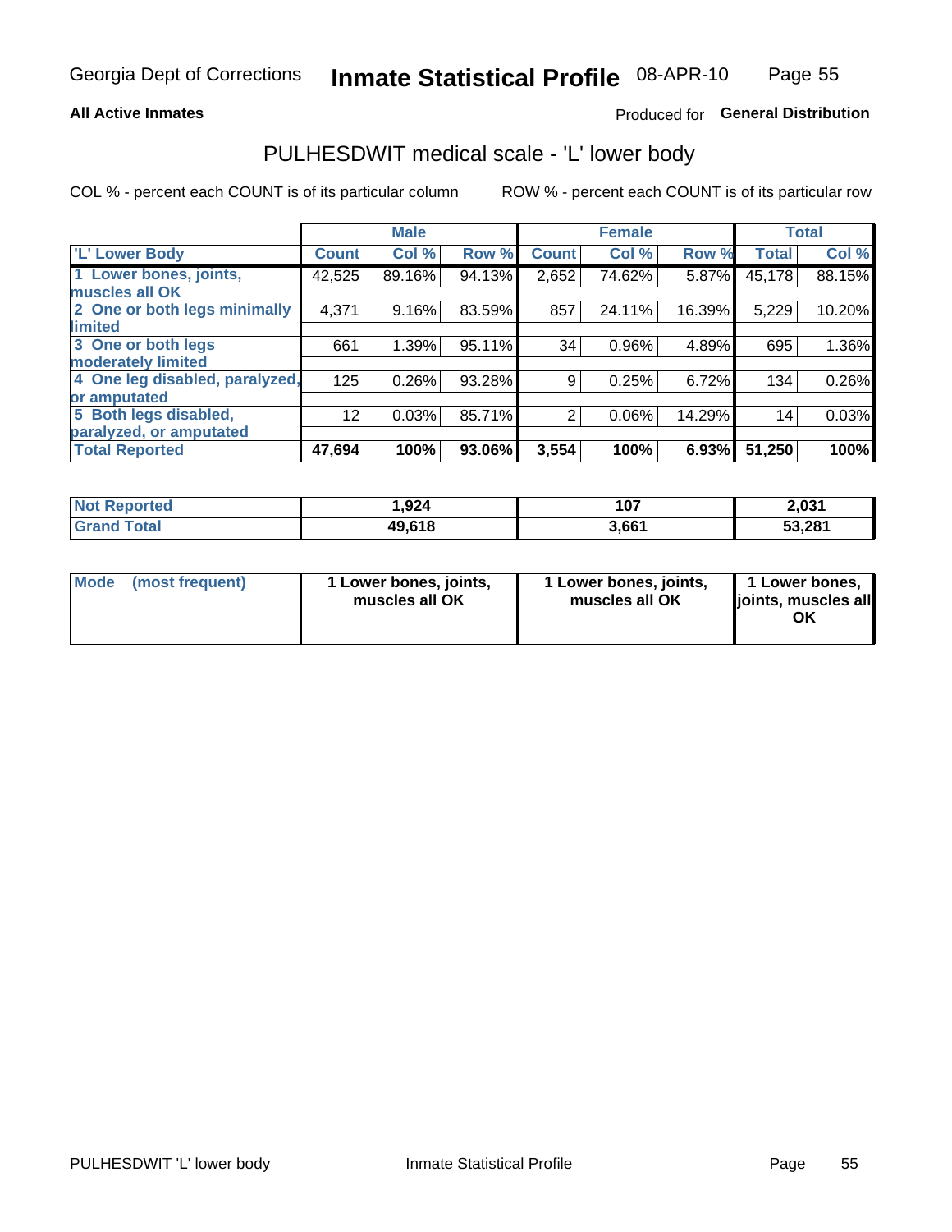Georgia Dept of Corrections **Inmate Statistical Profile** 08-APR-10

**All Active Inmates** Produced for **General Distribution**

## PULHESDWIT medical scale - 'L' lower body

COL % - percent each COUNT is of its particular column ROW % - percent each COUNT is of its particular row

| | Male | | | Female | | | Total | |
|---|---|---|---|---|---|---|---|---|
| 'L' Lower Body | Count | Col % | Row % | Count | Col % | Row % | Total | Col % |
| 1 Lower bones, joints, muscles all OK | 42,525 | 89.16% | 94.13% | 2,652 | 74.62% | 5.87% | 45,178 | 88.15% |
| 2 One or both legs minimally limited | 4,371 | 9.16% | 83.59% | 857 | 24.11% | 16.39% | 5,229 | 10.20% |
| 3 One or both legs moderately limited | 661 | 1.39% | 95.11% | 34 | 0.96% | 4.89% | 695 | 1.36% |
| 4 One leg disabled, paralyzed, or amputated | 125 | 0.26% | 93.28% | 9 | 0.25% | 6.72% | 134 | 0.26% |
| 5 Both legs disabled, paralyzed, or amputated | 12 | 0.03% | 85.71% | 2 | 0.06% | 14.29% | 14 | 0.03% |
| **Total Reported** | **47,694** | **100%** | **93.06%** | **3,554** | **100%** | **6.93%** | **51,250** | **100%** |

| | Male | Female | Total |
|---|---|---|---|
| Not Reported | 1,924 | 107 | 2,031 |
| Grand Total | 49,618 | 3,661 | 53,281 |

| | Male | Female | Total |
|---|---|---|---|
| Mode (most frequent) | 1 Lower bones, joints, muscles all OK | 1 Lower bones, joints, muscles all OK | 1 Lower bones, joints, muscles all OK |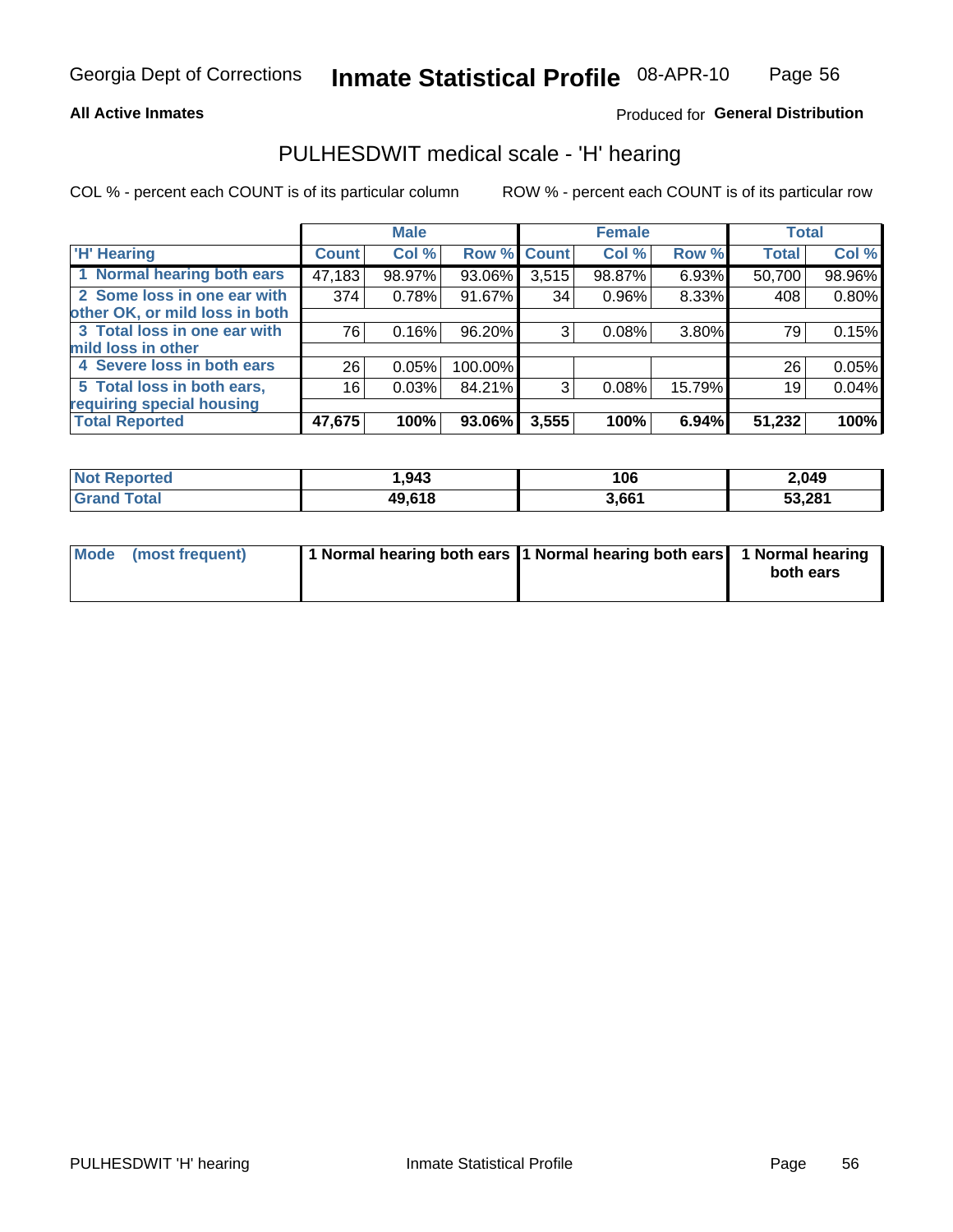Georgia Dept of Corrections **Inmate Statistical Profile** 08-APR-10

**All Active Inmates**

Produced for **General Distribution**

## PULHESDWIT medical scale - 'H' hearing

COL % - percent each COUNT is of its particular column

ROW % - percent each COUNT is of its particular row

| | Male | | | Female | | | Total | |
|---|---|---|---|---|---|---|---|---|
| 'H' Hearing | Count | Col % | Row % | Count | Col % | Row % | Total | Col % |
| 1 Normal hearing both ears | 47,183 | 98.97% | 93.06% | 3,515 | 98.87% | 6.93% | 50,700 | 98.96% |
| 2 Some loss in one ear with other OK, or mild loss in both | 374 | 0.78% | 91.67% | 34 | 0.96% | 8.33% | 408 | 0.80% |
| 3 Total loss in one ear with mild loss in other | 76 | 0.16% | 96.20% | 3 | 0.08% | 3.80% | 79 | 0.15% |
| 4 Severe loss in both ears | 26 | 0.05% | 100.00% | | | | 26 | 0.05% |
| 5 Total loss in both ears, requiring special housing | 16 | 0.03% | 84.21% | 3 | 0.08% | 15.79% | 19 | 0.04% |
| **Total Reported** | **47,675** | **100%** | **93.06%** | **3,555** | **100%** | **6.94%** | **51,232** | **100%** |

| | Male | Female | Total |
|---|---|---|---|
| Not Reported | 1,943 | 106 | 2,049 |
| Grand Total | 49,618 | 3,661 | 53,281 |

| | Male | Female | Total |
|---|---|---|---|
| Mode (most frequent) | 1 Normal hearing both ears | 1 Normal hearing both ears | 1 Normal hearing both ears |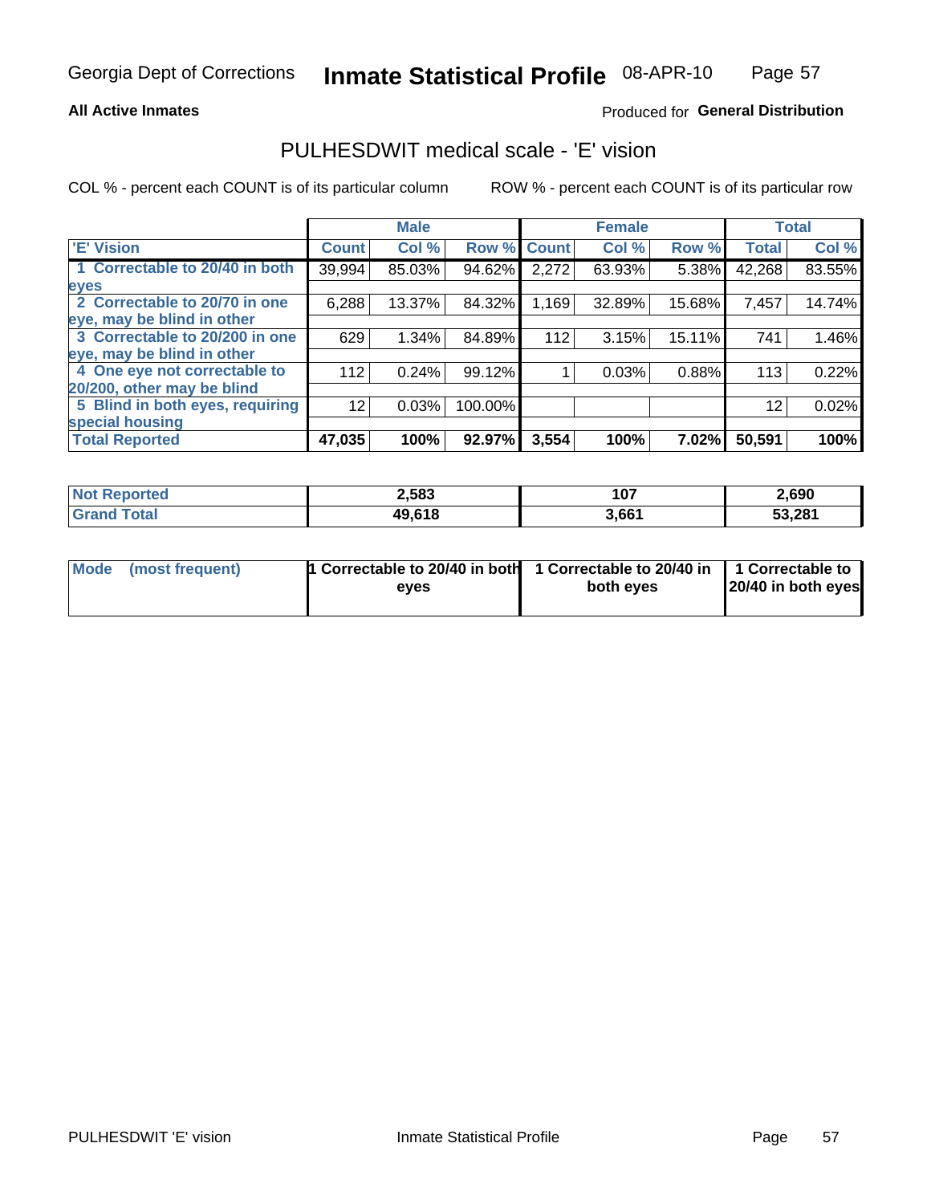Georgia Dept of Corrections **Inmate Statistical Profile** 08-APR-10

**All Active Inmates**

Produced for **General Distribution**

# PULHESDWIT medical scale - 'E' vision

COL % - percent each COUNT is of its particular column

ROW % - percent each COUNT is of its particular row

| | Male | | | Female | | | Total | |
|---|---|---|---|---|---|---|---|---|
| 'E' Vision | Count | Col % | Row % | Count | Col % | Row % | Total | Col % |
| 1 Correctable to 20/40 in both eyes | 39,994 | 85.03% | 94.62% | 2,272 | 63.93% | 5.38% | 42,268 | 83.55% |
| 2 Correctable to 20/70 in one eye, may be blind in other | 6,288 | 13.37% | 84.32% | 1,169 | 32.89% | 15.68% | 7,457 | 14.74% |
| 3 Correctable to 20/200 in one eye, may be blind in other | 629 | 1.34% | 84.89% | 112 | 3.15% | 15.11% | 741 | 1.46% |
| 4 One eye not correctable to 20/200, other may be blind | 112 | 0.24% | 99.12% | 1 | 0.03% | 0.88% | 113 | 0.22% |
| 5 Blind in both eyes, requiring special housing | 12 | 0.03% | 100.00% | | | | 12 | 0.02% |
| **Total Reported** | **47,035** | **100%** | **92.97%** | **3,554** | **100%** | **7.02%** | **50,591** | **100%** |

| | Male | Female | Total |
|---|---|---|---|
| **Not Reported** | **2,583** | **107** | **2,690** |
| **Grand Total** | **49,618** | **3,661** | **53,281** |

| | Male | Female | Total |
|---|---|---|---|
| **Mode (most frequent)** | **1 Correctable to 20/40 in both eyes** | **1 Correctable to 20/40 in both eyes** | **1 Correctable to 20/40 in both eyes** |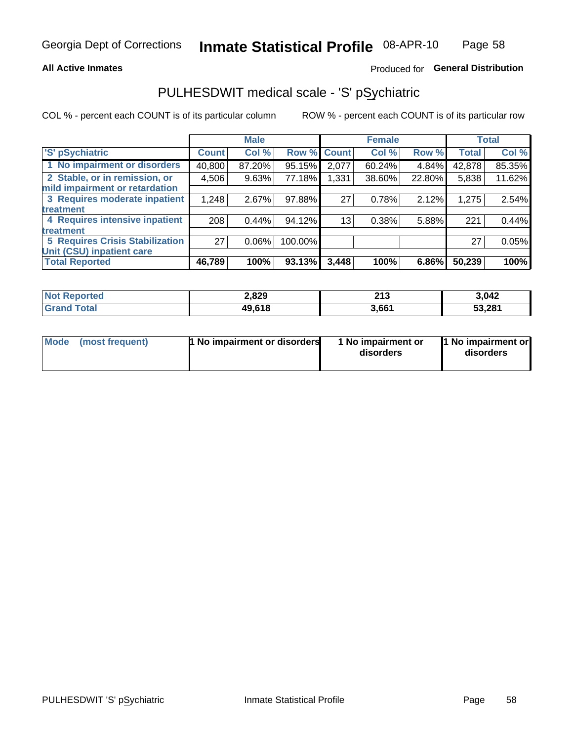Georgia Dept of Corrections **Inmate Statistical Profile** 08-APR-10

**All Active Inmates**

Produced for **General Distribution**

## PULHESDWIT medical scale - 'S' pSychiatric

COL % - percent each COUNT is of its particular column ROW % - percent each COUNT is of its particular row

| | Male | | | Female | | | Total | |
|---|---|---|---|---|---|---|---|---|
| 'S' pSychiatric | Count | Col % | Row % | Count | Col % | Row % | Total | Col % |
| 1 No impairment or disorders | 40,800 | 87.20% | 95.15% | 2,077 | 60.24% | 4.84% | 42,878 | 85.35% |
| 2 Stable, or in remission, or mild impairment or retardation | 4,506 | 9.63% | 77.18% | 1,331 | 38.60% | 22.80% | 5,838 | 11.62% |
| 3 Requires moderate inpatient treatment | 1,248 | 2.67% | 97.88% | 27 | 0.78% | 2.12% | 1,275 | 2.54% |
| 4 Requires intensive inpatient treatment | 208 | 0.44% | 94.12% | 13 | 0.38% | 5.88% | 221 | 0.44% |
| 5 Requires Crisis Stabilization Unit (CSU) inpatient care | 27 | 0.06% | 100.00% | | | | 27 | 0.05% |
| **Total Reported** | **46,789** | **100%** | **93.13%** | **3,448** | **100%** | **6.86%** | **50,239** | **100%** |

| | Male | Female | Total |
|---|---|---|---|
| Not Reported | 2,829 | 213 | 3,042 |
| Grand Total | 49,618 | 3,661 | 53,281 |

| | Male | Female | Total |
|---|---|---|---|
| Mode (most frequent) | 1 No impairment or disorders | 1 No impairment or disorders | 1 No impairment or disorders |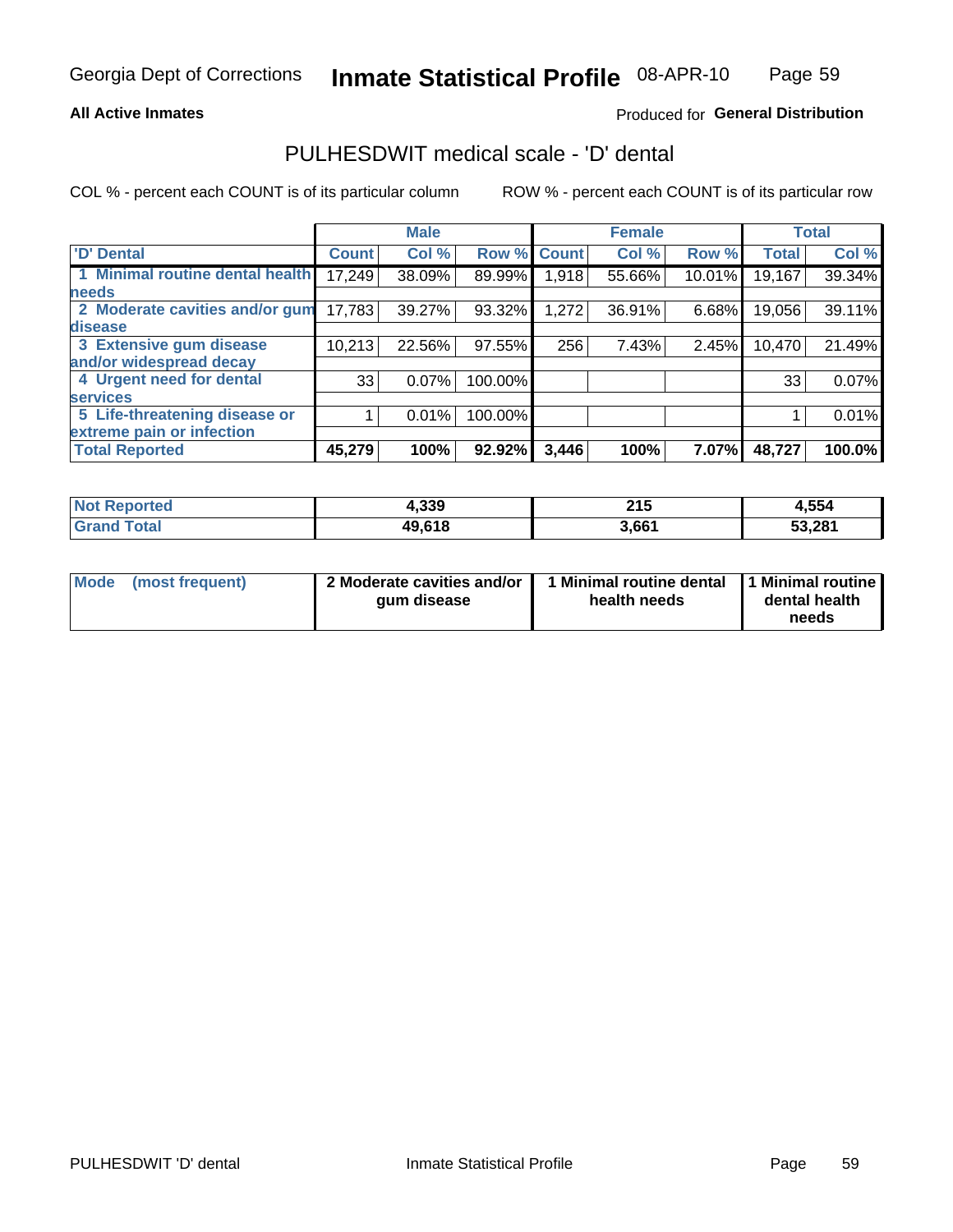Georgia Dept of Corrections **Inmate Statistical Profile** 08-APR-10

**All Active Inmates**

Produced for **General Distribution**

## PULHESDWIT medical scale - 'D' dental

COL % - percent each COUNT is of its particular column ROW % - percent each COUNT is of its particular row

| | Male | | | Female | | | Total | |
|---|---|---|---|---|---|---|---|---|
| 'D' Dental | Count | Col % | Row % | Count | Col % | Row % | Total | Col % |
| 1 Minimal routine dental health needs | 17,249 | 38.09% | 89.99% | 1,918 | 55.66% | 10.01% | 19,167 | 39.34% |
| 2 Moderate cavities and/or gum disease | 17,783 | 39.27% | 93.32% | 1,272 | 36.91% | 6.68% | 19,056 | 39.11% |
| 3 Extensive gum disease and/or widespread decay | 10,213 | 22.56% | 97.55% | 256 | 7.43% | 2.45% | 10,470 | 21.49% |
| 4 Urgent need for dental services | 33 | 0.07% | 100.00% | | | | 33 | 0.07% |
| 5 Life-threatening disease or extreme pain or infection | 1 | 0.01% | 100.00% | | | | 1 | 0.01% |
| **Total Reported** | **45,279** | **100%** | **92.92%** | **3,446** | **100%** | **7.07%** | **48,727** | **100.0%** |

| | Male | Female | Total |
|---|---|---|---|
| **Not Reported** | **4,339** | **215** | **4,554** |
| **Grand Total** | **49,618** | **3,661** | **53,281** |

| | Male | Female | Total |
|---|---|---|---|
| **Mode (most frequent)** | **2 Moderate cavities and/or gum disease** | **1 Minimal routine dental health needs** | **1 Minimal routine dental health needs** |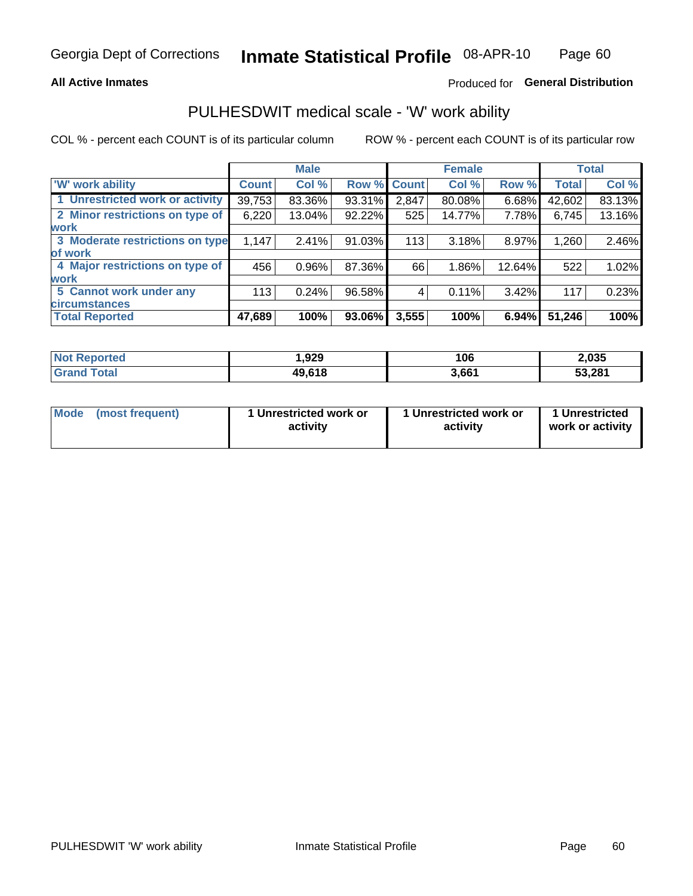**All Active Inmates**

Produced for **General Distribution**

## PULHESDWIT medical scale - 'W' work ability

COL % - percent each COUNT is of its particular column

ROW % - percent each COUNT is of its particular row

| | Male | | | Female | | | Total | |
|---|---|---|---|---|---|---|---|---|
| 'W' work ability | Count | Col % | Row % | Count | Col % | Row % | Total | Col % |
| 1 Unrestricted work or activity | 39,753 | 83.36% | 93.31% | 2,847 | 80.08% | 6.68% | 42,602 | 83.13% |
| 2 Minor restrictions on type of work | 6,220 | 13.04% | 92.22% | 525 | 14.77% | 7.78% | 6,745 | 13.16% |
| 3 Moderate restrictions on type of work | 1,147 | 2.41% | 91.03% | 113 | 3.18% | 8.97% | 1,260 | 2.46% |
| 4 Major restrictions on type of work | 456 | 0.96% | 87.36% | 66 | 1.86% | 12.64% | 522 | 1.02% |
| 5 Cannot work under any circumstances | 113 | 0.24% | 96.58% | 4 | 0.11% | 3.42% | 117 | 0.23% |
| **Total Reported** | **47,689** | **100%** | **93.06%** | **3,555** | **100%** | **6.94%** | **51,246** | **100%** |

| | Male | Female | Total |
|---|---|---|---|
| Not Reported | 1,929 | 106 | 2,035 |
| Grand Total | 49,618 | 3,661 | 53,281 |

| | Male | Female | Total |
|---|---|---|---|
| Mode (most frequent) | 1 Unrestricted work or activity | 1 Unrestricted work or activity | 1 Unrestricted work or activity |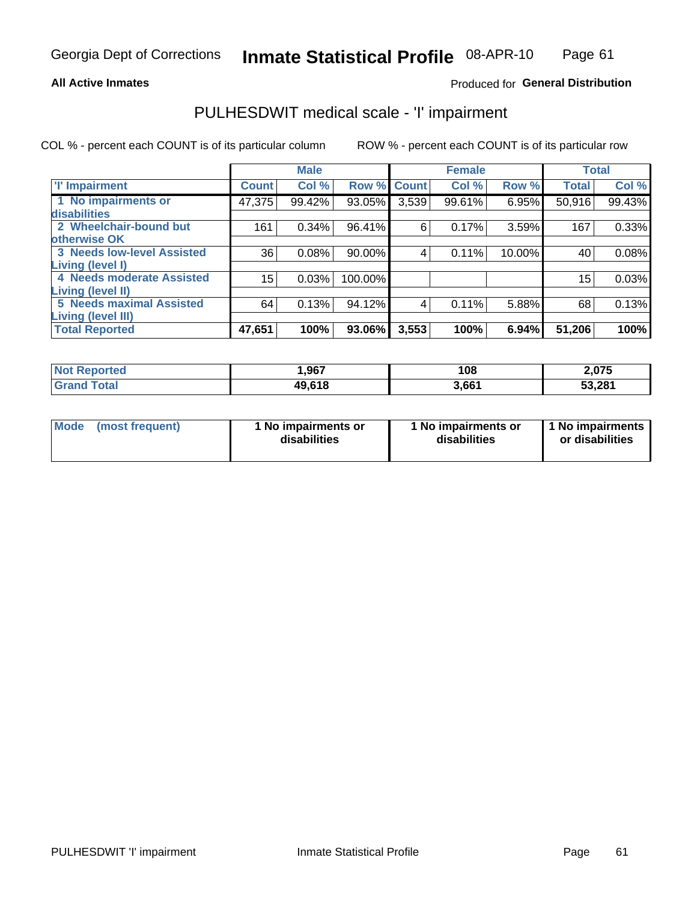Georgia Dept of Corrections **Inmate Statistical Profile** 08-APR-10

**All Active Inmates**

Produced for **General Distribution**

# PULHESDWIT medical scale - 'I' impairment

COL % - percent each COUNT is of its particular column ROW % - percent each COUNT is of its particular row

| | Male | | | Female | | | Total | |
|---|---|---|---|---|---|---|---|---|
| 'I' Impairment | Count | Col % | Row % | Count | Col % | Row % | Total | Col % |
| 1 No impairments or disabilities | 47,375 | 99.42% | 93.05% | 3,539 | 99.61% | 6.95% | 50,916 | 99.43% |
| 2 Wheelchair-bound but otherwise OK | 161 | 0.34% | 96.41% | 6 | 0.17% | 3.59% | 167 | 0.33% |
| 3 Needs low-level Assisted Living (level I) | 36 | 0.08% | 90.00% | 4 | 0.11% | 10.00% | 40 | 0.08% |
| 4 Needs moderate Assisted Living (level II) | 15 | 0.03% | 100.00% | | | | 15 | 0.03% |
| 5 Needs maximal Assisted Living (level III) | 64 | 0.13% | 94.12% | 4 | 0.11% | 5.88% | 68 | 0.13% |
| **Total Reported** | **47,651** | **100%** | **93.06%** | **3,553** | **100%** | **6.94%** | **51,206** | **100%** |

| | Male | Female | Total |
|---|---|---|---|
| Not Reported | 1,967 | 108 | 2,075 |
| Grand Total | 49,618 | 3,661 | 53,281 |

| | Male | Female | Total |
|---|---|---|---|
| Mode (most frequent) | 1 No impairments or disabilities | 1 No impairments or disabilities | 1 No impairments or disabilities |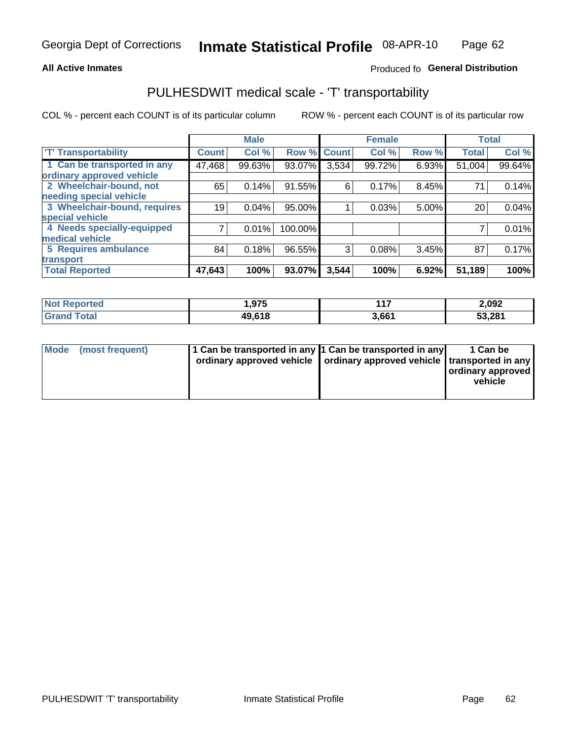**All Active Inmates**

Produced fo **General Distribution**

# PULHESDWIT medical scale - 'T' transportability

COL % - percent each COUNT is of its particular column

ROW % - percent each COUNT is of its particular row

| | Male | | | Female | | | Total | |
|---|---|---|---|---|---|---|---|---|
| 'T' Transportability | Count | Col % | Row % | Count | Col % | Row % | Total | Col % |
| 1 Can be transported in any ordinary approved vehicle | 47,468 | 99.63% | 93.07% | 3,534 | 99.72% | 6.93% | 51,004 | 99.64% |
| 2 Wheelchair-bound, not needing special vehicle | 65 | 0.14% | 91.55% | 6 | 0.17% | 8.45% | 71 | 0.14% |
| 3 Wheelchair-bound, requires special vehicle | 19 | 0.04% | 95.00% | 1 | 0.03% | 5.00% | 20 | 0.04% |
| 4 Needs specially-equipped medical vehicle | 7 | 0.01% | 100.00% | | | | 7 | 0.01% |
| 5 Requires ambulance transport | 84 | 0.18% | 96.55% | 3 | 0.08% | 3.45% | 87 | 0.17% |
| **Total Reported** | **47,643** | **100%** | **93.07%** | **3,544** | **100%** | **6.92%** | **51,189** | **100%** |

| | Male | Female | Total |
|---|---|---|---|
| Not Reported | 1,975 | 117 | 2,092 |
| Grand Total | 49,618 | 3,661 | 53,281 |

| | Male | Female | Total |
|---|---|---|---|
| Mode (most frequent) | 1 Can be transported in any ordinary approved vehicle | 1 Can be transported in any ordinary approved vehicle | 1 Can be transported in any ordinary approved vehicle |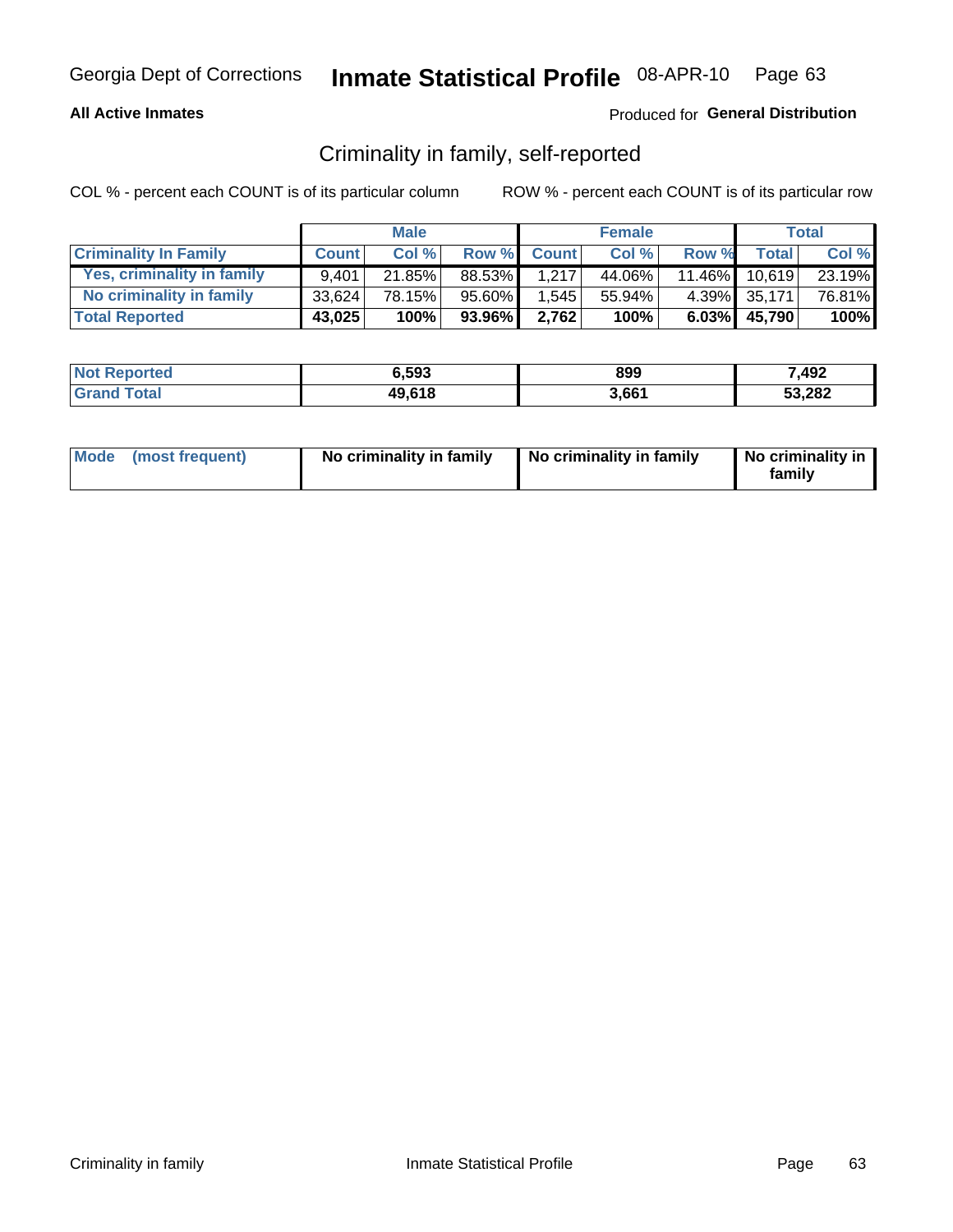Georgia Dept of Corrections **Inmate Statistical Profile** 08-APR-10

**All Active Inmates**

Produced for **General Distribution**

## Criminality in family, self-reported

COL % - percent each COUNT is of its particular column

ROW % - percent each COUNT is of its particular row

| | Male | | | Female | | | Total | |
|---|---|---|---|---|---|---|---|---|
| **Criminality In Family** | **Count** | **Col %** | **Row %** | **Count** | **Col %** | **Row %** | **Total** | **Col %** |
| **Yes, criminality in family** | 9,401 | 21.85% | 88.53% | 1,217 | 44.06% | 11.46% | 10,619 | 23.19% |
| **No criminality in family** | 33,624 | 78.15% | 95.60% | 1,545 | 55.94% | 4.39% | 35,171 | 76.81% |
| **Total Reported** | **43,025** | **100%** | **93.96%** | **2,762** | **100%** | **6.03%** | **45,790** | **100%** |

| | Male | Female | Total |
|---|---|---|---|
| **Not Reported** | **6,593** | **899** | **7,492** |
| **Grand Total** | **49,618** | **3,661** | **53,282** |

| | Male | Female | Total |
|---|---|---|---|
| **Mode (most frequent)** | **No criminality in family** | **No criminality in family** | **No criminality in family** |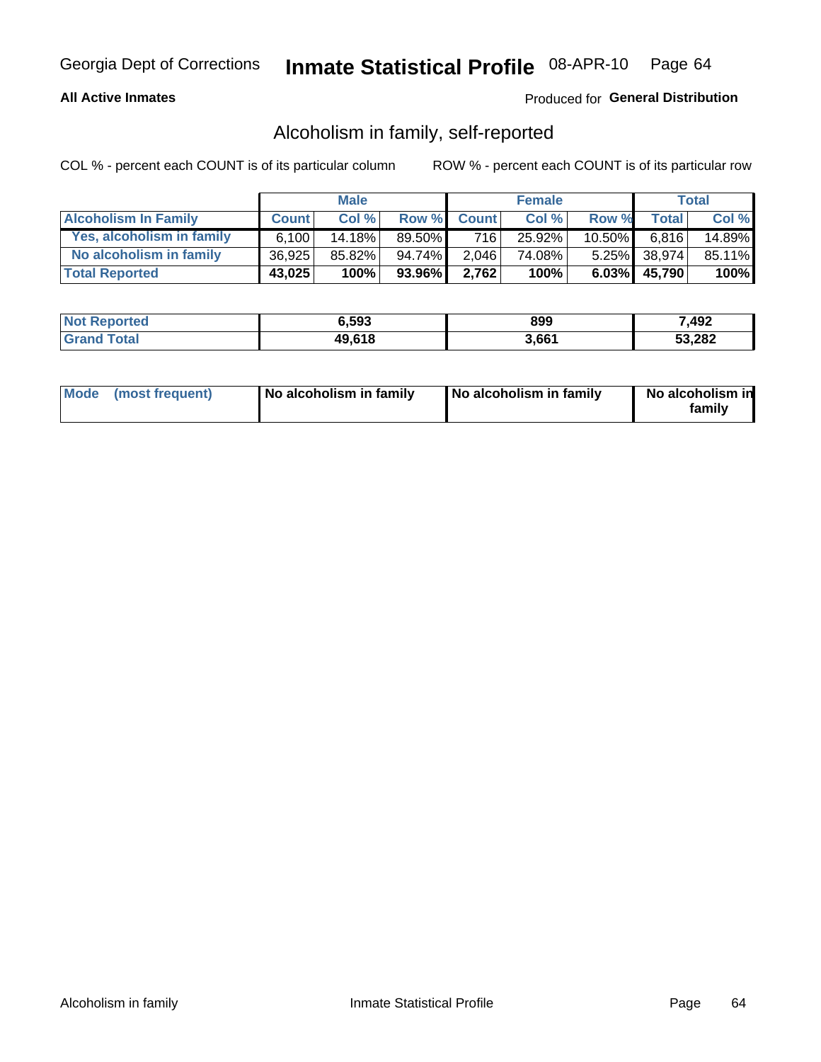Georgia Dept of Corrections **Inmate Statistical Profile** 08-APR-10

**All Active Inmates**

Produced for **General Distribution**

## Alcoholism in family, self-reported

COL % - percent each COUNT is of its particular column

ROW % - percent each COUNT is of its particular row

| | Male | | | Female | | | Total | |
|---|---|---|---|---|---|---|---|---|
| **Alcoholism In Family** | **Count** | **Col %** | **Row %** | **Count** | **Col %** | **Row %** | **Total** | **Col %** |
| **Yes, alcoholism in family** | 6,100 | 14.18% | 89.50% | 716 | 25.92% | 10.50% | 6,816 | 14.89% |
| **No alcoholism in family** | 36,925 | 85.82% | 94.74% | 2,046 | 74.08% | 5.25% | 38,974 | 85.11% |
| **Total Reported** | **43,025** | **100%** | **93.96%** | **2,762** | **100%** | **6.03%** | **45,790** | **100%** |

| | Male | Female | Total |
|---|---|---|---|
| **Not Reported** | **6,593** | **899** | **7,492** |
| **Grand Total** | **49,618** | **3,661** | **53,282** |

| | Male | Female | Total |
|---|---|---|---|
| **Mode (most frequent)** | **No alcoholism in family** | **No alcoholism in family** | **No alcoholism in family** |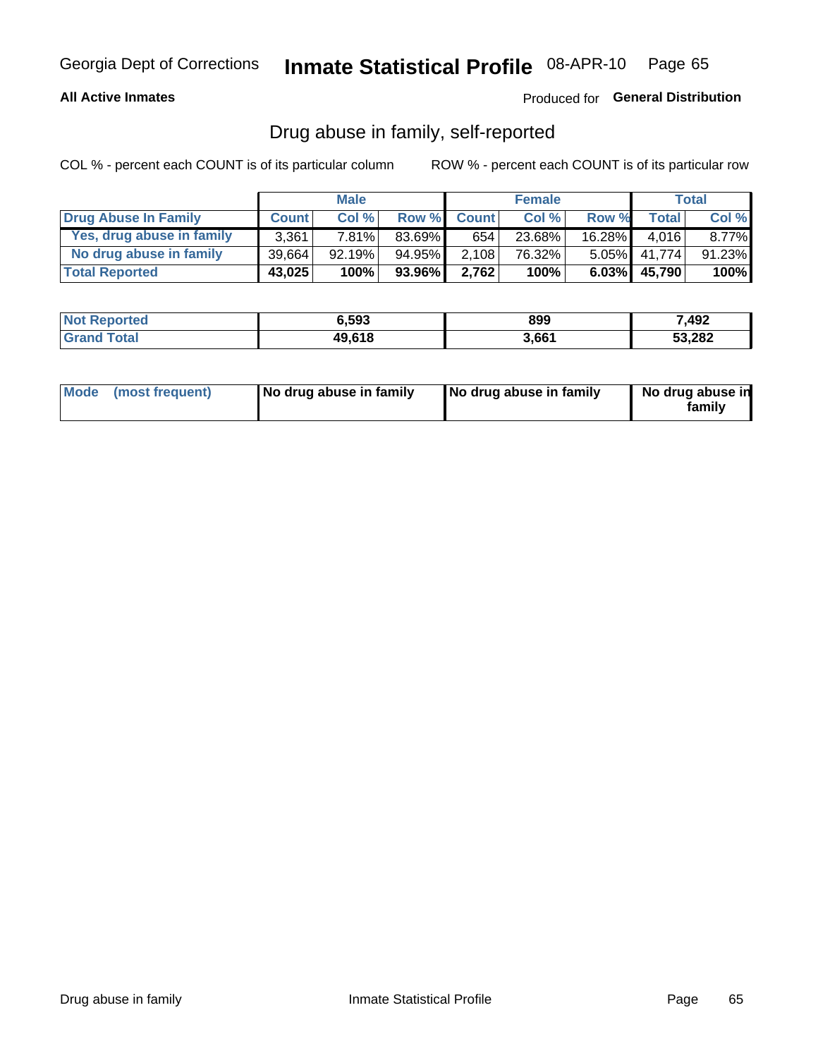Georgia Dept of Corrections **Inmate Statistical Profile** 08-APR-10

**All Active Inmates**

Produced for **General Distribution**

## Drug abuse in family, self-reported

COL % - percent each COUNT is of its particular column

ROW % - percent each COUNT is of its particular row

| | Male | | | Female | | | Total | |
|---|---|---|---|---|---|---|---|---|
| **Drug Abuse In Family** | **Count** | **Col %** | **Row %** | **Count** | **Col %** | **Row %** | **Total** | **Col %** |
| Yes, drug abuse in family | 3,361 | 7.81% | 83.69% | 654 | 23.68% | 16.28% | 4,016 | 8.77% |
| No drug abuse in family | 39,664 | 92.19% | 94.95% | 2,108 | 76.32% | 5.05% | 41,774 | 91.23% |
| **Total Reported** | **43,025** | **100%** | **93.96%** | **2,762** | **100%** | **6.03%** | **45,790** | **100%** |

| | Male | Female | Total |
|---|---|---|---|
| **Not Reported** | **6,593** | **899** | **7,492** |
| **Grand Total** | **49,618** | **3,661** | **53,282** |

| | Male | Female | Total |
|---|---|---|---|
| **Mode (most frequent)** | **No drug abuse in family** | **No drug abuse in family** | **No drug abuse in family** |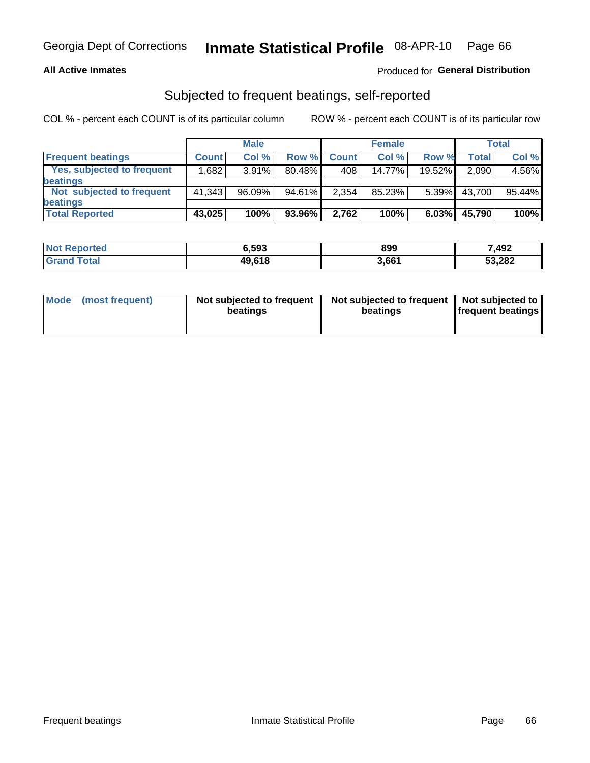Georgia Dept of Corrections **Inmate Statistical Profile** 08-APR-10

**All Active Inmates**

Produced for **General Distribution**

## Subjected to frequent beatings, self-reported

COL % - percent each COUNT is of its particular column

ROW % - percent each COUNT is of its particular row

| | Male | | | Female | | | Total | |
|---|---|---|---|---|---|---|---|---|
| **Frequent beatings** | **Count** | **Col %** | **Row %** | **Count** | **Col %** | **Row %** | **Total** | **Col %** |
| **Yes, subjected to frequent beatings** | 1,682 | 3.91% | 80.48% | 408 | 14.77% | 19.52% | 2,090 | 4.56% |
| **Not subjected to frequent beatings** | 41,343 | 96.09% | 94.61% | 2,354 | 85.23% | 5.39% | 43,700 | 95.44% |
| **Total Reported** | **43,025** | **100%** | **93.96%** | **2,762** | **100%** | **6.03%** | **45,790** | **100%** |

| | Male | Female | Total |
|---|---|---|---|
| **Not Reported** | **6,593** | **899** | **7,492** |
| **Grand Total** | **49,618** | **3,661** | **53,282** |

| | Male | Female | Total |
|---|---|---|---|
| **Mode (most frequent)** | **Not subjected to frequent beatings** | **Not subjected to frequent beatings** | **Not subjected to frequent beatings** |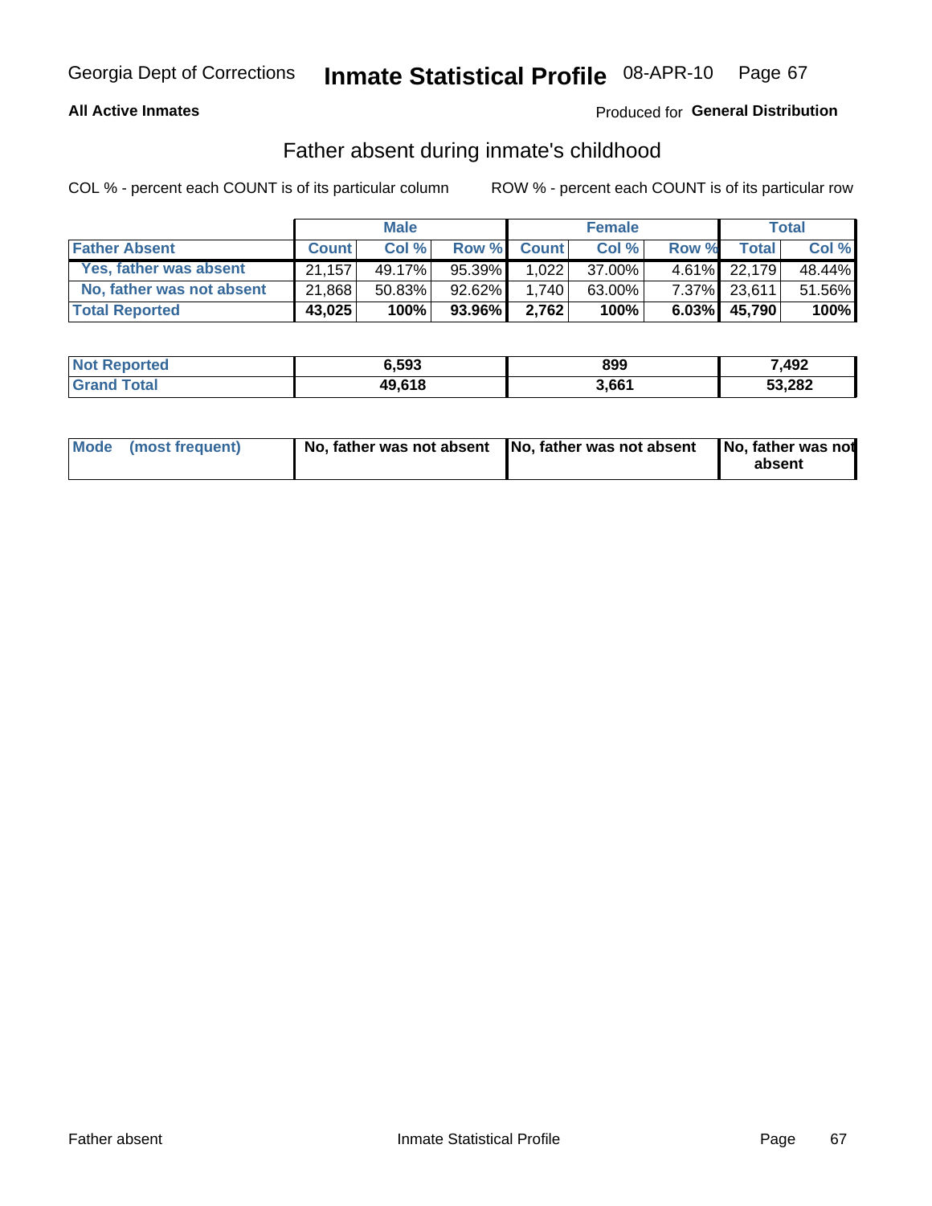Georgia Dept of Corrections **Inmate Statistical Profile** 08-APR-10

**All Active Inmates**

Produced for **General Distribution**

## Father absent during inmate's childhood

COL % - percent each COUNT is of its particular column

ROW % - percent each COUNT is of its particular row

| | Male | | | Female | | | Total | |
|---|---|---|---|---|---|---|---|---|
| **Father Absent** | **Count** | **Col %** | **Row %** | **Count** | **Col %** | **Row %** | **Total** | **Col %** |
| Yes, father was absent | 21,157 | 49.17% | 95.39% | 1,022 | 37.00% | 4.61% | 22,179 | 48.44% |
| No, father was not absent | 21,868 | 50.83% | 92.62% | 1,740 | 63.00% | 7.37% | 23,611 | 51.56% |
| **Total Reported** | **43,025** | **100%** | **93.96%** | **2,762** | **100%** | **6.03%** | **45,790** | **100%** |

| | Male | Female | Total |
|---|---|---|---|
| **Not Reported** | **6,593** | **899** | **7,492** |
| **Grand Total** | **49,618** | **3,661** | **53,282** |

| | Male | Female | Total |
|---|---|---|---|
| **Mode (most frequent)** | **No, father was not absent** | **No, father was not absent** | **No, father was not absent** |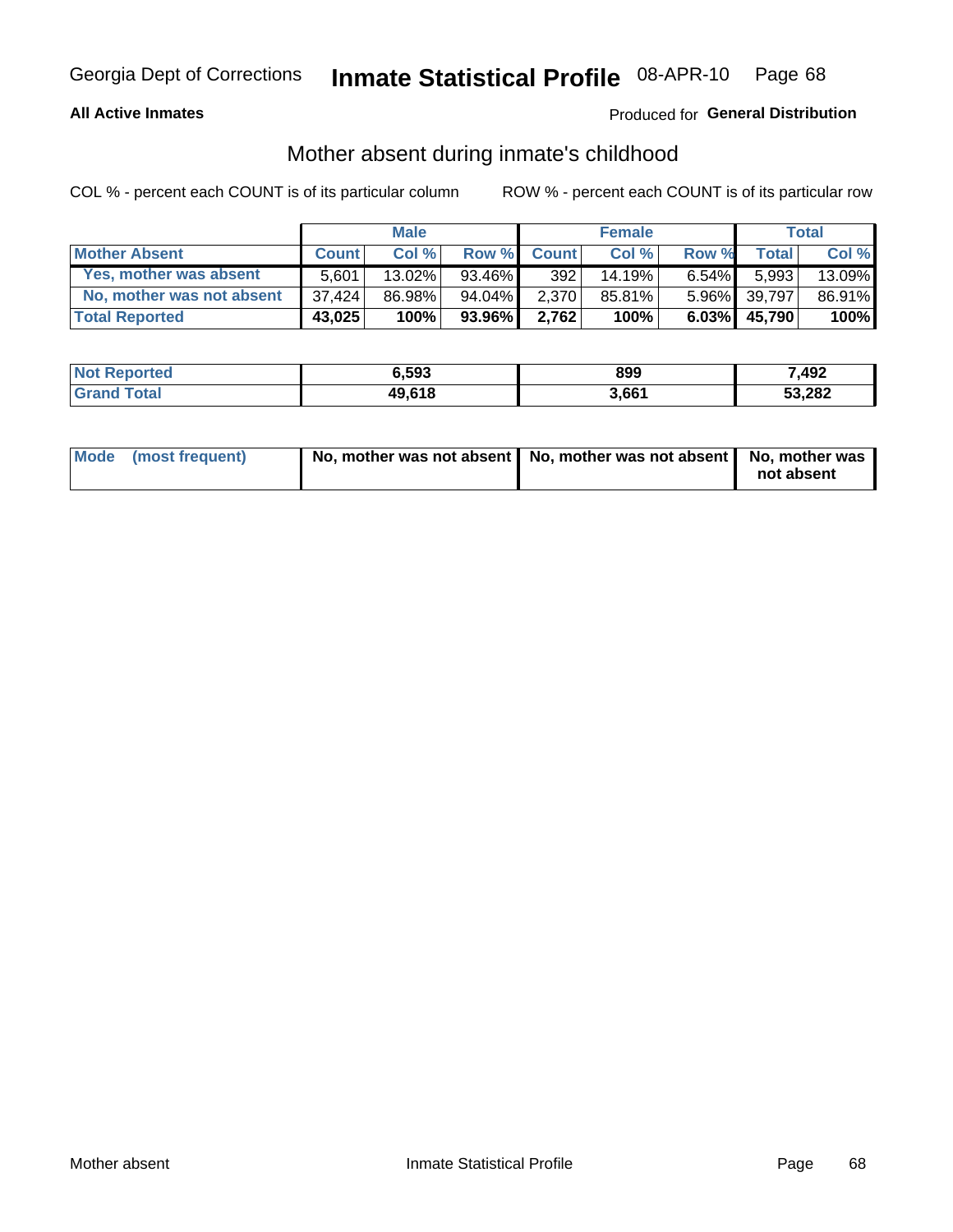Georgia Dept of Corrections **Inmate Statistical Profile** 08-APR-10

**All Active Inmates**

Produced for **General Distribution**

## Mother absent during inmate's childhood

COL % - percent each COUNT is of its particular column

ROW % - percent each COUNT is of its particular row

| | Male | | | Female | | | Total | |
|---|---|---|---|---|---|---|---|---|
| **Mother Absent** | **Count** | **Col %** | **Row %** | **Count** | **Col %** | **Row %** | **Total** | **Col %** |
| **Yes, mother was absent** | 5,601 | 13.02% | 93.46% | 392 | 14.19% | 6.54% | 5,993 | 13.09% |
| **No, mother was not absent** | 37,424 | 86.98% | 94.04% | 2,370 | 85.81% | 5.96% | 39,797 | 86.91% |
| **Total Reported** | **43,025** | **100%** | **93.96%** | **2,762** | **100%** | **6.03%** | **45,790** | **100%** |

| | Male | Female | Total |
|---|---|---|---|
| **Not Reported** | **6,593** | **899** | **7,492** |
| **Grand Total** | **49,618** | **3,661** | **53,282** |

| | Male | Female | Total |
|---|---|---|---|
| **Mode (most frequent)** | **No, mother was not absent** | **No, mother was not absent** | **No, mother was not absent** |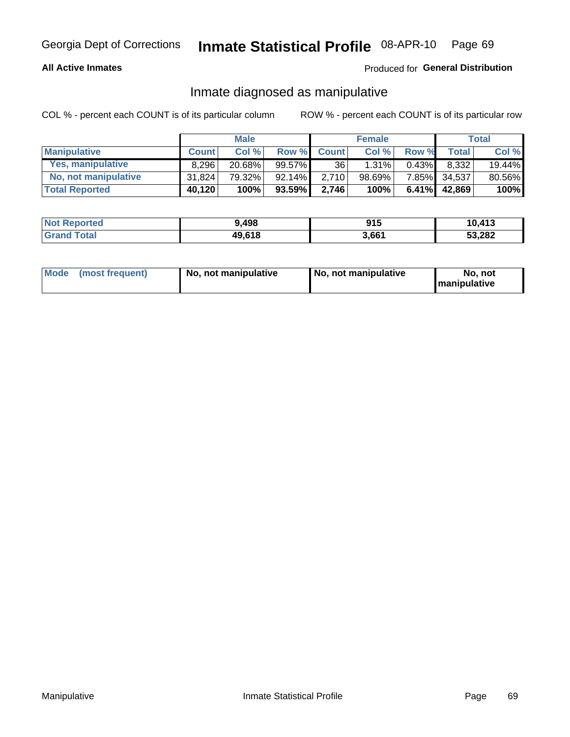## All Active Inmates

Produced for **General Distribution**

# Inmate diagnosed as manipulative

COL % - percent each COUNT is of its particular column

ROW % - percent each COUNT is of its particular row

| | Male | | | Female | | | Total | |
|---|---|---|---|---|---|---|---|---|
| **Manipulative** | **Count** | **Col %** | **Row %** | **Count** | **Col %** | **Row %** | **Total** | **Col %** |
| **Yes, manipulative** | 8,296 | 20.68% | 99.57% | 36 | 1.31% | 0.43% | 8,332 | 19.44% |
| **No, not manipulative** | 31,824 | 79.32% | 92.14% | 2,710 | 98.69% | 7.85% | 34,537 | 80.56% |
| **Total Reported** | **40,120** | **100%** | **93.59%** | **2,746** | **100%** | **6.41%** | **42,869** | **100%** |

| | Male | Female | Total |
|---|---|---|---|
| **Not Reported** | **9,498** | **915** | **10,413** |
| **Grand Total** | **49,618** | **3,661** | **53,282** |

| | Male | Female | Total |
|---|---|---|---|
| **Mode (most frequent)** | **No, not manipulative** | **No, not manipulative** | **No, not manipulative** |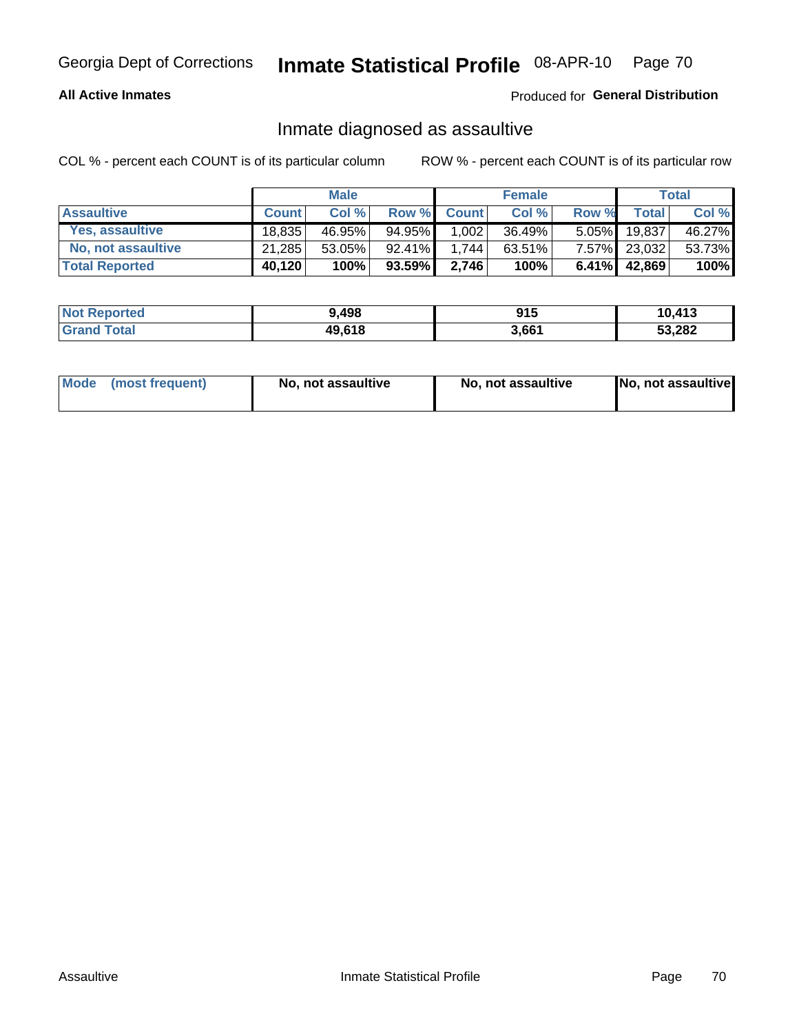Georgia Dept of Corrections **Inmate Statistical Profile** 08-APR-10

**All Active Inmates**

Produced for **General Distribution**

## Inmate diagnosed as assaultive

COL % - percent each COUNT is of its particular column

ROW % - percent each COUNT is of its particular row

| | Male | | | Female | | | Total | |
|---|---|---|---|---|---|---|---|---|
| **Assaultive** | **Count** | **Col %** | **Row %** | **Count** | **Col %** | **Row %** | **Total** | **Col %** |
| Yes, assaultive | 18,835 | 46.95% | 94.95% | 1,002 | 36.49% | 5.05% | 19,837 | 46.27% |
| No, not assaultive | 21,285 | 53.05% | 92.41% | 1,744 | 63.51% | 7.57% | 23,032 | 53.73% |
| **Total Reported** | **40,120** | **100%** | **93.59%** | **2,746** | **100%** | **6.41%** | **42,869** | **100%** |

| | Male | Female | Total |
|---|---|---|---|
| **Not Reported** | **9,498** | **915** | **10,413** |
| **Grand Total** | **49,618** | **3,661** | **53,282** |

| | Male | Female | Total |
|---|---|---|---|
| **Mode (most frequent)** | **No, not assaultive** | **No, not assaultive** | **No, not assaultive** |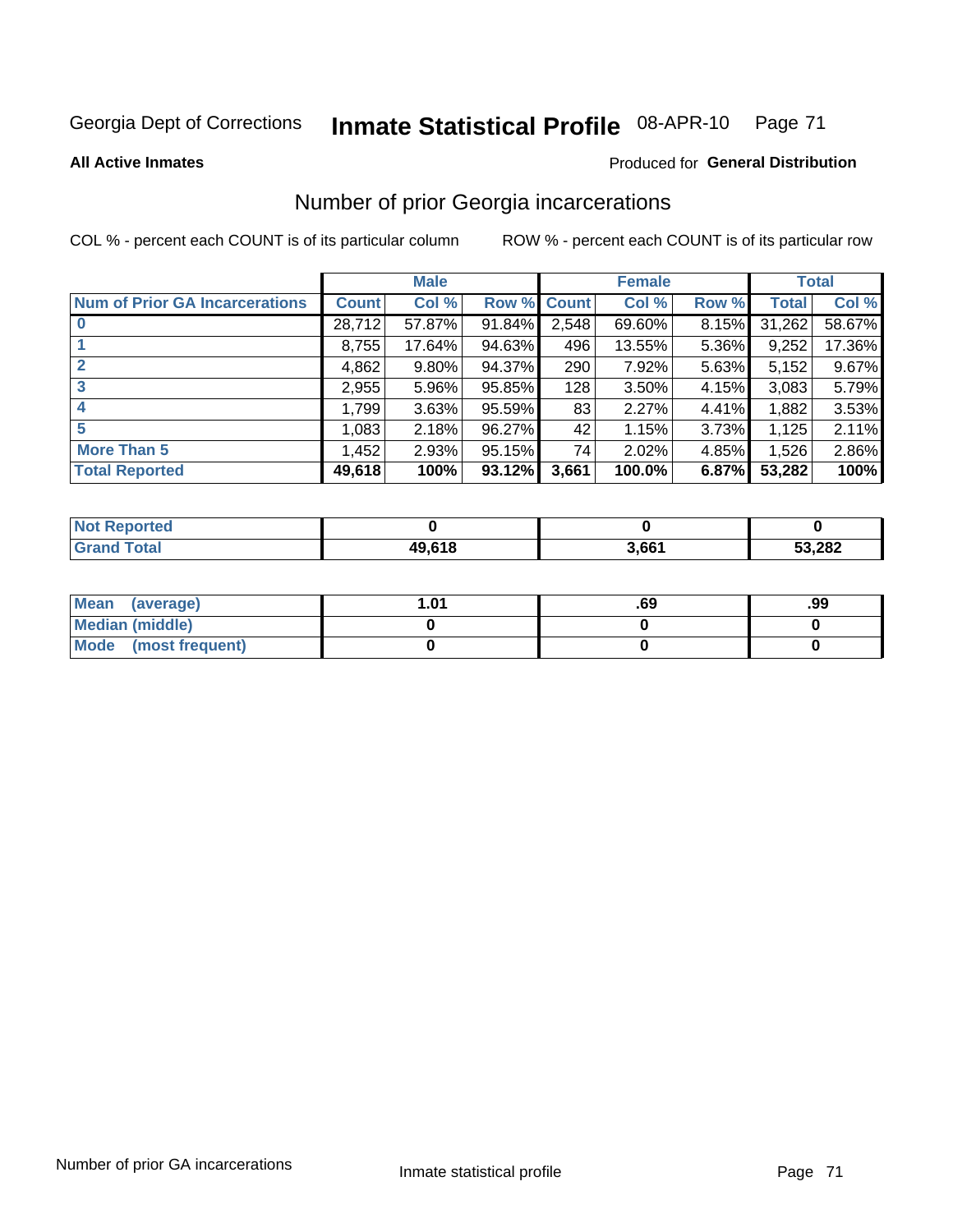Georgia Dept of Corrections **Inmate Statistical Profile** 08-APR-10

**All Active Inmates**

Produced for **General Distribution**

## Number of prior Georgia incarcerations

COL % - percent each COUNT is of its particular column

ROW % - percent each COUNT is of its particular row

| | Male | | | Female | | | Total | |
|---|---|---|---|---|---|---|---|---|
| **Num of Prior GA Incarcerations** | **Count** | **Col %** | **Row %** | **Count** | **Col %** | **Row %** | **Total** | **Col %** |
| **0** | 28,712 | 57.87% | 91.84% | 2,548 | 69.60% | 8.15% | 31,262 | 58.67% |
| **1** | 8,755 | 17.64% | 94.63% | 496 | 13.55% | 5.36% | 9,252 | 17.36% |
| **2** | 4,862 | 9.80% | 94.37% | 290 | 7.92% | 5.63% | 5,152 | 9.67% |
| **3** | 2,955 | 5.96% | 95.85% | 128 | 3.50% | 4.15% | 3,083 | 5.79% |
| **4** | 1,799 | 3.63% | 95.59% | 83 | 2.27% | 4.41% | 1,882 | 3.53% |
| **5** | 1,083 | 2.18% | 96.27% | 42 | 1.15% | 3.73% | 1,125 | 2.11% |
| **More Than 5** | 1,452 | 2.93% | 95.15% | 74 | 2.02% | 4.85% | 1,526 | 2.86% |
| **Total Reported** | **49,618** | **100%** | **93.12%** | **3,661** | **100.0%** | **6.87%** | **53,282** | **100%** |

| | Male | Female | Total |
|---|---|---|---|
| **Not Reported** | **0** | **0** | **0** |
| **Grand Total** | **49,618** | **3,661** | **53,282** |

| | Male | Female | Total |
|---|---|---|---|
| **Mean (average)** | **1.01** | **.69** | **.99** |
| **Median (middle)** | **0** | **0** | **0** |
| **Mode (most frequent)** | **0** | **0** | **0** |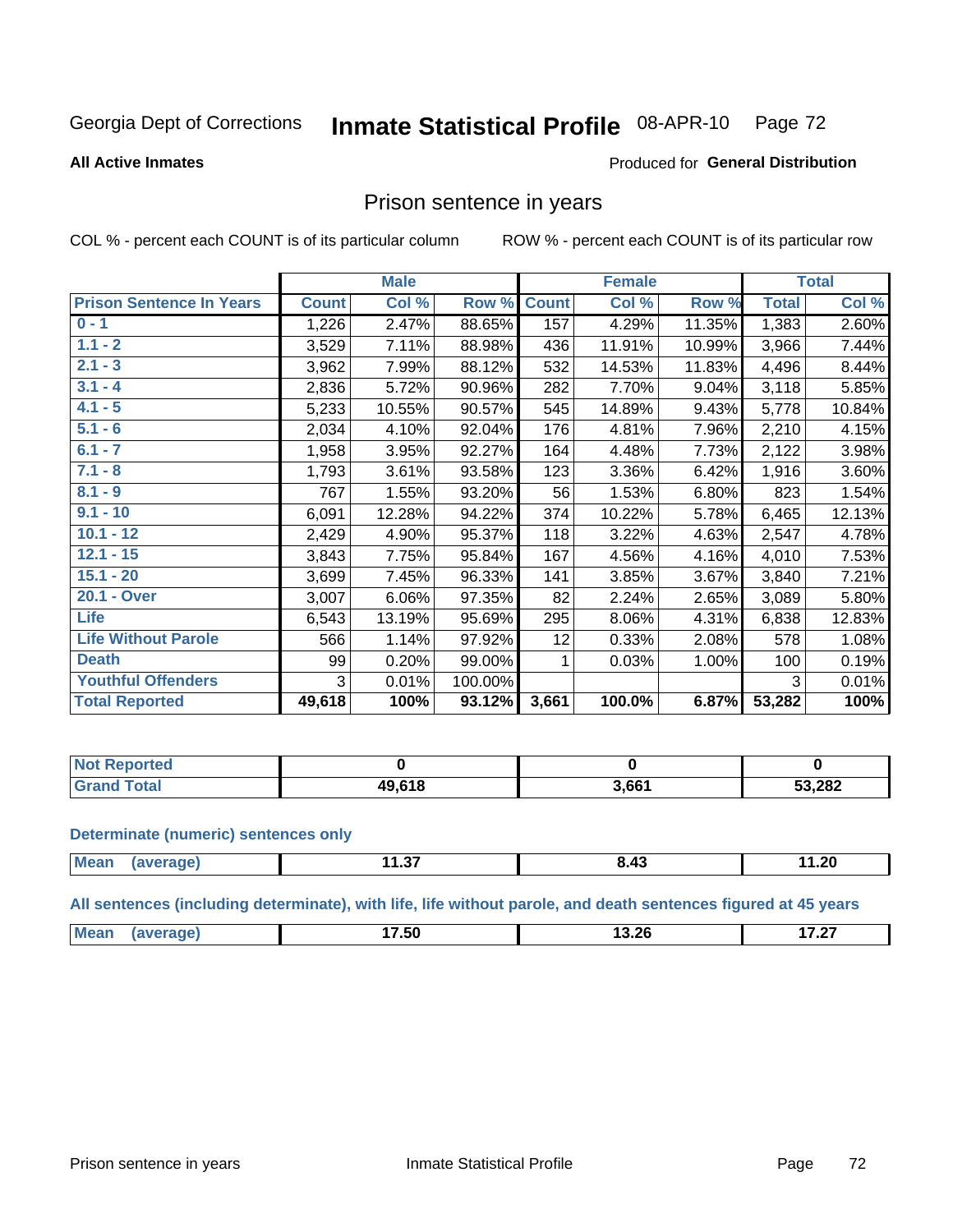Georgia Dept of Corrections **Inmate Statistical Profile** 08-APR-10

**All Active Inmates**

Produced for **General Distribution**

## Prison sentence in years

COL % - percent each COUNT is of its particular column

ROW % - percent each COUNT is of its particular row

| | Male | | | Female | | | Total | |
|---|---|---|---|---|---|---|---|---|
| **Prison Sentence In Years** | **Count** | **Col %** | **Row %** | **Count** | **Col %** | **Row %** | **Total** | **Col %** |
| 0 - 1 | 1,226 | 2.47% | 88.65% | 157 | 4.29% | 11.35% | 1,383 | 2.60% |
| 1.1 - 2 | 3,529 | 7.11% | 88.98% | 436 | 11.91% | 10.99% | 3,966 | 7.44% |
| 2.1 - 3 | 3,962 | 7.99% | 88.12% | 532 | 14.53% | 11.83% | 4,496 | 8.44% |
| 3.1 - 4 | 2,836 | 5.72% | 90.96% | 282 | 7.70% | 9.04% | 3,118 | 5.85% |
| 4.1 - 5 | 5,233 | 10.55% | 90.57% | 545 | 14.89% | 9.43% | 5,778 | 10.84% |
| 5.1 - 6 | 2,034 | 4.10% | 92.04% | 176 | 4.81% | 7.96% | 2,210 | 4.15% |
| 6.1 - 7 | 1,958 | 3.95% | 92.27% | 164 | 4.48% | 7.73% | 2,122 | 3.98% |
| 7.1 - 8 | 1,793 | 3.61% | 93.58% | 123 | 3.36% | 6.42% | 1,916 | 3.60% |
| 8.1 - 9 | 767 | 1.55% | 93.20% | 56 | 1.53% | 6.80% | 823 | 1.54% |
| 9.1 - 10 | 6,091 | 12.28% | 94.22% | 374 | 10.22% | 5.78% | 6,465 | 12.13% |
| 10.1 - 12 | 2,429 | 4.90% | 95.37% | 118 | 3.22% | 4.63% | 2,547 | 4.78% |
| 12.1 - 15 | 3,843 | 7.75% | 95.84% | 167 | 4.56% | 4.16% | 4,010 | 7.53% |
| 15.1 - 20 | 3,699 | 7.45% | 96.33% | 141 | 3.85% | 3.67% | 3,840 | 7.21% |
| 20.1 - Over | 3,007 | 6.06% | 97.35% | 82 | 2.24% | 2.65% | 3,089 | 5.80% |
| Life | 6,543 | 13.19% | 95.69% | 295 | 8.06% | 4.31% | 6,838 | 12.83% |
| Life Without Parole | 566 | 1.14% | 97.92% | 12 | 0.33% | 2.08% | 578 | 1.08% |
| Death | 99 | 0.20% | 99.00% | 1 | 0.03% | 1.00% | 100 | 0.19% |
| Youthful Offenders | 3 | 0.01% | 100.00% | | | | 3 | 0.01% |
| **Total Reported** | **49,618** | **100%** | **93.12%** | **3,661** | **100.0%** | **6.87%** | **53,282** | **100%** |

| | Male | Female | Total |
|---|---|---|---|
| Not Reported | 0 | 0 | 0 |
| Grand Total | 49,618 | 3,661 | 53,282 |

### Determinate (numeric) sentences only

| | Male | Female | Total |
|---|---|---|---|
| Mean (average) | 11.37 | 8.43 | 11.20 |

### All sentences (including determinate), with life, life without parole, and death sentences figured at 45 years

| | Male | Female | Total |
|---|---|---|---|
| Mean (average) | 17.50 | 13.26 | 17.27 |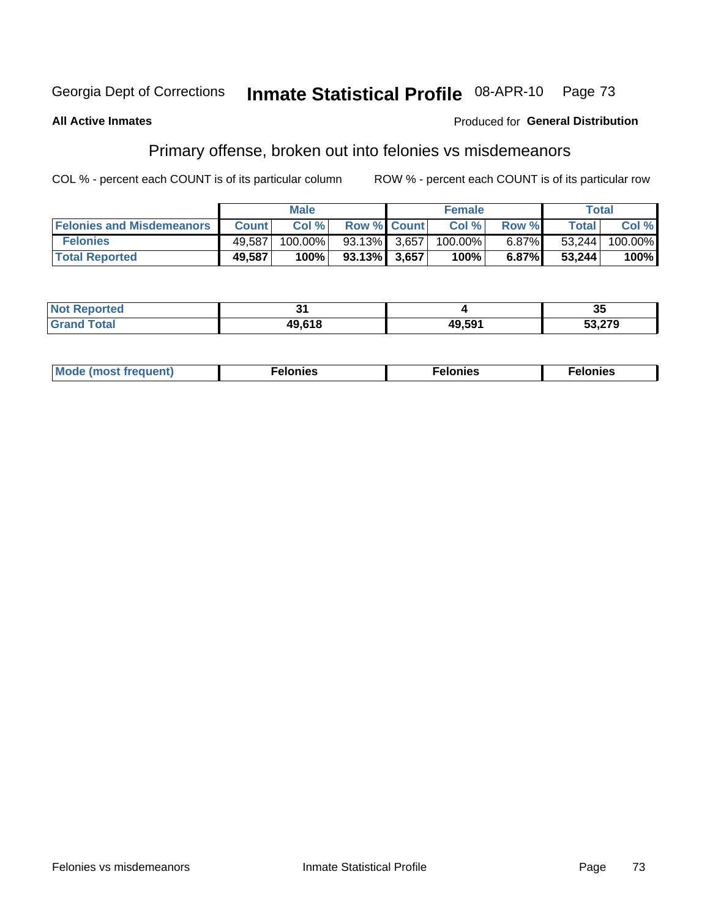Georgia Dept of Corrections **Inmate Statistical Profile** 08-APR-10

**All Active Inmates**

Produced for **General Distribution**

## Primary offense, broken out into felonies vs misdemeanors

COL % - percent each COUNT is of its particular column

ROW % - percent each COUNT is of its particular row

| | Male | | | Female | | | Total | |
|---|---|---|---|---|---|---|---|---|
| **Felonies and Misdemeanors** | **Count** | **Col %** | **Row %** | **Count** | **Col %** | **Row %** | **Total** | **Col %** |
| **Felonies** | 49,587 | 100.00% | 93.13% | 3,657 | 100.00% | 6.87% | 53,244 | 100.00% |
| **Total Reported** | **49,587** | **100%** | **93.13%** | **3,657** | **100%** | **6.87%** | **53,244** | **100%** |

| | Male | Female | Total |
|---|---|---|---|
| **Not Reported** | **31** | **4** | **35** |
| **Grand Total** | **49,618** | **49,591** | **53,279** |

| | Male | Female | Total |
|---|---|---|---|
| **Mode (most frequent)** | **Felonies** | **Felonies** | **Felonies** |

Felonies vs misdemeanors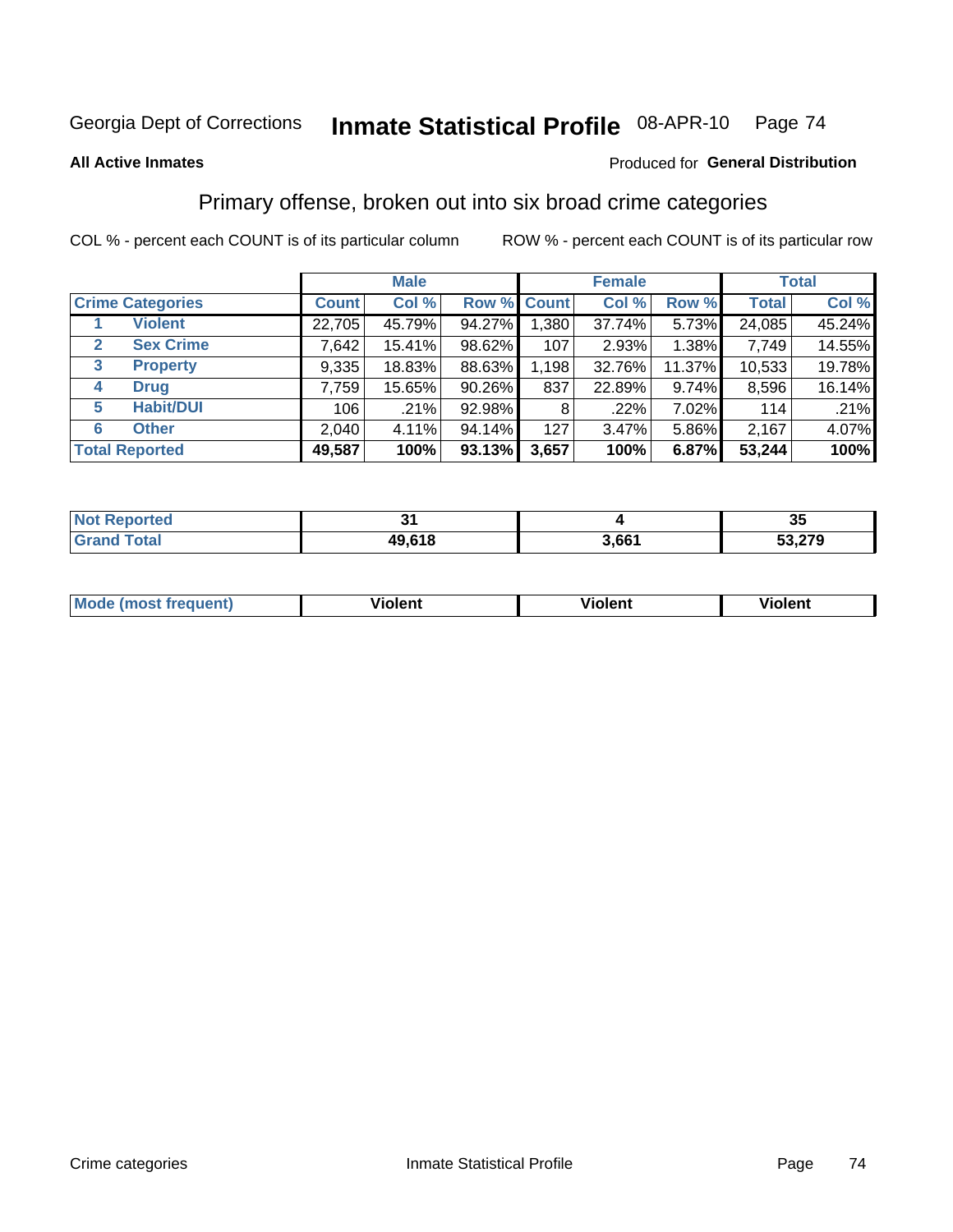Georgia Dept of Corrections **Inmate Statistical Profile** 08-APR-10

**All Active Inmates**

Produced for **General Distribution**

## Primary offense, broken out into six broad crime categories

COL % - percent each COUNT is of its particular column

ROW % - percent each COUNT is of its particular row

| | | Male | | | Female | | | Total | |
|---|---|---|---|---|---|---|---|---|---|
| **Crime Categories** | | **Count** | **Col %** | **Row %** | **Count** | **Col %** | **Row %** | **Total** | **Col %** |
| 1 | **Violent** | 22,705 | 45.79% | 94.27% | 1,380 | 37.74% | 5.73% | 24,085 | 45.24% |
| 2 | **Sex Crime** | 7,642 | 15.41% | 98.62% | 107 | 2.93% | 1.38% | 7,749 | 14.55% |
| 3 | **Property** | 9,335 | 18.83% | 88.63% | 1,198 | 32.76% | 11.37% | 10,533 | 19.78% |
| 4 | **Drug** | 7,759 | 15.65% | 90.26% | 837 | 22.89% | 9.74% | 8,596 | 16.14% |
| 5 | **Habit/DUI** | 106 | .21% | 92.98% | 8 | .22% | 7.02% | 114 | .21% |
| 6 | **Other** | 2,040 | 4.11% | 94.14% | 127 | 3.47% | 5.86% | 2,167 | 4.07% |
| **Total Reported** | | **49,587** | **100%** | **93.13%** | **3,657** | **100%** | **6.87%** | **53,244** | **100%** |

| | Male | Female | Total |
|---|---|---|---|
| **Not Reported** | **31** | **4** | **35** |
| **Grand Total** | **49,618** | **3,661** | **53,279** |

| | Male | Female | Total |
|---|---|---|---|
| **Mode (most frequent)** | **Violent** | **Violent** | **Violent** |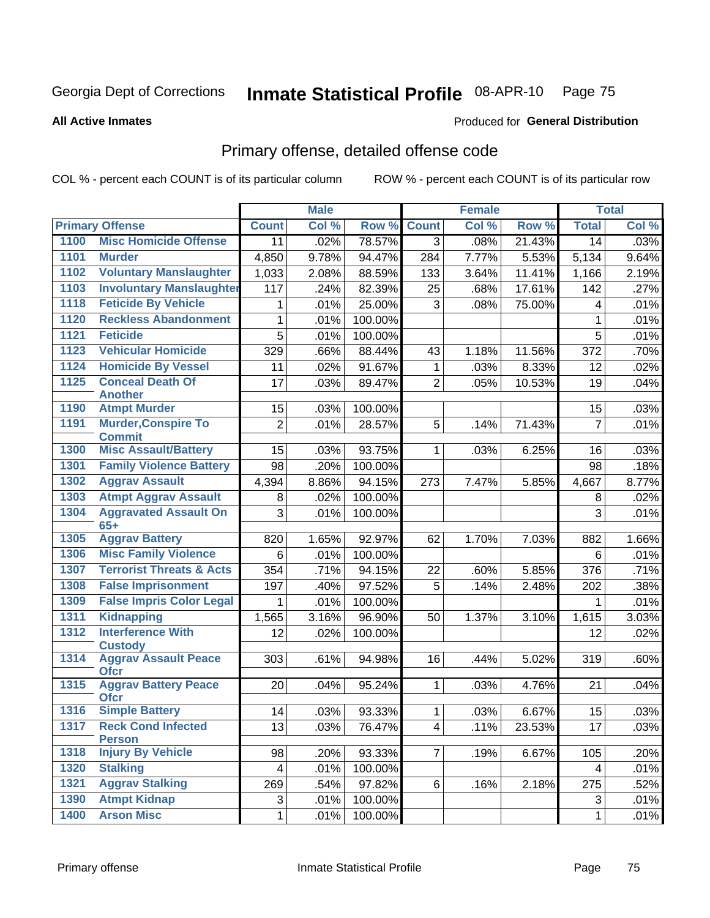Georgia Dept of Corrections **Inmate Statistical Profile** 08-APR-10

**All Active Inmates**

Produced for **General Distribution**

## Primary offense, detailed offense code

COL % - percent each COUNT is of its particular column ROW % - percent each COUNT is of its particular row

| Primary Offense | | Male | | | Female | | | Total | |
|---|---|---|---|---|---|---|---|---|---|
| | | Count | Col % | Row % | Count | Col % | Row % | Total | Col % |
| 1100 | Misc Homicide Offense | 11 | .02% | 78.57% | 3 | .08% | 21.43% | 14 | .03% |
| 1101 | Murder | 4,850 | 9.78% | 94.47% | 284 | 7.77% | 5.53% | 5,134 | 9.64% |
| 1102 | Voluntary Manslaughter | 1,033 | 2.08% | 88.59% | 133 | 3.64% | 11.41% | 1,166 | 2.19% |
| 1103 | Involuntary Manslaughter | 117 | .24% | 82.39% | 25 | .68% | 17.61% | 142 | .27% |
| 1118 | Feticide By Vehicle | 1 | .01% | 25.00% | 3 | .08% | 75.00% | 4 | .01% |
| 1120 | Reckless Abandonment | 1 | .01% | 100.00% | | | | 1 | .01% |
| 1121 | Feticide | 5 | .01% | 100.00% | | | | 5 | .01% |
| 1123 | Vehicular Homicide | 329 | .66% | 88.44% | 43 | 1.18% | 11.56% | 372 | .70% |
| 1124 | Homicide By Vessel | 11 | .02% | 91.67% | 1 | .03% | 8.33% | 12 | .02% |
| 1125 | Conceal Death Of Another | 17 | .03% | 89.47% | 2 | .05% | 10.53% | 19 | .04% |
| 1190 | Atmpt Murder | 15 | .03% | 100.00% | | | | 15 | .03% |
| 1191 | Murder,Conspire To Commit | 2 | .01% | 28.57% | 5 | .14% | 71.43% | 7 | .01% |
| 1300 | Misc Assault/Battery | 15 | .03% | 93.75% | 1 | .03% | 6.25% | 16 | .03% |
| 1301 | Family Violence Battery | 98 | .20% | 100.00% | | | | 98 | .18% |
| 1302 | Aggrav Assault | 4,394 | 8.86% | 94.15% | 273 | 7.47% | 5.85% | 4,667 | 8.77% |
| 1303 | Atmpt Aggrav Assault | 8 | .02% | 100.00% | | | | 8 | .02% |
| 1304 | Aggravated Assault On 65+ | 3 | .01% | 100.00% | | | | 3 | .01% |
| 1305 | Aggrav Battery | 820 | 1.65% | 92.97% | 62 | 1.70% | 7.03% | 882 | 1.66% |
| 1306 | Misc Family Violence | 6 | .01% | 100.00% | | | | 6 | .01% |
| 1307 | Terrorist Threats & Acts | 354 | .71% | 94.15% | 22 | .60% | 5.85% | 376 | .71% |
| 1308 | False Imprisonment | 197 | .40% | 97.52% | 5 | .14% | 2.48% | 202 | .38% |
| 1309 | False Impris Color Legal | 1 | .01% | 100.00% | | | | 1 | .01% |
| 1311 | Kidnapping | 1,565 | 3.16% | 96.90% | 50 | 1.37% | 3.10% | 1,615 | 3.03% |
| 1312 | Interference With Custody | 12 | .02% | 100.00% | | | | 12 | .02% |
| 1314 | Aggrav Assault Peace Ofcr | 303 | .61% | 94.98% | 16 | .44% | 5.02% | 319 | .60% |
| 1315 | Aggrav Battery Peace Ofcr | 20 | .04% | 95.24% | 1 | .03% | 4.76% | 21 | .04% |
| 1316 | Simple Battery | 14 | .03% | 93.33% | 1 | .03% | 6.67% | 15 | .03% |
| 1317 | Reck Cond Infected Person | 13 | .03% | 76.47% | 4 | .11% | 23.53% | 17 | .03% |
| 1318 | Injury By Vehicle | 98 | .20% | 93.33% | 7 | .19% | 6.67% | 105 | .20% |
| 1320 | Stalking | 4 | .01% | 100.00% | | | | 4 | .01% |
| 1321 | Aggrav Stalking | 269 | .54% | 97.82% | 6 | .16% | 2.18% | 275 | .52% |
| 1390 | Atmpt Kidnap | 3 | .01% | 100.00% | | | | 3 | .01% |
| 1400 | Arson Misc | 1 | .01% | 100.00% | | | | 1 | .01% |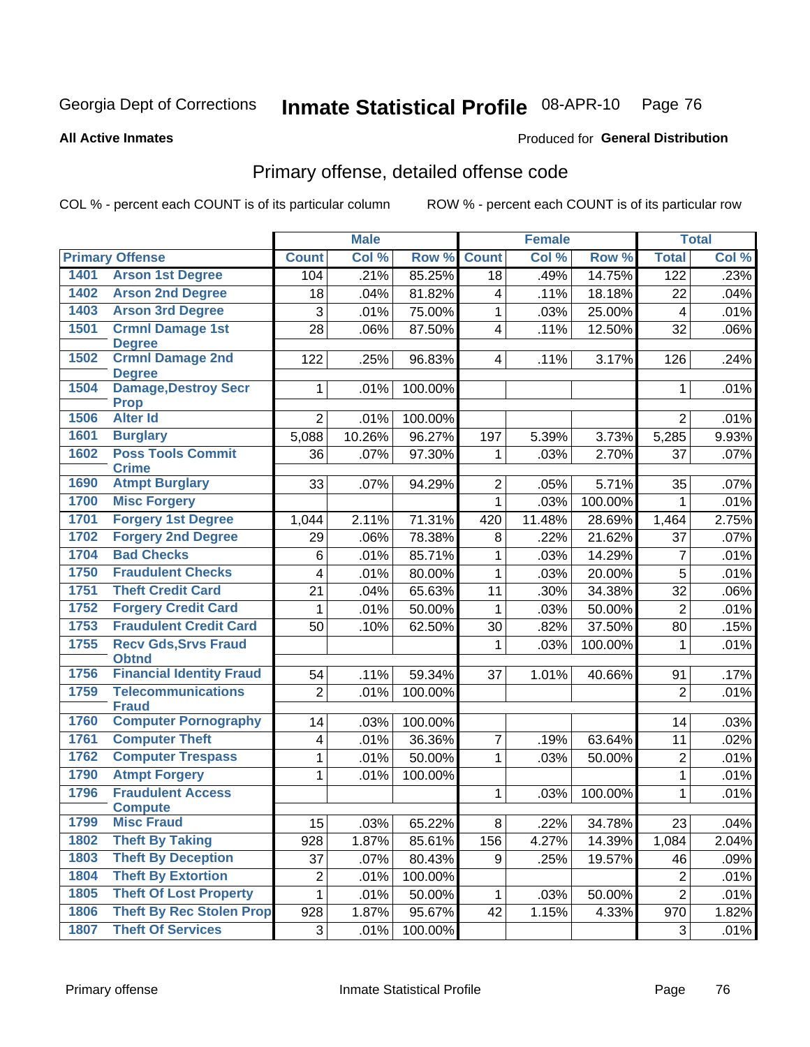Georgia Dept of Corrections **Inmate Statistical Profile** 08-APR-10

**All Active Inmates**

Produced for **General Distribution**

## Primary offense, detailed offense code

COL % - percent each COUNT is of its particular column ROW % - percent each COUNT is of its particular row

| Primary Offense | | Male | | | Female | | | Total | |
|---|---|---|---|---|---|---|---|---|---|
| | | Count | Col % | Row % | Count | Col % | Row % | Total | Col % |
| 1401 | Arson 1st Degree | 104 | .21% | 85.25% | 18 | .49% | 14.75% | 122 | .23% |
| 1402 | Arson 2nd Degree | 18 | .04% | 81.82% | 4 | .11% | 18.18% | 22 | .04% |
| 1403 | Arson 3rd Degree | 3 | .01% | 75.00% | 1 | .03% | 25.00% | 4 | .01% |
| 1501 | Crmnl Damage 1st Degree | 28 | .06% | 87.50% | 4 | .11% | 12.50% | 32 | .06% |
| 1502 | Crmnl Damage 2nd Degree | 122 | .25% | 96.83% | 4 | .11% | 3.17% | 126 | .24% |
| 1504 | Damage,Destroy Secr Prop | 1 | .01% | 100.00% | | | | 1 | .01% |
| 1506 | Alter Id | 2 | .01% | 100.00% | | | | 2 | .01% |
| 1601 | Burglary | 5,088 | 10.26% | 96.27% | 197 | 5.39% | 3.73% | 5,285 | 9.93% |
| 1602 | Poss Tools Commit Crime | 36 | .07% | 97.30% | 1 | .03% | 2.70% | 37 | .07% |
| 1690 | Atmpt Burglary | 33 | .07% | 94.29% | 2 | .05% | 5.71% | 35 | .07% |
| 1700 | Misc Forgery | | | | 1 | .03% | 100.00% | 1 | .01% |
| 1701 | Forgery 1st Degree | 1,044 | 2.11% | 71.31% | 420 | 11.48% | 28.69% | 1,464 | 2.75% |
| 1702 | Forgery 2nd Degree | 29 | .06% | 78.38% | 8 | .22% | 21.62% | 37 | .07% |
| 1704 | Bad Checks | 6 | .01% | 85.71% | 1 | .03% | 14.29% | 7 | .01% |
| 1750 | Fraudulent Checks | 4 | .01% | 80.00% | 1 | .03% | 20.00% | 5 | .01% |
| 1751 | Theft Credit Card | 21 | .04% | 65.63% | 11 | .30% | 34.38% | 32 | .06% |
| 1752 | Forgery Credit Card | 1 | .01% | 50.00% | 1 | .03% | 50.00% | 2 | .01% |
| 1753 | Fraudulent Credit Card | 50 | .10% | 62.50% | 30 | .82% | 37.50% | 80 | .15% |
| 1755 | Recv Gds,Srvs Fraud Obtnd | | | | 1 | .03% | 100.00% | 1 | .01% |
| 1756 | Financial Identity Fraud | 54 | .11% | 59.34% | 37 | 1.01% | 40.66% | 91 | .17% |
| 1759 | Telecommunications Fraud | 2 | .01% | 100.00% | | | | 2 | .01% |
| 1760 | Computer Pornography | 14 | .03% | 100.00% | | | | 14 | .03% |
| 1761 | Computer Theft | 4 | .01% | 36.36% | 7 | .19% | 63.64% | 11 | .02% |
| 1762 | Computer Trespass | 1 | .01% | 50.00% | 1 | .03% | 50.00% | 2 | .01% |
| 1790 | Atmpt Forgery | 1 | .01% | 100.00% | | | | 1 | .01% |
| 1796 | Fraudulent Access Compute | | | | 1 | .03% | 100.00% | 1 | .01% |
| 1799 | Misc Fraud | 15 | .03% | 65.22% | 8 | .22% | 34.78% | 23 | .04% |
| 1802 | Theft By Taking | 928 | 1.87% | 85.61% | 156 | 4.27% | 14.39% | 1,084 | 2.04% |
| 1803 | Theft By Deception | 37 | .07% | 80.43% | 9 | .25% | 19.57% | 46 | .09% |
| 1804 | Theft By Extortion | 2 | .01% | 100.00% | | | | 2 | .01% |
| 1805 | Theft Of Lost Property | 1 | .01% | 50.00% | 1 | .03% | 50.00% | 2 | .01% |
| 1806 | Theft By Rec Stolen Prop | 928 | 1.87% | 95.67% | 42 | 1.15% | 4.33% | 970 | 1.82% |
| 1807 | Theft Of Services | 3 | .01% | 100.00% | | | | 3 | .01% |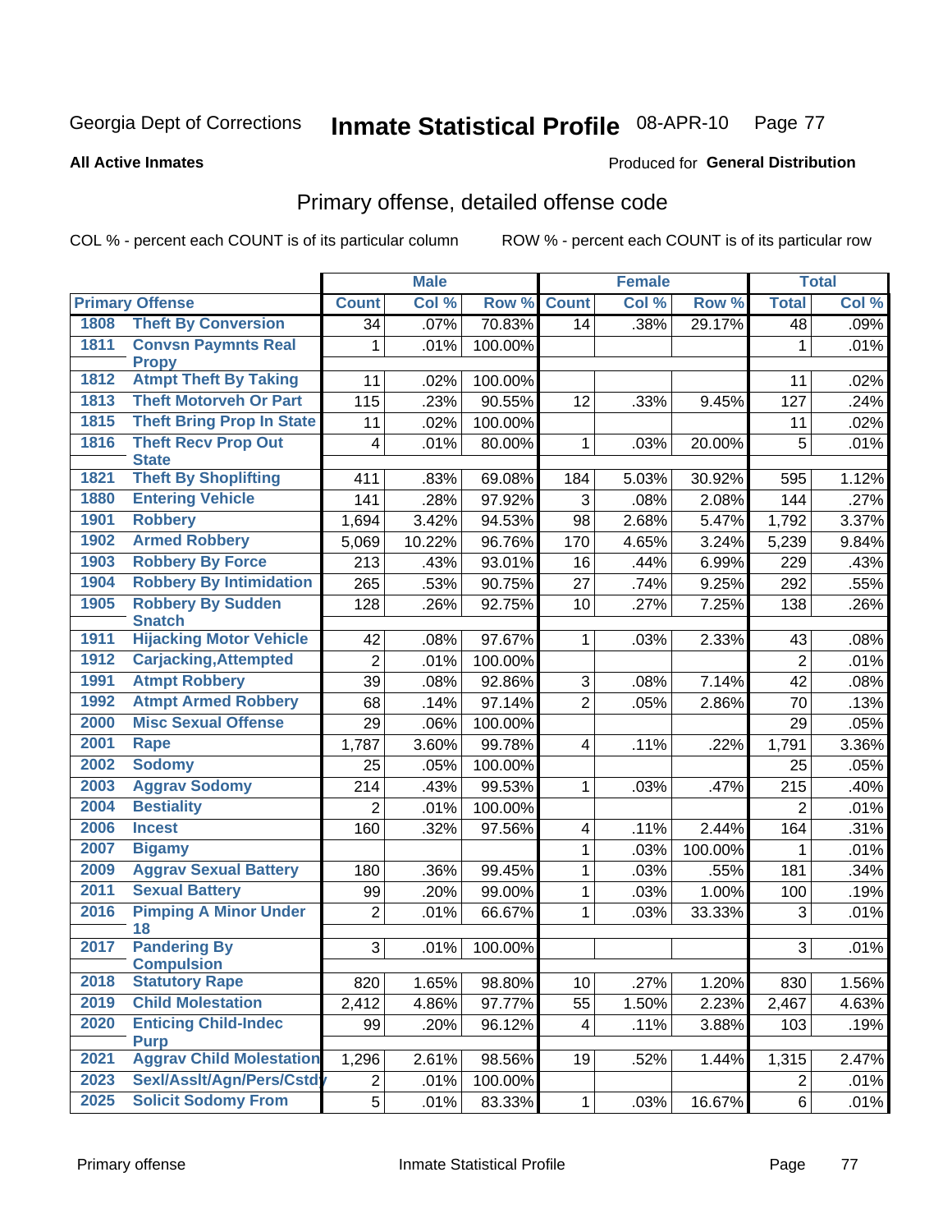Georgia Dept of Corrections **Inmate Statistical Profile** 08-APR-10

**All Active Inmates**

Produced for **General Distribution**

## Primary offense, detailed offense code

COL % - percent each COUNT is of its particular column ROW % - percent each COUNT is of its particular row

| Primary Offense | | Male | | | Female | | | Total | |
|---|---|---|---|---|---|---|---|---|---|
| | | Count | Col % | Row % | Count | Col % | Row % | Total | Col % |
| 1808 | Theft By Conversion | 34 | .07% | 70.83% | 14 | .38% | 29.17% | 48 | .09% |
| 1811 | Convsn Paymnts Real Propy | 1 | .01% | 100.00% | | | | 1 | .01% |
| 1812 | Atmpt Theft By Taking | 11 | .02% | 100.00% | | | | 11 | .02% |
| 1813 | Theft Motorveh Or Part | 115 | .23% | 90.55% | 12 | .33% | 9.45% | 127 | .24% |
| 1815 | Theft Bring Prop In State | 11 | .02% | 100.00% | | | | 11 | .02% |
| 1816 | Theft Recv Prop Out State | 4 | .01% | 80.00% | 1 | .03% | 20.00% | 5 | .01% |
| 1821 | Theft By Shoplifting | 411 | .83% | 69.08% | 184 | 5.03% | 30.92% | 595 | 1.12% |
| 1880 | Entering Vehicle | 141 | .28% | 97.92% | 3 | .08% | 2.08% | 144 | .27% |
| 1901 | Robbery | 1,694 | 3.42% | 94.53% | 98 | 2.68% | 5.47% | 1,792 | 3.37% |
| 1902 | Armed Robbery | 5,069 | 10.22% | 96.76% | 170 | 4.65% | 3.24% | 5,239 | 9.84% |
| 1903 | Robbery By Force | 213 | .43% | 93.01% | 16 | .44% | 6.99% | 229 | .43% |
| 1904 | Robbery By Intimidation | 265 | .53% | 90.75% | 27 | .74% | 9.25% | 292 | .55% |
| 1905 | Robbery By Sudden Snatch | 128 | .26% | 92.75% | 10 | .27% | 7.25% | 138 | .26% |
| 1911 | Hijacking Motor Vehicle | 42 | .08% | 97.67% | 1 | .03% | 2.33% | 43 | .08% |
| 1912 | Carjacking,Attempted | 2 | .01% | 100.00% | | | | 2 | .01% |
| 1991 | Atmpt Robbery | 39 | .08% | 92.86% | 3 | .08% | 7.14% | 42 | .08% |
| 1992 | Atmpt Armed Robbery | 68 | .14% | 97.14% | 2 | .05% | 2.86% | 70 | .13% |
| 2000 | Misc Sexual Offense | 29 | .06% | 100.00% | | | | 29 | .05% |
| 2001 | Rape | 1,787 | 3.60% | 99.78% | 4 | .11% | .22% | 1,791 | 3.36% |
| 2002 | Sodomy | 25 | .05% | 100.00% | | | | 25 | .05% |
| 2003 | Aggrav Sodomy | 214 | .43% | 99.53% | 1 | .03% | .47% | 215 | .40% |
| 2004 | Bestiality | 2 | .01% | 100.00% | | | | 2 | .01% |
| 2006 | Incest | 160 | .32% | 97.56% | 4 | .11% | 2.44% | 164 | .31% |
| 2007 | Bigamy | | | | 1 | .03% | 100.00% | 1 | .01% |
| 2009 | Aggrav Sexual Battery | 180 | .36% | 99.45% | 1 | .03% | .55% | 181 | .34% |
| 2011 | Sexual Battery | 99 | .20% | 99.00% | 1 | .03% | 1.00% | 100 | .19% |
| 2016 | Pimping A Minor Under 18 | 2 | .01% | 66.67% | 1 | .03% | 33.33% | 3 | .01% |
| 2017 | Pandering By Compulsion | 3 | .01% | 100.00% | | | | 3 | .01% |
| 2018 | Statutory Rape | 820 | 1.65% | 98.80% | 10 | .27% | 1.20% | 830 | 1.56% |
| 2019 | Child Molestation | 2,412 | 4.86% | 97.77% | 55 | 1.50% | 2.23% | 2,467 | 4.63% |
| 2020 | Enticing Child-Indec Purp | 99 | .20% | 96.12% | 4 | .11% | 3.88% | 103 | .19% |
| 2021 | Aggrav Child Molestation | 1,296 | 2.61% | 98.56% | 19 | .52% | 1.44% | 1,315 | 2.47% |
| 2023 | Sexl/Asslt/Agn/Pers/Cstdy | 2 | .01% | 100.00% | | | | 2 | .01% |
| 2025 | Solicit Sodomy From | 5 | .01% | 83.33% | 1 | .03% | 16.67% | 6 | .01% |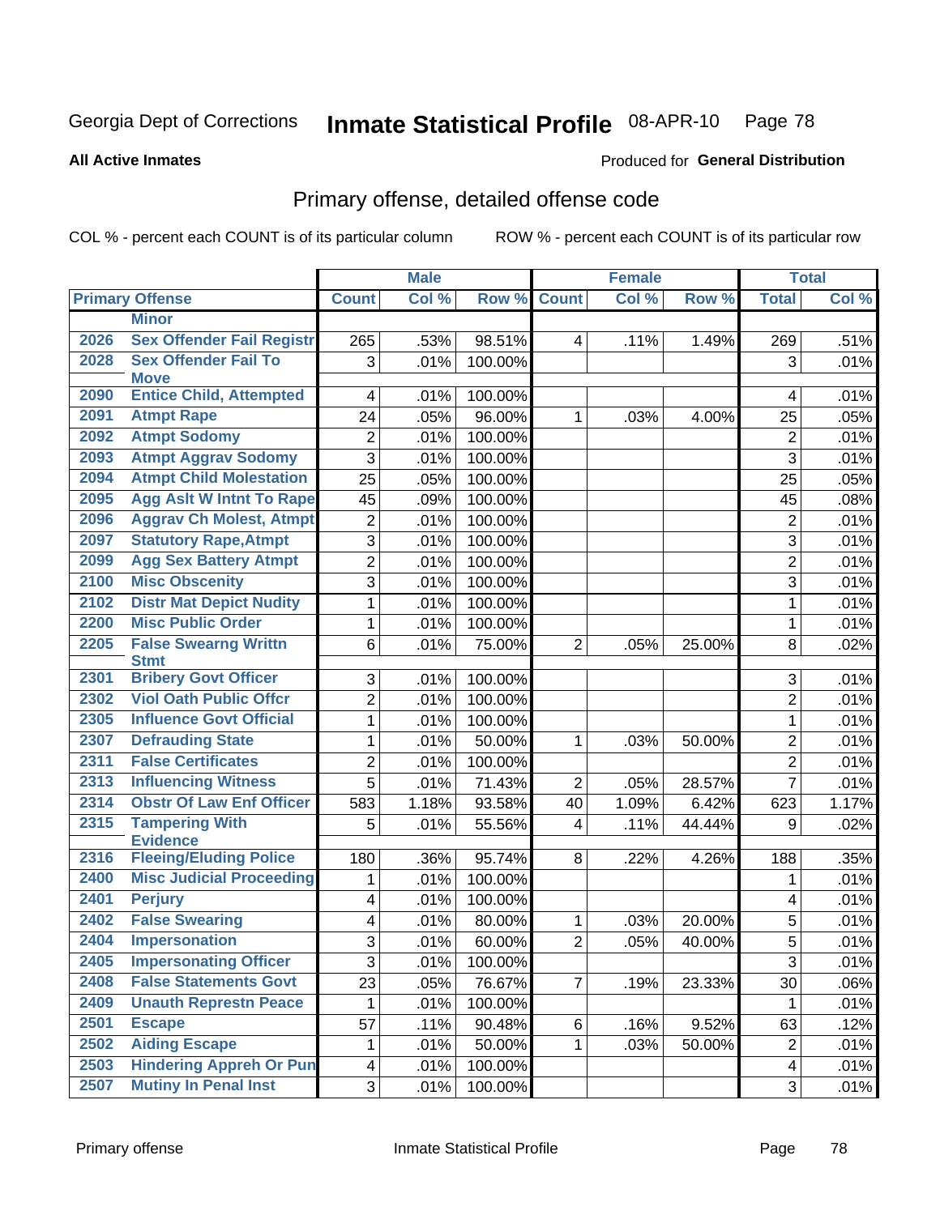Georgia Dept of Corrections **Inmate Statistical Profile** 08-APR-10

**All Active Inmates**

Produced for **General Distribution**

## Primary offense, detailed offense code

COL % - percent each COUNT is of its particular column ROW % - percent each COUNT is of its particular row

| Primary Offense | | Male | | | Female | | | Total | |
|---|---|---|---|---|---|---|---|---|---|
| | | Count | Col % | Row % | Count | Col % | Row % | Total | Col % |
| | Minor | | | | | | | | |
| 2026 | Sex Offender Fail Registr | 265 | .53% | 98.51% | 4 | .11% | 1.49% | 269 | .51% |
| 2028 | Sex Offender Fail To Move | 3 | .01% | 100.00% | | | | 3 | .01% |
| 2090 | Entice Child, Attempted | 4 | .01% | 100.00% | | | | 4 | .01% |
| 2091 | Atmpt Rape | 24 | .05% | 96.00% | 1 | .03% | 4.00% | 25 | .05% |
| 2092 | Atmpt Sodomy | 2 | .01% | 100.00% | | | | 2 | .01% |
| 2093 | Atmpt Aggrav Sodomy | 3 | .01% | 100.00% | | | | 3 | .01% |
| 2094 | Atmpt Child Molestation | 25 | .05% | 100.00% | | | | 25 | .05% |
| 2095 | Agg Aslt W Intnt To Rape | 45 | .09% | 100.00% | | | | 45 | .08% |
| 2096 | Aggrav Ch Molest, Atmpt | 2 | .01% | 100.00% | | | | 2 | .01% |
| 2097 | Statutory Rape,Atmpt | 3 | .01% | 100.00% | | | | 3 | .01% |
| 2099 | Agg Sex Battery Atmpt | 2 | .01% | 100.00% | | | | 2 | .01% |
| 2100 | Misc Obscenity | 3 | .01% | 100.00% | | | | 3 | .01% |
| 2102 | Distr Mat Depict Nudity | 1 | .01% | 100.00% | | | | 1 | .01% |
| 2200 | Misc Public Order | 1 | .01% | 100.00% | | | | 1 | .01% |
| 2205 | False Swearng Writtn Stmt | 6 | .01% | 75.00% | 2 | .05% | 25.00% | 8 | .02% |
| 2301 | Bribery Govt Officer | 3 | .01% | 100.00% | | | | 3 | .01% |
| 2302 | Viol Oath Public Offcr | 2 | .01% | 100.00% | | | | 2 | .01% |
| 2305 | Influence Govt Official | 1 | .01% | 100.00% | | | | 1 | .01% |
| 2307 | Defrauding State | 1 | .01% | 50.00% | 1 | .03% | 50.00% | 2 | .01% |
| 2311 | False Certificates | 2 | .01% | 100.00% | | | | 2 | .01% |
| 2313 | Influencing Witness | 5 | .01% | 71.43% | 2 | .05% | 28.57% | 7 | .01% |
| 2314 | Obstr Of Law Enf Officer | 583 | 1.18% | 93.58% | 40 | 1.09% | 6.42% | 623 | 1.17% |
| 2315 | Tampering With Evidence | 5 | .01% | 55.56% | 4 | .11% | 44.44% | 9 | .02% |
| 2316 | Fleeing/Eluding Police | 180 | .36% | 95.74% | 8 | .22% | 4.26% | 188 | .35% |
| 2400 | Misc Judicial Proceeding | 1 | .01% | 100.00% | | | | 1 | .01% |
| 2401 | Perjury | 4 | .01% | 100.00% | | | | 4 | .01% |
| 2402 | False Swearing | 4 | .01% | 80.00% | 1 | .03% | 20.00% | 5 | .01% |
| 2404 | Impersonation | 3 | .01% | 60.00% | 2 | .05% | 40.00% | 5 | .01% |
| 2405 | Impersonating Officer | 3 | .01% | 100.00% | | | | 3 | .01% |
| 2408 | False Statements Govt | 23 | .05% | 76.67% | 7 | .19% | 23.33% | 30 | .06% |
| 2409 | Unauth Represtn Peace | 1 | .01% | 100.00% | | | | 1 | .01% |
| 2501 | Escape | 57 | .11% | 90.48% | 6 | .16% | 9.52% | 63 | .12% |
| 2502 | Aiding Escape | 1 | .01% | 50.00% | 1 | .03% | 50.00% | 2 | .01% |
| 2503 | Hindering Appreh Or Pun | 4 | .01% | 100.00% | | | | 4 | .01% |
| 2507 | Mutiny In Penal Inst | 3 | .01% | 100.00% | | | | 3 | .01% |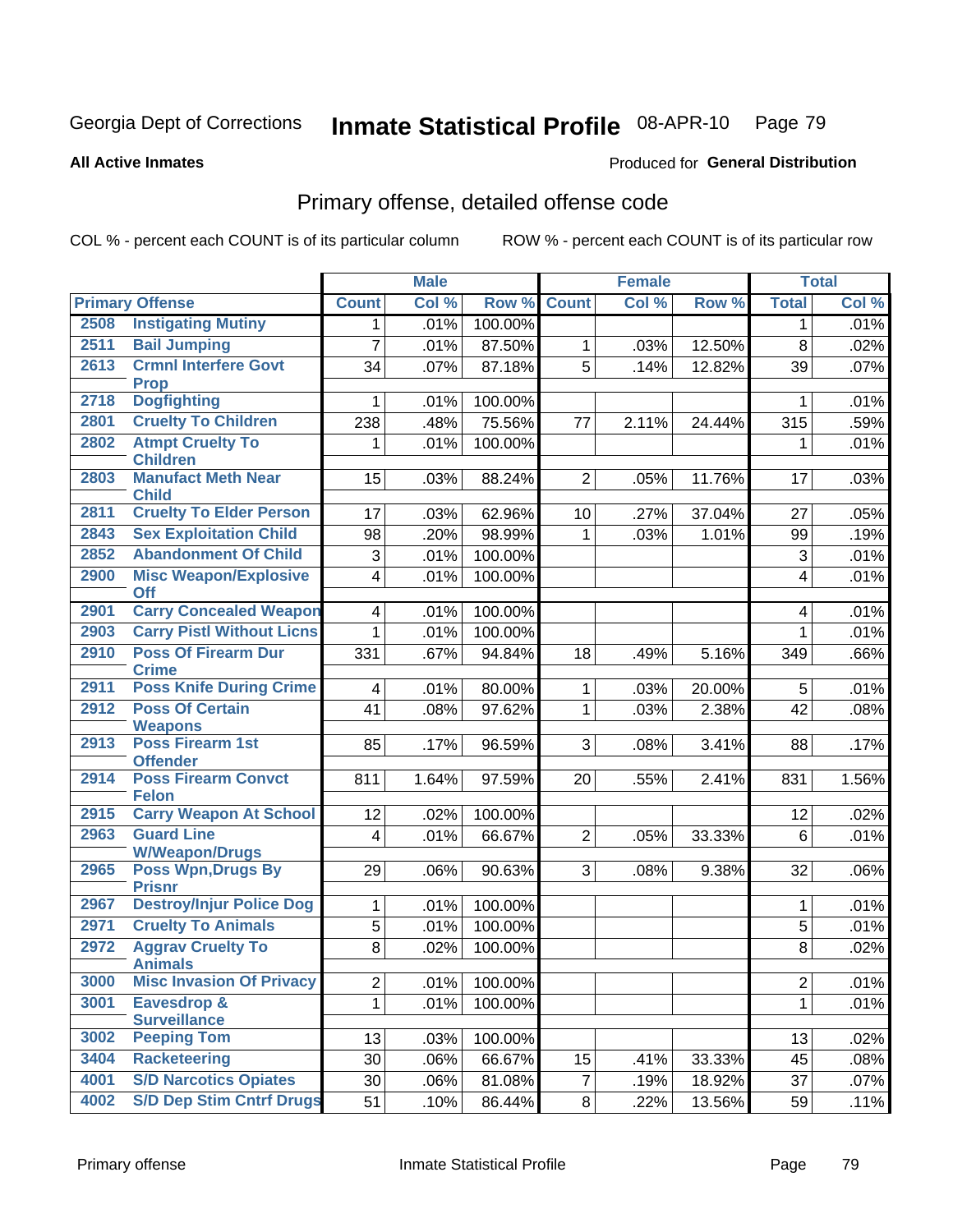Georgia Dept of Corrections **Inmate Statistical Profile** 08-APR-10

**All Active Inmates**

Produced for **General Distribution**

## Primary offense, detailed offense code

COL % - percent each COUNT is of its particular column

ROW % - percent each COUNT is of its particular row

| Primary Offense | | Male | | | Female | | | Total | |
|---|---|---|---|---|---|---|---|---|---|
| | | Count | Col % | Row % | Count | Col % | Row % | Total | Col % |
| 2508 | Instigating Mutiny | 1 | .01% | 100.00% | | | | 1 | .01% |
| 2511 | Bail Jumping | 7 | .01% | 87.50% | 1 | .03% | 12.50% | 8 | .02% |
| 2613 | Crmnl Interfere Govt Prop | 34 | .07% | 87.18% | 5 | .14% | 12.82% | 39 | .07% |
| 2718 | Dogfighting | 1 | .01% | 100.00% | | | | 1 | .01% |
| 2801 | Cruelty To Children | 238 | .48% | 75.56% | 77 | 2.11% | 24.44% | 315 | .59% |
| 2802 | Atmpt Cruelty To Children | 1 | .01% | 100.00% | | | | 1 | .01% |
| 2803 | Manufact Meth Near Child | 15 | .03% | 88.24% | 2 | .05% | 11.76% | 17 | .03% |
| 2811 | Cruelty To Elder Person | 17 | .03% | 62.96% | 10 | .27% | 37.04% | 27 | .05% |
| 2843 | Sex Exploitation Child | 98 | .20% | 98.99% | 1 | .03% | 1.01% | 99 | .19% |
| 2852 | Abandonment Of Child | 3 | .01% | 100.00% | | | | 3 | .01% |
| 2900 | Misc Weapon/Explosive Off | 4 | .01% | 100.00% | | | | 4 | .01% |
| 2901 | Carry Concealed Weapon | 4 | .01% | 100.00% | | | | 4 | .01% |
| 2903 | Carry Pistl Without Licns | 1 | .01% | 100.00% | | | | 1 | .01% |
| 2910 | Poss Of Firearm Dur Crime | 331 | .67% | 94.84% | 18 | .49% | 5.16% | 349 | .66% |
| 2911 | Poss Knife During Crime | 4 | .01% | 80.00% | 1 | .03% | 20.00% | 5 | .01% |
| 2912 | Poss Of Certain Weapons | 41 | .08% | 97.62% | 1 | .03% | 2.38% | 42 | .08% |
| 2913 | Poss Firearm 1st Offender | 85 | .17% | 96.59% | 3 | .08% | 3.41% | 88 | .17% |
| 2914 | Poss Firearm Convct Felon | 811 | 1.64% | 97.59% | 20 | .55% | 2.41% | 831 | 1.56% |
| 2915 | Carry Weapon At School | 12 | .02% | 100.00% | | | | 12 | .02% |
| 2963 | Guard Line W/Weapon/Drugs | 4 | .01% | 66.67% | 2 | .05% | 33.33% | 6 | .01% |
| 2965 | Poss Wpn,Drugs By Prisnr | 29 | .06% | 90.63% | 3 | .08% | 9.38% | 32 | .06% |
| 2967 | Destroy/Injur Police Dog | 1 | .01% | 100.00% | | | | 1 | .01% |
| 2971 | Cruelty To Animals | 5 | .01% | 100.00% | | | | 5 | .01% |
| 2972 | Aggrav Cruelty To Animals | 8 | .02% | 100.00% | | | | 8 | .02% |
| 3000 | Misc Invasion Of Privacy | 2 | .01% | 100.00% | | | | 2 | .01% |
| 3001 | Eavesdrop & Surveillance | 1 | .01% | 100.00% | | | | 1 | .01% |
| 3002 | Peeping Tom | 13 | .03% | 100.00% | | | | 13 | .02% |
| 3404 | Racketeering | 30 | .06% | 66.67% | 15 | .41% | 33.33% | 45 | .08% |
| 4001 | S/D Narcotics Opiates | 30 | .06% | 81.08% | 7 | .19% | 18.92% | 37 | .07% |
| 4002 | S/D Dep Stim Cntrf Drugs | 51 | .10% | 86.44% | 8 | .22% | 13.56% | 59 | .11% |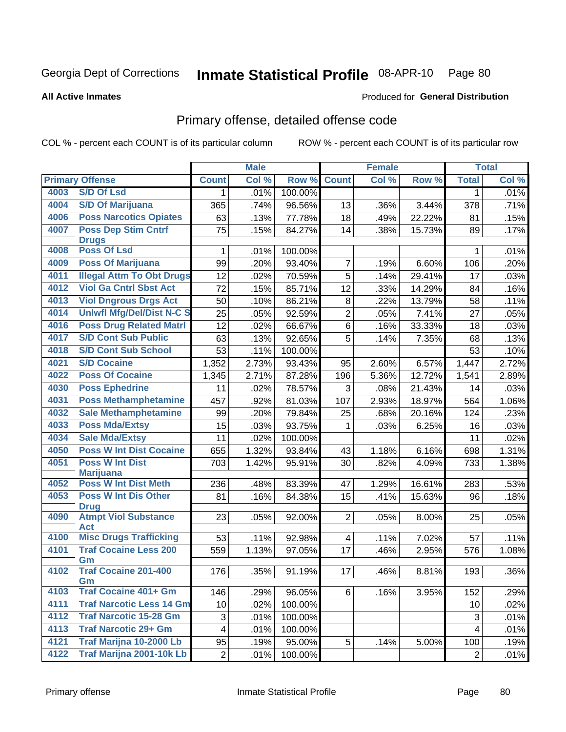Georgia Dept of Corrections **Inmate Statistical Profile** 08-APR-10

**All Active Inmates**

Produced for **General Distribution**

## Primary offense, detailed offense code

COL % - percent each COUNT is of its particular column ROW % - percent each COUNT is of its particular row

| Primary Offense | | Male | | | Female | | | Total | |
|---|---|---|---|---|---|---|---|---|---|
| | | Count | Col % | Row % | Count | Col % | Row % | Total | Col % |
| 4003 | S/D Of Lsd | 1 | .01% | 100.00% | | | | 1 | .01% |
| 4004 | S/D Of Marijuana | 365 | .74% | 96.56% | 13 | .36% | 3.44% | 378 | .71% |
| 4006 | Poss Narcotics Opiates | 63 | .13% | 77.78% | 18 | .49% | 22.22% | 81 | .15% |
| 4007 | Poss Dep Stim Cntrf Drugs | 75 | .15% | 84.27% | 14 | .38% | 15.73% | 89 | .17% |
| 4008 | Poss Of Lsd | 1 | .01% | 100.00% | | | | 1 | .01% |
| 4009 | Poss Of Marijuana | 99 | .20% | 93.40% | 7 | .19% | 6.60% | 106 | .20% |
| 4011 | Illegal Attm To Obt Drugs | 12 | .02% | 70.59% | 5 | .14% | 29.41% | 17 | .03% |
| 4012 | Viol Ga Cntrl Sbst Act | 72 | .15% | 85.71% | 12 | .33% | 14.29% | 84 | .16% |
| 4013 | Viol Dngrous Drgs Act | 50 | .10% | 86.21% | 8 | .22% | 13.79% | 58 | .11% |
| 4014 | Unlwfl Mfg/Del/Dist N-C S | 25 | .05% | 92.59% | 2 | .05% | 7.41% | 27 | .05% |
| 4016 | Poss Drug Related Matrl | 12 | .02% | 66.67% | 6 | .16% | 33.33% | 18 | .03% |
| 4017 | S/D Cont Sub Public | 63 | .13% | 92.65% | 5 | .14% | 7.35% | 68 | .13% |
| 4018 | S/D Cont Sub School | 53 | .11% | 100.00% | | | | 53 | .10% |
| 4021 | S/D Cocaine | 1,352 | 2.73% | 93.43% | 95 | 2.60% | 6.57% | 1,447 | 2.72% |
| 4022 | Poss Of Cocaine | 1,345 | 2.71% | 87.28% | 196 | 5.36% | 12.72% | 1,541 | 2.89% |
| 4030 | Poss Ephedrine | 11 | .02% | 78.57% | 3 | .08% | 21.43% | 14 | .03% |
| 4031 | Poss Methamphetamine | 457 | .92% | 81.03% | 107 | 2.93% | 18.97% | 564 | 1.06% |
| 4032 | Sale Methamphetamine | 99 | .20% | 79.84% | 25 | .68% | 20.16% | 124 | .23% |
| 4033 | Poss Mda/Extsy | 15 | .03% | 93.75% | 1 | .03% | 6.25% | 16 | .03% |
| 4034 | Sale Mda/Extsy | 11 | .02% | 100.00% | | | | 11 | .02% |
| 4050 | Poss W Int Dist Cocaine | 655 | 1.32% | 93.84% | 43 | 1.18% | 6.16% | 698 | 1.31% |
| 4051 | Poss W Int Dist Marijuana | 703 | 1.42% | 95.91% | 30 | .82% | 4.09% | 733 | 1.38% |
| 4052 | Poss W Int Dist Meth | 236 | .48% | 83.39% | 47 | 1.29% | 16.61% | 283 | .53% |
| 4053 | Poss W Int Dis Other Drug | 81 | .16% | 84.38% | 15 | .41% | 15.63% | 96 | .18% |
| 4090 | Atmpt Viol Substance Act | 23 | .05% | 92.00% | 2 | .05% | 8.00% | 25 | .05% |
| 4100 | Misc Drugs Trafficking | 53 | .11% | 92.98% | 4 | .11% | 7.02% | 57 | .11% |
| 4101 | Traf Cocaine Less 200 Gm | 559 | 1.13% | 97.05% | 17 | .46% | 2.95% | 576 | 1.08% |
| 4102 | Traf Cocaine 201-400 Gm | 176 | .35% | 91.19% | 17 | .46% | 8.81% | 193 | .36% |
| 4103 | Traf Cocaine 401+ Gm | 146 | .29% | 96.05% | 6 | .16% | 3.95% | 152 | .29% |
| 4111 | Traf Narcotic Less 14 Gm | 10 | .02% | 100.00% | | | | 10 | .02% |
| 4112 | Traf Narcotic 15-28 Gm | 3 | .01% | 100.00% | | | | 3 | .01% |
| 4113 | Traf Narcotic 29+ Gm | 4 | .01% | 100.00% | | | | 4 | .01% |
| 4121 | Traf Marijna 10-2000 Lb | 95 | .19% | 95.00% | 5 | .14% | 5.00% | 100 | .19% |
| 4122 | Traf Marijna 2001-10k Lb | 2 | .01% | 100.00% | | | | 2 | .01% |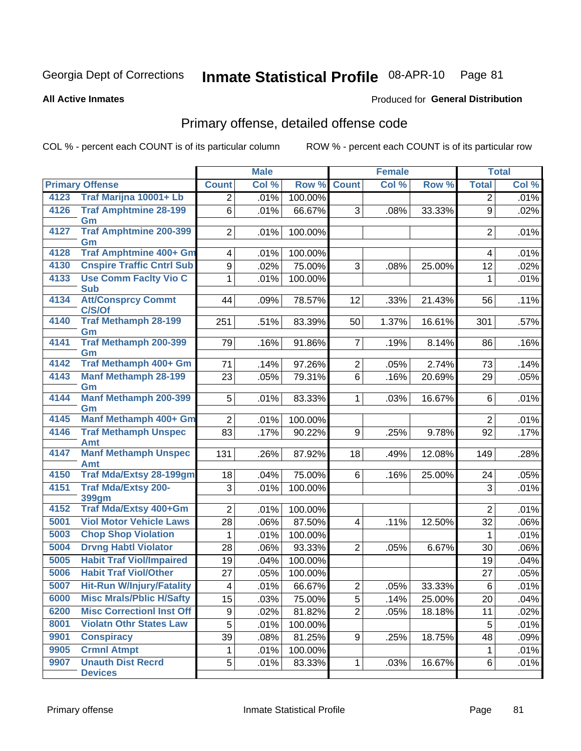Georgia Dept of Corrections **Inmate Statistical Profile** 08-APR-10

**All Active Inmates**

Produced for **General Distribution**

## Primary offense, detailed offense code

COL % - percent each COUNT is of its particular column

ROW % - percent each COUNT is of its particular row

| Primary Offense | | Male | | | Female | | | Total | |
|---|---|---|---|---|---|---|---|---|---|
| | | Count | Col % | Row % | Count | Col % | Row % | Total | Col % |
| 4123 | Traf Marijna 10001+ Lb | 2 | .01% | 100.00% | | | | 2 | .01% |
| 4126 | Traf Amphtmine 28-199 Gm | 6 | .01% | 66.67% | 3 | .08% | 33.33% | 9 | .02% |
| 4127 | Traf Amphtmine 200-399 Gm | 2 | .01% | 100.00% | | | | 2 | .01% |
| 4128 | Traf Amphtmine 400+ Gm | 4 | .01% | 100.00% | | | | 4 | .01% |
| 4130 | Cnspire Traffic Cntrl Sub | 9 | .02% | 75.00% | 3 | .08% | 25.00% | 12 | .02% |
| 4133 | Use Comm Faclty Vio C Sub | 1 | .01% | 100.00% | | | | 1 | .01% |
| 4134 | Att/Consprcy Commt C/S/Of | 44 | .09% | 78.57% | 12 | .33% | 21.43% | 56 | .11% |
| 4140 | Traf Methamph 28-199 Gm | 251 | .51% | 83.39% | 50 | 1.37% | 16.61% | 301 | .57% |
| 4141 | Traf Methamph 200-399 Gm | 79 | .16% | 91.86% | 7 | .19% | 8.14% | 86 | .16% |
| 4142 | Traf Methamph 400+ Gm | 71 | .14% | 97.26% | 2 | .05% | 2.74% | 73 | .14% |
| 4143 | Manf Methamph 28-199 Gm | 23 | .05% | 79.31% | 6 | .16% | 20.69% | 29 | .05% |
| 4144 | Manf Methamph 200-399 Gm | 5 | .01% | 83.33% | 1 | .03% | 16.67% | 6 | .01% |
| 4145 | Manf Methamph 400+ Gm | 2 | .01% | 100.00% | | | | 2 | .01% |
| 4146 | Traf Methamph Unspec Amt | 83 | .17% | 90.22% | 9 | .25% | 9.78% | 92 | .17% |
| 4147 | Manf Methamph Unspec Amt | 131 | .26% | 87.92% | 18 | .49% | 12.08% | 149 | .28% |
| 4150 | Traf Mda/Extsy 28-199gm | 18 | .04% | 75.00% | 6 | .16% | 25.00% | 24 | .05% |
| 4151 | Traf Mda/Extsy 200-399gm | 3 | .01% | 100.00% | | | | 3 | .01% |
| 4152 | Traf Mda/Extsy 400+Gm | 2 | .01% | 100.00% | | | | 2 | .01% |
| 5001 | Viol Motor Vehicle Laws | 28 | .06% | 87.50% | 4 | .11% | 12.50% | 32 | .06% |
| 5003 | Chop Shop Violation | 1 | .01% | 100.00% | | | | 1 | .01% |
| 5004 | Drvng Habtl Violator | 28 | .06% | 93.33% | 2 | .05% | 6.67% | 30 | .06% |
| 5005 | Habit Traf Viol/Impaired | 19 | .04% | 100.00% | | | | 19 | .04% |
| 5006 | Habit Traf Viol/Other | 27 | .05% | 100.00% | | | | 27 | .05% |
| 5007 | Hit-Run W/Injury/Fatality | 4 | .01% | 66.67% | 2 | .05% | 33.33% | 6 | .01% |
| 6000 | Misc Mrals/Pblic H/Safty | 15 | .03% | 75.00% | 5 | .14% | 25.00% | 20 | .04% |
| 6200 | Misc Correctionl Inst Off | 9 | .02% | 81.82% | 2 | .05% | 18.18% | 11 | .02% |
| 8001 | Violatn Othr States Law | 5 | .01% | 100.00% | | | | 5 | .01% |
| 9901 | Conspiracy | 39 | .08% | 81.25% | 9 | .25% | 18.75% | 48 | .09% |
| 9905 | Crmnl Atmpt | 1 | .01% | 100.00% | | | | 1 | .01% |
| 9907 | Unauth Dist Recrd Devices | 5 | .01% | 83.33% | 1 | .03% | 16.67% | 6 | .01% |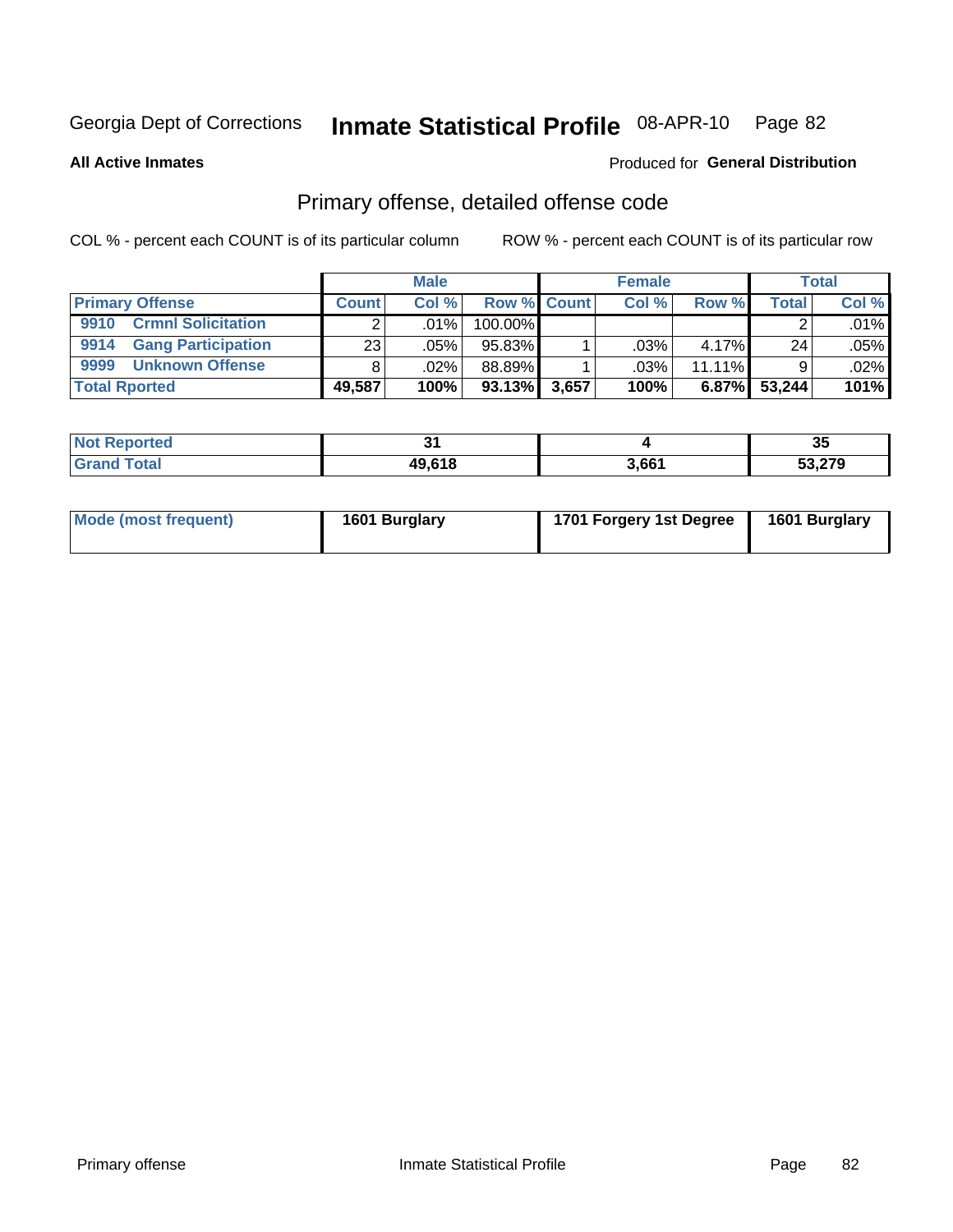Georgia Dept of Corrections **Inmate Statistical Profile** 08-APR-10

**All Active Inmates**

Produced for **General Distribution**

## Primary offense, detailed offense code

COL % - percent each COUNT is of its particular column

ROW % - percent each COUNT is of its particular row

| | Male | | | Female | | | Total | |
|---|---|---|---|---|---|---|---|---|
| **Primary Offense** | **Count** | **Col %** | **Row %** | **Count** | **Col %** | **Row %** | **Total** | **Col %** |
| **9910 Crmnl Solicitation** | 2 | .01% | 100.00% | | | | 2 | .01% |
| **9914 Gang Participation** | 23 | .05% | 95.83% | 1 | .03% | 4.17% | 24 | .05% |
| **9999 Unknown Offense** | 8 | .02% | 88.89% | 1 | .03% | 11.11% | 9 | .02% |
| **Total Rported** | **49,587** | **100%** | **93.13%** | **3,657** | **100%** | **6.87%** | **53,244** | **101%** |

| | Male | Female | Total |
|---|---|---|---|
| **Not Reported** | **31** | **4** | **35** |
| **Grand Total** | **49,618** | **3,661** | **53,279** |

| | Male | Female | Total |
|---|---|---|---|
| **Mode (most frequent)** | **1601 Burglary** | **1701 Forgery 1st Degree** | **1601 Burglary** |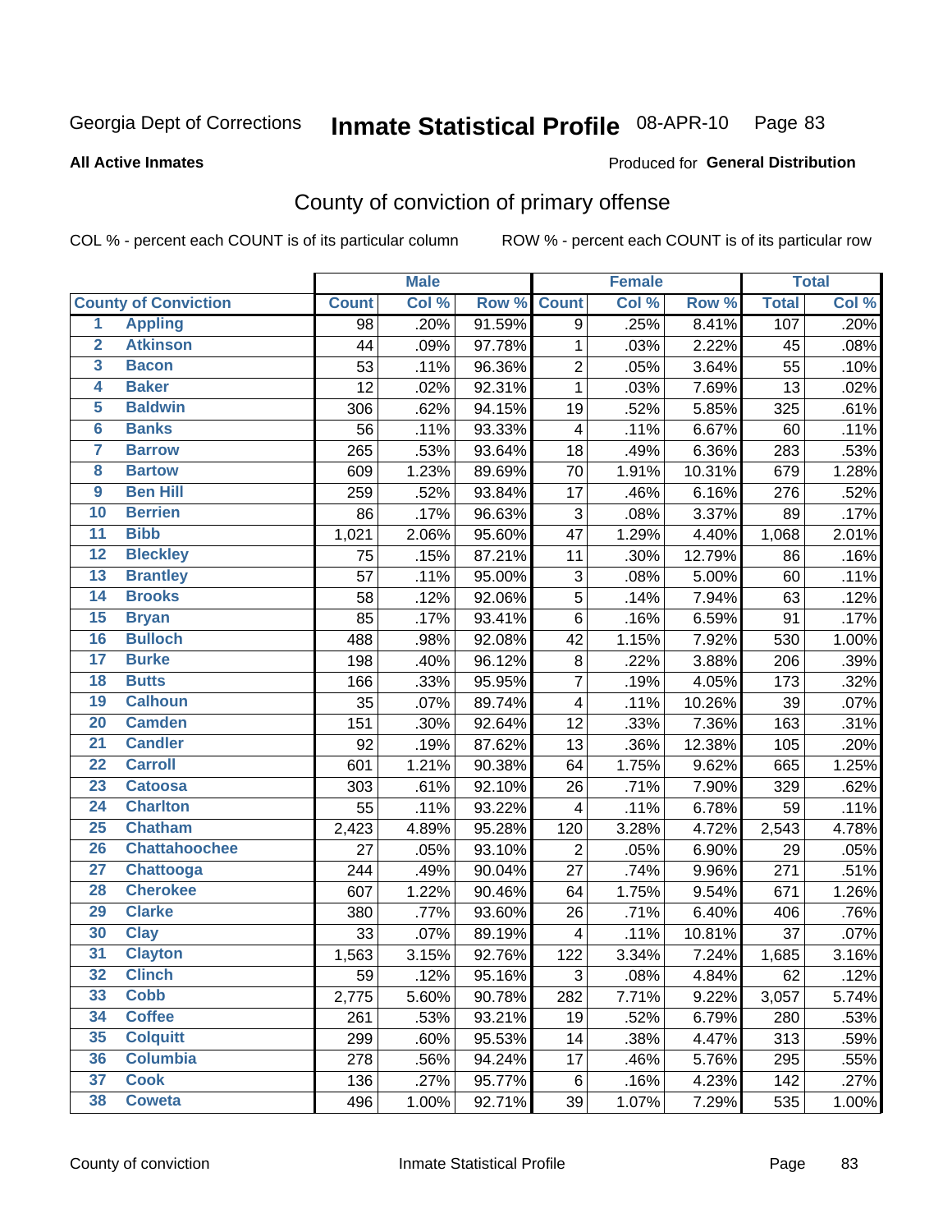Georgia Dept of Corrections **Inmate Statistical Profile** 08-APR-10

**All Active Inmates**

Produced for **General Distribution**

## County of conviction of primary offense

COL % - percent each COUNT is of its particular column ROW % - percent each COUNT is of its particular row

| County of Conviction | | Male | | | Female | | | Total | |
|---|---|---|---|---|---|---|---|---|---|
| | | Count | Col % | Row % | Count | Col % | Row % | Total | Col % |
| 1 | Appling | 98 | .20% | 91.59% | 9 | .25% | 8.41% | 107 | .20% |
| 2 | Atkinson | 44 | .09% | 97.78% | 1 | .03% | 2.22% | 45 | .08% |
| 3 | Bacon | 53 | .11% | 96.36% | 2 | .05% | 3.64% | 55 | .10% |
| 4 | Baker | 12 | .02% | 92.31% | 1 | .03% | 7.69% | 13 | .02% |
| 5 | Baldwin | 306 | .62% | 94.15% | 19 | .52% | 5.85% | 325 | .61% |
| 6 | Banks | 56 | .11% | 93.33% | 4 | .11% | 6.67% | 60 | .11% |
| 7 | Barrow | 265 | .53% | 93.64% | 18 | .49% | 6.36% | 283 | .53% |
| 8 | Bartow | 609 | 1.23% | 89.69% | 70 | 1.91% | 10.31% | 679 | 1.28% |
| 9 | Ben Hill | 259 | .52% | 93.84% | 17 | .46% | 6.16% | 276 | .52% |
| 10 | Berrien | 86 | .17% | 96.63% | 3 | .08% | 3.37% | 89 | .17% |
| 11 | Bibb | 1,021 | 2.06% | 95.60% | 47 | 1.29% | 4.40% | 1,068 | 2.01% |
| 12 | Bleckley | 75 | .15% | 87.21% | 11 | .30% | 12.79% | 86 | .16% |
| 13 | Brantley | 57 | .11% | 95.00% | 3 | .08% | 5.00% | 60 | .11% |
| 14 | Brooks | 58 | .12% | 92.06% | 5 | .14% | 7.94% | 63 | .12% |
| 15 | Bryan | 85 | .17% | 93.41% | 6 | .16% | 6.59% | 91 | .17% |
| 16 | Bulloch | 488 | .98% | 92.08% | 42 | 1.15% | 7.92% | 530 | 1.00% |
| 17 | Burke | 198 | .40% | 96.12% | 8 | .22% | 3.88% | 206 | .39% |
| 18 | Butts | 166 | .33% | 95.95% | 7 | .19% | 4.05% | 173 | .32% |
| 19 | Calhoun | 35 | .07% | 89.74% | 4 | .11% | 10.26% | 39 | .07% |
| 20 | Camden | 151 | .30% | 92.64% | 12 | .33% | 7.36% | 163 | .31% |
| 21 | Candler | 92 | .19% | 87.62% | 13 | .36% | 12.38% | 105 | .20% |
| 22 | Carroll | 601 | 1.21% | 90.38% | 64 | 1.75% | 9.62% | 665 | 1.25% |
| 23 | Catoosa | 303 | .61% | 92.10% | 26 | .71% | 7.90% | 329 | .62% |
| 24 | Charlton | 55 | .11% | 93.22% | 4 | .11% | 6.78% | 59 | .11% |
| 25 | Chatham | 2,423 | 4.89% | 95.28% | 120 | 3.28% | 4.72% | 2,543 | 4.78% |
| 26 | Chattahoochee | 27 | .05% | 93.10% | 2 | .05% | 6.90% | 29 | .05% |
| 27 | Chattooga | 244 | .49% | 90.04% | 27 | .74% | 9.96% | 271 | .51% |
| 28 | Cherokee | 607 | 1.22% | 90.46% | 64 | 1.75% | 9.54% | 671 | 1.26% |
| 29 | Clarke | 380 | .77% | 93.60% | 26 | .71% | 6.40% | 406 | .76% |
| 30 | Clay | 33 | .07% | 89.19% | 4 | .11% | 10.81% | 37 | .07% |
| 31 | Clayton | 1,563 | 3.15% | 92.76% | 122 | 3.34% | 7.24% | 1,685 | 3.16% |
| 32 | Clinch | 59 | .12% | 95.16% | 3 | .08% | 4.84% | 62 | .12% |
| 33 | Cobb | 2,775 | 5.60% | 90.78% | 282 | 7.71% | 9.22% | 3,057 | 5.74% |
| 34 | Coffee | 261 | .53% | 93.21% | 19 | .52% | 6.79% | 280 | .53% |
| 35 | Colquitt | 299 | .60% | 95.53% | 14 | .38% | 4.47% | 313 | .59% |
| 36 | Columbia | 278 | .56% | 94.24% | 17 | .46% | 5.76% | 295 | .55% |
| 37 | Cook | 136 | .27% | 95.77% | 6 | .16% | 4.23% | 142 | .27% |
| 38 | Coweta | 496 | 1.00% | 92.71% | 39 | 1.07% | 7.29% | 535 | 1.00% |

County of conviction Inmate Statistical Profile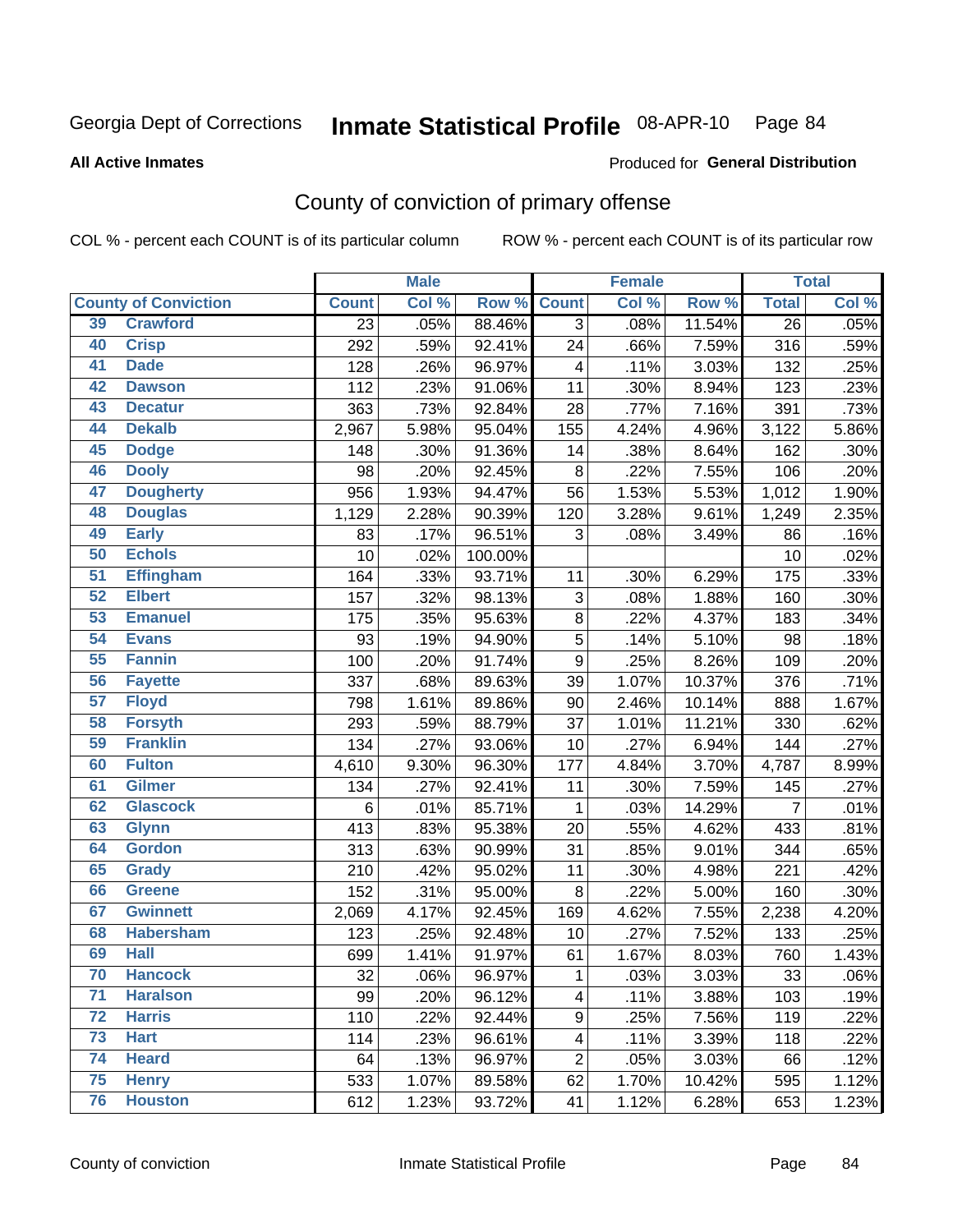Georgia Dept of Corrections **Inmate Statistical Profile** 08-APR-10

**All Active Inmates**

Produced for **General Distribution**

## County of conviction of primary offense

COL % - percent each COUNT is of its particular column ROW % - percent each COUNT is of its particular row

| County of Conviction | | Male | | | Female | | | Total | |
|---|---|---|---|---|---|---|---|---|---|
| | | Count | Col % | Row % | Count | Col % | Row % | Total | Col % |
| 39 | Crawford | 23 | .05% | 88.46% | 3 | .08% | 11.54% | 26 | .05% |
| 40 | Crisp | 292 | .59% | 92.41% | 24 | .66% | 7.59% | 316 | .59% |
| 41 | Dade | 128 | .26% | 96.97% | 4 | .11% | 3.03% | 132 | .25% |
| 42 | Dawson | 112 | .23% | 91.06% | 11 | .30% | 8.94% | 123 | .23% |
| 43 | Decatur | 363 | .73% | 92.84% | 28 | .77% | 7.16% | 391 | .73% |
| 44 | Dekalb | 2,967 | 5.98% | 95.04% | 155 | 4.24% | 4.96% | 3,122 | 5.86% |
| 45 | Dodge | 148 | .30% | 91.36% | 14 | .38% | 8.64% | 162 | .30% |
| 46 | Dooly | 98 | .20% | 92.45% | 8 | .22% | 7.55% | 106 | .20% |
| 47 | Dougherty | 956 | 1.93% | 94.47% | 56 | 1.53% | 5.53% | 1,012 | 1.90% |
| 48 | Douglas | 1,129 | 2.28% | 90.39% | 120 | 3.28% | 9.61% | 1,249 | 2.35% |
| 49 | Early | 83 | .17% | 96.51% | 3 | .08% | 3.49% | 86 | .16% |
| 50 | Echols | 10 | .02% | 100.00% | | | | 10 | .02% |
| 51 | Effingham | 164 | .33% | 93.71% | 11 | .30% | 6.29% | 175 | .33% |
| 52 | Elbert | 157 | .32% | 98.13% | 3 | .08% | 1.88% | 160 | .30% |
| 53 | Emanuel | 175 | .35% | 95.63% | 8 | .22% | 4.37% | 183 | .34% |
| 54 | Evans | 93 | .19% | 94.90% | 5 | .14% | 5.10% | 98 | .18% |
| 55 | Fannin | 100 | .20% | 91.74% | 9 | .25% | 8.26% | 109 | .20% |
| 56 | Fayette | 337 | .68% | 89.63% | 39 | 1.07% | 10.37% | 376 | .71% |
| 57 | Floyd | 798 | 1.61% | 89.86% | 90 | 2.46% | 10.14% | 888 | 1.67% |
| 58 | Forsyth | 293 | .59% | 88.79% | 37 | 1.01% | 11.21% | 330 | .62% |
| 59 | Franklin | 134 | .27% | 93.06% | 10 | .27% | 6.94% | 144 | .27% |
| 60 | Fulton | 4,610 | 9.30% | 96.30% | 177 | 4.84% | 3.70% | 4,787 | 8.99% |
| 61 | Gilmer | 134 | .27% | 92.41% | 11 | .30% | 7.59% | 145 | .27% |
| 62 | Glascock | 6 | .01% | 85.71% | 1 | .03% | 14.29% | 7 | .01% |
| 63 | Glynn | 413 | .83% | 95.38% | 20 | .55% | 4.62% | 433 | .81% |
| 64 | Gordon | 313 | .63% | 90.99% | 31 | .85% | 9.01% | 344 | .65% |
| 65 | Grady | 210 | .42% | 95.02% | 11 | .30% | 4.98% | 221 | .42% |
| 66 | Greene | 152 | .31% | 95.00% | 8 | .22% | 5.00% | 160 | .30% |
| 67 | Gwinnett | 2,069 | 4.17% | 92.45% | 169 | 4.62% | 7.55% | 2,238 | 4.20% |
| 68 | Habersham | 123 | .25% | 92.48% | 10 | .27% | 7.52% | 133 | .25% |
| 69 | Hall | 699 | 1.41% | 91.97% | 61 | 1.67% | 8.03% | 760 | 1.43% |
| 70 | Hancock | 32 | .06% | 96.97% | 1 | .03% | 3.03% | 33 | .06% |
| 71 | Haralson | 99 | .20% | 96.12% | 4 | .11% | 3.88% | 103 | .19% |
| 72 | Harris | 110 | .22% | 92.44% | 9 | .25% | 7.56% | 119 | .22% |
| 73 | Hart | 114 | .23% | 96.61% | 4 | .11% | 3.39% | 118 | .22% |
| 74 | Heard | 64 | .13% | 96.97% | 2 | .05% | 3.03% | 66 | .12% |
| 75 | Henry | 533 | 1.07% | 89.58% | 62 | 1.70% | 10.42% | 595 | 1.12% |
| 76 | Houston | 612 | 1.23% | 93.72% | 41 | 1.12% | 6.28% | 653 | 1.23% |

County of conviction Inmate Statistical Profile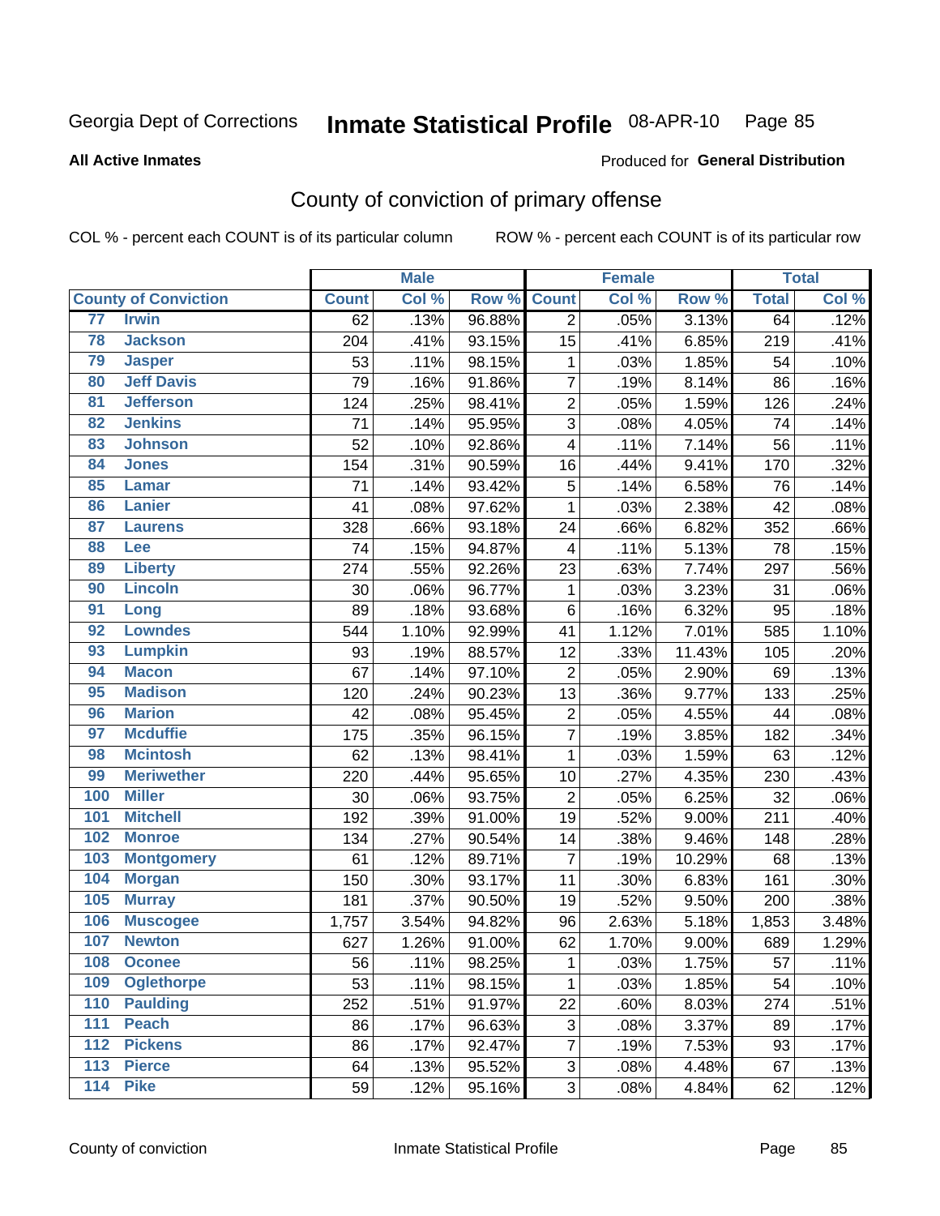# Inmate Statistical Profile

Georgia Dept of Corrections 08-APR-10

**All Active Inmates**

Produced for **General Distribution**

## County of conviction of primary offense

COL % - percent each COUNT is of its particular column ROW % - percent each COUNT is of its particular row

| County of Conviction | | Male | | | Female | | | Total | |
|---|---|---|---|---|---|---|---|---|---|
| | | Count | Col % | Row % | Count | Col % | Row % | Total | Col % |
| 77 | Irwin | 62 | .13% | 96.88% | 2 | .05% | 3.13% | 64 | .12% |
| 78 | Jackson | 204 | .41% | 93.15% | 15 | .41% | 6.85% | 219 | .41% |
| 79 | Jasper | 53 | .11% | 98.15% | 1 | .03% | 1.85% | 54 | .10% |
| 80 | Jeff Davis | 79 | .16% | 91.86% | 7 | .19% | 8.14% | 86 | .16% |
| 81 | Jefferson | 124 | .25% | 98.41% | 2 | .05% | 1.59% | 126 | .24% |
| 82 | Jenkins | 71 | .14% | 95.95% | 3 | .08% | 4.05% | 74 | .14% |
| 83 | Johnson | 52 | .10% | 92.86% | 4 | .11% | 7.14% | 56 | .11% |
| 84 | Jones | 154 | .31% | 90.59% | 16 | .44% | 9.41% | 170 | .32% |
| 85 | Lamar | 71 | .14% | 93.42% | 5 | .14% | 6.58% | 76 | .14% |
| 86 | Lanier | 41 | .08% | 97.62% | 1 | .03% | 2.38% | 42 | .08% |
| 87 | Laurens | 328 | .66% | 93.18% | 24 | .66% | 6.82% | 352 | .66% |
| 88 | Lee | 74 | .15% | 94.87% | 4 | .11% | 5.13% | 78 | .15% |
| 89 | Liberty | 274 | .55% | 92.26% | 23 | .63% | 7.74% | 297 | .56% |
| 90 | Lincoln | 30 | .06% | 96.77% | 1 | .03% | 3.23% | 31 | .06% |
| 91 | Long | 89 | .18% | 93.68% | 6 | .16% | 6.32% | 95 | .18% |
| 92 | Lowndes | 544 | 1.10% | 92.99% | 41 | 1.12% | 7.01% | 585 | 1.10% |
| 93 | Lumpkin | 93 | .19% | 88.57% | 12 | .33% | 11.43% | 105 | .20% |
| 94 | Macon | 67 | .14% | 97.10% | 2 | .05% | 2.90% | 69 | .13% |
| 95 | Madison | 120 | .24% | 90.23% | 13 | .36% | 9.77% | 133 | .25% |
| 96 | Marion | 42 | .08% | 95.45% | 2 | .05% | 4.55% | 44 | .08% |
| 97 | Mcduffie | 175 | .35% | 96.15% | 7 | .19% | 3.85% | 182 | .34% |
| 98 | Mcintosh | 62 | .13% | 98.41% | 1 | .03% | 1.59% | 63 | .12% |
| 99 | Meriwether | 220 | .44% | 95.65% | 10 | .27% | 4.35% | 230 | .43% |
| 100 | Miller | 30 | .06% | 93.75% | 2 | .05% | 6.25% | 32 | .06% |
| 101 | Mitchell | 192 | .39% | 91.00% | 19 | .52% | 9.00% | 211 | .40% |
| 102 | Monroe | 134 | .27% | 90.54% | 14 | .38% | 9.46% | 148 | .28% |
| 103 | Montgomery | 61 | .12% | 89.71% | 7 | .19% | 10.29% | 68 | .13% |
| 104 | Morgan | 150 | .30% | 93.17% | 11 | .30% | 6.83% | 161 | .30% |
| 105 | Murray | 181 | .37% | 90.50% | 19 | .52% | 9.50% | 200 | .38% |
| 106 | Muscogee | 1,757 | 3.54% | 94.82% | 96 | 2.63% | 5.18% | 1,853 | 3.48% |
| 107 | Newton | 627 | 1.26% | 91.00% | 62 | 1.70% | 9.00% | 689 | 1.29% |
| 108 | Oconee | 56 | .11% | 98.25% | 1 | .03% | 1.75% | 57 | .11% |
| 109 | Oglethorpe | 53 | .11% | 98.15% | 1 | .03% | 1.85% | 54 | .10% |
| 110 | Paulding | 252 | .51% | 91.97% | 22 | .60% | 8.03% | 274 | .51% |
| 111 | Peach | 86 | .17% | 96.63% | 3 | .08% | 3.37% | 89 | .17% |
| 112 | Pickens | 86 | .17% | 92.47% | 7 | .19% | 7.53% | 93 | .17% |
| 113 | Pierce | 64 | .13% | 95.52% | 3 | .08% | 4.48% | 67 | .13% |
| 114 | Pike | 59 | .12% | 95.16% | 3 | .08% | 4.84% | 62 | .12% |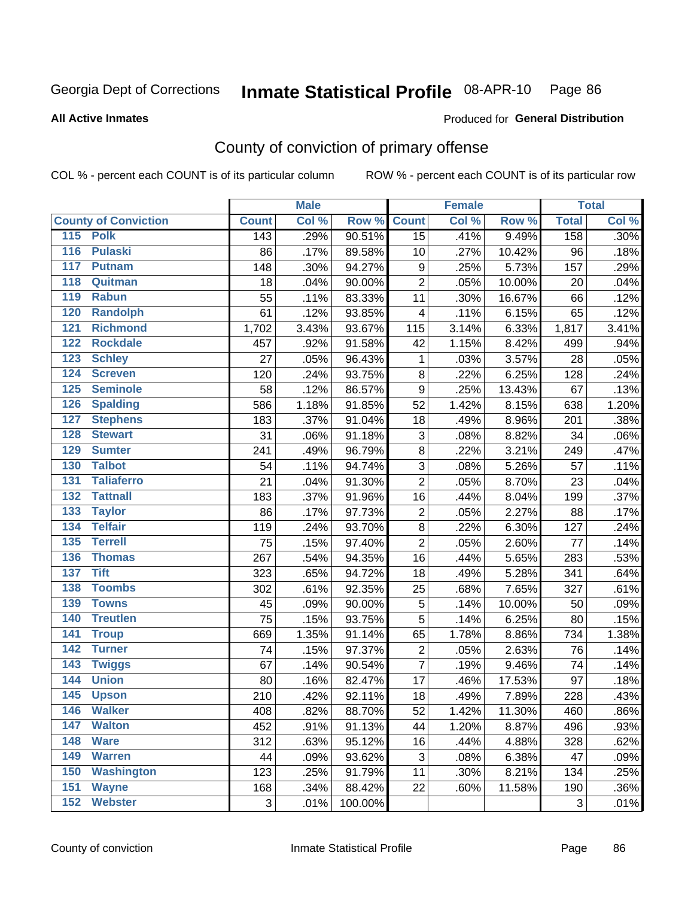Georgia Dept of Corrections **Inmate Statistical Profile** 08-APR-10

**All Active Inmates**

Produced for **General Distribution**

## County of conviction of primary offense

COL % - percent each COUNT is of its particular column ROW % - percent each COUNT is of its particular row

| County of Conviction | Male | | | Female | | | Total | |
|---|---|---|---|---|---|---|---|---|
| | Count | Col % | Row % | Count | Col % | Row % | Total | Col % |
| 115 Polk | 143 | .29% | 90.51% | 15 | .41% | 9.49% | 158 | .30% |
| 116 Pulaski | 86 | .17% | 89.58% | 10 | .27% | 10.42% | 96 | .18% |
| 117 Putnam | 148 | .30% | 94.27% | 9 | .25% | 5.73% | 157 | .29% |
| 118 Quitman | 18 | .04% | 90.00% | 2 | .05% | 10.00% | 20 | .04% |
| 119 Rabun | 55 | .11% | 83.33% | 11 | .30% | 16.67% | 66 | .12% |
| 120 Randolph | 61 | .12% | 93.85% | 4 | .11% | 6.15% | 65 | .12% |
| 121 Richmond | 1,702 | 3.43% | 93.67% | 115 | 3.14% | 6.33% | 1,817 | 3.41% |
| 122 Rockdale | 457 | .92% | 91.58% | 42 | 1.15% | 8.42% | 499 | .94% |
| 123 Schley | 27 | .05% | 96.43% | 1 | .03% | 3.57% | 28 | .05% |
| 124 Screven | 120 | .24% | 93.75% | 8 | .22% | 6.25% | 128 | .24% |
| 125 Seminole | 58 | .12% | 86.57% | 9 | .25% | 13.43% | 67 | .13% |
| 126 Spalding | 586 | 1.18% | 91.85% | 52 | 1.42% | 8.15% | 638 | 1.20% |
| 127 Stephens | 183 | .37% | 91.04% | 18 | .49% | 8.96% | 201 | .38% |
| 128 Stewart | 31 | .06% | 91.18% | 3 | .08% | 8.82% | 34 | .06% |
| 129 Sumter | 241 | .49% | 96.79% | 8 | .22% | 3.21% | 249 | .47% |
| 130 Talbot | 54 | .11% | 94.74% | 3 | .08% | 5.26% | 57 | .11% |
| 131 Taliaferro | 21 | .04% | 91.30% | 2 | .05% | 8.70% | 23 | .04% |
| 132 Tattnall | 183 | .37% | 91.96% | 16 | .44% | 8.04% | 199 | .37% |
| 133 Taylor | 86 | .17% | 97.73% | 2 | .05% | 2.27% | 88 | .17% |
| 134 Telfair | 119 | .24% | 93.70% | 8 | .22% | 6.30% | 127 | .24% |
| 135 Terrell | 75 | .15% | 97.40% | 2 | .05% | 2.60% | 77 | .14% |
| 136 Thomas | 267 | .54% | 94.35% | 16 | .44% | 5.65% | 283 | .53% |
| 137 Tift | 323 | .65% | 94.72% | 18 | .49% | 5.28% | 341 | .64% |
| 138 Toombs | 302 | .61% | 92.35% | 25 | .68% | 7.65% | 327 | .61% |
| 139 Towns | 45 | .09% | 90.00% | 5 | .14% | 10.00% | 50 | .09% |
| 140 Treutlen | 75 | .15% | 93.75% | 5 | .14% | 6.25% | 80 | .15% |
| 141 Troup | 669 | 1.35% | 91.14% | 65 | 1.78% | 8.86% | 734 | 1.38% |
| 142 Turner | 74 | .15% | 97.37% | 2 | .05% | 2.63% | 76 | .14% |
| 143 Twiggs | 67 | .14% | 90.54% | 7 | .19% | 9.46% | 74 | .14% |
| 144 Union | 80 | .16% | 82.47% | 17 | .46% | 17.53% | 97 | .18% |
| 145 Upson | 210 | .42% | 92.11% | 18 | .49% | 7.89% | 228 | .43% |
| 146 Walker | 408 | .82% | 88.70% | 52 | 1.42% | 11.30% | 460 | .86% |
| 147 Walton | 452 | .91% | 91.13% | 44 | 1.20% | 8.87% | 496 | .93% |
| 148 Ware | 312 | .63% | 95.12% | 16 | .44% | 4.88% | 328 | .62% |
| 149 Warren | 44 | .09% | 93.62% | 3 | .08% | 6.38% | 47 | .09% |
| 150 Washington | 123 | .25% | 91.79% | 11 | .30% | 8.21% | 134 | .25% |
| 151 Wayne | 168 | .34% | 88.42% | 22 | .60% | 11.58% | 190 | .36% |
| 152 Webster | 3 | .01% | 100.00% | | | | 3 | .01% |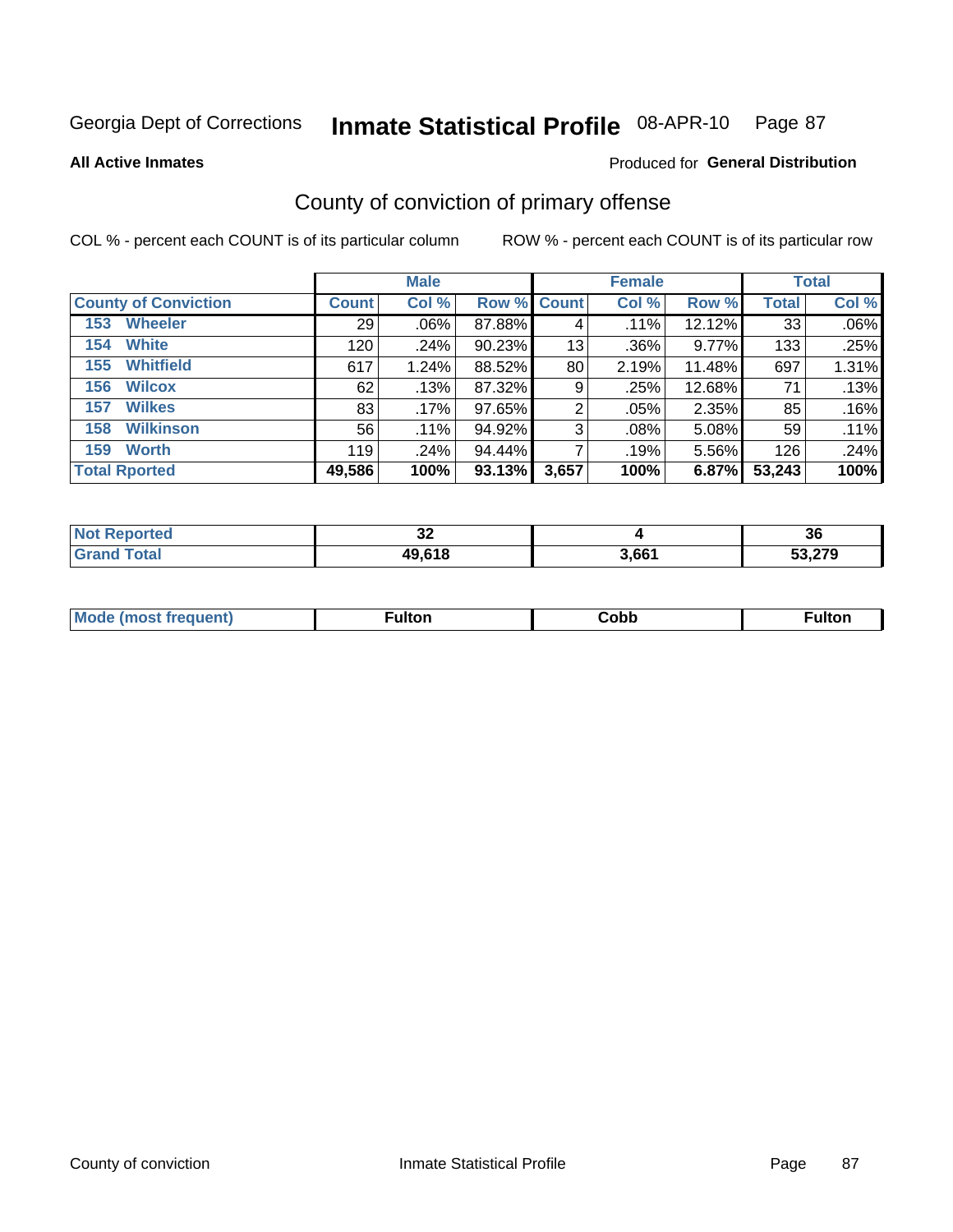Georgia Dept of Corrections **Inmate Statistical Profile** 08-APR-10

**All Active Inmates**

Produced for **General Distribution**

## County of conviction of primary offense

COL % - percent each COUNT is of its particular column ROW % - percent each COUNT is of its particular row

| | Male | | | Female | | | Total | |
|---|---|---|---|---|---|---|---|---|
| **County of Conviction** | **Count** | **Col %** | **Row %** | **Count** | **Col %** | **Row %** | **Total** | **Col %** |
| 153 Wheeler | 29 | .06% | 87.88% | 4 | .11% | 12.12% | 33 | .06% |
| 154 White | 120 | .24% | 90.23% | 13 | .36% | 9.77% | 133 | .25% |
| 155 Whitfield | 617 | 1.24% | 88.52% | 80 | 2.19% | 11.48% | 697 | 1.31% |
| 156 Wilcox | 62 | .13% | 87.32% | 9 | .25% | 12.68% | 71 | .13% |
| 157 Wilkes | 83 | .17% | 97.65% | 2 | .05% | 2.35% | 85 | .16% |
| 158 Wilkinson | 56 | .11% | 94.92% | 3 | .08% | 5.08% | 59 | .11% |
| 159 Worth | 119 | .24% | 94.44% | 7 | .19% | 5.56% | 126 | .24% |
| **Total Rported** | **49,586** | **100%** | **93.13%** | **3,657** | **100%** | **6.87%** | **53,243** | **100%** |

| | Male | Female | Total |
|---|---|---|---|
| Not Reported | 32 | 4 | 36 |
| Grand Total | 49,618 | 3,661 | 53,279 |

| | Male | Female | Total |
|---|---|---|---|
| Mode (most frequent) | Fulton | Cobb | Fulton |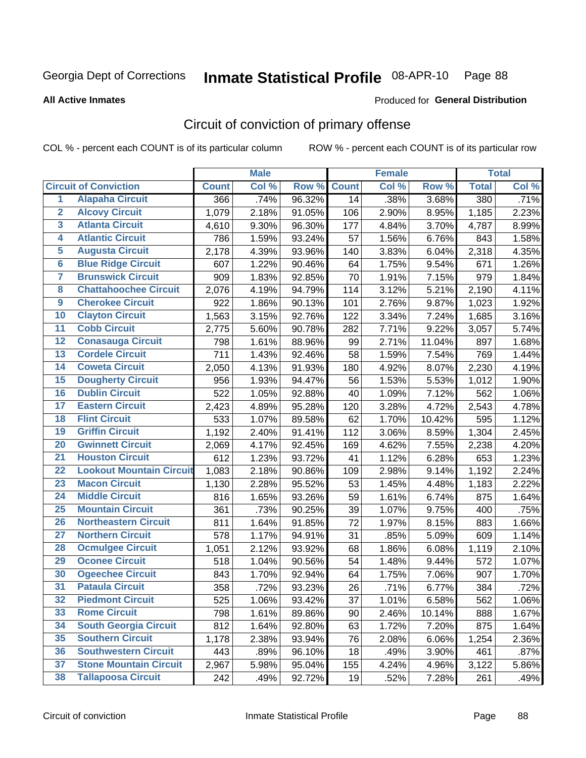Georgia Dept of Corrections **Inmate Statistical Profile** 08-APR-10 Page 88

**All Active Inmates**

Produced for **General Distribution**

## Circuit of conviction of primary offense

COL % - percent each COUNT is of its particular column ROW % - percent each COUNT is of its particular row

| Circuit of Conviction | | Male | | | Female | | | Total | |
|---|---|---|---|---|---|---|---|---|---|
| | | Count | Col % | Row % | Count | Col % | Row % | Total | Col % |
| 1 | Alapaha Circuit | 366 | .74% | 96.32% | 14 | .38% | 3.68% | 380 | .71% |
| 2 | Alcovy Circuit | 1,079 | 2.18% | 91.05% | 106 | 2.90% | 8.95% | 1,185 | 2.23% |
| 3 | Atlanta Circuit | 4,610 | 9.30% | 96.30% | 177 | 4.84% | 3.70% | 4,787 | 8.99% |
| 4 | Atlantic Circuit | 786 | 1.59% | 93.24% | 57 | 1.56% | 6.76% | 843 | 1.58% |
| 5 | Augusta Circuit | 2,178 | 4.39% | 93.96% | 140 | 3.83% | 6.04% | 2,318 | 4.35% |
| 6 | Blue Ridge Circuit | 607 | 1.22% | 90.46% | 64 | 1.75% | 9.54% | 671 | 1.26% |
| 7 | Brunswick Circuit | 909 | 1.83% | 92.85% | 70 | 1.91% | 7.15% | 979 | 1.84% |
| 8 | Chattahoochee Circuit | 2,076 | 4.19% | 94.79% | 114 | 3.12% | 5.21% | 2,190 | 4.11% |
| 9 | Cherokee Circuit | 922 | 1.86% | 90.13% | 101 | 2.76% | 9.87% | 1,023 | 1.92% |
| 10 | Clayton Circuit | 1,563 | 3.15% | 92.76% | 122 | 3.34% | 7.24% | 1,685 | 3.16% |
| 11 | Cobb Circuit | 2,775 | 5.60% | 90.78% | 282 | 7.71% | 9.22% | 3,057 | 5.74% |
| 12 | Conasauga Circuit | 798 | 1.61% | 88.96% | 99 | 2.71% | 11.04% | 897 | 1.68% |
| 13 | Cordele Circuit | 711 | 1.43% | 92.46% | 58 | 1.59% | 7.54% | 769 | 1.44% |
| 14 | Coweta Circuit | 2,050 | 4.13% | 91.93% | 180 | 4.92% | 8.07% | 2,230 | 4.19% |
| 15 | Dougherty Circuit | 956 | 1.93% | 94.47% | 56 | 1.53% | 5.53% | 1,012 | 1.90% |
| 16 | Dublin Circuit | 522 | 1.05% | 92.88% | 40 | 1.09% | 7.12% | 562 | 1.06% |
| 17 | Eastern Circuit | 2,423 | 4.89% | 95.28% | 120 | 3.28% | 4.72% | 2,543 | 4.78% |
| 18 | Flint Circuit | 533 | 1.07% | 89.58% | 62 | 1.70% | 10.42% | 595 | 1.12% |
| 19 | Griffin Circuit | 1,192 | 2.40% | 91.41% | 112 | 3.06% | 8.59% | 1,304 | 2.45% |
| 20 | Gwinnett Circuit | 2,069 | 4.17% | 92.45% | 169 | 4.62% | 7.55% | 2,238 | 4.20% |
| 21 | Houston Circuit | 612 | 1.23% | 93.72% | 41 | 1.12% | 6.28% | 653 | 1.23% |
| 22 | Lookout Mountain Circuit | 1,083 | 2.18% | 90.86% | 109 | 2.98% | 9.14% | 1,192 | 2.24% |
| 23 | Macon Circuit | 1,130 | 2.28% | 95.52% | 53 | 1.45% | 4.48% | 1,183 | 2.22% |
| 24 | Middle Circuit | 816 | 1.65% | 93.26% | 59 | 1.61% | 6.74% | 875 | 1.64% |
| 25 | Mountain Circuit | 361 | .73% | 90.25% | 39 | 1.07% | 9.75% | 400 | .75% |
| 26 | Northeastern Circuit | 811 | 1.64% | 91.85% | 72 | 1.97% | 8.15% | 883 | 1.66% |
| 27 | Northern Circuit | 578 | 1.17% | 94.91% | 31 | .85% | 5.09% | 609 | 1.14% |
| 28 | Ocmulgee Circuit | 1,051 | 2.12% | 93.92% | 68 | 1.86% | 6.08% | 1,119 | 2.10% |
| 29 | Oconee Circuit | 518 | 1.04% | 90.56% | 54 | 1.48% | 9.44% | 572 | 1.07% |
| 30 | Ogeechee Circuit | 843 | 1.70% | 92.94% | 64 | 1.75% | 7.06% | 907 | 1.70% |
| 31 | Pataula Circuit | 358 | .72% | 93.23% | 26 | .71% | 6.77% | 384 | .72% |
| 32 | Piedmont Circuit | 525 | 1.06% | 93.42% | 37 | 1.01% | 6.58% | 562 | 1.06% |
| 33 | Rome Circuit | 798 | 1.61% | 89.86% | 90 | 2.46% | 10.14% | 888 | 1.67% |
| 34 | South Georgia Circuit | 812 | 1.64% | 92.80% | 63 | 1.72% | 7.20% | 875 | 1.64% |
| 35 | Southern Circuit | 1,178 | 2.38% | 93.94% | 76 | 2.08% | 6.06% | 1,254 | 2.36% |
| 36 | Southwestern Circuit | 443 | .89% | 96.10% | 18 | .49% | 3.90% | 461 | .87% |
| 37 | Stone Mountain Circuit | 2,967 | 5.98% | 95.04% | 155 | 4.24% | 4.96% | 3,122 | 5.86% |
| 38 | Tallapoosa Circuit | 242 | .49% | 92.72% | 19 | .52% | 7.28% | 261 | .49% |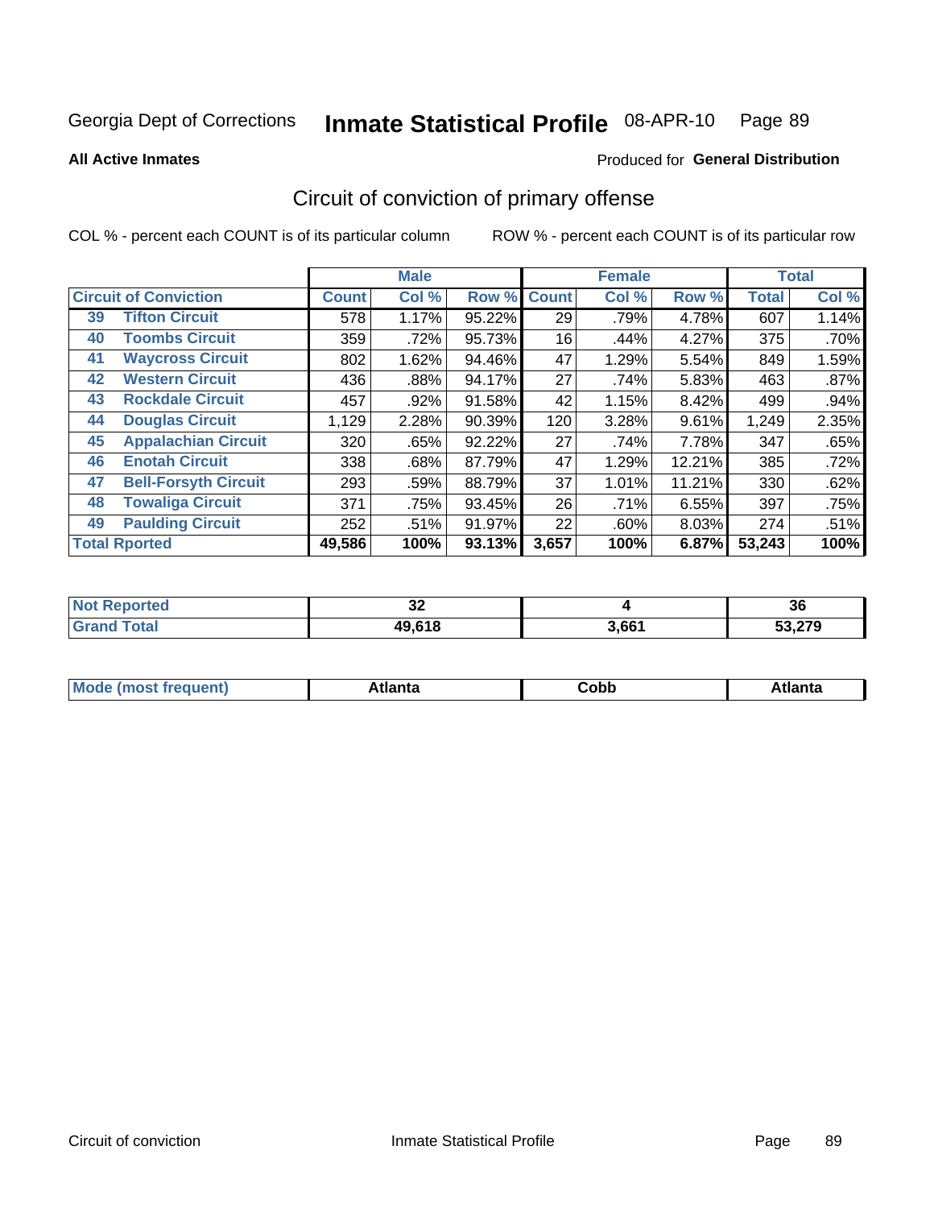Georgia Dept of Corrections **Inmate Statistical Profile** 08-APR-10

**All Active Inmates**

Produced for **General Distribution**

## Circuit of conviction of primary offense

COL % - percent each COUNT is of its particular column

ROW % - percent each COUNT is of its particular row

| Circuit of Conviction | | Male | | | Female | | | Total | |
|---|---|---|---|---|---|---|---|---|---|
| | | Count | Col % | Row % | Count | Col % | Row % | Total | Col % |
| 39 | Tifton Circuit | 578 | 1.17% | 95.22% | 29 | .79% | 4.78% | 607 | 1.14% |
| 40 | Toombs Circuit | 359 | .72% | 95.73% | 16 | .44% | 4.27% | 375 | .70% |
| 41 | Waycross Circuit | 802 | 1.62% | 94.46% | 47 | 1.29% | 5.54% | 849 | 1.59% |
| 42 | Western Circuit | 436 | .88% | 94.17% | 27 | .74% | 5.83% | 463 | .87% |
| 43 | Rockdale Circuit | 457 | .92% | 91.58% | 42 | 1.15% | 8.42% | 499 | .94% |
| 44 | Douglas Circuit | 1,129 | 2.28% | 90.39% | 120 | 3.28% | 9.61% | 1,249 | 2.35% |
| 45 | Appalachian Circuit | 320 | .65% | 92.22% | 27 | .74% | 7.78% | 347 | .65% |
| 46 | Enotah Circuit | 338 | .68% | 87.79% | 47 | 1.29% | 12.21% | 385 | .72% |
| 47 | Bell-Forsyth Circuit | 293 | .59% | 88.79% | 37 | 1.01% | 11.21% | 330 | .62% |
| 48 | Towaliga Circuit | 371 | .75% | 93.45% | 26 | .71% | 6.55% | 397 | .75% |
| 49 | Paulding Circuit | 252 | .51% | 91.97% | 22 | .60% | 8.03% | 274 | .51% |
| Total Rported | | 49,586 | 100% | 93.13% | 3,657 | 100% | 6.87% | 53,243 | 100% |

| | Male | Female | Total |
|---|---|---|---|
| Not Reported | 32 | 4 | 36 |
| Grand Total | 49,618 | 3,661 | 53,279 |

| | Male | Female | Total |
|---|---|---|---|
| Mode (most frequent) | Atlanta | Cobb | Atlanta |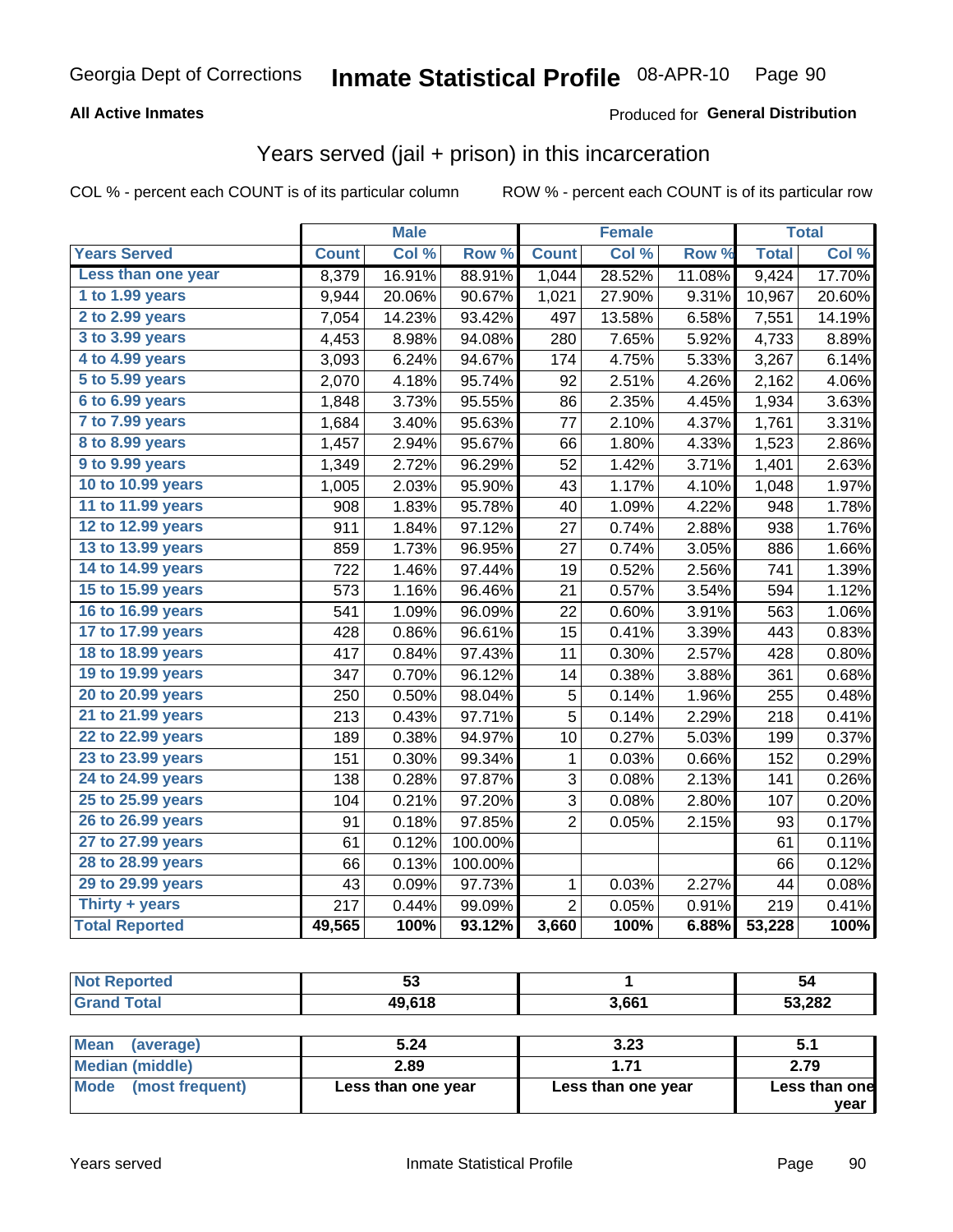Georgia Dept of Corrections **Inmate Statistical Profile** 08-APR-10

**All Active Inmates**

Produced for **General Distribution**

## Years served (jail + prison) in this incarceration

COL % - percent each COUNT is of its particular column

ROW % - percent each COUNT is of its particular row

| | Male | | | Female | | | Total | |
|---|---|---|---|---|---|---|---|---|
| **Years Served** | **Count** | **Col %** | **Row %** | **Count** | **Col %** | **Row %** | **Total** | **Col %** |
| Less than one year | 8,379 | 16.91% | 88.91% | 1,044 | 28.52% | 11.08% | 9,424 | 17.70% |
| 1 to 1.99 years | 9,944 | 20.06% | 90.67% | 1,021 | 27.90% | 9.31% | 10,967 | 20.60% |
| 2 to 2.99 years | 7,054 | 14.23% | 93.42% | 497 | 13.58% | 6.58% | 7,551 | 14.19% |
| 3 to 3.99 years | 4,453 | 8.98% | 94.08% | 280 | 7.65% | 5.92% | 4,733 | 8.89% |
| 4 to 4.99 years | 3,093 | 6.24% | 94.67% | 174 | 4.75% | 5.33% | 3,267 | 6.14% |
| 5 to 5.99 years | 2,070 | 4.18% | 95.74% | 92 | 2.51% | 4.26% | 2,162 | 4.06% |
| 6 to 6.99 years | 1,848 | 3.73% | 95.55% | 86 | 2.35% | 4.45% | 1,934 | 3.63% |
| 7 to 7.99 years | 1,684 | 3.40% | 95.63% | 77 | 2.10% | 4.37% | 1,761 | 3.31% |
| 8 to 8.99 years | 1,457 | 2.94% | 95.67% | 66 | 1.80% | 4.33% | 1,523 | 2.86% |
| 9 to 9.99 years | 1,349 | 2.72% | 96.29% | 52 | 1.42% | 3.71% | 1,401 | 2.63% |
| 10 to 10.99 years | 1,005 | 2.03% | 95.90% | 43 | 1.17% | 4.10% | 1,048 | 1.97% |
| 11 to 11.99 years | 908 | 1.83% | 95.78% | 40 | 1.09% | 4.22% | 948 | 1.78% |
| 12 to 12.99 years | 911 | 1.84% | 97.12% | 27 | 0.74% | 2.88% | 938 | 1.76% |
| 13 to 13.99 years | 859 | 1.73% | 96.95% | 27 | 0.74% | 3.05% | 886 | 1.66% |
| 14 to 14.99 years | 722 | 1.46% | 97.44% | 19 | 0.52% | 2.56% | 741 | 1.39% |
| 15 to 15.99 years | 573 | 1.16% | 96.46% | 21 | 0.57% | 3.54% | 594 | 1.12% |
| 16 to 16.99 years | 541 | 1.09% | 96.09% | 22 | 0.60% | 3.91% | 563 | 1.06% |
| 17 to 17.99 years | 428 | 0.86% | 96.61% | 15 | 0.41% | 3.39% | 443 | 0.83% |
| 18 to 18.99 years | 417 | 0.84% | 97.43% | 11 | 0.30% | 2.57% | 428 | 0.80% |
| 19 to 19.99 years | 347 | 0.70% | 96.12% | 14 | 0.38% | 3.88% | 361 | 0.68% |
| 20 to 20.99 years | 250 | 0.50% | 98.04% | 5 | 0.14% | 1.96% | 255 | 0.48% |
| 21 to 21.99 years | 213 | 0.43% | 97.71% | 5 | 0.14% | 2.29% | 218 | 0.41% |
| 22 to 22.99 years | 189 | 0.38% | 94.97% | 10 | 0.27% | 5.03% | 199 | 0.37% |
| 23 to 23.99 years | 151 | 0.30% | 99.34% | 1 | 0.03% | 0.66% | 152 | 0.29% |
| 24 to 24.99 years | 138 | 0.28% | 97.87% | 3 | 0.08% | 2.13% | 141 | 0.26% |
| 25 to 25.99 years | 104 | 0.21% | 97.20% | 3 | 0.08% | 2.80% | 107 | 0.20% |
| 26 to 26.99 years | 91 | 0.18% | 97.85% | 2 | 0.05% | 2.15% | 93 | 0.17% |
| 27 to 27.99 years | 61 | 0.12% | 100.00% | | | | 61 | 0.11% |
| 28 to 28.99 years | 66 | 0.13% | 100.00% | | | | 66 | 0.12% |
| 29 to 29.99 years | 43 | 0.09% | 97.73% | 1 | 0.03% | 2.27% | 44 | 0.08% |
| Thirty + years | 217 | 0.44% | 99.09% | 2 | 0.05% | 0.91% | 219 | 0.41% |
| **Total Reported** | **49,565** | **100%** | **93.12%** | **3,660** | **100%** | **6.88%** | **53,228** | **100%** |

| | Male | Female | Total |
|---|---|---|---|
| Not Reported | 53 | 1 | 54 |
| Grand Total | 49,618 | 3,661 | 53,282 |

| | Male | Female | Total |
|---|---|---|---|
| Mean (average) | 5.24 | 3.23 | 5.1 |
| Median (middle) | 2.89 | 1.71 | 2.79 |
| Mode (most frequent) | Less than one year | Less than one year | Less than one year |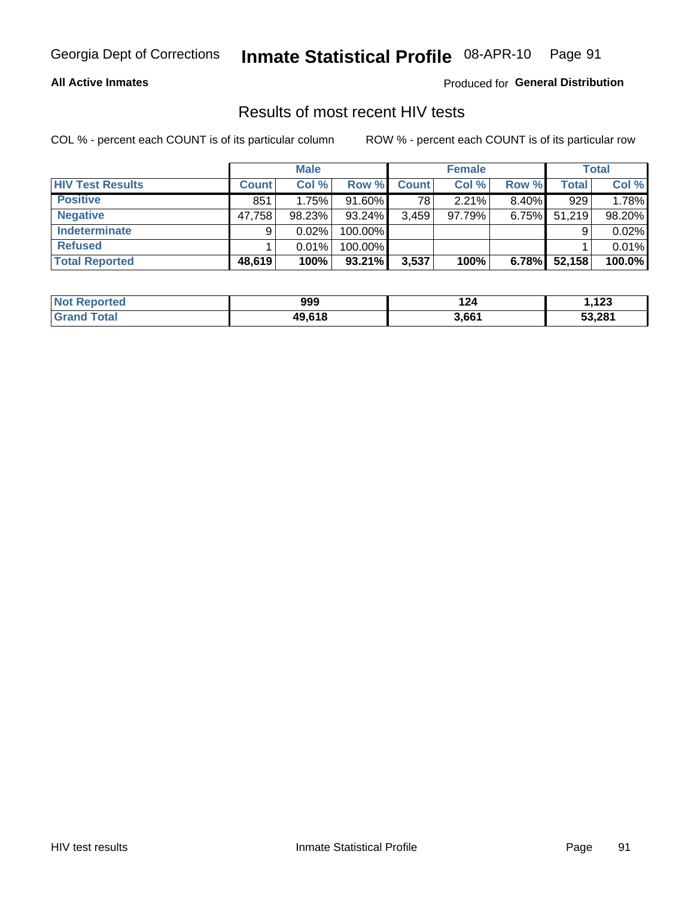Georgia Dept of Corrections **Inmate Statistical Profile** 08-APR-10

**All Active Inmates**

Produced for **General Distribution**

## Results of most recent HIV tests

COL % - percent each COUNT is of its particular column ROW % - percent each COUNT is of its particular row

| | Male | | | Female | | | Total | |
|---|---|---|---|---|---|---|---|---|
| **HIV Test Results** | **Count** | **Col %** | **Row %** | **Count** | **Col %** | **Row %** | **Total** | **Col %** |
| **Positive** | 851 | 1.75% | 91.60% | 78 | 2.21% | 8.40% | 929 | 1.78% |
| **Negative** | 47,758 | 98.23% | 93.24% | 3,459 | 97.79% | 6.75% | 51,219 | 98.20% |
| **Indeterminate** | 9 | 0.02% | 100.00% | | | | 9 | 0.02% |
| **Refused** | 1 | 0.01% | 100.00% | | | | 1 | 0.01% |
| **Total Reported** | **48,619** | **100%** | **93.21%** | **3,537** | **100%** | **6.78%** | **52,158** | **100.0%** |

| | Male | Female | Total |
|---|---|---|---|
| **Not Reported** | **999** | **124** | **1,123** |
| **Grand Total** | **49,618** | **3,661** | **53,281** |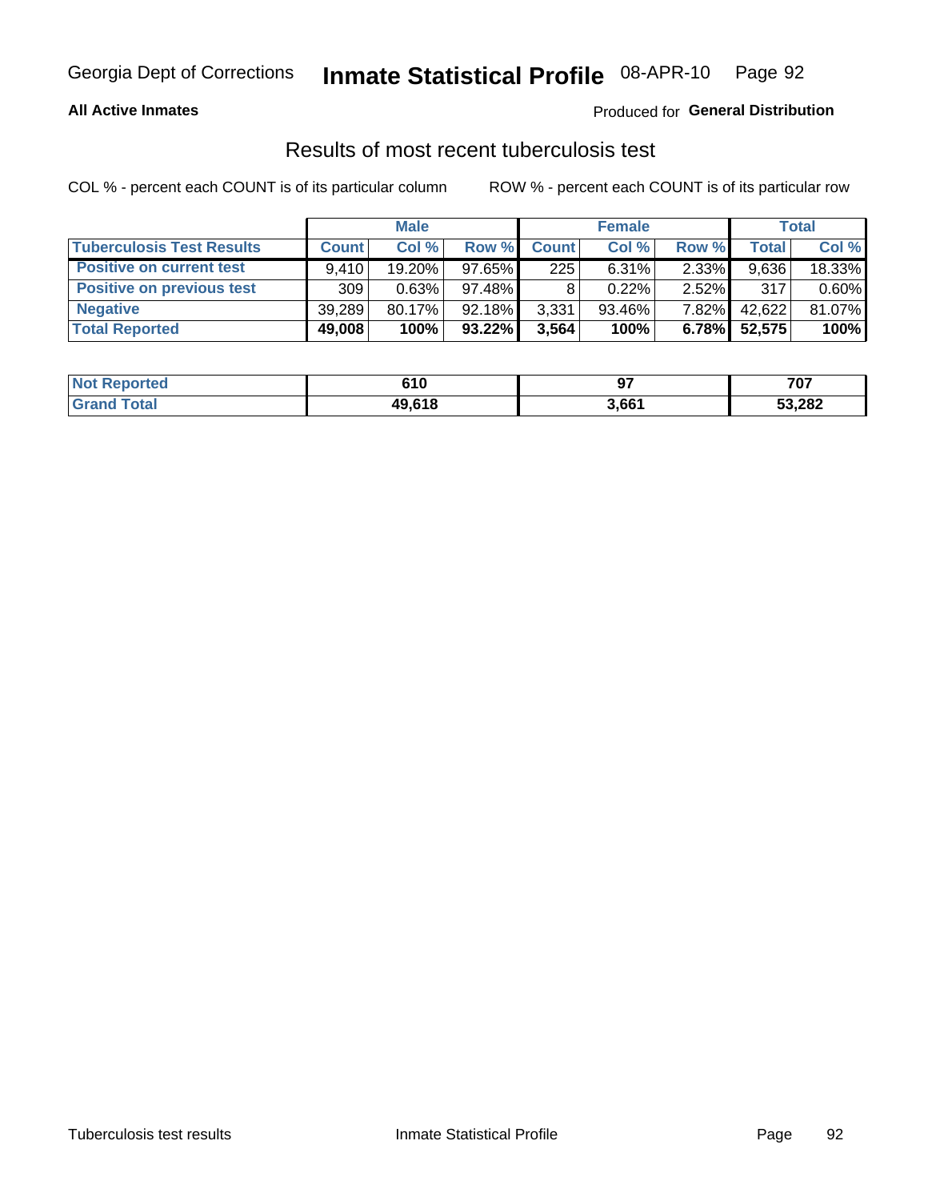Georgia Dept of Corrections **Inmate Statistical Profile** 08-APR-10

**All Active Inmates**

Produced for **General Distribution**

## Results of most recent tuberculosis test

COL % - percent each COUNT is of its particular column

ROW % - percent each COUNT is of its particular row

| | Male | | | Female | | | Total | |
|---|---|---|---|---|---|---|---|---|
| **Tuberculosis Test Results** | **Count** | **Col %** | **Row %** | **Count** | **Col %** | **Row %** | **Total** | **Col %** |
| **Positive on current test** | 9,410 | 19.20% | 97.65% | 225 | 6.31% | 2.33% | 9,636 | 18.33% |
| **Positive on previous test** | 309 | 0.63% | 97.48% | 8 | 0.22% | 2.52% | 317 | 0.60% |
| **Negative** | 39,289 | 80.17% | 92.18% | 3,331 | 93.46% | 7.82% | 42,622 | 81.07% |
| **Total Reported** | **49,008** | **100%** | **93.22%** | **3,564** | **100%** | **6.78%** | **52,575** | **100%** |

| | Male | Female | Total |
|---|---|---|---|
| **Not Reported** | **610** | **97** | **707** |
| **Grand Total** | **49,618** | **3,661** | **53,282** |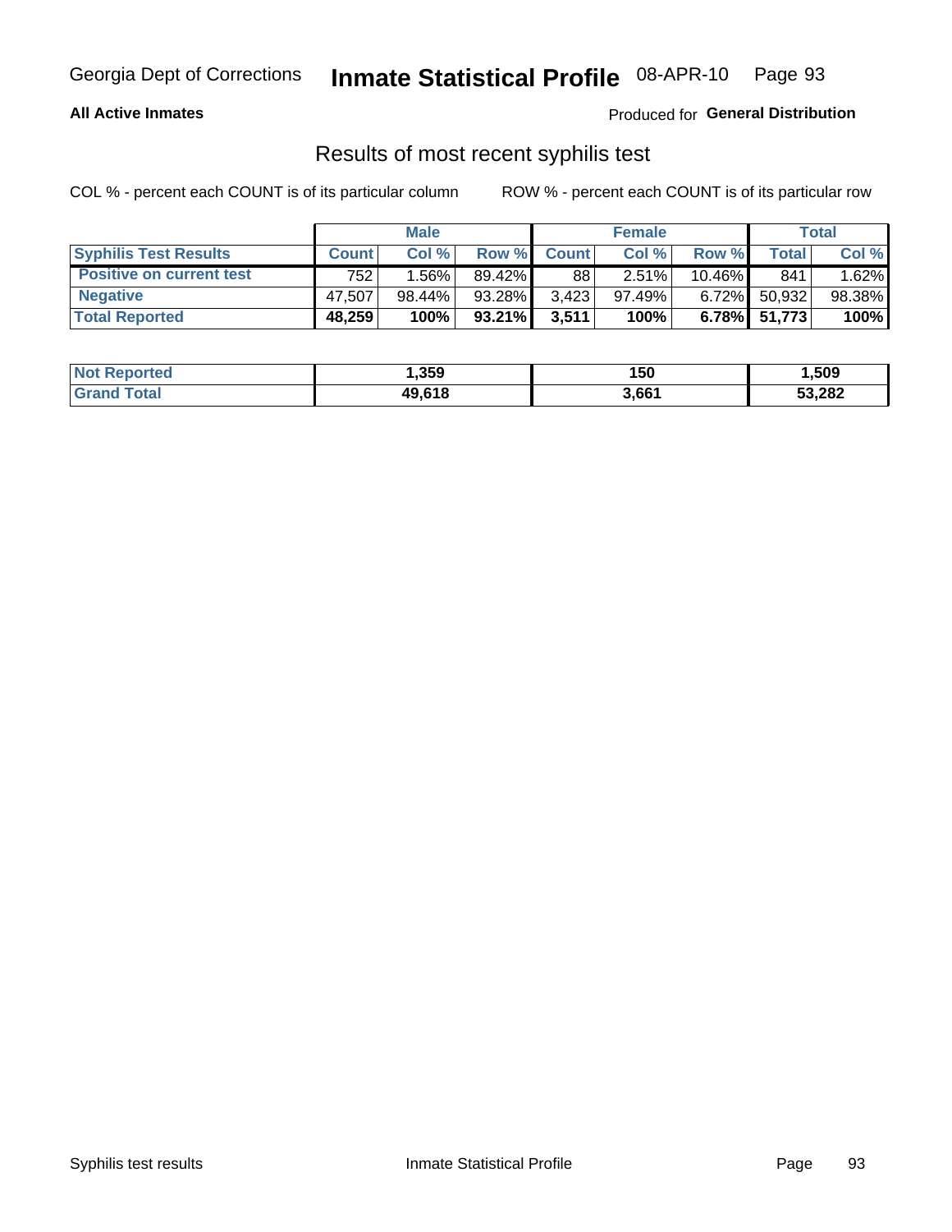# Results of most recent syphilis test

**All Active Inmates**

Produced for **General Distribution**

COL % - percent each COUNT is of its particular column    ROW % - percent each COUNT is of its particular row

| | Male | | | Female | | | Total | |
|---|---|---|---|---|---|---|---|---|
| **Syphilis Test Results** | **Count** | **Col %** | **Row %** | **Count** | **Col %** | **Row %** | **Total** | **Col %** |
| **Positive on current test** | 752 | 1.56% | 89.42% | 88 | 2.51% | 10.46% | 841 | 1.62% |
| **Negative** | 47,507 | 98.44% | 93.28% | 3,423 | 97.49% | 6.72% | 50,932 | 98.38% |
| **Total Reported** | **48,259** | **100%** | **93.21%** | **3,511** | **100%** | **6.78%** | **51,773** | **100%** |

| | Male | Female | Total |
|---|---|---|---|
| **Not Reported** | **1,359** | **150** | **1,509** |
| **Grand Total** | **49,618** | **3,661** | **53,282** |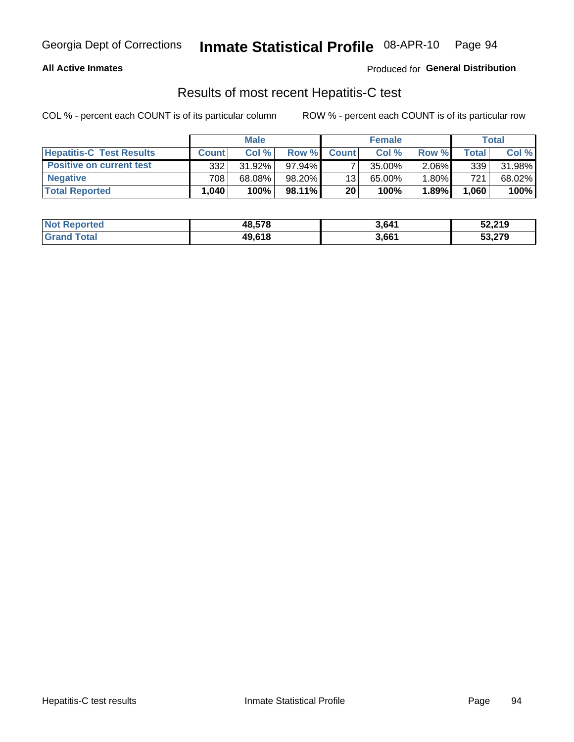**All Active Inmates**

Produced for **General Distribution**

## Results of most recent Hepatitis-C test

COL % - percent each COUNT is of its particular column

ROW % - percent each COUNT is of its particular row

| | Male | | | Female | | | Total | |
|---|---|---|---|---|---|---|---|---|
| **Hepatitis-C Test Results** | **Count** | **Col %** | **Row %** | **Count** | **Col %** | **Row %** | **Total** | **Col %** |
| **Positive on current test** | 332 | 31.92% | 97.94% | 7 | 35.00% | 2.06% | 339 | 31.98% |
| **Negative** | 708 | 68.08% | 98.20% | 13 | 65.00% | 1.80% | 721 | 68.02% |
| **Total Reported** | **1,040** | **100%** | **98.11%** | **20** | **100%** | **1.89%** | **1,060** | **100%** |

| | Male | Female | Total |
|---|---|---|---|
| **Not Reported** | **48,578** | **3,641** | **52,219** |
| **Grand Total** | **49,618** | **3,661** | **53,279** |